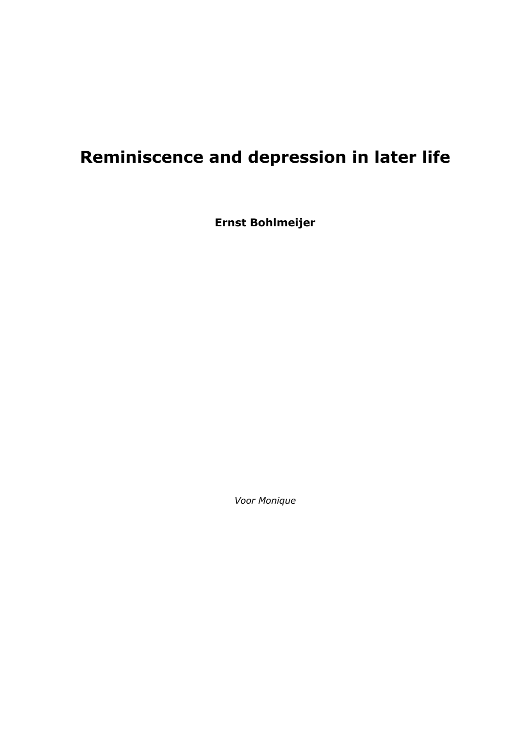# Reminiscence and depression in later life

**Ernst Bohlmeijer**

*Voor Monique*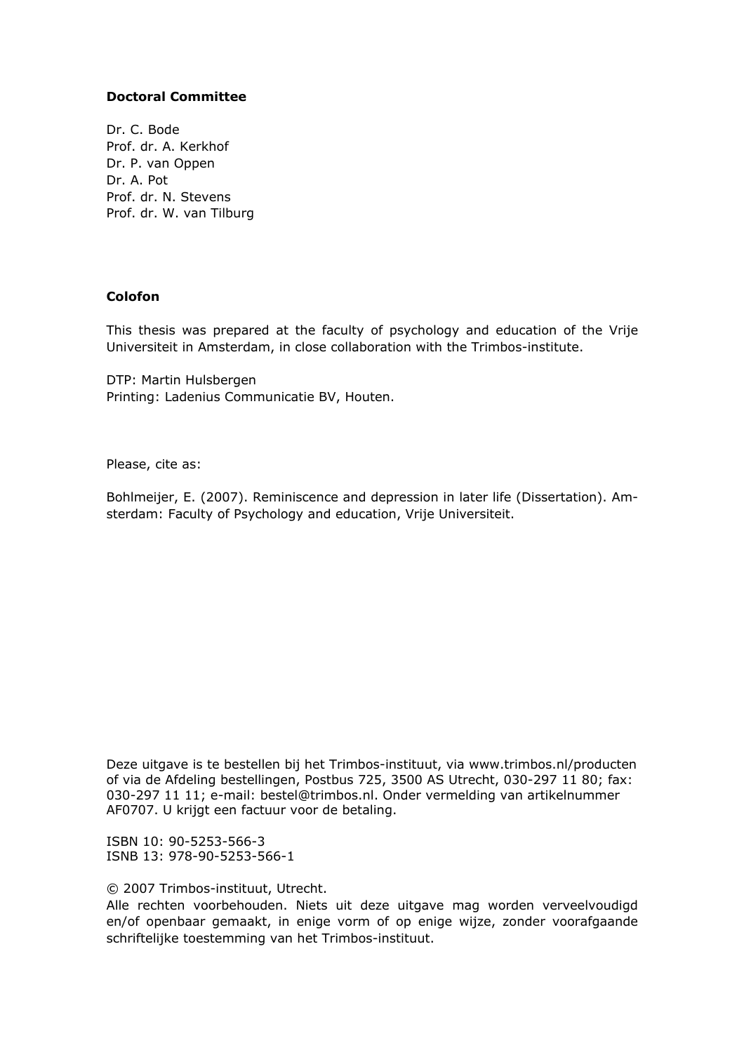**Doctoral Committee**

Dr. C. Bode
Prof. dr. A. Kerkhof
Dr. P. van Oppen
Dr. A. Pot
Prof. dr. N. Stevens
Prof. dr. W. van Tilburg

**Colofon**

This thesis was prepared at the faculty of psychology and education of the Vrije Universiteit in Amsterdam, in close collaboration with the Trimbos-institute.

DTP: Martin Hulsbergen
Printing: Ladenius Communicatie BV, Houten.

Please, cite as:

Bohlmeijer, E. (2007). Reminiscence and depression in later life (Dissertation). Amsterdam: Faculty of Psychology and education, Vrije Universiteit.

Deze uitgave is te bestellen bij het Trimbos-instituut, via www.trimbos.nl/producten of via de Afdeling bestellingen, Postbus 725, 3500 AS Utrecht, 030-297 11 80; fax: 030-297 11 11; e-mail: bestel@trimbos.nl. Onder vermelding van artikelnummer AF0707. U krijgt een factuur voor de betaling.

ISBN 10: 90-5253-566-3
ISNB 13: 978-90-5253-566-1

© 2007 Trimbos-instituut, Utrecht.
Alle rechten voorbehouden. Niets uit deze uitgave mag worden verveelvoudigd en/of openbaar gemaakt, in enige vorm of op enige wijze, zonder voorafgaande schriftelijke toestemming van het Trimbos-instituut.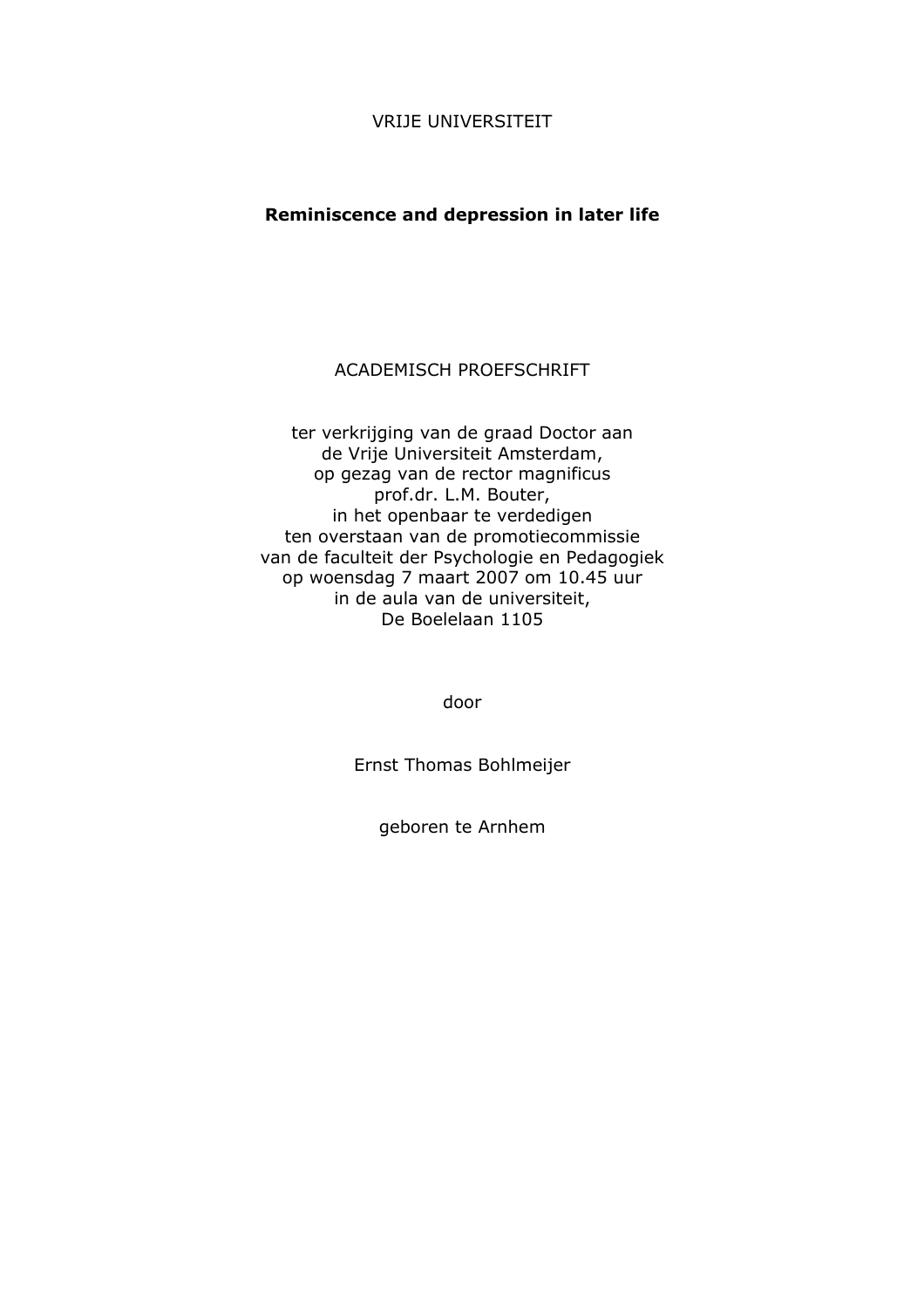VRIJE UNIVERSITEIT

**Reminiscence and depression in later life**

ACADEMISCH PROEFSCHRIFT

ter verkrijging van de graad Doctor aan
de Vrije Universiteit Amsterdam,
op gezag van de rector magnificus
prof.dr. L.M. Bouter,
in het openbaar te verdedigen
ten overstaan van de promotiecommissie
van de faculteit der Psychologie en Pedagogiek
op woensdag 7 maart 2007 om 10.45 uur
in de aula van de universiteit,
De Boelelaan 1105

door

Ernst Thomas Bohlmeijer

geboren te Arnhem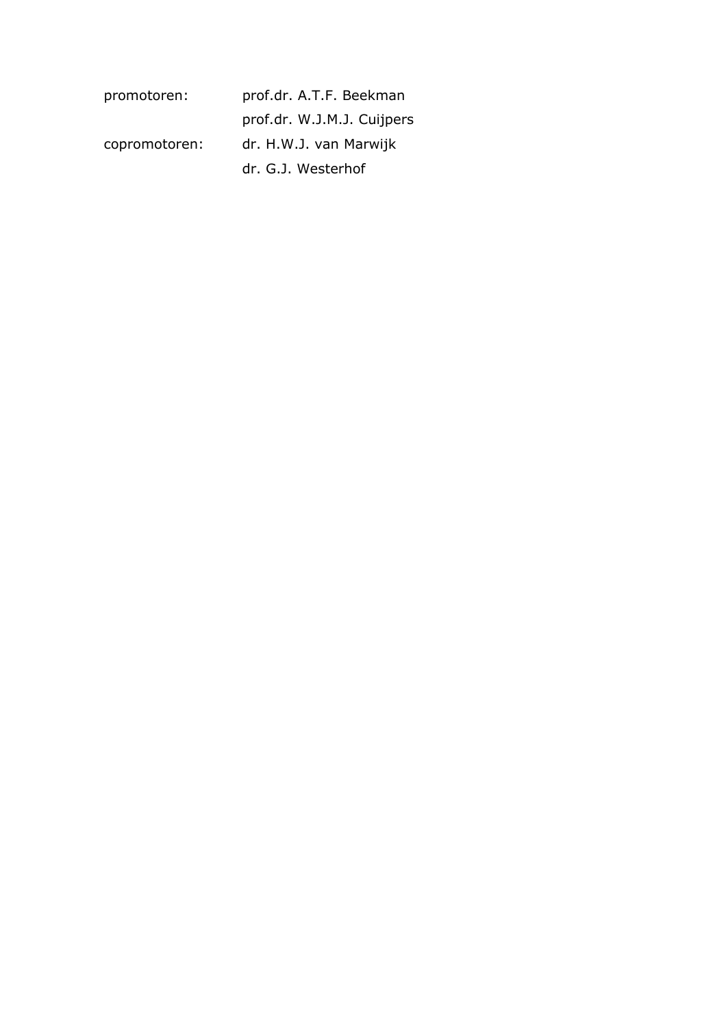| | |
|---|---|
| promotoren: | prof.dr. A.T.F. Beekman |
| | prof.dr. W.J.M.J. Cuijpers |
| copromotoren: | dr. H.W.J. van Marwijk |
| | dr. G.J. Westerhof |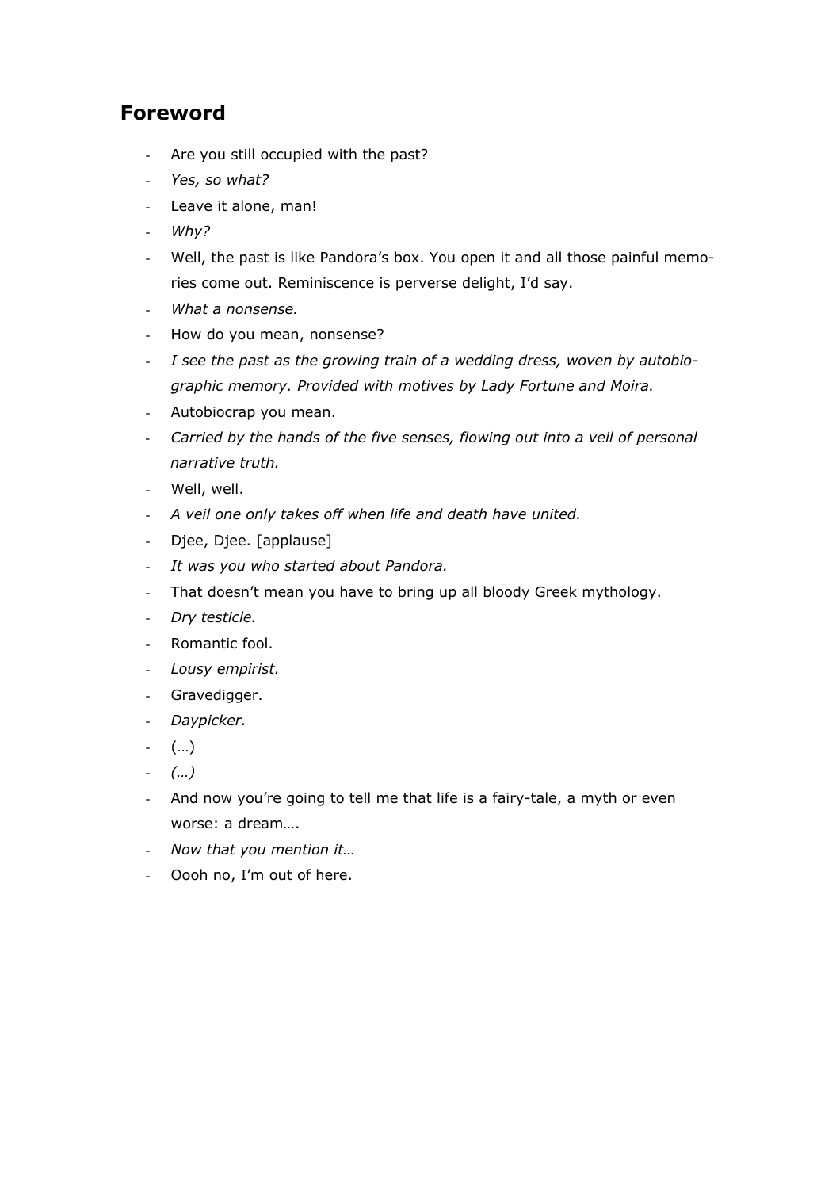## Foreword

- Are you still occupied with the past?
- *Yes, so what?*
- Leave it alone, man!
- *Why?*
- Well, the past is like Pandora's box. You open it and all those painful memories come out. Reminiscence is perverse delight, I'd say.
- *What a nonsense.*
- How do you mean, nonsense?
- *I see the past as the growing train of a wedding dress, woven by autobiographic memory. Provided with motives by Lady Fortune and Moira.*
- Autobiocrap you mean.
- *Carried by the hands of the five senses, flowing out into a veil of personal narrative truth.*
- Well, well.
- *A veil one only takes off when life and death have united.*
- Djee, Djee. [applause]
- *It was you who started about Pandora.*
- That doesn't mean you have to bring up all bloody Greek mythology.
- *Dry testicle.*
- Romantic fool.
- *Lousy empirist.*
- Gravedigger.
- *Daypicker.*
- (…)
- *(…)*
- And now you're going to tell me that life is a fairy-tale, a myth or even worse: a dream….
- *Now that you mention it…*
- Oooh no, I'm out of here.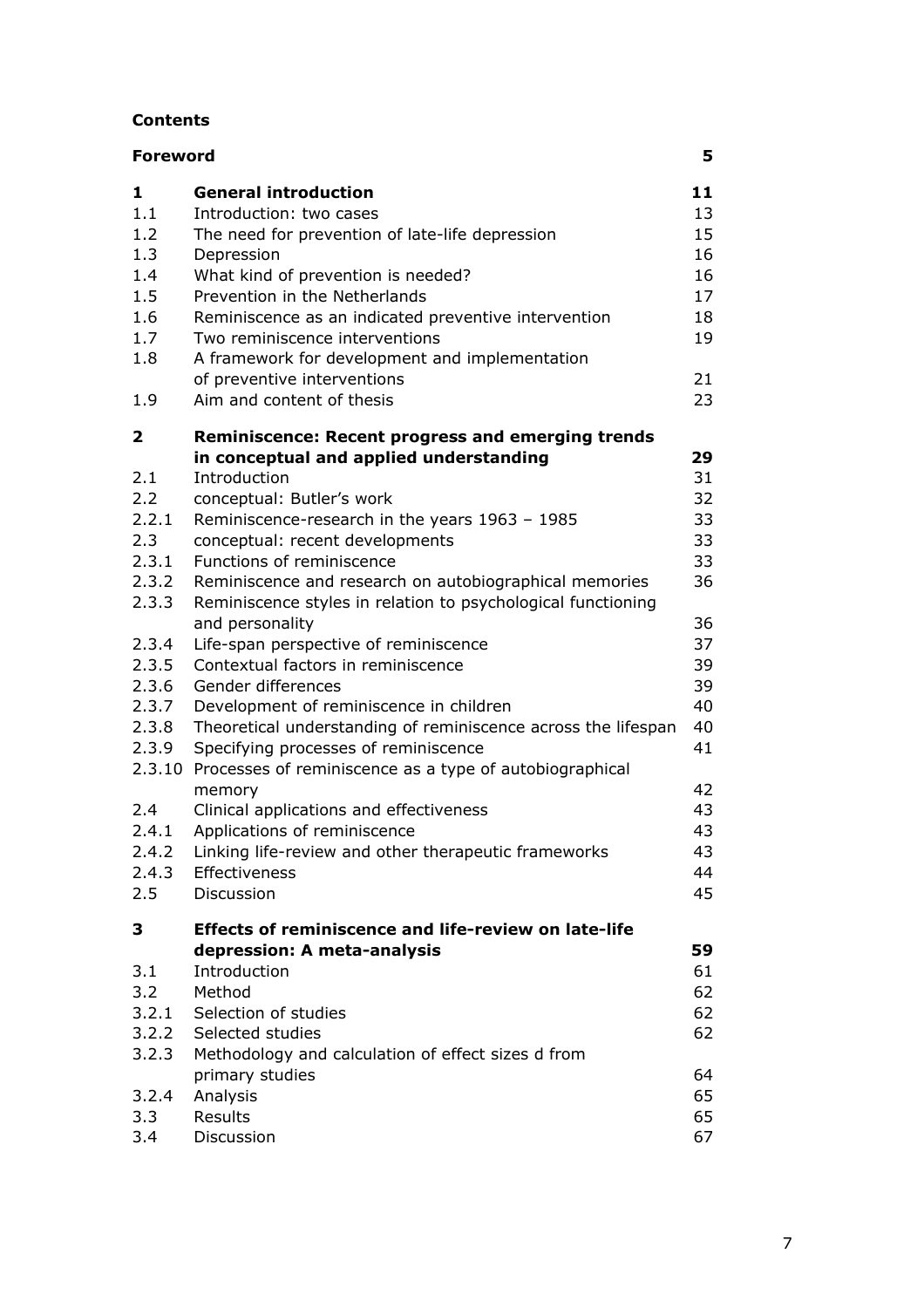**Contents**

| | | |
|---|---|---|
| **Foreword** | | **5** |
| **1** | **General introduction** | **11** |
| 1.1 | Introduction: two cases | 13 |
| 1.2 | The need for prevention of late-life depression | 15 |
| 1.3 | Depression | 16 |
| 1.4 | What kind of prevention is needed? | 16 |
| 1.5 | Prevention in the Netherlands | 17 |
| 1.6 | Reminiscence as an indicated preventive intervention | 18 |
| 1.7 | Two reminiscence interventions | 19 |
| 1.8 | A framework for development and implementation of preventive interventions | 21 |
| 1.9 | Aim and content of thesis | 23 |
| **2** | **Reminiscence: Recent progress and emerging trends in conceptual and applied understanding** | **29** |
| 2.1 | Introduction | 31 |
| 2.2 | conceptual: Butler's work | 32 |
| 2.2.1 | Reminiscence-research in the years 1963 – 1985 | 33 |
| 2.3 | conceptual: recent developments | 33 |
| 2.3.1 | Functions of reminiscence | 33 |
| 2.3.2 | Reminiscence and research on autobiographical memories | 36 |
| 2.3.3 | Reminiscence styles in relation to psychological functioning and personality | 36 |
| 2.3.4 | Life-span perspective of reminiscence | 37 |
| 2.3.5 | Contextual factors in reminiscence | 39 |
| 2.3.6 | Gender differences | 39 |
| 2.3.7 | Development of reminiscence in children | 40 |
| 2.3.8 | Theoretical understanding of reminiscence across the lifespan | 40 |
| 2.3.9 | Specifying processes of reminiscence | 41 |
| 2.3.10 | Processes of reminiscence as a type of autobiographical memory | 42 |
| 2.4 | Clinical applications and effectiveness | 43 |
| 2.4.1 | Applications of reminiscence | 43 |
| 2.4.2 | Linking life-review and other therapeutic frameworks | 43 |
| 2.4.3 | Effectiveness | 44 |
| 2.5 | Discussion | 45 |
| **3** | **Effects of reminiscence and life-review on late-life depression: A meta-analysis** | **59** |
| 3.1 | Introduction | 61 |
| 3.2 | Method | 62 |
| 3.2.1 | Selection of studies | 62 |
| 3.2.2 | Selected studies | 62 |
| 3.2.3 | Methodology and calculation of effect sizes d from primary studies | 64 |
| 3.2.4 | Analysis | 65 |
| 3.3 | Results | 65 |
| 3.4 | Discussion | 67 |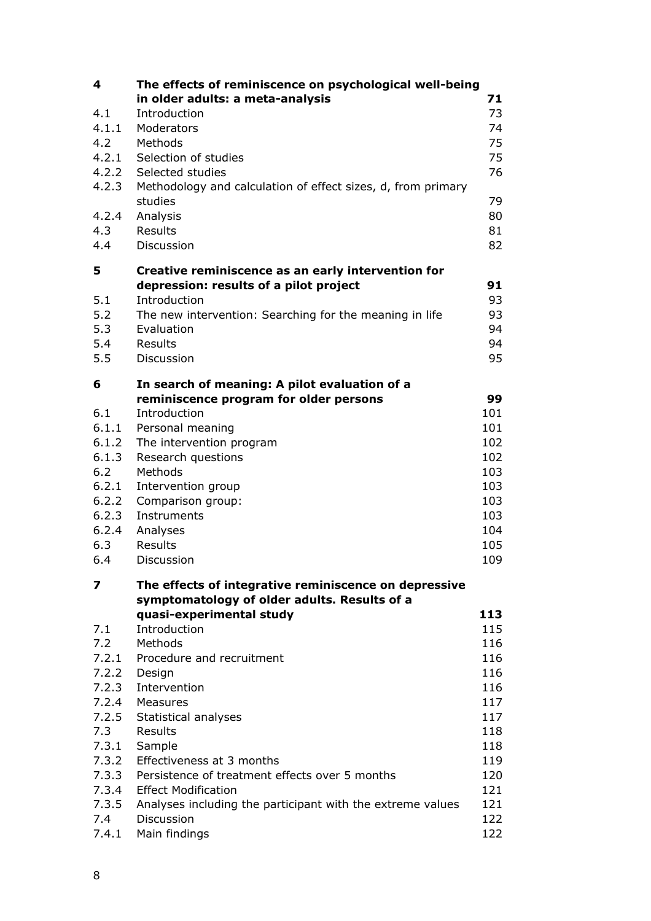| | | |
|---|---|---|
| **4** | **The effects of reminiscence on psychological well-being in older adults: a meta-analysis** | **71** |
| 4.1 | Introduction | 73 |
| 4.1.1 | Moderators | 74 |
| 4.2 | Methods | 75 |
| 4.2.1 | Selection of studies | 75 |
| 4.2.2 | Selected studies | 76 |
| 4.2.3 | Methodology and calculation of effect sizes, d, from primary studies | 79 |
| 4.2.4 | Analysis | 80 |
| 4.3 | Results | 81 |
| 4.4 | Discussion | 82 |
| **5** | **Creative reminiscence as an early intervention for depression: results of a pilot project** | **91** |
| 5.1 | Introduction | 93 |
| 5.2 | The new intervention: Searching for the meaning in life | 93 |
| 5.3 | Evaluation | 94 |
| 5.4 | Results | 94 |
| 5.5 | Discussion | 95 |
| **6** | **In search of meaning: A pilot evaluation of a reminiscence program for older persons** | **99** |
| 6.1 | Introduction | 101 |
| 6.1.1 | Personal meaning | 101 |
| 6.1.2 | The intervention program | 102 |
| 6.1.3 | Research questions | 102 |
| 6.2 | Methods | 103 |
| 6.2.1 | Intervention group | 103 |
| 6.2.2 | Comparison group: | 103 |
| 6.2.3 | Instruments | 103 |
| 6.2.4 | Analyses | 104 |
| 6.3 | Results | 105 |
| 6.4 | Discussion | 109 |
| **7** | **The effects of integrative reminiscence on depressive symptomatology of older adults. Results of a quasi-experimental study** | **113** |
| 7.1 | Introduction | 115 |
| 7.2 | Methods | 116 |
| 7.2.1 | Procedure and recruitment | 116 |
| 7.2.2 | Design | 116 |
| 7.2.3 | Intervention | 116 |
| 7.2.4 | Measures | 117 |
| 7.2.5 | Statistical analyses | 117 |
| 7.3 | Results | 118 |
| 7.3.1 | Sample | 118 |
| 7.3.2 | Effectiveness at 3 months | 119 |
| 7.3.3 | Persistence of treatment effects over 5 months | 120 |
| 7.3.4 | Effect Modification | 121 |
| 7.3.5 | Analyses including the participant with the extreme values | 121 |
| 7.4 | Discussion | 122 |
| 7.4.1 | Main findings | 122 |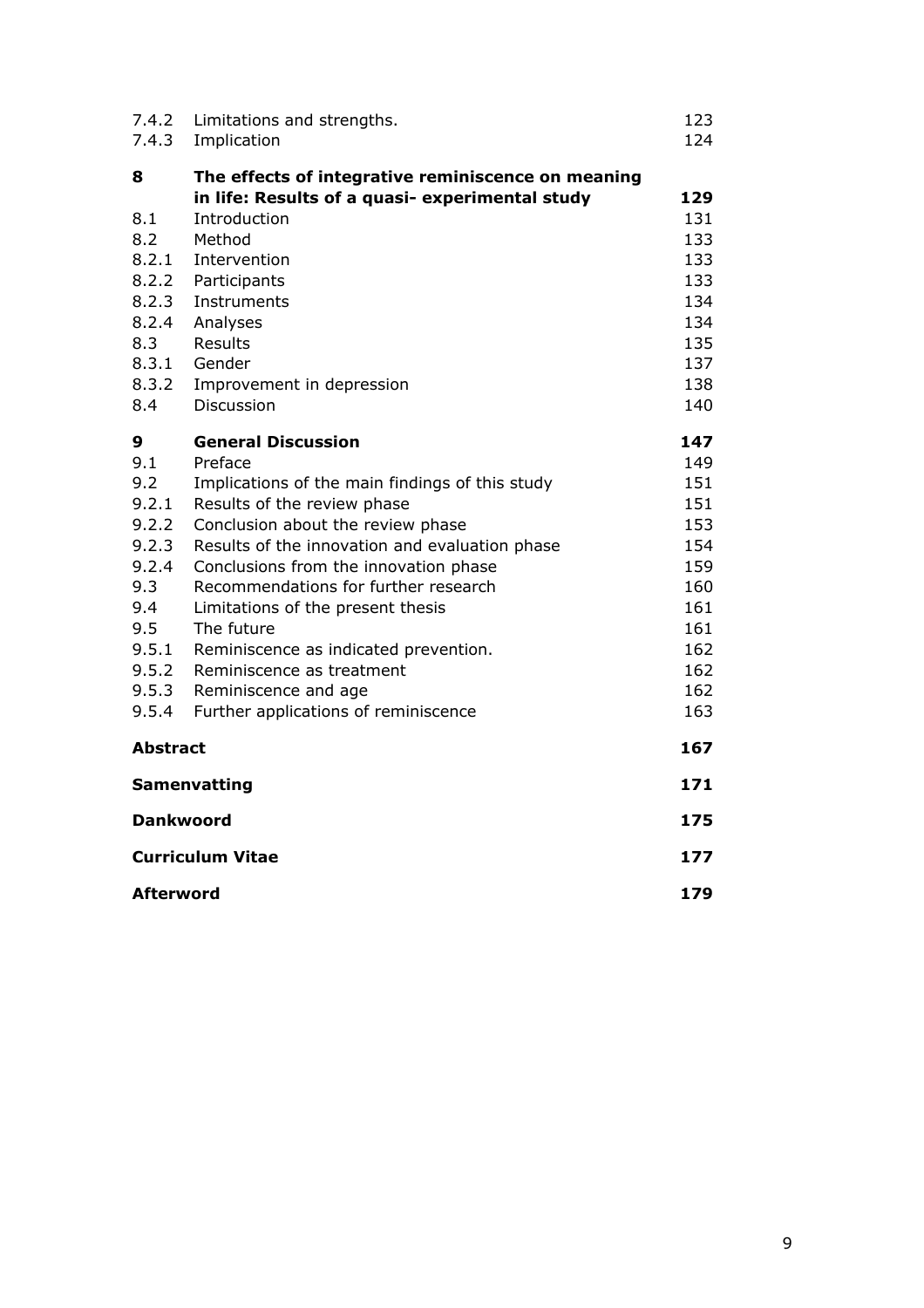| | | |
|---|---|---|
| 7.4.2 | Limitations and strengths. | 123 |
| 7.4.3 | Implication | 124 |
| **8** | **The effects of integrative reminiscence on meaning in life: Results of a quasi- experimental study** | **129** |
| 8.1 | Introduction | 131 |
| 8.2 | Method | 133 |
| 8.2.1 | Intervention | 133 |
| 8.2.2 | Participants | 133 |
| 8.2.3 | Instruments | 134 |
| 8.2.4 | Analyses | 134 |
| 8.3 | Results | 135 |
| 8.3.1 | Gender | 137 |
| 8.3.2 | Improvement in depression | 138 |
| 8.4 | Discussion | 140 |
| **9** | **General Discussion** | **147** |
| 9.1 | Preface | 149 |
| 9.2 | Implications of the main findings of this study | 151 |
| 9.2.1 | Results of the review phase | 151 |
| 9.2.2 | Conclusion about the review phase | 153 |
| 9.2.3 | Results of the innovation and evaluation phase | 154 |
| 9.2.4 | Conclusions from the innovation phase | 159 |
| 9.3 | Recommendations for further research | 160 |
| 9.4 | Limitations of the present thesis | 161 |
| 9.5 | The future | 161 |
| 9.5.1 | Reminiscence as indicated prevention. | 162 |
| 9.5.2 | Reminiscence as treatment | 162 |
| 9.5.3 | Reminiscence and age | 162 |
| 9.5.4 | Further applications of reminiscence | 163 |
| **Abstract** | | **167** |
| **Samenvatting** | | **171** |
| **Dankwoord** | | **175** |
| **Curriculum Vitae** | | **177** |
| **Afterword** | | **179** |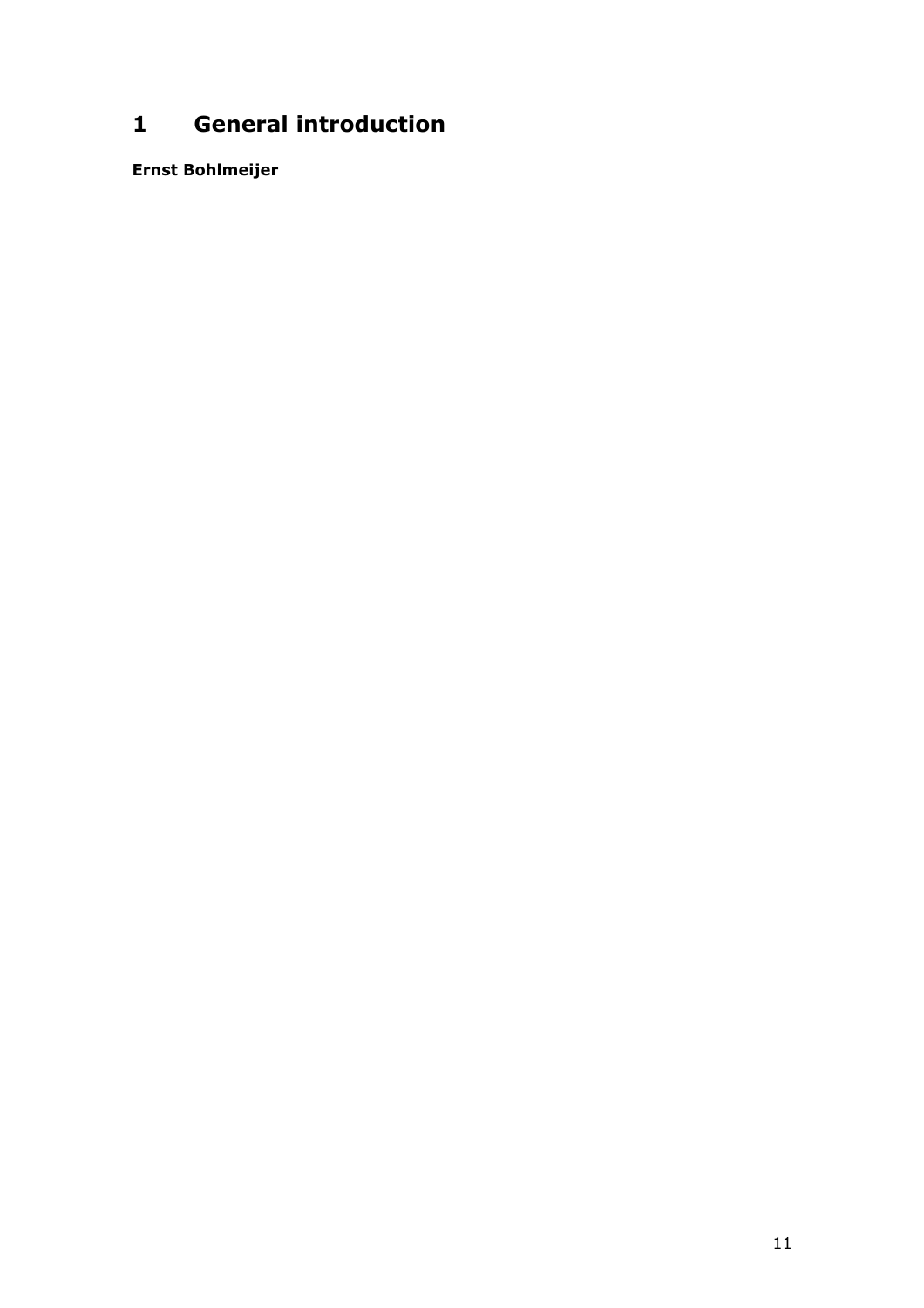# 1 General introduction

**Ernst Bohlmeijer**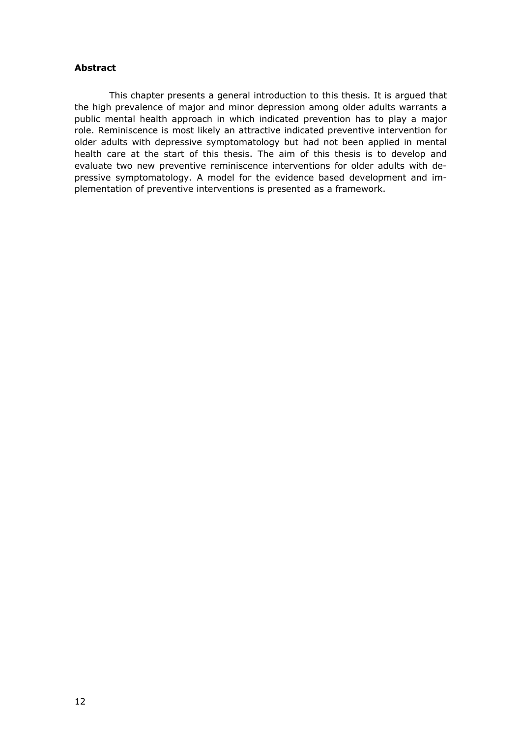**Abstract**

This chapter presents a general introduction to this thesis. It is argued that the high prevalence of major and minor depression among older adults warrants a public mental health approach in which indicated prevention has to play a major role. Reminiscence is most likely an attractive indicated preventive intervention for older adults with depressive symptomatology but had not been applied in mental health care at the start of this thesis. The aim of this thesis is to develop and evaluate two new preventive reminiscence interventions for older adults with depressive symptomatology. A model for the evidence based development and implementation of preventive interventions is presented as a framework.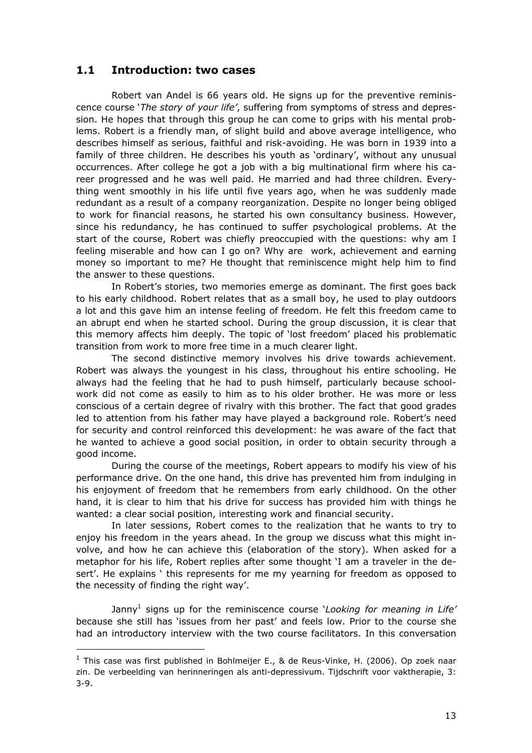## 1.1 Introduction: two cases

Robert van Andel is 66 years old. He signs up for the preventive reminiscence course '*The story of your life'*, suffering from symptoms of stress and depression. He hopes that through this group he can come to grips with his mental problems. Robert is a friendly man, of slight build and above average intelligence, who describes himself as serious, faithful and risk-avoiding. He was born in 1939 into a family of three children. He describes his youth as 'ordinary', without any unusual occurrences. After college he got a job with a big multinational firm where his career progressed and he was well paid. He married and had three children. Everything went smoothly in his life until five years ago, when he was suddenly made redundant as a result of a company reorganization. Despite no longer being obliged to work for financial reasons, he started his own consultancy business. However, since his redundancy, he has continued to suffer psychological problems. At the start of the course, Robert was chiefly preoccupied with the questions: why am I feeling miserable and how can I go on? Why are work, achievement and earning money so important to me? He thought that reminiscence might help him to find the answer to these questions.

In Robert's stories, two memories emerge as dominant. The first goes back to his early childhood. Robert relates that as a small boy, he used to play outdoors a lot and this gave him an intense feeling of freedom. He felt this freedom came to an abrupt end when he started school. During the group discussion, it is clear that this memory affects him deeply. The topic of 'lost freedom' placed his problematic transition from work to more free time in a much clearer light.

The second distinctive memory involves his drive towards achievement. Robert was always the youngest in his class, throughout his entire schooling. He always had the feeling that he had to push himself, particularly because schoolwork did not come as easily to him as to his older brother. He was more or less conscious of a certain degree of rivalry with this brother. The fact that good grades led to attention from his father may have played a background role. Robert's need for security and control reinforced this development: he was aware of the fact that he wanted to achieve a good social position, in order to obtain security through a good income.

During the course of the meetings, Robert appears to modify his view of his performance drive. On the one hand, this drive has prevented him from indulging in his enjoyment of freedom that he remembers from early childhood. On the other hand, it is clear to him that his drive for success has provided him with things he wanted: a clear social position, interesting work and financial security.

In later sessions, Robert comes to the realization that he wants to try to enjoy his freedom in the years ahead. In the group we discuss what this might involve, and how he can achieve this (elaboration of the story). When asked for a metaphor for his life, Robert replies after some thought 'I am a traveler in the desert'. He explains ' this represents for me my yearning for freedom as opposed to the necessity of finding the right way'.

Janny[1] signs up for the reminiscence course '*Looking for meaning in Life'* because she still has 'issues from her past' and feels low. Prior to the course she had an introductory interview with the two course facilitators. In this conversation

---

[1] This case was first published in Bohlmeijer E., & de Reus-Vinke, H. (2006). Op zoek naar zin. De verbeelding van herinneringen als anti-depressivum. Tijdschrift voor vaktherapie, 3: 3-9.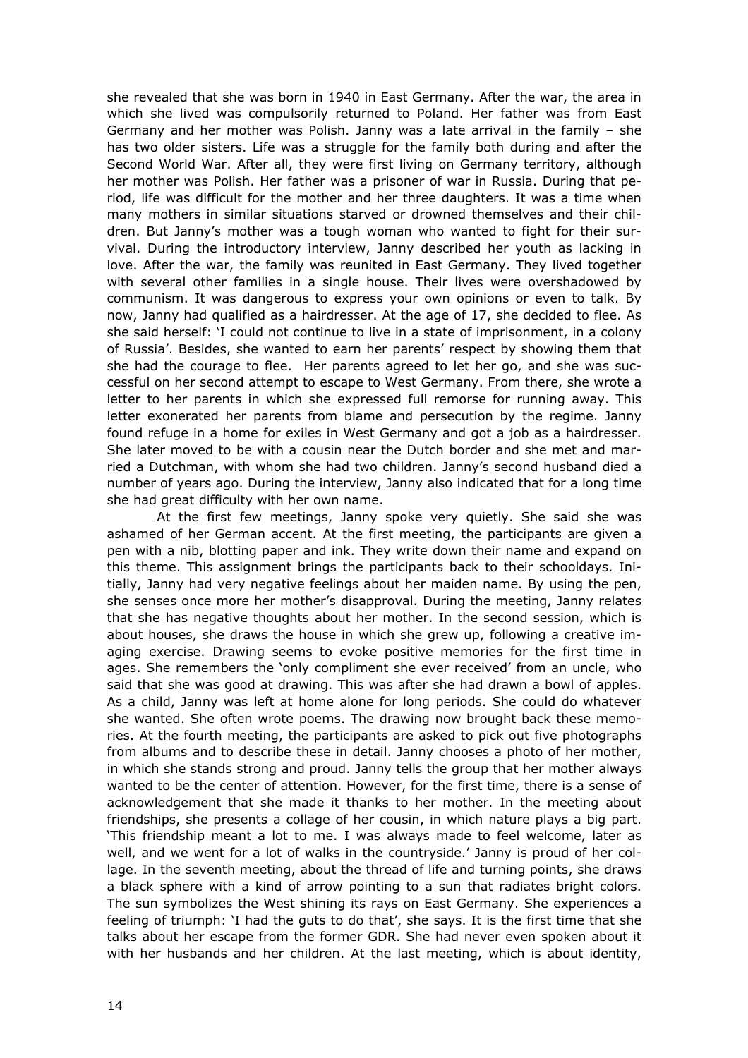she revealed that she was born in 1940 in East Germany. After the war, the area in which she lived was compulsorily returned to Poland. Her father was from East Germany and her mother was Polish. Janny was a late arrival in the family – she has two older sisters. Life was a struggle for the family both during and after the Second World War. After all, they were first living on Germany territory, although her mother was Polish. Her father was a prisoner of war in Russia. During that period, life was difficult for the mother and her three daughters. It was a time when many mothers in similar situations starved or drowned themselves and their children. But Janny's mother was a tough woman who wanted to fight for their survival. During the introductory interview, Janny described her youth as lacking in love. After the war, the family was reunited in East Germany. They lived together with several other families in a single house. Their lives were overshadowed by communism. It was dangerous to express your own opinions or even to talk. By now, Janny had qualified as a hairdresser. At the age of 17, she decided to flee. As she said herself: 'I could not continue to live in a state of imprisonment, in a colony of Russia'. Besides, she wanted to earn her parents' respect by showing them that she had the courage to flee. Her parents agreed to let her go, and she was successful on her second attempt to escape to West Germany. From there, she wrote a letter to her parents in which she expressed full remorse for running away. This letter exonerated her parents from blame and persecution by the regime. Janny found refuge in a home for exiles in West Germany and got a job as a hairdresser. She later moved to be with a cousin near the Dutch border and she met and married a Dutchman, with whom she had two children. Janny's second husband died a number of years ago. During the interview, Janny also indicated that for a long time she had great difficulty with her own name.

At the first few meetings, Janny spoke very quietly. She said she was ashamed of her German accent. At the first meeting, the participants are given a pen with a nib, blotting paper and ink. They write down their name and expand on this theme. This assignment brings the participants back to their schooldays. Initially, Janny had very negative feelings about her maiden name. By using the pen, she senses once more her mother's disapproval. During the meeting, Janny relates that she has negative thoughts about her mother. In the second session, which is about houses, she draws the house in which she grew up, following a creative imaging exercise. Drawing seems to evoke positive memories for the first time in ages. She remembers the 'only compliment she ever received' from an uncle, who said that she was good at drawing. This was after she had drawn a bowl of apples. As a child, Janny was left at home alone for long periods. She could do whatever she wanted. She often wrote poems. The drawing now brought back these memories. At the fourth meeting, the participants are asked to pick out five photographs from albums and to describe these in detail. Janny chooses a photo of her mother, in which she stands strong and proud. Janny tells the group that her mother always wanted to be the center of attention. However, for the first time, there is a sense of acknowledgement that she made it thanks to her mother. In the meeting about friendships, she presents a collage of her cousin, in which nature plays a big part. 'This friendship meant a lot to me. I was always made to feel welcome, later as well, and we went for a lot of walks in the countryside.' Janny is proud of her collage. In the seventh meeting, about the thread of life and turning points, she draws a black sphere with a kind of arrow pointing to a sun that radiates bright colors. The sun symbolizes the West shining its rays on East Germany. She experiences a feeling of triumph: 'I had the guts to do that', she says. It is the first time that she talks about her escape from the former GDR. She had never even spoken about it with her husbands and her children. At the last meeting, which is about identity,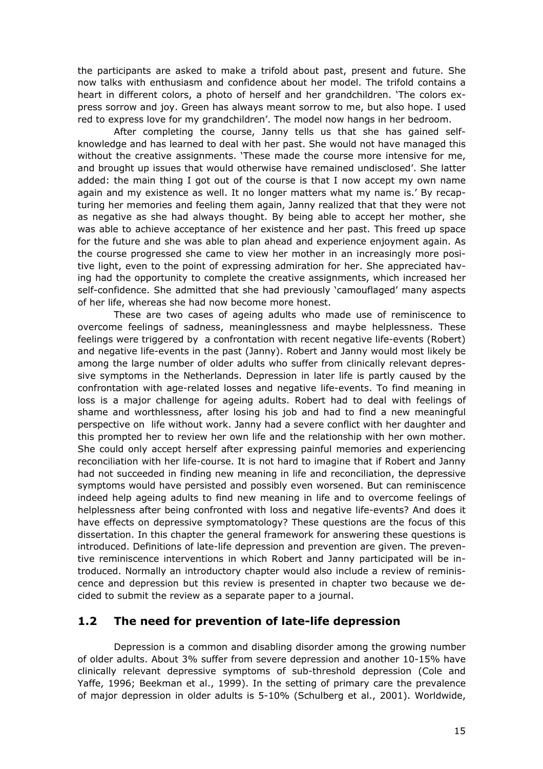the participants are asked to make a trifold about past, present and future. She now talks with enthusiasm and confidence about her model. The trifold contains a heart in different colors, a photo of herself and her grandchildren. 'The colors express sorrow and joy. Green has always meant sorrow to me, but also hope. I used red to express love for my grandchildren'. The model now hangs in her bedroom.

After completing the course, Janny tells us that she has gained self-knowledge and has learned to deal with her past. She would not have managed this without the creative assignments. 'These made the course more intensive for me, and brought up issues that would otherwise have remained undisclosed'. She latter added: the main thing I got out of the course is that I now accept my own name again and my existence as well. It no longer matters what my name is.' By recapturing her memories and feeling them again, Janny realized that that they were not as negative as she had always thought. By being able to accept her mother, she was able to achieve acceptance of her existence and her past. This freed up space for the future and she was able to plan ahead and experience enjoyment again. As the course progressed she came to view her mother in an increasingly more positive light, even to the point of expressing admiration for her. She appreciated having had the opportunity to complete the creative assignments, which increased her self-confidence. She admitted that she had previously 'camouflaged' many aspects of her life, whereas she had now become more honest.

These are two cases of ageing adults who made use of reminiscence to overcome feelings of sadness, meaninglessness and maybe helplessness. These feelings were triggered by a confrontation with recent negative life-events (Robert) and negative life-events in the past (Janny). Robert and Janny would most likely be among the large number of older adults who suffer from clinically relevant depressive symptoms in the Netherlands. Depression in later life is partly caused by the confrontation with age-related losses and negative life-events. To find meaning in loss is a major challenge for ageing adults. Robert had to deal with feelings of shame and worthlessness, after losing his job and had to find a new meaningful perspective on life without work. Janny had a severe conflict with her daughter and this prompted her to review her own life and the relationship with her own mother. She could only accept herself after expressing painful memories and experiencing reconciliation with her life-course. It is not hard to imagine that if Robert and Janny had not succeeded in finding new meaning in life and reconciliation, the depressive symptoms would have persisted and possibly even worsened. But can reminiscence indeed help ageing adults to find new meaning in life and to overcome feelings of helplessness after being confronted with loss and negative life-events? And does it have effects on depressive symptomatology? These questions are the focus of this dissertation. In this chapter the general framework for answering these questions is introduced. Definitions of late-life depression and prevention are given. The preventive reminiscence interventions in which Robert and Janny participated will be introduced. Normally an introductory chapter would also include a review of reminiscence and depression but this review is presented in chapter two because we decided to submit the review as a separate paper to a journal.

## 1.2 The need for prevention of late-life depression

Depression is a common and disabling disorder among the growing number of older adults. About 3% suffer from severe depression and another 10-15% have clinically relevant depressive symptoms of sub-threshold depression (Cole and Yaffe, 1996; Beekman et al., 1999). In the setting of primary care the prevalence of major depression in older adults is 5-10% (Schulberg et al., 2001). Worldwide,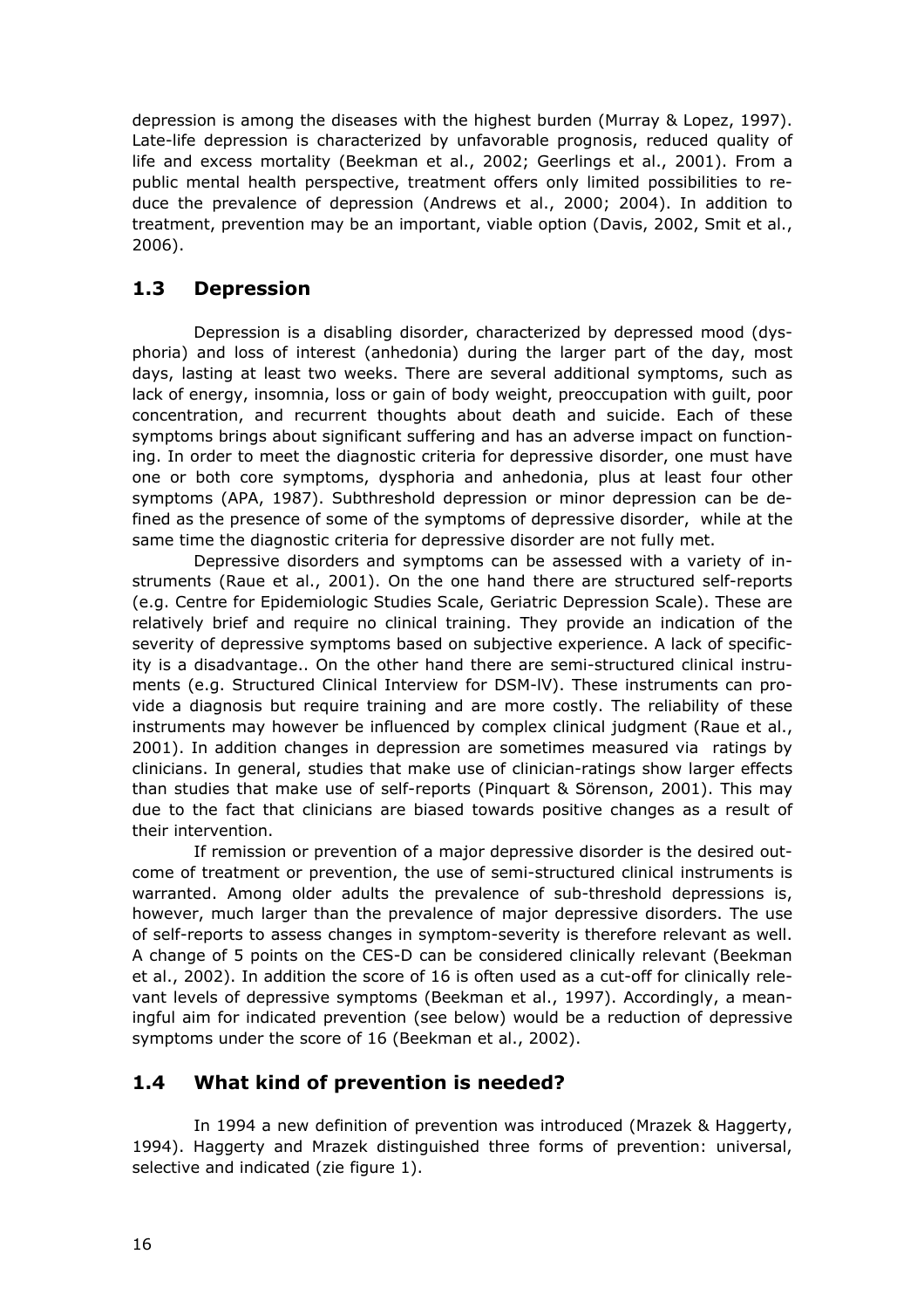depression is among the diseases with the highest burden (Murray & Lopez, 1997). Late-life depression is characterized by unfavorable prognosis, reduced quality of life and excess mortality (Beekman et al., 2002; Geerlings et al., 2001). From a public mental health perspective, treatment offers only limited possibilities to reduce the prevalence of depression (Andrews et al., 2000; 2004). In addition to treatment, prevention may be an important, viable option (Davis, 2002, Smit et al., 2006).

## 1.3 Depression

Depression is a disabling disorder, characterized by depressed mood (dysphoria) and loss of interest (anhedonia) during the larger part of the day, most days, lasting at least two weeks. There are several additional symptoms, such as lack of energy, insomnia, loss or gain of body weight, preoccupation with guilt, poor concentration, and recurrent thoughts about death and suicide. Each of these symptoms brings about significant suffering and has an adverse impact on functioning. In order to meet the diagnostic criteria for depressive disorder, one must have one or both core symptoms, dysphoria and anhedonia, plus at least four other symptoms (APA, 1987). Subthreshold depression or minor depression can be defined as the presence of some of the symptoms of depressive disorder, while at the same time the diagnostic criteria for depressive disorder are not fully met.

Depressive disorders and symptoms can be assessed with a variety of instruments (Raue et al., 2001). On the one hand there are structured self-reports (e.g. Centre for Epidemiologic Studies Scale, Geriatric Depression Scale). These are relatively brief and require no clinical training. They provide an indication of the severity of depressive symptoms based on subjective experience. A lack of specificity is a disadvantage.. On the other hand there are semi-structured clinical instruments (e.g. Structured Clinical Interview for DSM-lV). These instruments can provide a diagnosis but require training and are more costly. The reliability of these instruments may however be influenced by complex clinical judgment (Raue et al., 2001). In addition changes in depression are sometimes measured via ratings by clinicians. In general, studies that make use of clinician-ratings show larger effects than studies that make use of self-reports (Pinquart & Sörenson, 2001). This may due to the fact that clinicians are biased towards positive changes as a result of their intervention.

If remission or prevention of a major depressive disorder is the desired outcome of treatment or prevention, the use of semi-structured clinical instruments is warranted. Among older adults the prevalence of sub-threshold depressions is, however, much larger than the prevalence of major depressive disorders. The use of self-reports to assess changes in symptom-severity is therefore relevant as well. A change of 5 points on the CES-D can be considered clinically relevant (Beekman et al., 2002). In addition the score of 16 is often used as a cut-off for clinically relevant levels of depressive symptoms (Beekman et al., 1997). Accordingly, a meaningful aim for indicated prevention (see below) would be a reduction of depressive symptoms under the score of 16 (Beekman et al., 2002).

## 1.4 What kind of prevention is needed?

In 1994 a new definition of prevention was introduced (Mrazek & Haggerty, 1994). Haggerty and Mrazek distinguished three forms of prevention: universal, selective and indicated (zie figure 1).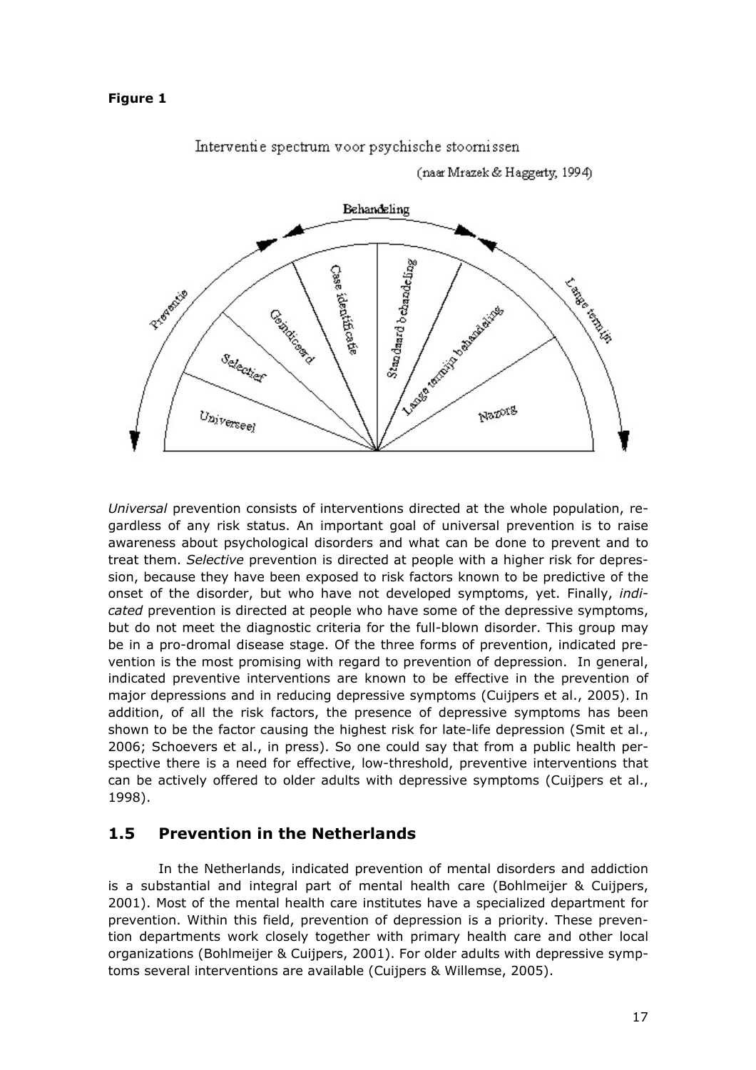**Figure 1**

Interventie spectrum voor psychische stoornissen

(naar Mrazek & Haggerty, 1994)

Behandeling

Preventie — Universeel, Selectief, Geïndiceerd, Case identificatie, Standaard behandeling, Lange termijn behandeling, Nazorg — Lange termijn

*Universal* prevention consists of interventions directed at the whole population, regardless of any risk status. An important goal of universal prevention is to raise awareness about psychological disorders and what can be done to prevent and to treat them. *Selective* prevention is directed at people with a higher risk for depression, because they have been exposed to risk factors known to be predictive of the onset of the disorder, but who have not developed symptoms, yet. Finally, *indicated* prevention is directed at people who have some of the depressive symptoms, but do not meet the diagnostic criteria for the full-blown disorder. This group may be in a pro-dromal disease stage. Of the three forms of prevention, indicated prevention is the most promising with regard to prevention of depression. In general, indicated preventive interventions are known to be effective in the prevention of major depressions and in reducing depressive symptoms (Cuijpers et al., 2005). In addition, of all the risk factors, the presence of depressive symptoms has been shown to be the factor causing the highest risk for late-life depression (Smit et al., 2006; Schoevers et al., in press). So one could say that from a public health perspective there is a need for effective, low-threshold, preventive interventions that can be actively offered to older adults with depressive symptoms (Cuijpers et al., 1998).

## 1.5 Prevention in the Netherlands

In the Netherlands, indicated prevention of mental disorders and addiction is a substantial and integral part of mental health care (Bohlmeijer & Cuijpers, 2001). Most of the mental health care institutes have a specialized department for prevention. Within this field, prevention of depression is a priority. These prevention departments work closely together with primary health care and other local organizations (Bohlmeijer & Cuijpers, 2001). For older adults with depressive symptoms several interventions are available (Cuijpers & Willemse, 2005).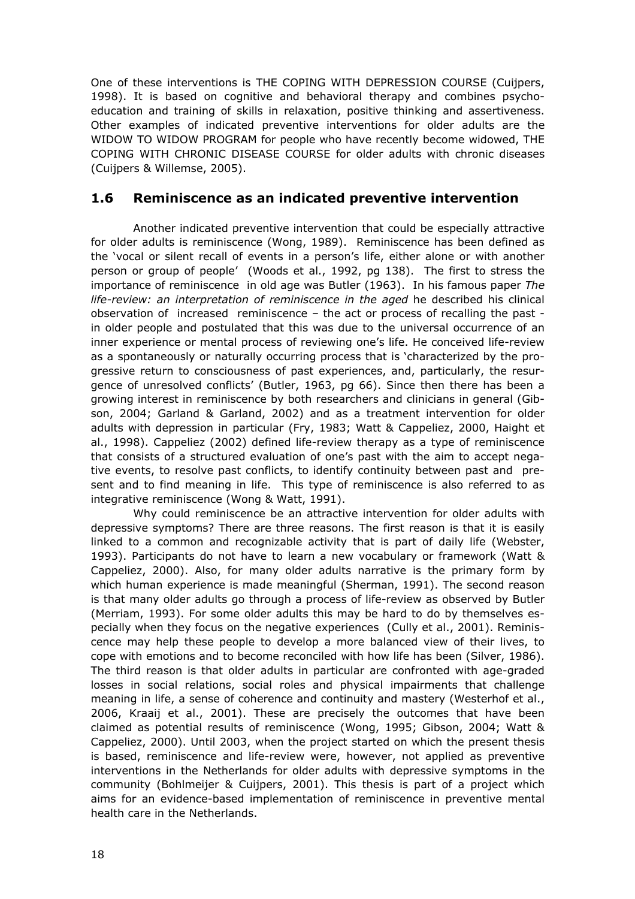One of these interventions is THE COPING WITH DEPRESSION COURSE (Cuijpers, 1998). It is based on cognitive and behavioral therapy and combines psycho-education and training of skills in relaxation, positive thinking and assertiveness. Other examples of indicated preventive interventions for older adults are the WIDOW TO WIDOW PROGRAM for people who have recently become widowed, THE COPING WITH CHRONIC DISEASE COURSE for older adults with chronic diseases (Cuijpers & Willemse, 2005).

## 1.6 Reminiscence as an indicated preventive intervention

Another indicated preventive intervention that could be especially attractive for older adults is reminiscence (Wong, 1989). Reminiscence has been defined as the 'vocal or silent recall of events in a person's life, either alone or with another person or group of people' (Woods et al., 1992, pg 138). The first to stress the importance of reminiscence in old age was Butler (1963). In his famous paper *The life-review: an interpretation of reminiscence in the aged* he described his clinical observation of increased reminiscence – the act or process of recalling the past - in older people and postulated that this was due to the universal occurrence of an inner experience or mental process of reviewing one's life. He conceived life-review as a spontaneously or naturally occurring process that is 'characterized by the progressive return to consciousness of past experiences, and, particularly, the resurgence of unresolved conflicts' (Butler, 1963, pg 66). Since then there has been a growing interest in reminiscence by both researchers and clinicians in general (Gibson, 2004; Garland & Garland, 2002) and as a treatment intervention for older adults with depression in particular (Fry, 1983; Watt & Cappeliez, 2000, Haight et al., 1998). Cappeliez (2002) defined life-review therapy as a type of reminiscence that consists of a structured evaluation of one's past with the aim to accept negative events, to resolve past conflicts, to identify continuity between past and present and to find meaning in life. This type of reminiscence is also referred to as integrative reminiscence (Wong & Watt, 1991).

Why could reminiscence be an attractive intervention for older adults with depressive symptoms? There are three reasons. The first reason is that it is easily linked to a common and recognizable activity that is part of daily life (Webster, 1993). Participants do not have to learn a new vocabulary or framework (Watt & Cappeliez, 2000). Also, for many older adults narrative is the primary form by which human experience is made meaningful (Sherman, 1991). The second reason is that many older adults go through a process of life-review as observed by Butler (Merriam, 1993). For some older adults this may be hard to do by themselves especially when they focus on the negative experiences (Cully et al., 2001). Reminiscence may help these people to develop a more balanced view of their lives, to cope with emotions and to become reconciled with how life has been (Silver, 1986). The third reason is that older adults in particular are confronted with age-graded losses in social relations, social roles and physical impairments that challenge meaning in life, a sense of coherence and continuity and mastery (Westerhof et al., 2006, Kraaij et al., 2001). These are precisely the outcomes that have been claimed as potential results of reminiscence (Wong, 1995; Gibson, 2004; Watt & Cappeliez, 2000). Until 2003, when the project started on which the present thesis is based, reminiscence and life-review were, however, not applied as preventive interventions in the Netherlands for older adults with depressive symptoms in the community (Bohlmeijer & Cuijpers, 2001). This thesis is part of a project which aims for an evidence-based implementation of reminiscence in preventive mental health care in the Netherlands.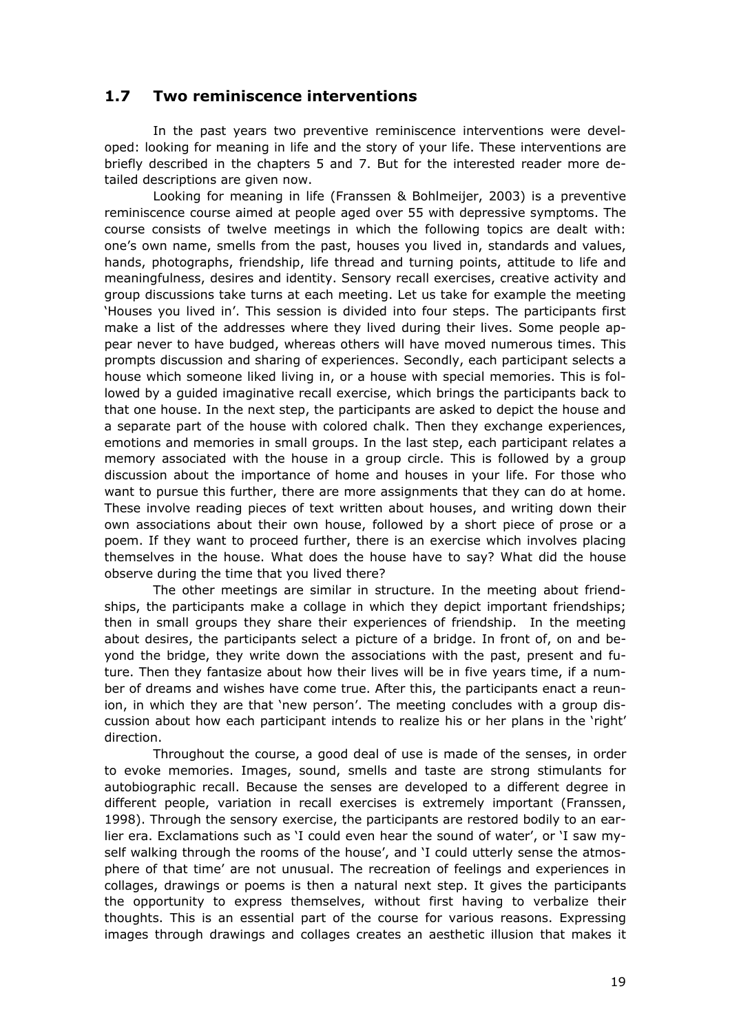## 1.7 Two reminiscence interventions

In the past years two preventive reminiscence interventions were developed: looking for meaning in life and the story of your life. These interventions are briefly described in the chapters 5 and 7. But for the interested reader more detailed descriptions are given now.

Looking for meaning in life (Franssen & Bohlmeijer, 2003) is a preventive reminiscence course aimed at people aged over 55 with depressive symptoms. The course consists of twelve meetings in which the following topics are dealt with: one's own name, smells from the past, houses you lived in, standards and values, hands, photographs, friendship, life thread and turning points, attitude to life and meaningfulness, desires and identity. Sensory recall exercises, creative activity and group discussions take turns at each meeting. Let us take for example the meeting 'Houses you lived in'. This session is divided into four steps. The participants first make a list of the addresses where they lived during their lives. Some people appear never to have budged, whereas others will have moved numerous times. This prompts discussion and sharing of experiences. Secondly, each participant selects a house which someone liked living in, or a house with special memories. This is followed by a guided imaginative recall exercise, which brings the participants back to that one house. In the next step, the participants are asked to depict the house and a separate part of the house with colored chalk. Then they exchange experiences, emotions and memories in small groups. In the last step, each participant relates a memory associated with the house in a group circle. This is followed by a group discussion about the importance of home and houses in your life. For those who want to pursue this further, there are more assignments that they can do at home. These involve reading pieces of text written about houses, and writing down their own associations about their own house, followed by a short piece of prose or a poem. If they want to proceed further, there is an exercise which involves placing themselves in the house. What does the house have to say? What did the house observe during the time that you lived there?

The other meetings are similar in structure. In the meeting about friendships, the participants make a collage in which they depict important friendships; then in small groups they share their experiences of friendship. In the meeting about desires, the participants select a picture of a bridge. In front of, on and beyond the bridge, they write down the associations with the past, present and future. Then they fantasize about how their lives will be in five years time, if a number of dreams and wishes have come true. After this, the participants enact a reunion, in which they are that 'new person'. The meeting concludes with a group discussion about how each participant intends to realize his or her plans in the 'right' direction.

Throughout the course, a good deal of use is made of the senses, in order to evoke memories. Images, sound, smells and taste are strong stimulants for autobiographic recall. Because the senses are developed to a different degree in different people, variation in recall exercises is extremely important (Franssen, 1998). Through the sensory exercise, the participants are restored bodily to an earlier era. Exclamations such as 'I could even hear the sound of water', or 'I saw myself walking through the rooms of the house', and 'I could utterly sense the atmosphere of that time' are not unusual. The recreation of feelings and experiences in collages, drawings or poems is then a natural next step. It gives the participants the opportunity to express themselves, without first having to verbalize their thoughts. This is an essential part of the course for various reasons. Expressing images through drawings and collages creates an aesthetic illusion that makes it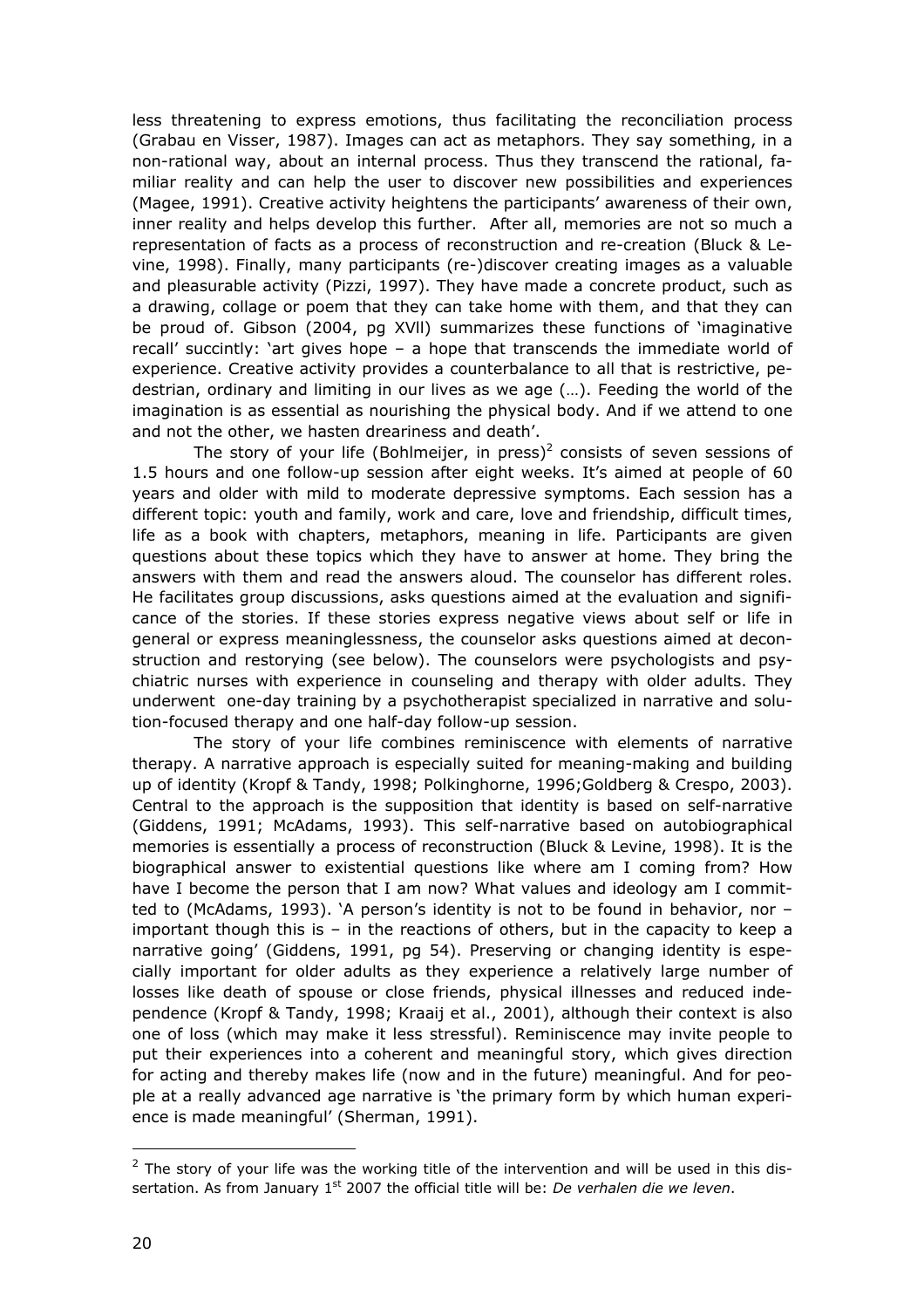less threatening to express emotions, thus facilitating the reconciliation process (Grabau en Visser, 1987). Images can act as metaphors. They say something, in a non-rational way, about an internal process. Thus they transcend the rational, familiar reality and can help the user to discover new possibilities and experiences (Magee, 1991). Creative activity heightens the participants' awareness of their own, inner reality and helps develop this further. After all, memories are not so much a representation of facts as a process of reconstruction and re-creation (Bluck & Levine, 1998). Finally, many participants (re-)discover creating images as a valuable and pleasurable activity (Pizzi, 1997). They have made a concrete product, such as a drawing, collage or poem that they can take home with them, and that they can be proud of. Gibson (2004, pg XVll) summarizes these functions of 'imaginative recall' succintly: 'art gives hope – a hope that transcends the immediate world of experience. Creative activity provides a counterbalance to all that is restrictive, pedestrian, ordinary and limiting in our lives as we age (…). Feeding the world of the imagination is as essential as nourishing the physical body. And if we attend to one and not the other, we hasten dreariness and death'.

The story of your life (Bohlmeijer, in press)[2] consists of seven sessions of 1.5 hours and one follow-up session after eight weeks. It's aimed at people of 60 years and older with mild to moderate depressive symptoms. Each session has a different topic: youth and family, work and care, love and friendship, difficult times, life as a book with chapters, metaphors, meaning in life. Participants are given questions about these topics which they have to answer at home. They bring the answers with them and read the answers aloud. The counselor has different roles. He facilitates group discussions, asks questions aimed at the evaluation and significance of the stories. If these stories express negative views about self or life in general or express meaninglessness, the counselor asks questions aimed at deconstruction and restorying (see below). The counselors were psychologists and psychiatric nurses with experience in counseling and therapy with older adults. They underwent one-day training by a psychotherapist specialized in narrative and solution-focused therapy and one half-day follow-up session.

The story of your life combines reminiscence with elements of narrative therapy. A narrative approach is especially suited for meaning-making and building up of identity (Kropf & Tandy, 1998; Polkinghorne, 1996;Goldberg & Crespo, 2003). Central to the approach is the supposition that identity is based on self-narrative (Giddens, 1991; McAdams, 1993). This self-narrative based on autobiographical memories is essentially a process of reconstruction (Bluck & Levine, 1998). It is the biographical answer to existential questions like where am I coming from? How have I become the person that I am now? What values and ideology am I committed to (McAdams, 1993). 'A person's identity is not to be found in behavior, nor – important though this is – in the reactions of others, but in the capacity to keep a narrative going' (Giddens, 1991, pg 54). Preserving or changing identity is especially important for older adults as they experience a relatively large number of losses like death of spouse or close friends, physical illnesses and reduced independence (Kropf & Tandy, 1998; Kraaij et al., 2001), although their context is also one of loss (which may make it less stressful). Reminiscence may invite people to put their experiences into a coherent and meaningful story, which gives direction for acting and thereby makes life (now and in the future) meaningful. And for people at a really advanced age narrative is 'the primary form by which human experience is made meaningful' (Sherman, 1991).

---

[2] The story of your life was the working title of the intervention and will be used in this dissertation. As from January 1st 2007 the official title will be: *De verhalen die we leven*.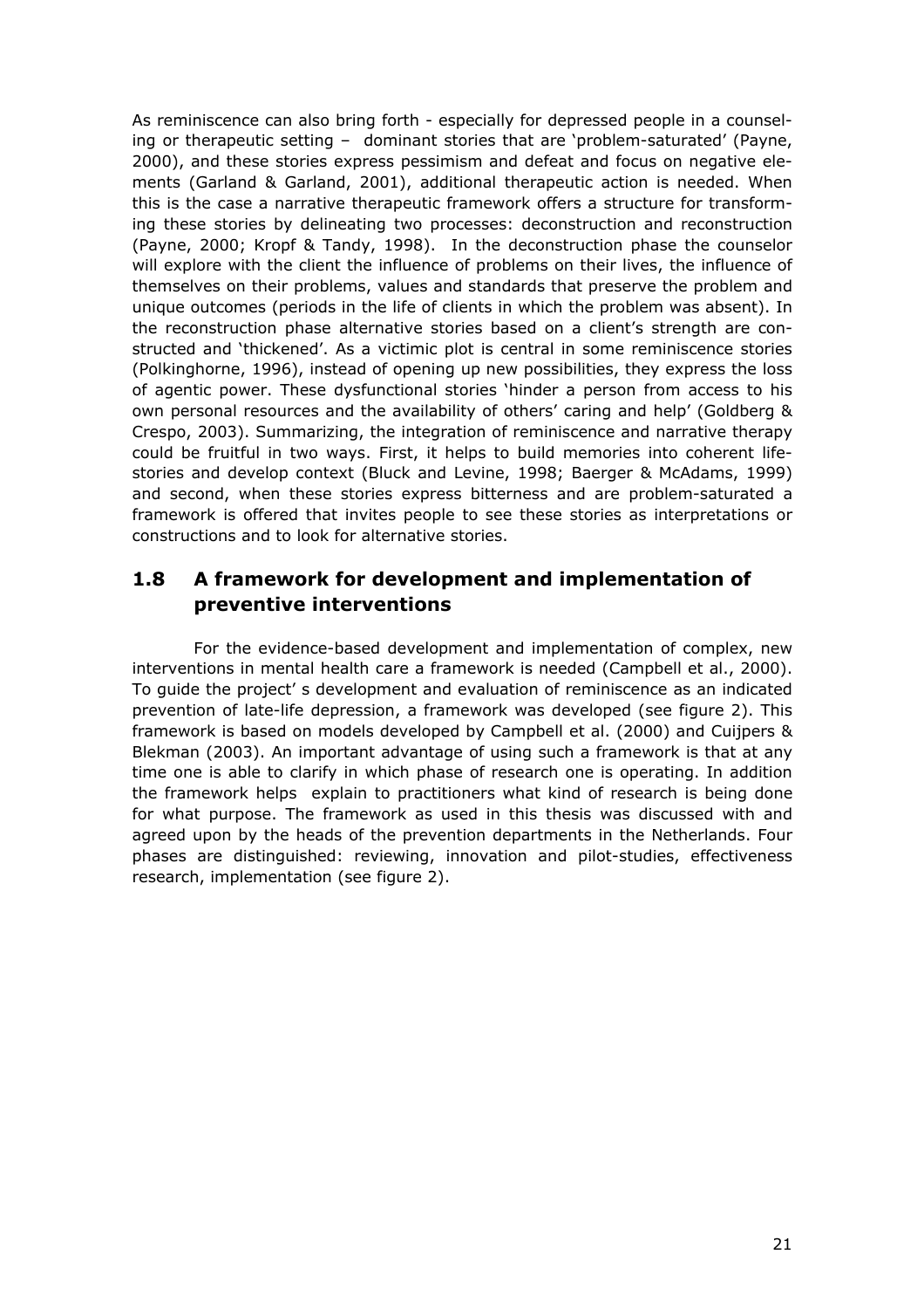As reminiscence can also bring forth - especially for depressed people in a counseling or therapeutic setting – dominant stories that are 'problem-saturated' (Payne, 2000), and these stories express pessimism and defeat and focus on negative elements (Garland & Garland, 2001), additional therapeutic action is needed. When this is the case a narrative therapeutic framework offers a structure for transforming these stories by delineating two processes: deconstruction and reconstruction (Payne, 2000; Kropf & Tandy, 1998). In the deconstruction phase the counselor will explore with the client the influence of problems on their lives, the influence of themselves on their problems, values and standards that preserve the problem and unique outcomes (periods in the life of clients in which the problem was absent). In the reconstruction phase alternative stories based on a client's strength are constructed and 'thickened'. As a victimic plot is central in some reminiscence stories (Polkinghorne, 1996), instead of opening up new possibilities, they express the loss of agentic power. These dysfunctional stories 'hinder a person from access to his own personal resources and the availability of others' caring and help' (Goldberg & Crespo, 2003). Summarizing, the integration of reminiscence and narrative therapy could be fruitful in two ways. First, it helps to build memories into coherent life-stories and develop context (Bluck and Levine, 1998; Baerger & McAdams, 1999) and second, when these stories express bitterness and are problem-saturated a framework is offered that invites people to see these stories as interpretations or constructions and to look for alternative stories.

## 1.8 A framework for development and implementation of preventive interventions

For the evidence-based development and implementation of complex, new interventions in mental health care a framework is needed (Campbell et al., 2000). To guide the project' s development and evaluation of reminiscence as an indicated prevention of late-life depression, a framework was developed (see figure 2). This framework is based on models developed by Campbell et al. (2000) and Cuijpers & Blekman (2003). An important advantage of using such a framework is that at any time one is able to clarify in which phase of research one is operating. In addition the framework helps explain to practitioners what kind of research is being done for what purpose. The framework as used in this thesis was discussed with and agreed upon by the heads of the prevention departments in the Netherlands. Four phases are distinguished: reviewing, innovation and pilot-studies, effectiveness research, implementation (see figure 2).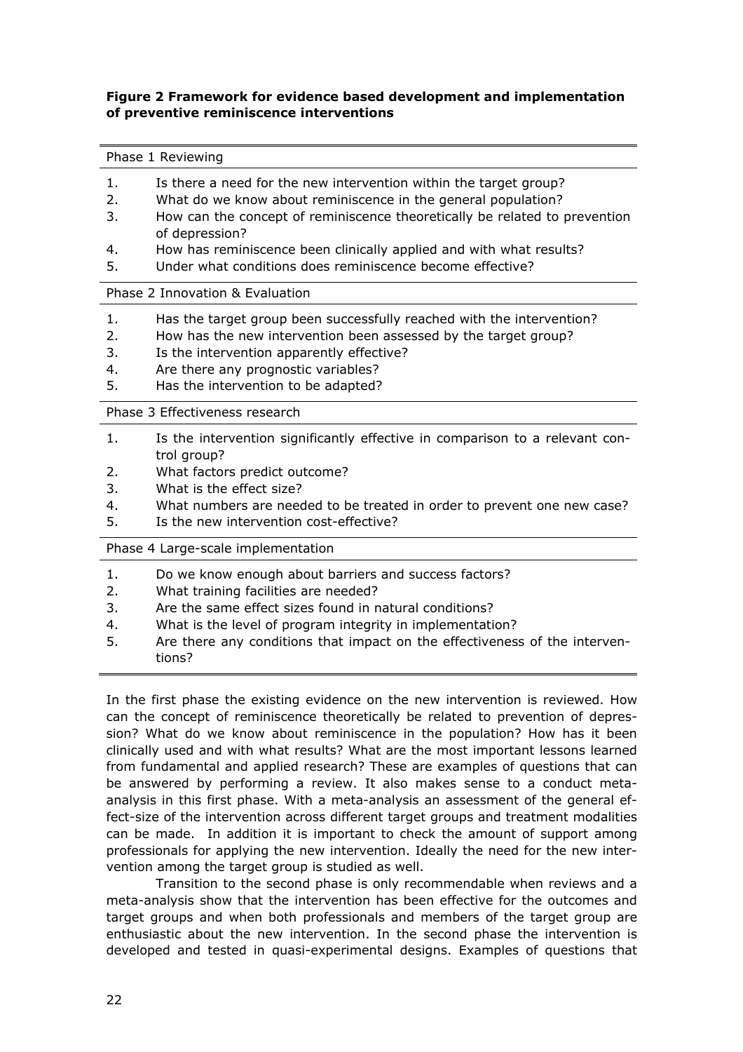**Figure 2 Framework for evidence based development and implementation of preventive reminiscence interventions**

| | |
|---|---|
| **Phase 1 Reviewing** | |
| 1. | Is there a need for the new intervention within the target group? |
| 2. | What do we know about reminiscence in the general population? |
| 3. | How can the concept of reminiscence theoretically be related to prevention of depression? |
| 4. | How has reminiscence been clinically applied and with what results? |
| 5. | Under what conditions does reminiscence become effective? |
| **Phase 2 Innovation & Evaluation** | |
| 1. | Has the target group been successfully reached with the intervention? |
| 2. | How has the new intervention been assessed by the target group? |
| 3. | Is the intervention apparently effective? |
| 4. | Are there any prognostic variables? |
| 5. | Has the intervention to be adapted? |
| **Phase 3 Effectiveness research** | |
| 1. | Is the intervention significantly effective in comparison to a relevant control group? |
| 2. | What factors predict outcome? |
| 3. | What is the effect size? |
| 4. | What numbers are needed to be treated in order to prevent one new case? |
| 5. | Is the new intervention cost-effective? |
| **Phase 4 Large-scale implementation** | |
| 1. | Do we know enough about barriers and success factors? |
| 2. | What training facilities are needed? |
| 3. | Are the same effect sizes found in natural conditions? |
| 4. | What is the level of program integrity in implementation? |
| 5. | Are there any conditions that impact on the effectiveness of the interventions? |

In the first phase the existing evidence on the new intervention is reviewed. How can the concept of reminiscence theoretically be related to prevention of depression? What do we know about reminiscence in the population? How has it been clinically used and with what results? What are the most important lessons learned from fundamental and applied research? These are examples of questions that can be answered by performing a review. It also makes sense to a conduct meta-analysis in this first phase. With a meta-analysis an assessment of the general effect-size of the intervention across different target groups and treatment modalities can be made. In addition it is important to check the amount of support among professionals for applying the new intervention. Ideally the need for the new intervention among the target group is studied as well.

Transition to the second phase is only recommendable when reviews and a meta-analysis show that the intervention has been effective for the outcomes and target groups and when both professionals and members of the target group are enthusiastic about the new intervention. In the second phase the intervention is developed and tested in quasi-experimental designs. Examples of questions that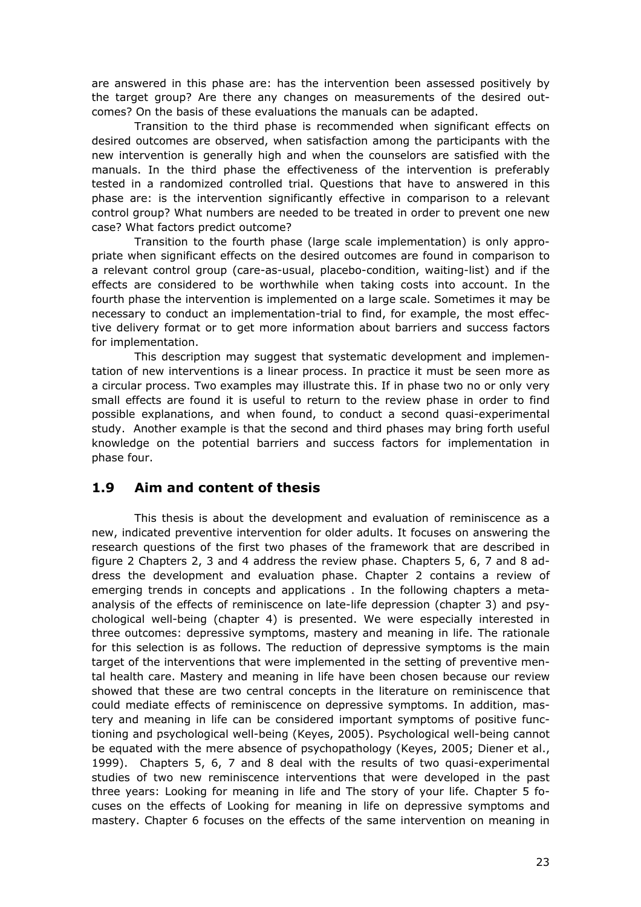are answered in this phase are: has the intervention been assessed positively by the target group? Are there any changes on measurements of the desired outcomes? On the basis of these evaluations the manuals can be adapted.

Transition to the third phase is recommended when significant effects on desired outcomes are observed, when satisfaction among the participants with the new intervention is generally high and when the counselors are satisfied with the manuals. In the third phase the effectiveness of the intervention is preferably tested in a randomized controlled trial. Questions that have to answered in this phase are: is the intervention significantly effective in comparison to a relevant control group? What numbers are needed to be treated in order to prevent one new case? What factors predict outcome?

Transition to the fourth phase (large scale implementation) is only appropriate when significant effects on the desired outcomes are found in comparison to a relevant control group (care-as-usual, placebo-condition, waiting-list) and if the effects are considered to be worthwhile when taking costs into account. In the fourth phase the intervention is implemented on a large scale. Sometimes it may be necessary to conduct an implementation-trial to find, for example, the most effective delivery format or to get more information about barriers and success factors for implementation.

This description may suggest that systematic development and implementation of new interventions is a linear process. In practice it must be seen more as a circular process. Two examples may illustrate this. If in phase two no or only very small effects are found it is useful to return to the review phase in order to find possible explanations, and when found, to conduct a second quasi-experimental study. Another example is that the second and third phases may bring forth useful knowledge on the potential barriers and success factors for implementation in phase four.

## 1.9 Aim and content of thesis

This thesis is about the development and evaluation of reminiscence as a new, indicated preventive intervention for older adults. It focuses on answering the research questions of the first two phases of the framework that are described in figure 2 Chapters 2, 3 and 4 address the review phase. Chapters 5, 6, 7 and 8 address the development and evaluation phase. Chapter 2 contains a review of emerging trends in concepts and applications . In the following chapters a meta-analysis of the effects of reminiscence on late-life depression (chapter 3) and psychological well-being (chapter 4) is presented. We were especially interested in three outcomes: depressive symptoms, mastery and meaning in life. The rationale for this selection is as follows. The reduction of depressive symptoms is the main target of the interventions that were implemented in the setting of preventive mental health care. Mastery and meaning in life have been chosen because our review showed that these are two central concepts in the literature on reminiscence that could mediate effects of reminiscence on depressive symptoms. In addition, mastery and meaning in life can be considered important symptoms of positive functioning and psychological well-being (Keyes, 2005). Psychological well-being cannot be equated with the mere absence of psychopathology (Keyes, 2005; Diener et al., 1999). Chapters 5, 6, 7 and 8 deal with the results of two quasi-experimental studies of two new reminiscence interventions that were developed in the past three years: Looking for meaning in life and The story of your life. Chapter 5 focuses on the effects of Looking for meaning in life on depressive symptoms and mastery. Chapter 6 focuses on the effects of the same intervention on meaning in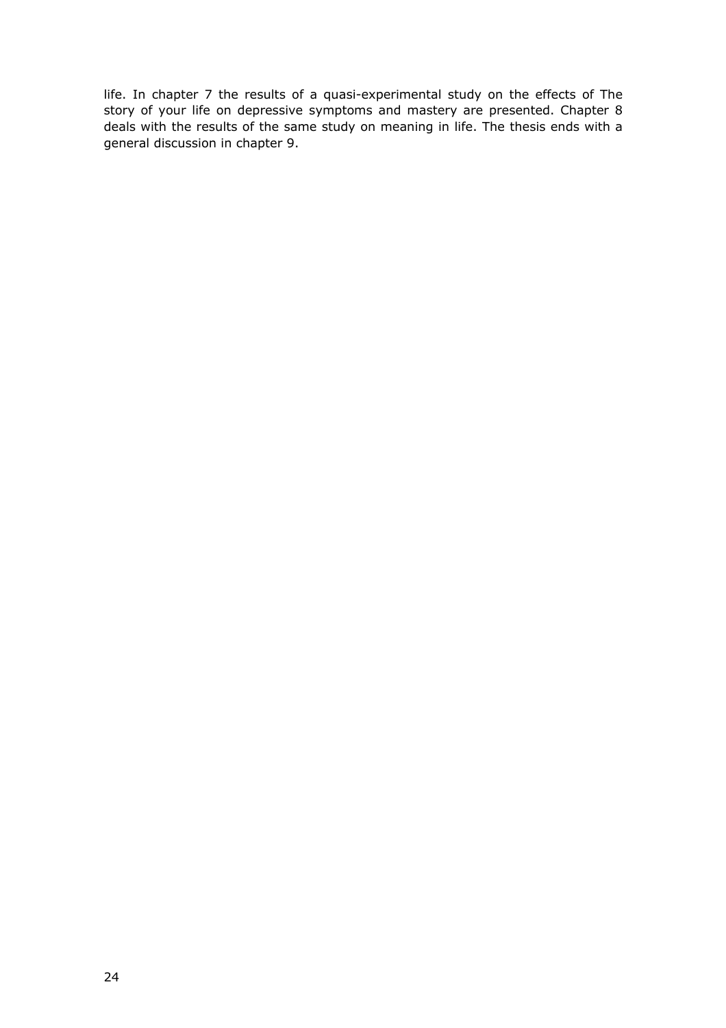life. In chapter 7 the results of a quasi-experimental study on the effects of The story of your life on depressive symptoms and mastery are presented. Chapter 8 deals with the results of the same study on meaning in life. The thesis ends with a general discussion in chapter 9.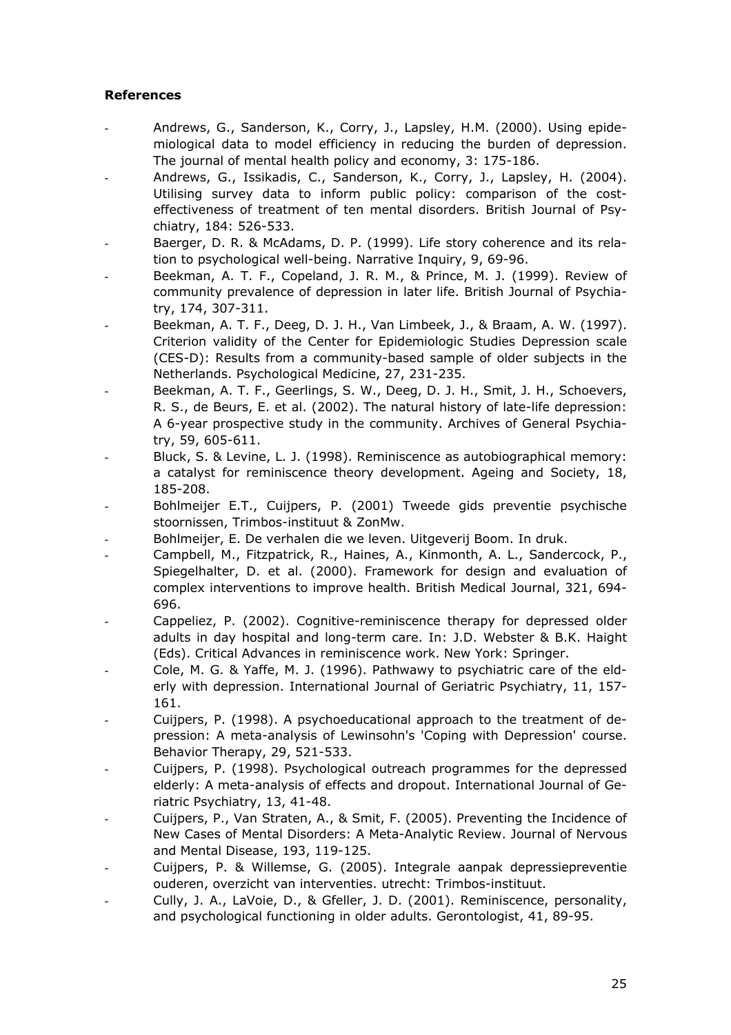**References**

- Andrews, G., Sanderson, K., Corry, J., Lapsley, H.M. (2000). Using epidemiological data to model efficiency in reducing the burden of depression. The journal of mental health policy and economy, 3: 175-186.
- Andrews, G., Issikadis, C., Sanderson, K., Corry, J., Lapsley, H. (2004). Utilising survey data to inform public policy: comparison of the cost-effectiveness of treatment of ten mental disorders. British Journal of Psychiatry, 184: 526-533.
- Baerger, D. R. & McAdams, D. P. (1999). Life story coherence and its relation to psychological well-being. Narrative Inquiry, 9, 69-96.
- Beekman, A. T. F., Copeland, J. R. M., & Prince, M. J. (1999). Review of community prevalence of depression in later life. British Journal of Psychiatry, 174, 307-311.
- Beekman, A. T. F., Deeg, D. J. H., Van Limbeek, J., & Braam, A. W. (1997). Criterion validity of the Center for Epidemiologic Studies Depression scale (CES-D): Results from a community-based sample of older subjects in the Netherlands. Psychological Medicine, 27, 231-235.
- Beekman, A. T. F., Geerlings, S. W., Deeg, D. J. H., Smit, J. H., Schoevers, R. S., de Beurs, E. et al. (2002). The natural history of late-life depression: A 6-year prospective study in the community. Archives of General Psychiatry, 59, 605-611.
- Bluck, S. & Levine, L. J. (1998). Reminiscence as autobiographical memory: a catalyst for reminiscence theory development. Ageing and Society, 18, 185-208.
- Bohlmeijer E.T., Cuijpers, P. (2001) Tweede gids preventie psychische stoornissen, Trimbos-instituut & ZonMw.
- Bohlmeijer, E. De verhalen die we leven. Uitgeverij Boom. In druk.
- Campbell, M., Fitzpatrick, R., Haines, A., Kinmonth, A. L., Sandercock, P., Spiegelhalter, D. et al. (2000). Framework for design and evaluation of complex interventions to improve health. British Medical Journal, 321, 694-696.
- Cappeliez, P. (2002). Cognitive-reminiscence therapy for depressed older adults in day hospital and long-term care. In: J.D. Webster & B.K. Haight (Eds). Critical Advances in reminiscence work. New York: Springer.
- Cole, M. G. & Yaffe, M. J. (1996). Pathwawy to psychiatric care of the elderly with depression. International Journal of Geriatric Psychiatry, 11, 157-161.
- Cuijpers, P. (1998). A psychoeducational approach to the treatment of depression: A meta-analysis of Lewinsohn's 'Coping with Depression' course. Behavior Therapy, 29, 521-533.
- Cuijpers, P. (1998). Psychological outreach programmes for the depressed elderly: A meta-analysis of effects and dropout. International Journal of Geriatric Psychiatry, 13, 41-48.
- Cuijpers, P., Van Straten, A., & Smit, F. (2005). Preventing the Incidence of New Cases of Mental Disorders: A Meta-Analytic Review. Journal of Nervous and Mental Disease, 193, 119-125.
- Cuijpers, P. & Willemse, G. (2005). Integrale aanpak depressiepreventie ouderen, overzicht van interventies. utrecht: Trimbos-instituut.
- Cully, J. A., LaVoie, D., & Gfeller, J. D. (2001). Reminiscence, personality, and psychological functioning in older adults. Gerontologist, 41, 89-95.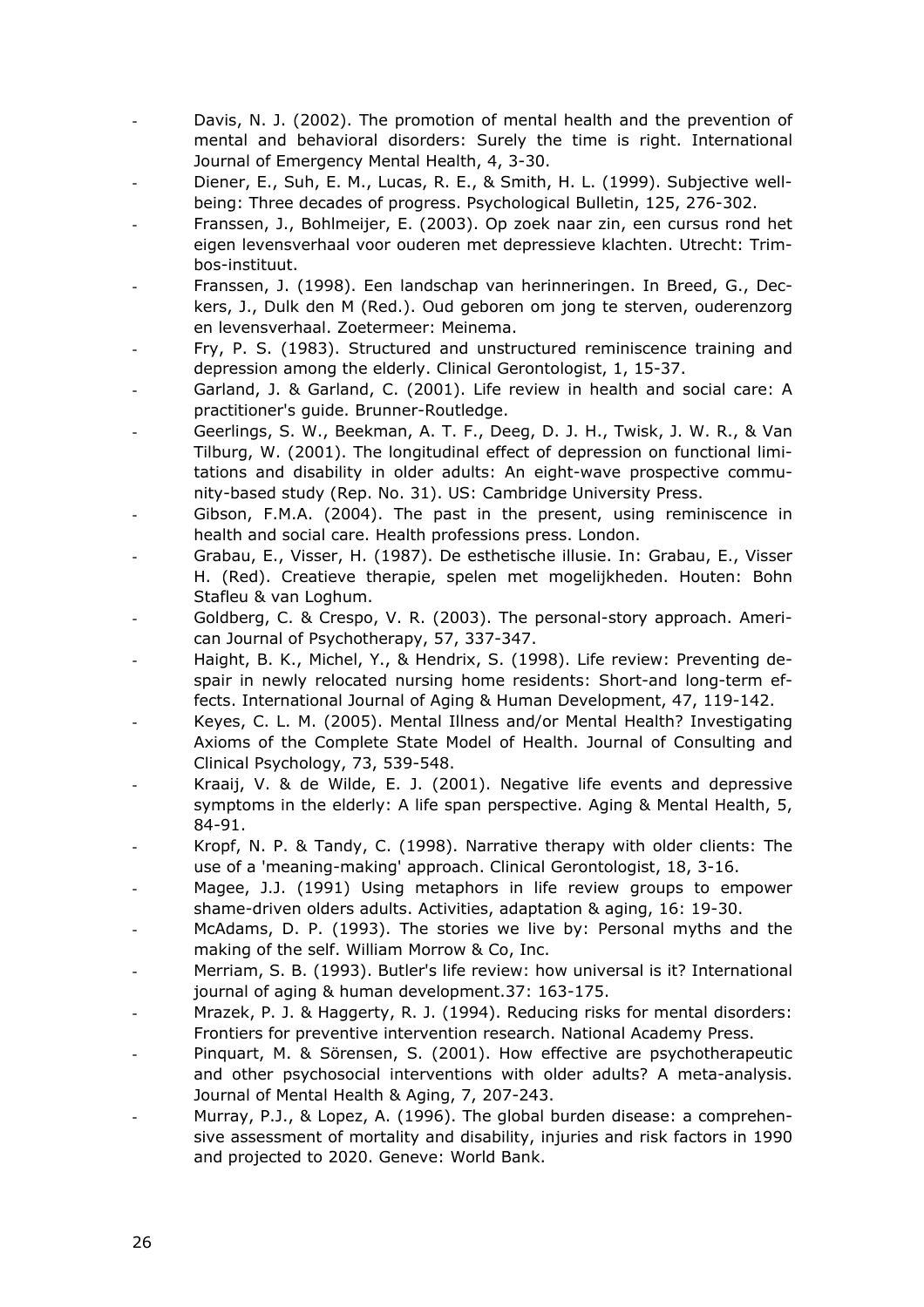- Davis, N. J. (2002). The promotion of mental health and the prevention of mental and behavioral disorders: Surely the time is right. International Journal of Emergency Mental Health, 4, 3-30.
- Diener, E., Suh, E. M., Lucas, R. E., & Smith, H. L. (1999). Subjective well-being: Three decades of progress. Psychological Bulletin, 125, 276-302.
- Franssen, J., Bohlmeijer, E. (2003). Op zoek naar zin, een cursus rond het eigen levensverhaal voor ouderen met depressieve klachten. Utrecht: Trimbos-instituut.
- Franssen, J. (1998). Een landschap van herinneringen. In Breed, G., Deckers, J., Dulk den M (Red.). Oud geboren om jong te sterven, ouderenzorg en levensverhaal. Zoetermeer: Meinema.
- Fry, P. S. (1983). Structured and unstructured reminiscence training and depression among the elderly. Clinical Gerontologist, 1, 15-37.
- Garland, J. & Garland, C. (2001). Life review in health and social care: A practitioner's guide. Brunner-Routledge.
- Geerlings, S. W., Beekman, A. T. F., Deeg, D. J. H., Twisk, J. W. R., & Van Tilburg, W. (2001). The longitudinal effect of depression on functional limitations and disability in older adults: An eight-wave prospective community-based study (Rep. No. 31). US: Cambridge University Press.
- Gibson, F.M.A. (2004). The past in the present, using reminiscence in health and social care. Health professions press. London.
- Grabau, E., Visser, H. (1987). De esthetische illusie. In: Grabau, E., Visser H. (Red). Creatieve therapie, spelen met mogelijkheden. Houten: Bohn Stafleu & van Loghum.
- Goldberg, C. & Crespo, V. R. (2003). The personal-story approach. American Journal of Psychotherapy, 57, 337-347.
- Haight, B. K., Michel, Y., & Hendrix, S. (1998). Life review: Preventing despair in newly relocated nursing home residents: Short-and long-term effects. International Journal of Aging & Human Development, 47, 119-142.
- Keyes, C. L. M. (2005). Mental Illness and/or Mental Health? Investigating Axioms of the Complete State Model of Health. Journal of Consulting and Clinical Psychology, 73, 539-548.
- Kraaij, V. & de Wilde, E. J. (2001). Negative life events and depressive symptoms in the elderly: A life span perspective. Aging & Mental Health, 5, 84-91.
- Kropf, N. P. & Tandy, C. (1998). Narrative therapy with older clients: The use of a 'meaning-making' approach. Clinical Gerontologist, 18, 3-16.
- Magee, J.J. (1991) Using metaphors in life review groups to empower shame-driven olders adults. Activities, adaptation & aging, 16: 19-30.
- McAdams, D. P. (1993). The stories we live by: Personal myths and the making of the self. William Morrow & Co, Inc.
- Merriam, S. B. (1993). Butler's life review: how universal is it? International journal of aging & human development.37: 163-175.
- Mrazek, P. J. & Haggerty, R. J. (1994). Reducing risks for mental disorders: Frontiers for preventive intervention research. National Academy Press.
- Pinquart, M. & Sörensen, S. (2001). How effective are psychotherapeutic and other psychosocial interventions with older adults? A meta-analysis. Journal of Mental Health & Aging, 7, 207-243.
- Murray, P.J., & Lopez, A. (1996). The global burden disease: a comprehensive assessment of mortality and disability, injuries and risk factors in 1990 and projected to 2020. Geneve: World Bank.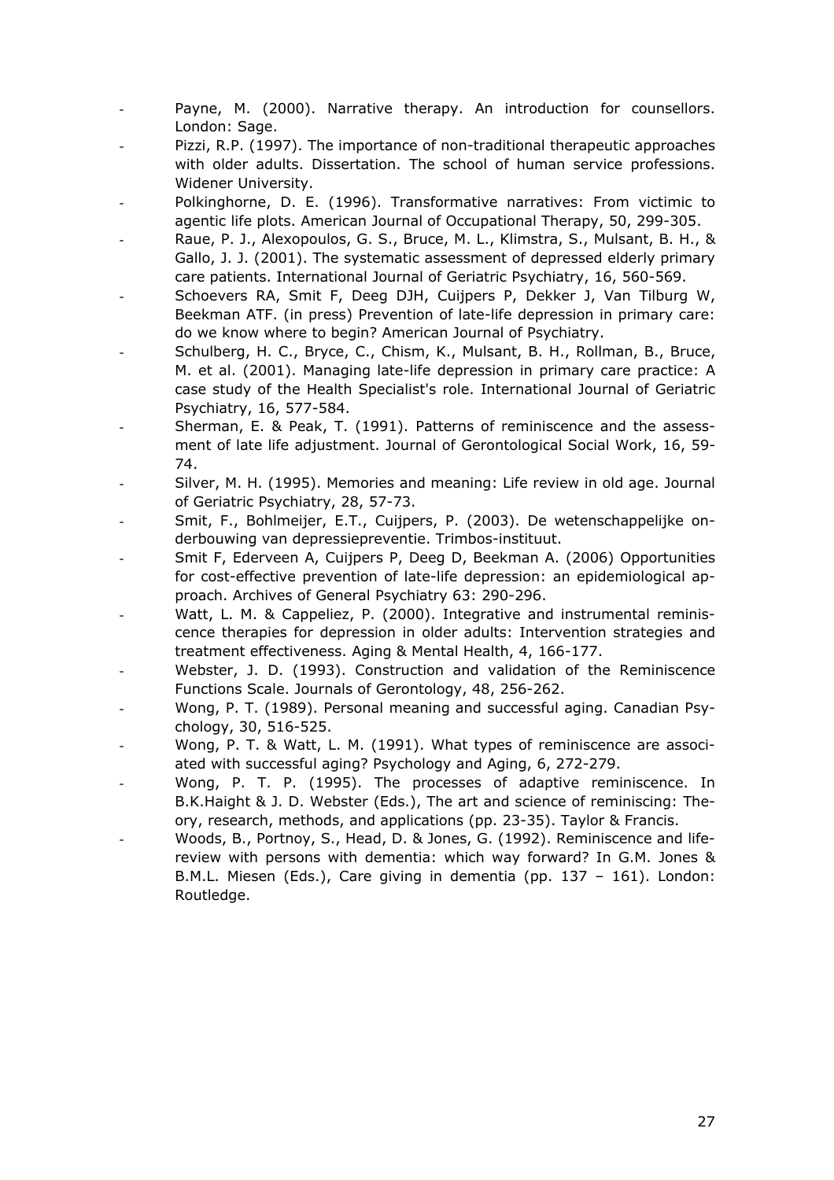- Payne, M. (2000). Narrative therapy. An introduction for counsellors. London: Sage.
- Pizzi, R.P. (1997). The importance of non-traditional therapeutic approaches with older adults. Dissertation. The school of human service professions. Widener University.
- Polkinghorne, D. E. (1996). Transformative narratives: From victimic to agentic life plots. American Journal of Occupational Therapy, 50, 299-305.
- Raue, P. J., Alexopoulos, G. S., Bruce, M. L., Klimstra, S., Mulsant, B. H., & Gallo, J. J. (2001). The systematic assessment of depressed elderly primary care patients. International Journal of Geriatric Psychiatry, 16, 560-569.
- Schoevers RA, Smit F, Deeg DJH, Cuijpers P, Dekker J, Van Tilburg W, Beekman ATF. (in press) Prevention of late-life depression in primary care: do we know where to begin? American Journal of Psychiatry.
- Schulberg, H. C., Bryce, C., Chism, K., Mulsant, B. H., Rollman, B., Bruce, M. et al. (2001). Managing late-life depression in primary care practice: A case study of the Health Specialist's role. International Journal of Geriatric Psychiatry, 16, 577-584.
- Sherman, E. & Peak, T. (1991). Patterns of reminiscence and the assessment of late life adjustment. Journal of Gerontological Social Work, 16, 59-74.
- Silver, M. H. (1995). Memories and meaning: Life review in old age. Journal of Geriatric Psychiatry, 28, 57-73.
- Smit, F., Bohlmeijer, E.T., Cuijpers, P. (2003). De wetenschappelijke onderbouwing van depressiepreventie. Trimbos-instituut.
- Smit F, Ederveen A, Cuijpers P, Deeg D, Beekman A. (2006) Opportunities for cost-effective prevention of late-life depression: an epidemiological approach. Archives of General Psychiatry 63: 290-296.
- Watt, L. M. & Cappeliez, P. (2000). Integrative and instrumental reminiscence therapies for depression in older adults: Intervention strategies and treatment effectiveness. Aging & Mental Health, 4, 166-177.
- Webster, J. D. (1993). Construction and validation of the Reminiscence Functions Scale. Journals of Gerontology, 48, 256-262.
- Wong, P. T. (1989). Personal meaning and successful aging. Canadian Psychology, 30, 516-525.
- Wong, P. T. & Watt, L. M. (1991). What types of reminiscence are associated with successful aging? Psychology and Aging, 6, 272-279.
- Wong, P. T. P. (1995). The processes of adaptive reminiscence. In B.K.Haight & J. D. Webster (Eds.), The art and science of reminiscing: Theory, research, methods, and applications (pp. 23-35). Taylor & Francis.
- Woods, B., Portnoy, S., Head, D. & Jones, G. (1992). Reminiscence and life-review with persons with dementia: which way forward? In G.M. Jones & B.M.L. Miesen (Eds.), Care giving in dementia (pp. 137 – 161). London: Routledge.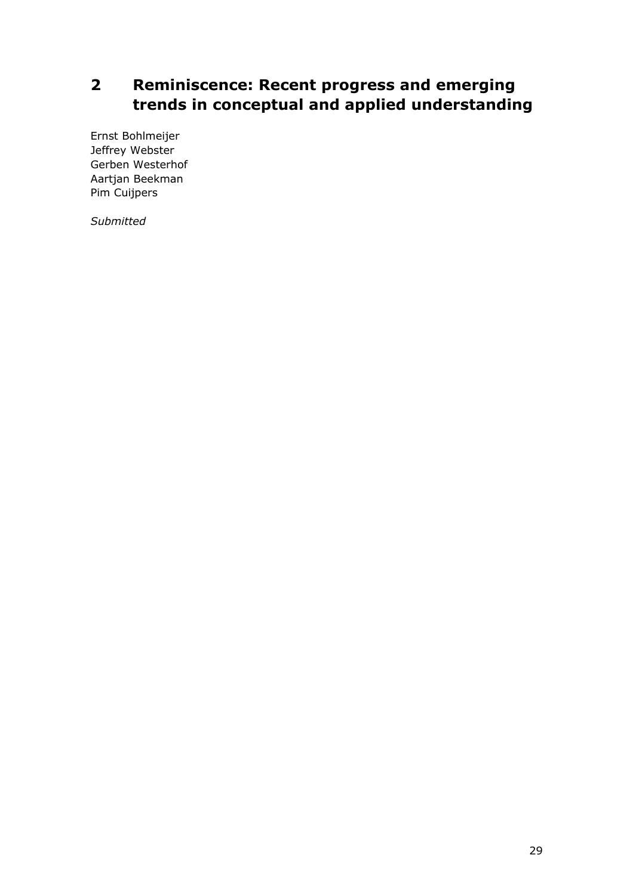# 2 Reminiscence: Recent progress and emerging trends in conceptual and applied understanding

Ernst Bohlmeijer
Jeffrey Webster
Gerben Westerhof
Aartjan Beekman
Pim Cuijpers

*Submitted*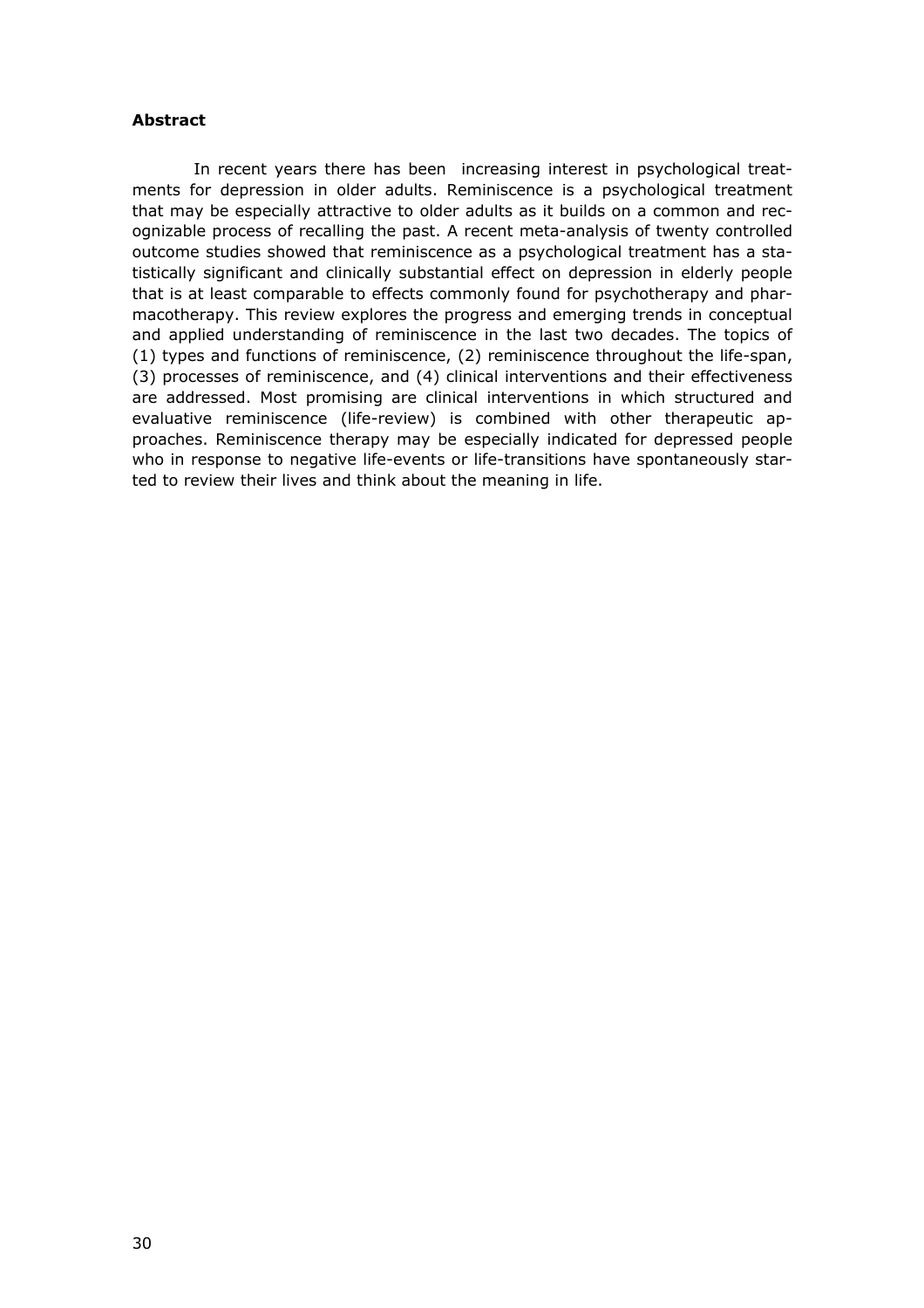**Abstract**

In recent years there has been increasing interest in psychological treatments for depression in older adults. Reminiscence is a psychological treatment that may be especially attractive to older adults as it builds on a common and recognizable process of recalling the past. A recent meta-analysis of twenty controlled outcome studies showed that reminiscence as a psychological treatment has a statistically significant and clinically substantial effect on depression in elderly people that is at least comparable to effects commonly found for psychotherapy and pharmacotherapy. This review explores the progress and emerging trends in conceptual and applied understanding of reminiscence in the last two decades. The topics of (1) types and functions of reminiscence, (2) reminiscence throughout the life-span, (3) processes of reminiscence, and (4) clinical interventions and their effectiveness are addressed. Most promising are clinical interventions in which structured and evaluative reminiscence (life-review) is combined with other therapeutic approaches. Reminiscence therapy may be especially indicated for depressed people who in response to negative life-events or life-transitions have spontaneously started to review their lives and think about the meaning in life.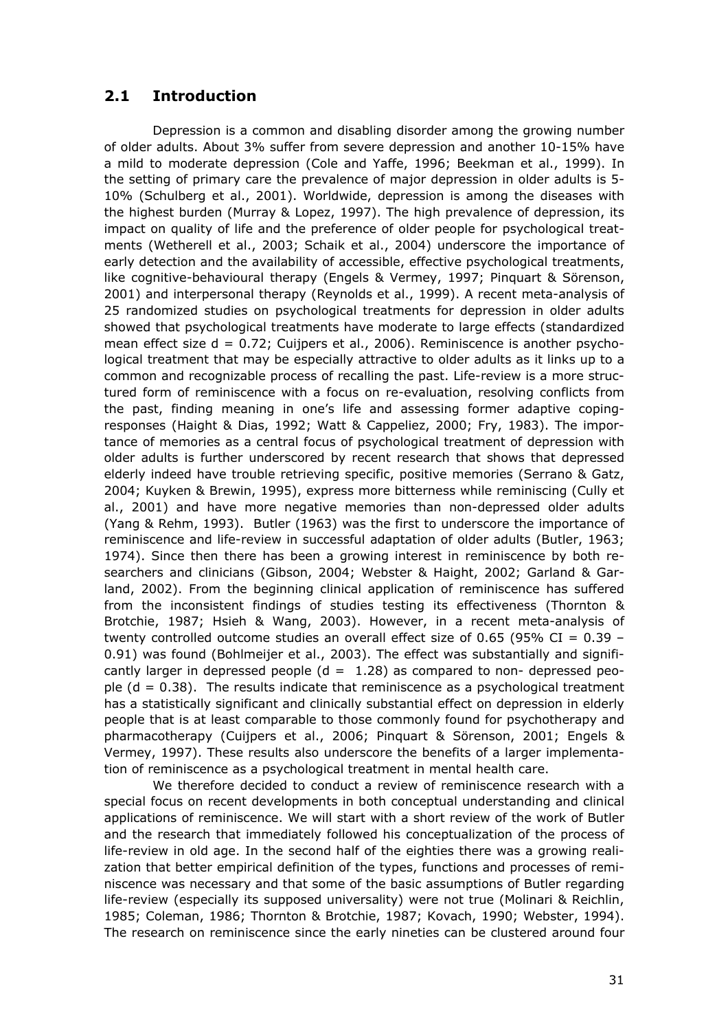## 2.1 Introduction

Depression is a common and disabling disorder among the growing number of older adults. About 3% suffer from severe depression and another 10-15% have a mild to moderate depression (Cole and Yaffe, 1996; Beekman et al., 1999). In the setting of primary care the prevalence of major depression in older adults is 5-10% (Schulberg et al., 2001). Worldwide, depression is among the diseases with the highest burden (Murray & Lopez, 1997). The high prevalence of depression, its impact on quality of life and the preference of older people for psychological treatments (Wetherell et al., 2003; Schaik et al., 2004) underscore the importance of early detection and the availability of accessible, effective psychological treatments, like cognitive-behavioural therapy (Engels & Vermey, 1997; Pinquart & Sörenson, 2001) and interpersonal therapy (Reynolds et al., 1999). A recent meta-analysis of 25 randomized studies on psychological treatments for depression in older adults showed that psychological treatments have moderate to large effects (standardized mean effect size $d = 0.72$; Cuijpers et al., 2006). Reminiscence is another psychological treatment that may be especially attractive to older adults as it links up to a common and recognizable process of recalling the past. Life-review is a more structured form of reminiscence with a focus on re-evaluation, resolving conflicts from the past, finding meaning in one's life and assessing former adaptive coping-responses (Haight & Dias, 1992; Watt & Cappeliez, 2000; Fry, 1983). The importance of memories as a central focus of psychological treatment of depression with older adults is further underscored by recent research that shows that depressed elderly indeed have trouble retrieving specific, positive memories (Serrano & Gatz, 2004; Kuyken & Brewin, 1995), express more bitterness while reminiscing (Cully et al., 2001) and have more negative memories than non-depressed older adults (Yang & Rehm, 1993). Butler (1963) was the first to underscore the importance of reminiscence and life-review in successful adaptation of older adults (Butler, 1963; 1974). Since then there has been a growing interest in reminiscence by both researchers and clinicians (Gibson, 2004; Webster & Haight, 2002; Garland & Garland, 2002). From the beginning clinical application of reminiscence has suffered from the inconsistent findings of studies testing its effectiveness (Thornton & Brotchie, 1987; Hsieh & Wang, 2003). However, in a recent meta-analysis of twenty controlled outcome studies an overall effect size of 0.65 (95% CI = 0.39 – 0.91) was found (Bohlmeijer et al., 2003). The effect was substantially and significantly larger in depressed people ($d = 1.28$) as compared to non- depressed people ($d = 0.38$). The results indicate that reminiscence as a psychological treatment has a statistically significant and clinically substantial effect on depression in elderly people that is at least comparable to those commonly found for psychotherapy and pharmacotherapy (Cuijpers et al., 2006; Pinquart & Sörenson, 2001; Engels & Vermey, 1997). These results also underscore the benefits of a larger implementation of reminiscence as a psychological treatment in mental health care.

We therefore decided to conduct a review of reminiscence research with a special focus on recent developments in both conceptual understanding and clinical applications of reminiscence. We will start with a short review of the work of Butler and the research that immediately followed his conceptualization of the process of life-review in old age. In the second half of the eighties there was a growing realization that better empirical definition of the types, functions and processes of reminiscence was necessary and that some of the basic assumptions of Butler regarding life-review (especially its supposed universality) were not true (Molinari & Reichlin, 1985; Coleman, 1986; Thornton & Brotchie, 1987; Kovach, 1990; Webster, 1994). The research on reminiscence since the early nineties can be clustered around four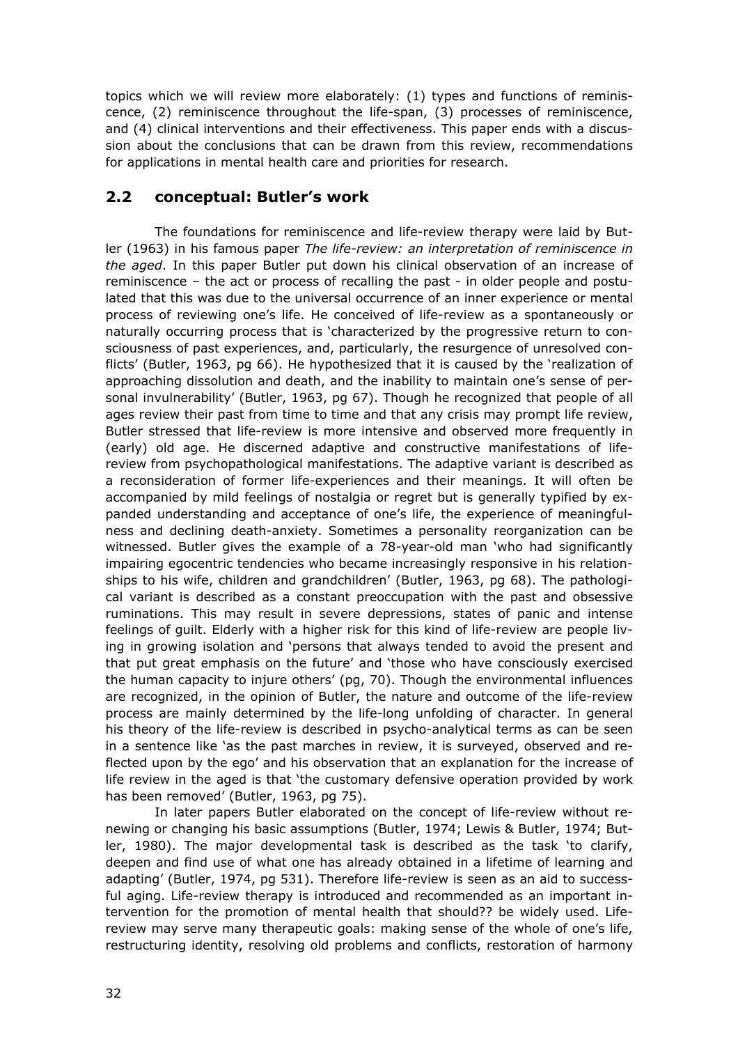topics which we will review more elaborately: (1) types and functions of reminiscence, (2) reminiscence throughout the life-span, (3) processes of reminiscence, and (4) clinical interventions and their effectiveness. This paper ends with a discussion about the conclusions that can be drawn from this review, recommendations for applications in mental health care and priorities for research.

## 2.2 conceptual: Butler's work

The foundations for reminiscence and life-review therapy were laid by Butler (1963) in his famous paper *The life-review: an interpretation of reminiscence in the aged*. In this paper Butler put down his clinical observation of an increase of reminiscence – the act or process of recalling the past - in older people and postulated that this was due to the universal occurrence of an inner experience or mental process of reviewing one's life. He conceived of life-review as a spontaneously or naturally occurring process that is 'characterized by the progressive return to consciousness of past experiences, and, particularly, the resurgence of unresolved conflicts' (Butler, 1963, pg 66). He hypothesized that it is caused by the 'realization of approaching dissolution and death, and the inability to maintain one's sense of personal invulnerability' (Butler, 1963, pg 67). Though he recognized that people of all ages review their past from time to time and that any crisis may prompt life review, Butler stressed that life-review is more intensive and observed more frequently in (early) old age. He discerned adaptive and constructive manifestations of life-review from psychopathological manifestations. The adaptive variant is described as a reconsideration of former life-experiences and their meanings. It will often be accompanied by mild feelings of nostalgia or regret but is generally typified by expanded understanding and acceptance of one's life, the experience of meaningfulness and declining death-anxiety. Sometimes a personality reorganization can be witnessed. Butler gives the example of a 78-year-old man 'who had significantly impairing egocentric tendencies who became increasingly responsive in his relationships to his wife, children and grandchildren' (Butler, 1963, pg 68). The pathological variant is described as a constant preoccupation with the past and obsessive ruminations. This may result in severe depressions, states of panic and intense feelings of guilt. Elderly with a higher risk for this kind of life-review are people living in growing isolation and 'persons that always tended to avoid the present and that put great emphasis on the future' and 'those who have consciously exercised the human capacity to injure others' (pg, 70). Though the environmental influences are recognized, in the opinion of Butler, the nature and outcome of the life-review process are mainly determined by the life-long unfolding of character. In general his theory of the life-review is described in psycho-analytical terms as can be seen in a sentence like 'as the past marches in review, it is surveyed, observed and reflected upon by the ego' and his observation that an explanation for the increase of life review in the aged is that 'the customary defensive operation provided by work has been removed' (Butler, 1963, pg 75).

In later papers Butler elaborated on the concept of life-review without renewing or changing his basic assumptions (Butler, 1974; Lewis & Butler, 1974; Butler, 1980). The major developmental task is described as the task 'to clarify, deepen and find use of what one has already obtained in a lifetime of learning and adapting' (Butler, 1974, pg 531). Therefore life-review is seen as an aid to successful aging. Life-review therapy is introduced and recommended as an important intervention for the promotion of mental health that should?? be widely used. Life-review may serve many therapeutic goals: making sense of the whole of one's life, restructuring identity, resolving old problems and conflicts, restoration of harmony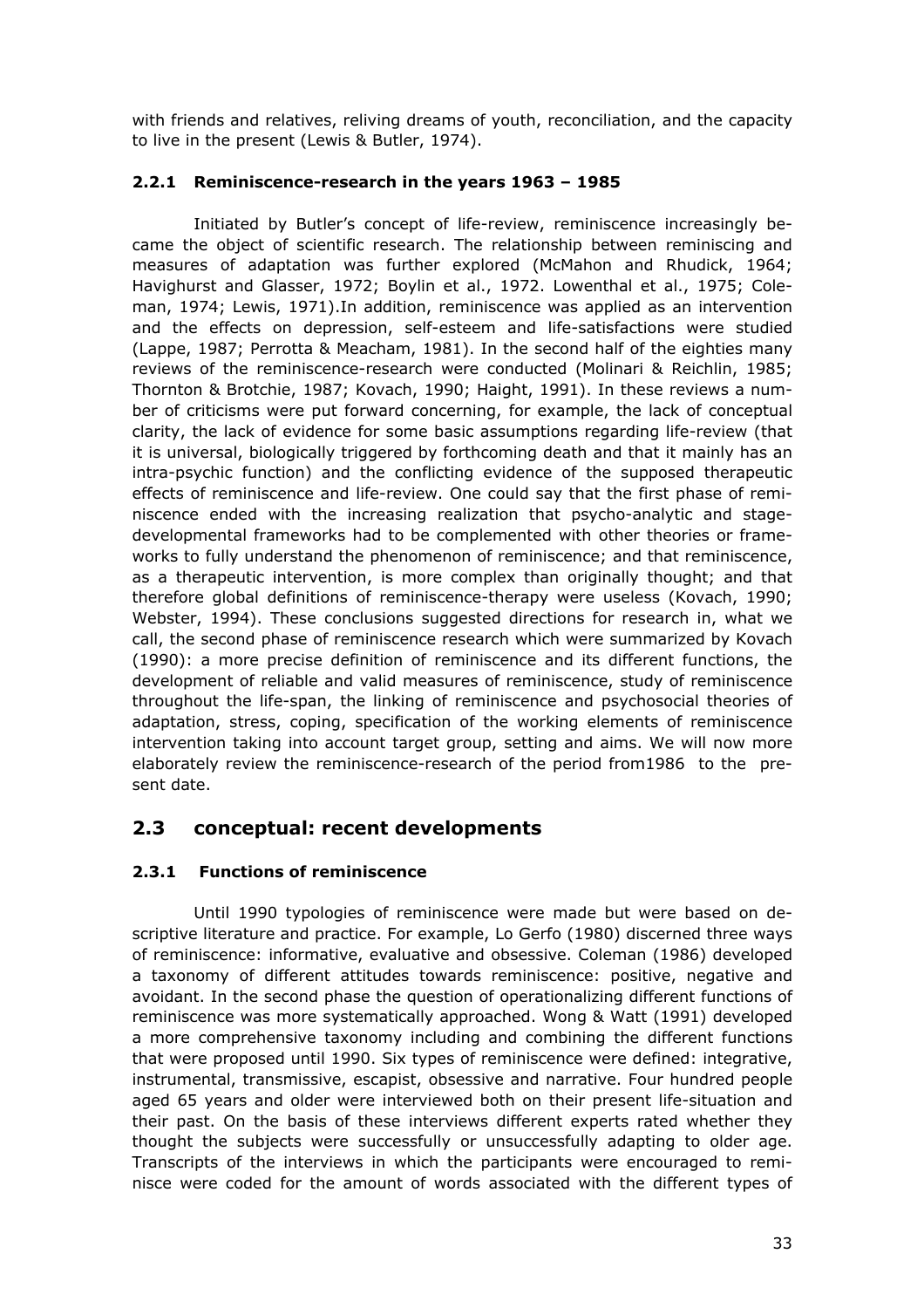with friends and relatives, reliving dreams of youth, reconciliation, and the capacity to live in the present (Lewis & Butler, 1974).

### 2.2.1 Reminiscence-research in the years 1963 – 1985

Initiated by Butler's concept of life-review, reminiscence increasingly became the object of scientific research. The relationship between reminiscing and measures of adaptation was further explored (McMahon and Rhudick, 1964; Havighurst and Glasser, 1972; Boylin et al., 1972. Lowenthal et al., 1975; Coleman, 1974; Lewis, 1971).In addition, reminiscence was applied as an intervention and the effects on depression, self-esteem and life-satisfactions were studied (Lappe, 1987; Perrotta & Meacham, 1981). In the second half of the eighties many reviews of the reminiscence-research were conducted (Molinari & Reichlin, 1985; Thornton & Brotchie, 1987; Kovach, 1990; Haight, 1991). In these reviews a number of criticisms were put forward concerning, for example, the lack of conceptual clarity, the lack of evidence for some basic assumptions regarding life-review (that it is universal, biologically triggered by forthcoming death and that it mainly has an intra-psychic function) and the conflicting evidence of the supposed therapeutic effects of reminiscence and life-review. One could say that the first phase of reminiscence ended with the increasing realization that psycho-analytic and stage-developmental frameworks had to be complemented with other theories or frameworks to fully understand the phenomenon of reminiscence; and that reminiscence, as a therapeutic intervention, is more complex than originally thought; and that therefore global definitions of reminiscence-therapy were useless (Kovach, 1990; Webster, 1994). These conclusions suggested directions for research in, what we call, the second phase of reminiscence research which were summarized by Kovach (1990): a more precise definition of reminiscence and its different functions, the development of reliable and valid measures of reminiscence, study of reminiscence throughout the life-span, the linking of reminiscence and psychosocial theories of adaptation, stress, coping, specification of the working elements of reminiscence intervention taking into account target group, setting and aims. We will now more elaborately review the reminiscence-research of the period from1986 to the present date.

## 2.3 conceptual: recent developments

### 2.3.1 Functions of reminiscence

Until 1990 typologies of reminiscence were made but were based on descriptive literature and practice. For example, Lo Gerfo (1980) discerned three ways of reminiscence: informative, evaluative and obsessive. Coleman (1986) developed a taxonomy of different attitudes towards reminiscence: positive, negative and avoidant. In the second phase the question of operationalizing different functions of reminiscence was more systematically approached. Wong & Watt (1991) developed a more comprehensive taxonomy including and combining the different functions that were proposed until 1990. Six types of reminiscence were defined: integrative, instrumental, transmissive, escapist, obsessive and narrative. Four hundred people aged 65 years and older were interviewed both on their present life-situation and their past. On the basis of these interviews different experts rated whether they thought the subjects were successfully or unsuccessfully adapting to older age. Transcripts of the interviews in which the participants were encouraged to reminisce were coded for the amount of words associated with the different types of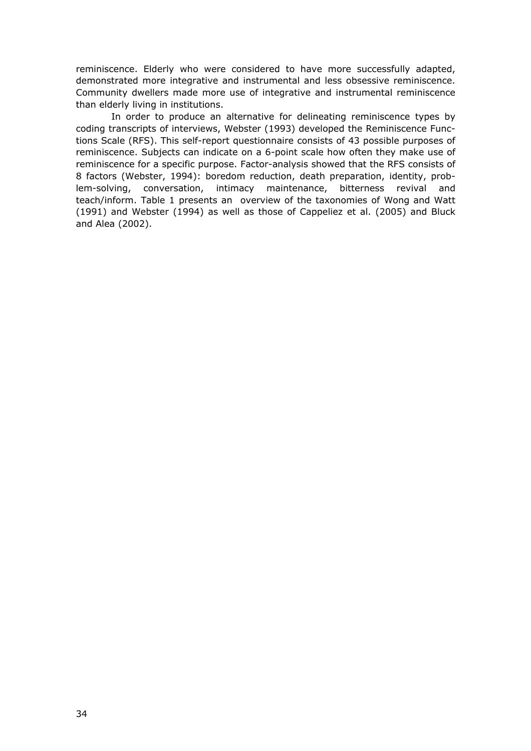reminiscence. Elderly who were considered to have more successfully adapted, demonstrated more integrative and instrumental and less obsessive reminiscence. Community dwellers made more use of integrative and instrumental reminiscence than elderly living in institutions.

In order to produce an alternative for delineating reminiscence types by coding transcripts of interviews, Webster (1993) developed the Reminiscence Functions Scale (RFS). This self-report questionnaire consists of 43 possible purposes of reminiscence. Subjects can indicate on a 6-point scale how often they make use of reminiscence for a specific purpose. Factor-analysis showed that the RFS consists of 8 factors (Webster, 1994): boredom reduction, death preparation, identity, problem-solving, conversation, intimacy maintenance, bitterness revival and teach/inform. Table 1 presents an overview of the taxonomies of Wong and Watt (1991) and Webster (1994) as well as those of Cappeliez et al. (2005) and Bluck and Alea (2002).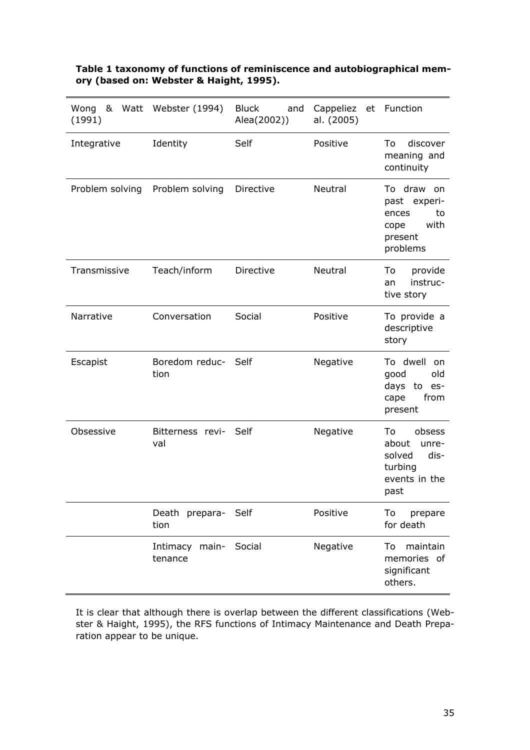**Table 1 taxonomy of functions of reminiscence and autobiographical memory (based on: Webster & Haight, 1995).**

| Wong & Watt (1991) | Webster (1994) | Bluck and Alea(2002)) | Cappeliez et al. (2005) | Function |
|---|---|---|---|---|
| Integrative | Identity | Self | Positive | To discover meaning and continuity |
| Problem solving | Problem solving | Directive | Neutral | To draw on past experiences to cope with present problems |
| Transmissive | Teach/inform | Directive | Neutral | To provide an instructive story |
| Narrative | Conversation | Social | Positive | To provide a descriptive story |
| Escapist | Boredom reduction | Self | Negative | To dwell on good old days to escape from present |
| Obsessive | Bitterness revival | Self | Negative | To obsess about unresolved disturbing events in the past |
| | Death preparation | Self | Positive | To prepare for death |
| | Intimacy maintenance | Social | Negative | To maintain memories of significant others. |

It is clear that although there is overlap between the different classifications (Webster & Haight, 1995), the RFS functions of Intimacy Maintenance and Death Preparation appear to be unique.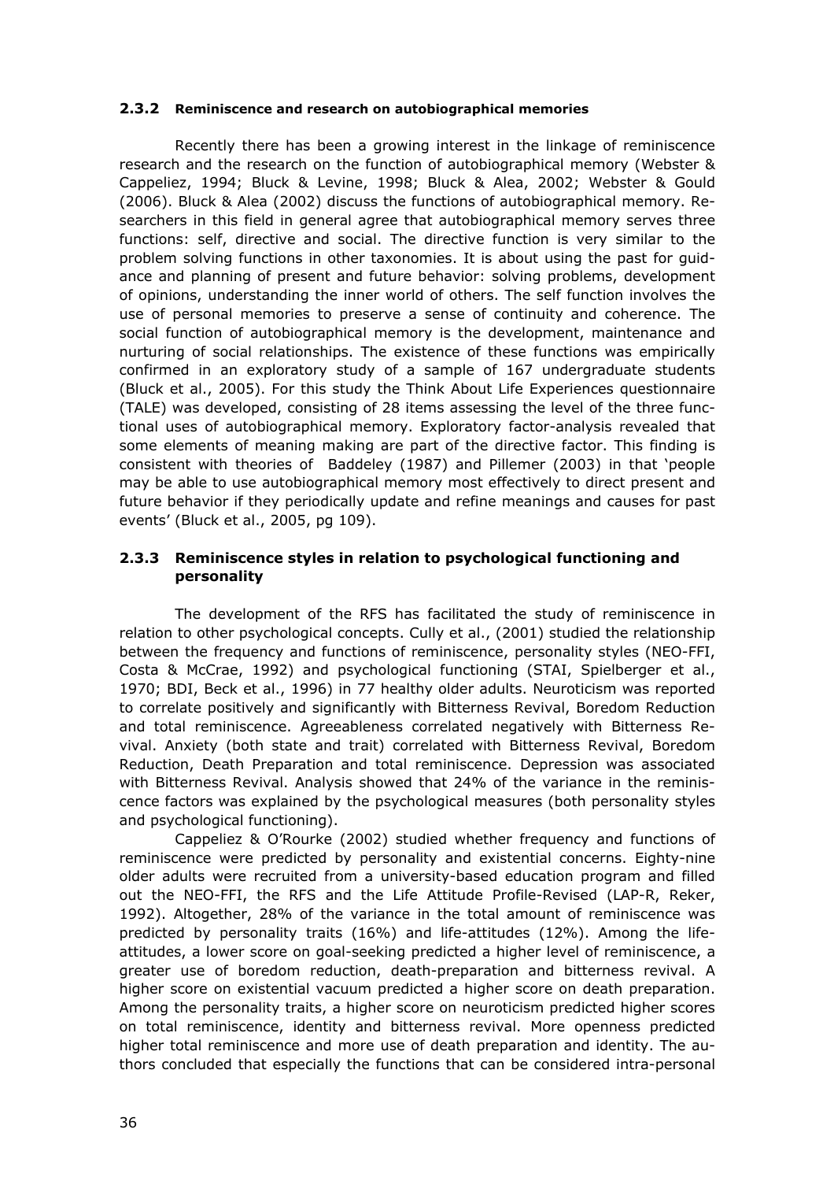### 2.3.2 Reminiscence and research on autobiographical memories

Recently there has been a growing interest in the linkage of reminiscence research and the research on the function of autobiographical memory (Webster & Cappeliez, 1994; Bluck & Levine, 1998; Bluck & Alea, 2002; Webster & Gould (2006). Bluck & Alea (2002) discuss the functions of autobiographical memory. Researchers in this field in general agree that autobiographical memory serves three functions: self, directive and social. The directive function is very similar to the problem solving functions in other taxonomies. It is about using the past for guidance and planning of present and future behavior: solving problems, development of opinions, understanding the inner world of others. The self function involves the use of personal memories to preserve a sense of continuity and coherence. The social function of autobiographical memory is the development, maintenance and nurturing of social relationships. The existence of these functions was empirically confirmed in an exploratory study of a sample of 167 undergraduate students (Bluck et al., 2005). For this study the Think About Life Experiences questionnaire (TALE) was developed, consisting of 28 items assessing the level of the three functional uses of autobiographical memory. Exploratory factor-analysis revealed that some elements of meaning making are part of the directive factor. This finding is consistent with theories of Baddeley (1987) and Pillemer (2003) in that 'people may be able to use autobiographical memory most effectively to direct present and future behavior if they periodically update and refine meanings and causes for past events' (Bluck et al., 2005, pg 109).

### 2.3.3 Reminiscence styles in relation to psychological functioning and personality

The development of the RFS has facilitated the study of reminiscence in relation to other psychological concepts. Cully et al., (2001) studied the relationship between the frequency and functions of reminiscence, personality styles (NEO-FFI, Costa & McCrae, 1992) and psychological functioning (STAI, Spielberger et al., 1970; BDI, Beck et al., 1996) in 77 healthy older adults. Neuroticism was reported to correlate positively and significantly with Bitterness Revival, Boredom Reduction and total reminiscence. Agreeableness correlated negatively with Bitterness Revival. Anxiety (both state and trait) correlated with Bitterness Revival, Boredom Reduction, Death Preparation and total reminiscence. Depression was associated with Bitterness Revival. Analysis showed that 24% of the variance in the reminiscence factors was explained by the psychological measures (both personality styles and psychological functioning).

Cappeliez & O'Rourke (2002) studied whether frequency and functions of reminiscence were predicted by personality and existential concerns. Eighty-nine older adults were recruited from a university-based education program and filled out the NEO-FFI, the RFS and the Life Attitude Profile-Revised (LAP-R, Reker, 1992). Altogether, 28% of the variance in the total amount of reminiscence was predicted by personality traits (16%) and life-attitudes (12%). Among the life-attitudes, a lower score on goal-seeking predicted a higher level of reminiscence, a greater use of boredom reduction, death-preparation and bitterness revival. A higher score on existential vacuum predicted a higher score on death preparation. Among the personality traits, a higher score on neuroticism predicted higher scores on total reminiscence, identity and bitterness revival. More openness predicted higher total reminiscence and more use of death preparation and identity. The authors concluded that especially the functions that can be considered intra-personal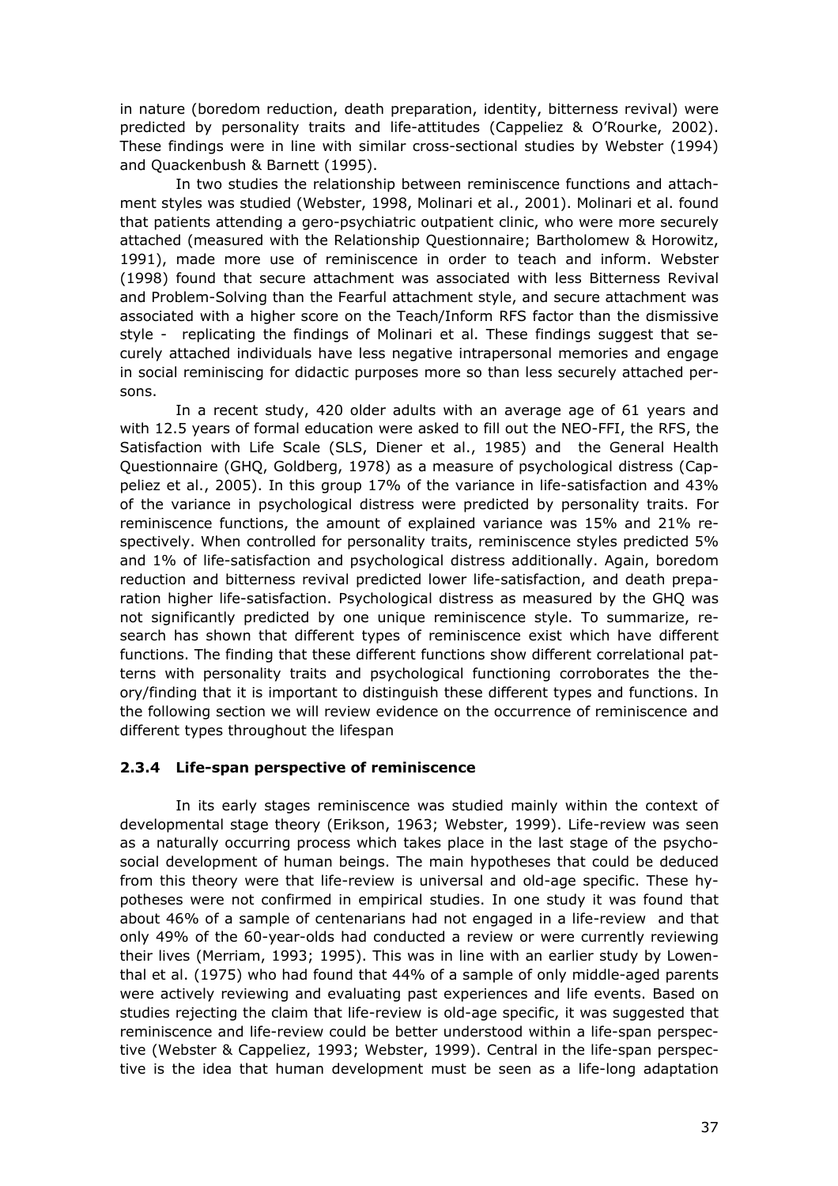in nature (boredom reduction, death preparation, identity, bitterness revival) were predicted by personality traits and life-attitudes (Cappeliez & O'Rourke, 2002). These findings were in line with similar cross-sectional studies by Webster (1994) and Quackenbush & Barnett (1995).

In two studies the relationship between reminiscence functions and attachment styles was studied (Webster, 1998, Molinari et al., 2001). Molinari et al. found that patients attending a gero-psychiatric outpatient clinic, who were more securely attached (measured with the Relationship Questionnaire; Bartholomew & Horowitz, 1991), made more use of reminiscence in order to teach and inform. Webster (1998) found that secure attachment was associated with less Bitterness Revival and Problem-Solving than the Fearful attachment style, and secure attachment was associated with a higher score on the Teach/Inform RFS factor than the dismissive style - replicating the findings of Molinari et al. These findings suggest that securely attached individuals have less negative intrapersonal memories and engage in social reminiscing for didactic purposes more so than less securely attached persons.

In a recent study, 420 older adults with an average age of 61 years and with 12.5 years of formal education were asked to fill out the NEO-FFI, the RFS, the Satisfaction with Life Scale (SLS, Diener et al., 1985) and the General Health Questionnaire (GHQ, Goldberg, 1978) as a measure of psychological distress (Cappeliez et al., 2005). In this group 17% of the variance in life-satisfaction and 43% of the variance in psychological distress were predicted by personality traits. For reminiscence functions, the amount of explained variance was 15% and 21% respectively. When controlled for personality traits, reminiscence styles predicted 5% and 1% of life-satisfaction and psychological distress additionally. Again, boredom reduction and bitterness revival predicted lower life-satisfaction, and death preparation higher life-satisfaction. Psychological distress as measured by the GHQ was not significantly predicted by one unique reminiscence style. To summarize, research has shown that different types of reminiscence exist which have different functions. The finding that these different functions show different correlational patterns with personality traits and psychological functioning corroborates the theory/finding that it is important to distinguish these different types and functions. In the following section we will review evidence on the occurrence of reminiscence and different types throughout the lifespan

### 2.3.4 Life-span perspective of reminiscence

In its early stages reminiscence was studied mainly within the context of developmental stage theory (Erikson, 1963; Webster, 1999). Life-review was seen as a naturally occurring process which takes place in the last stage of the psychosocial development of human beings. The main hypotheses that could be deduced from this theory were that life-review is universal and old-age specific. These hypotheses were not confirmed in empirical studies. In one study it was found that about 46% of a sample of centenarians had not engaged in a life-review and that only 49% of the 60-year-olds had conducted a review or were currently reviewing their lives (Merriam, 1993; 1995). This was in line with an earlier study by Lowenthal et al. (1975) who had found that 44% of a sample of only middle-aged parents were actively reviewing and evaluating past experiences and life events. Based on studies rejecting the claim that life-review is old-age specific, it was suggested that reminiscence and life-review could be better understood within a life-span perspective (Webster & Cappeliez, 1993; Webster, 1999). Central in the life-span perspective is the idea that human development must be seen as a life-long adaptation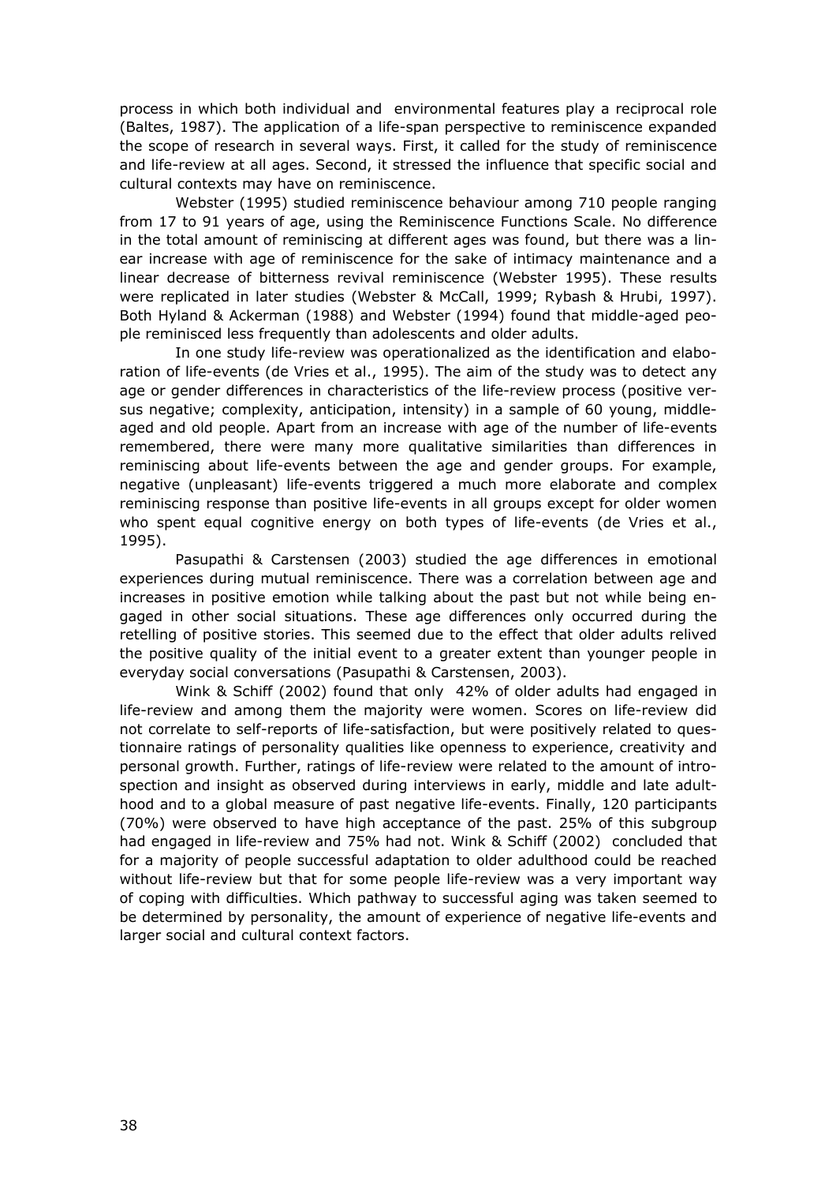process in which both individual and environmental features play a reciprocal role (Baltes, 1987). The application of a life-span perspective to reminiscence expanded the scope of research in several ways. First, it called for the study of reminiscence and life-review at all ages. Second, it stressed the influence that specific social and cultural contexts may have on reminiscence.

Webster (1995) studied reminiscence behaviour among 710 people ranging from 17 to 91 years of age, using the Reminiscence Functions Scale. No difference in the total amount of reminiscing at different ages was found, but there was a linear increase with age of reminiscence for the sake of intimacy maintenance and a linear decrease of bitterness revival reminiscence (Webster 1995). These results were replicated in later studies (Webster & McCall, 1999; Rybash & Hrubi, 1997). Both Hyland & Ackerman (1988) and Webster (1994) found that middle-aged people reminisced less frequently than adolescents and older adults.

In one study life-review was operationalized as the identification and elaboration of life-events (de Vries et al., 1995). The aim of the study was to detect any age or gender differences in characteristics of the life-review process (positive versus negative; complexity, anticipation, intensity) in a sample of 60 young, middle-aged and old people. Apart from an increase with age of the number of life-events remembered, there were many more qualitative similarities than differences in reminiscing about life-events between the age and gender groups. For example, negative (unpleasant) life-events triggered a much more elaborate and complex reminiscing response than positive life-events in all groups except for older women who spent equal cognitive energy on both types of life-events (de Vries et al., 1995).

Pasupathi & Carstensen (2003) studied the age differences in emotional experiences during mutual reminiscence. There was a correlation between age and increases in positive emotion while talking about the past but not while being engaged in other social situations. These age differences only occurred during the retelling of positive stories. This seemed due to the effect that older adults relived the positive quality of the initial event to a greater extent than younger people in everyday social conversations (Pasupathi & Carstensen, 2003).

Wink & Schiff (2002) found that only 42% of older adults had engaged in life-review and among them the majority were women. Scores on life-review did not correlate to self-reports of life-satisfaction, but were positively related to questionnaire ratings of personality qualities like openness to experience, creativity and personal growth. Further, ratings of life-review were related to the amount of introspection and insight as observed during interviews in early, middle and late adulthood and to a global measure of past negative life-events. Finally, 120 participants (70%) were observed to have high acceptance of the past. 25% of this subgroup had engaged in life-review and 75% had not. Wink & Schiff (2002) concluded that for a majority of people successful adaptation to older adulthood could be reached without life-review but that for some people life-review was a very important way of coping with difficulties. Which pathway to successful aging was taken seemed to be determined by personality, the amount of experience of negative life-events and larger social and cultural context factors.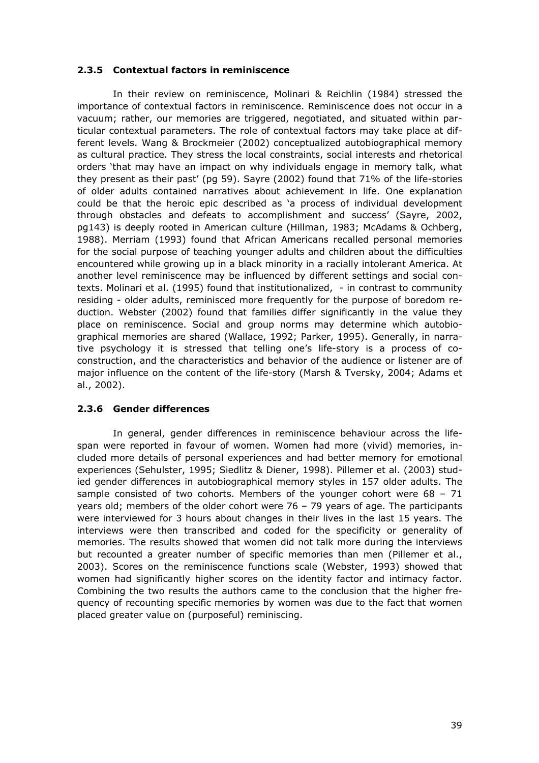### 2.3.5 Contextual factors in reminiscence

In their review on reminiscence, Molinari & Reichlin (1984) stressed the importance of contextual factors in reminiscence. Reminiscence does not occur in a vacuum; rather, our memories are triggered, negotiated, and situated within particular contextual parameters. The role of contextual factors may take place at different levels. Wang & Brockmeier (2002) conceptualized autobiographical memory as cultural practice. They stress the local constraints, social interests and rhetorical orders 'that may have an impact on why individuals engage in memory talk, what they present as their past' (pg 59). Sayre (2002) found that 71% of the life-stories of older adults contained narratives about achievement in life. One explanation could be that the heroic epic described as 'a process of individual development through obstacles and defeats to accomplishment and success' (Sayre, 2002, pg143) is deeply rooted in American culture (Hillman, 1983; McAdams & Ochberg, 1988). Merriam (1993) found that African Americans recalled personal memories for the social purpose of teaching younger adults and children about the difficulties encountered while growing up in a black minority in a racially intolerant America. At another level reminiscence may be influenced by different settings and social contexts. Molinari et al. (1995) found that institutionalized, - in contrast to community residing - older adults, reminisced more frequently for the purpose of boredom reduction. Webster (2002) found that families differ significantly in the value they place on reminiscence. Social and group norms may determine which autobiographical memories are shared (Wallace, 1992; Parker, 1995). Generally, in narrative psychology it is stressed that telling one's life-story is a process of co-construction, and the characteristics and behavior of the audience or listener are of major influence on the content of the life-story (Marsh & Tversky, 2004; Adams et al., 2002).

### 2.3.6 Gender differences

In general, gender differences in reminiscence behaviour across the lifespan were reported in favour of women. Women had more (vivid) memories, included more details of personal experiences and had better memory for emotional experiences (Sehulster, 1995; Siedlitz & Diener, 1998). Pillemer et al. (2003) studied gender differences in autobiographical memory styles in 157 older adults. The sample consisted of two cohorts. Members of the younger cohort were 68 – 71 years old; members of the older cohort were 76 – 79 years of age. The participants were interviewed for 3 hours about changes in their lives in the last 15 years. The interviews were then transcribed and coded for the specificity or generality of memories. The results showed that women did not talk more during the interviews but recounted a greater number of specific memories than men (Pillemer et al., 2003). Scores on the reminiscence functions scale (Webster, 1993) showed that women had significantly higher scores on the identity factor and intimacy factor. Combining the two results the authors came to the conclusion that the higher frequency of recounting specific memories by women was due to the fact that women placed greater value on (purposeful) reminiscing.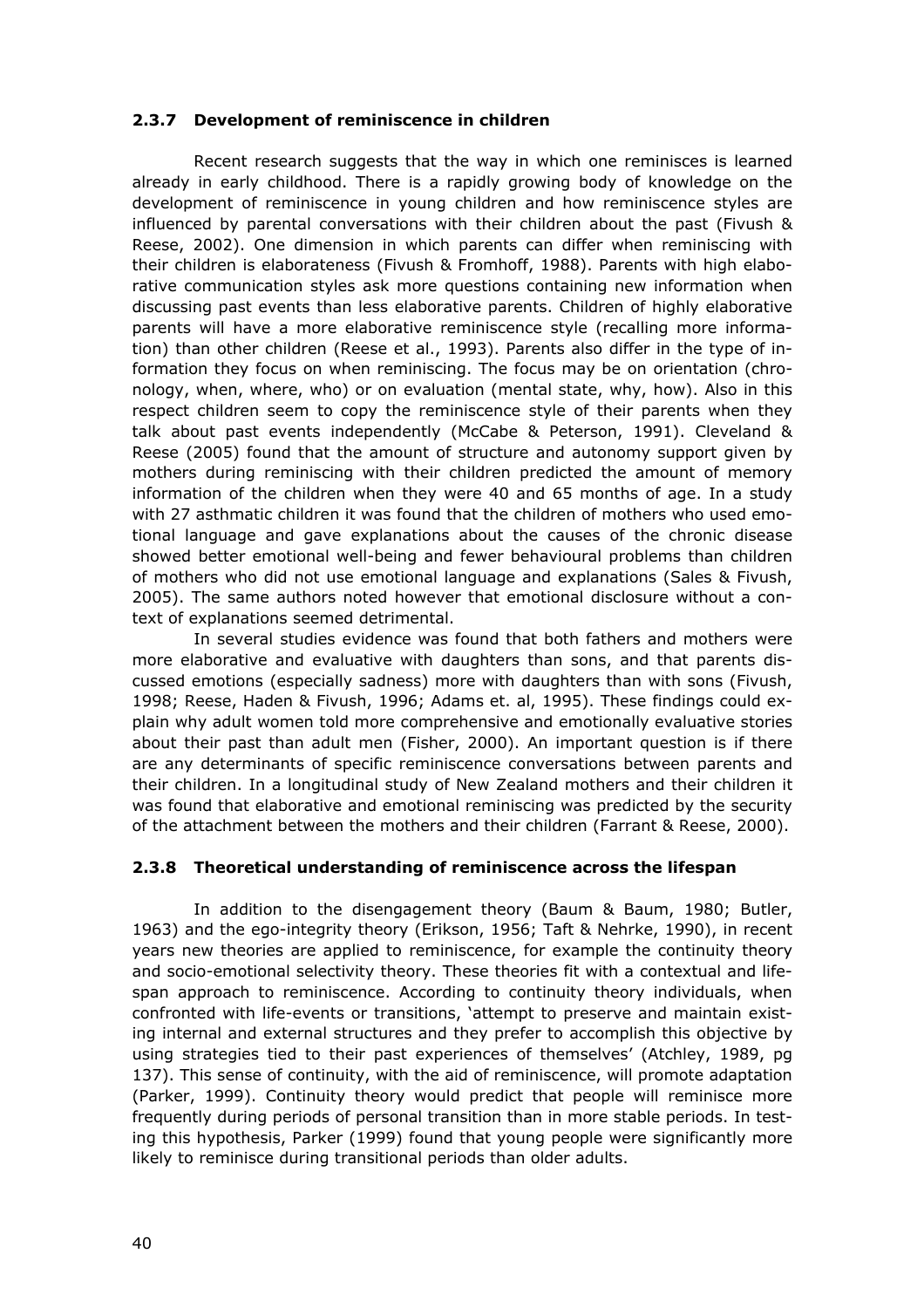### 2.3.7 Development of reminiscence in children

Recent research suggests that the way in which one reminisces is learned already in early childhood. There is a rapidly growing body of knowledge on the development of reminiscence in young children and how reminiscence styles are influenced by parental conversations with their children about the past (Fivush & Reese, 2002). One dimension in which parents can differ when reminiscing with their children is elaborateness (Fivush & Fromhoff, 1988). Parents with high elaborative communication styles ask more questions containing new information when discussing past events than less elaborative parents. Children of highly elaborative parents will have a more elaborative reminiscence style (recalling more information) than other children (Reese et al., 1993). Parents also differ in the type of information they focus on when reminiscing. The focus may be on orientation (chronology, when, where, who) or on evaluation (mental state, why, how). Also in this respect children seem to copy the reminiscence style of their parents when they talk about past events independently (McCabe & Peterson, 1991). Cleveland & Reese (2005) found that the amount of structure and autonomy support given by mothers during reminiscing with their children predicted the amount of memory information of the children when they were 40 and 65 months of age. In a study with 27 asthmatic children it was found that the children of mothers who used emotional language and gave explanations about the causes of the chronic disease showed better emotional well-being and fewer behavioural problems than children of mothers who did not use emotional language and explanations (Sales & Fivush, 2005). The same authors noted however that emotional disclosure without a context of explanations seemed detrimental.

In several studies evidence was found that both fathers and mothers were more elaborative and evaluative with daughters than sons, and that parents discussed emotions (especially sadness) more with daughters than with sons (Fivush, 1998; Reese, Haden & Fivush, 1996; Adams et. al, 1995). These findings could explain why adult women told more comprehensive and emotionally evaluative stories about their past than adult men (Fisher, 2000). An important question is if there are any determinants of specific reminiscence conversations between parents and their children. In a longitudinal study of New Zealand mothers and their children it was found that elaborative and emotional reminiscing was predicted by the security of the attachment between the mothers and their children (Farrant & Reese, 2000).

### 2.3.8 Theoretical understanding of reminiscence across the lifespan

In addition to the disengagement theory (Baum & Baum, 1980; Butler, 1963) and the ego-integrity theory (Erikson, 1956; Taft & Nehrke, 1990), in recent years new theories are applied to reminiscence, for example the continuity theory and socio-emotional selectivity theory. These theories fit with a contextual and lifespan approach to reminiscence. According to continuity theory individuals, when confronted with life-events or transitions, 'attempt to preserve and maintain existing internal and external structures and they prefer to accomplish this objective by using strategies tied to their past experiences of themselves' (Atchley, 1989, pg 137). This sense of continuity, with the aid of reminiscence, will promote adaptation (Parker, 1999). Continuity theory would predict that people will reminisce more frequently during periods of personal transition than in more stable periods. In testing this hypothesis, Parker (1999) found that young people were significantly more likely to reminisce during transitional periods than older adults.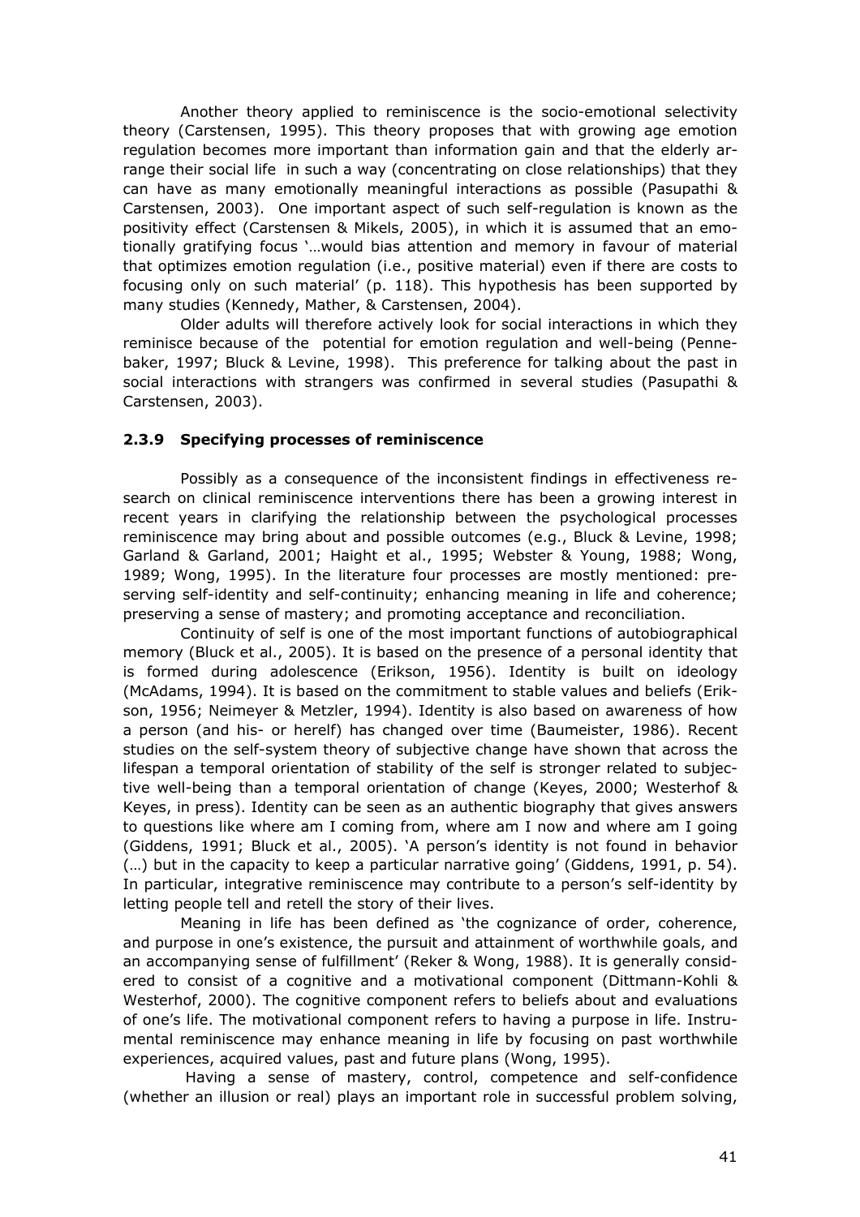Another theory applied to reminiscence is the socio-emotional selectivity theory (Carstensen, 1995). This theory proposes that with growing age emotion regulation becomes more important than information gain and that the elderly arrange their social life in such a way (concentrating on close relationships) that they can have as many emotionally meaningful interactions as possible (Pasupathi & Carstensen, 2003). One important aspect of such self-regulation is known as the positivity effect (Carstensen & Mikels, 2005), in which it is assumed that an emotionally gratifying focus '…would bias attention and memory in favour of material that optimizes emotion regulation (i.e., positive material) even if there are costs to focusing only on such material' (p. 118). This hypothesis has been supported by many studies (Kennedy, Mather, & Carstensen, 2004).

Older adults will therefore actively look for social interactions in which they reminisce because of the potential for emotion regulation and well-being (Pennebaker, 1997; Bluck & Levine, 1998). This preference for talking about the past in social interactions with strangers was confirmed in several studies (Pasupathi & Carstensen, 2003).

### 2.3.9 Specifying processes of reminiscence

Possibly as a consequence of the inconsistent findings in effectiveness research on clinical reminiscence interventions there has been a growing interest in recent years in clarifying the relationship between the psychological processes reminiscence may bring about and possible outcomes (e.g., Bluck & Levine, 1998; Garland & Garland, 2001; Haight et al., 1995; Webster & Young, 1988; Wong, 1989; Wong, 1995). In the literature four processes are mostly mentioned: preserving self-identity and self-continuity; enhancing meaning in life and coherence; preserving a sense of mastery; and promoting acceptance and reconciliation.

Continuity of self is one of the most important functions of autobiographical memory (Bluck et al., 2005). It is based on the presence of a personal identity that is formed during adolescence (Erikson, 1956). Identity is built on ideology (McAdams, 1994). It is based on the commitment to stable values and beliefs (Erikson, 1956; Neimeyer & Metzler, 1994). Identity is also based on awareness of how a person (and his- or herelf) has changed over time (Baumeister, 1986). Recent studies on the self-system theory of subjective change have shown that across the lifespan a temporal orientation of stability of the self is stronger related to subjective well-being than a temporal orientation of change (Keyes, 2000; Westerhof & Keyes, in press). Identity can be seen as an authentic biography that gives answers to questions like where am I coming from, where am I now and where am I going (Giddens, 1991; Bluck et al., 2005). 'A person's identity is not found in behavior (…) but in the capacity to keep a particular narrative going' (Giddens, 1991, p. 54). In particular, integrative reminiscence may contribute to a person's self-identity by letting people tell and retell the story of their lives.

Meaning in life has been defined as 'the cognizance of order, coherence, and purpose in one's existence, the pursuit and attainment of worthwhile goals, and an accompanying sense of fulfillment' (Reker & Wong, 1988). It is generally considered to consist of a cognitive and a motivational component (Dittmann-Kohli & Westerhof, 2000). The cognitive component refers to beliefs about and evaluations of one's life. The motivational component refers to having a purpose in life. Instrumental reminiscence may enhance meaning in life by focusing on past worthwhile experiences, acquired values, past and future plans (Wong, 1995).

Having a sense of mastery, control, competence and self-confidence (whether an illusion or real) plays an important role in successful problem solving,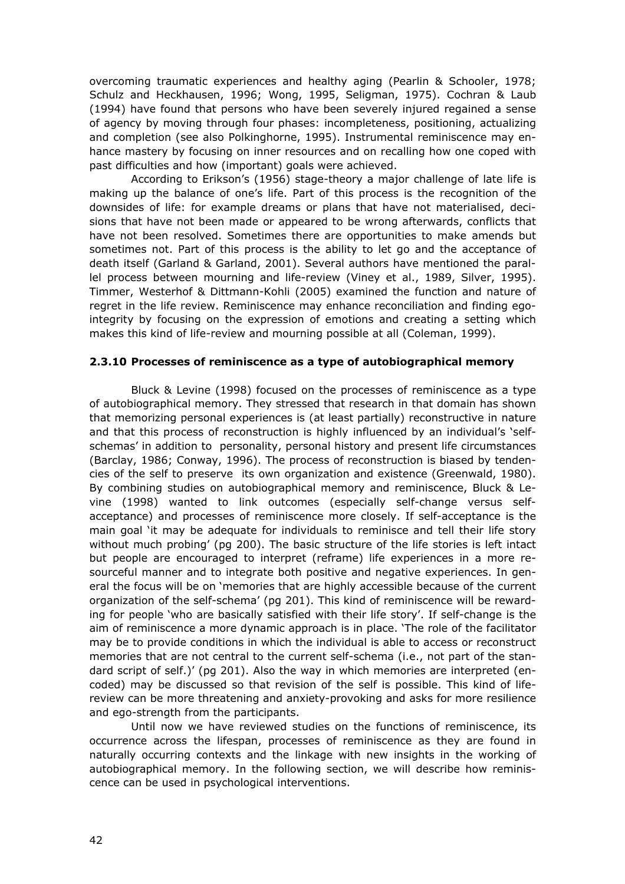overcoming traumatic experiences and healthy aging (Pearlin & Schooler, 1978; Schulz and Heckhausen, 1996; Wong, 1995, Seligman, 1975). Cochran & Laub (1994) have found that persons who have been severely injured regained a sense of agency by moving through four phases: incompleteness, positioning, actualizing and completion (see also Polkinghorne, 1995). Instrumental reminiscence may enhance mastery by focusing on inner resources and on recalling how one coped with past difficulties and how (important) goals were achieved.

According to Erikson's (1956) stage-theory a major challenge of late life is making up the balance of one's life. Part of this process is the recognition of the downsides of life: for example dreams or plans that have not materialised, decisions that have not been made or appeared to be wrong afterwards, conflicts that have not been resolved. Sometimes there are opportunities to make amends but sometimes not. Part of this process is the ability to let go and the acceptance of death itself (Garland & Garland, 2001). Several authors have mentioned the parallel process between mourning and life-review (Viney et al., 1989, Silver, 1995). Timmer, Westerhof & Dittmann-Kohli (2005) examined the function and nature of regret in the life review. Reminiscence may enhance reconciliation and finding ego-integrity by focusing on the expression of emotions and creating a setting which makes this kind of life-review and mourning possible at all (Coleman, 1999).

### 2.3.10 Processes of reminiscence as a type of autobiographical memory

Bluck & Levine (1998) focused on the processes of reminiscence as a type of autobiographical memory. They stressed that research in that domain has shown that memorizing personal experiences is (at least partially) reconstructive in nature and that this process of reconstruction is highly influenced by an individual's 'self-schemas' in addition to personality, personal history and present life circumstances (Barclay, 1986; Conway, 1996). The process of reconstruction is biased by tendencies of the self to preserve its own organization and existence (Greenwald, 1980). By combining studies on autobiographical memory and reminiscence, Bluck & Levine (1998) wanted to link outcomes (especially self-change versus self-acceptance) and processes of reminiscence more closely. If self-acceptance is the main goal 'it may be adequate for individuals to reminisce and tell their life story without much probing' (pg 200). The basic structure of the life stories is left intact but people are encouraged to interpret (reframe) life experiences in a more resourceful manner and to integrate both positive and negative experiences. In general the focus will be on 'memories that are highly accessible because of the current organization of the self-schema' (pg 201). This kind of reminiscence will be rewarding for people 'who are basically satisfied with their life story'. If self-change is the aim of reminiscence a more dynamic approach is in place. 'The role of the facilitator may be to provide conditions in which the individual is able to access or reconstruct memories that are not central to the current self-schema (i.e., not part of the standard script of self.)' (pg 201). Also the way in which memories are interpreted (encoded) may be discussed so that revision of the self is possible. This kind of life-review can be more threatening and anxiety-provoking and asks for more resilience and ego-strength from the participants.

Until now we have reviewed studies on the functions of reminiscence, its occurrence across the lifespan, processes of reminiscence as they are found in naturally occurring contexts and the linkage with new insights in the working of autobiographical memory. In the following section, we will describe how reminiscence can be used in psychological interventions.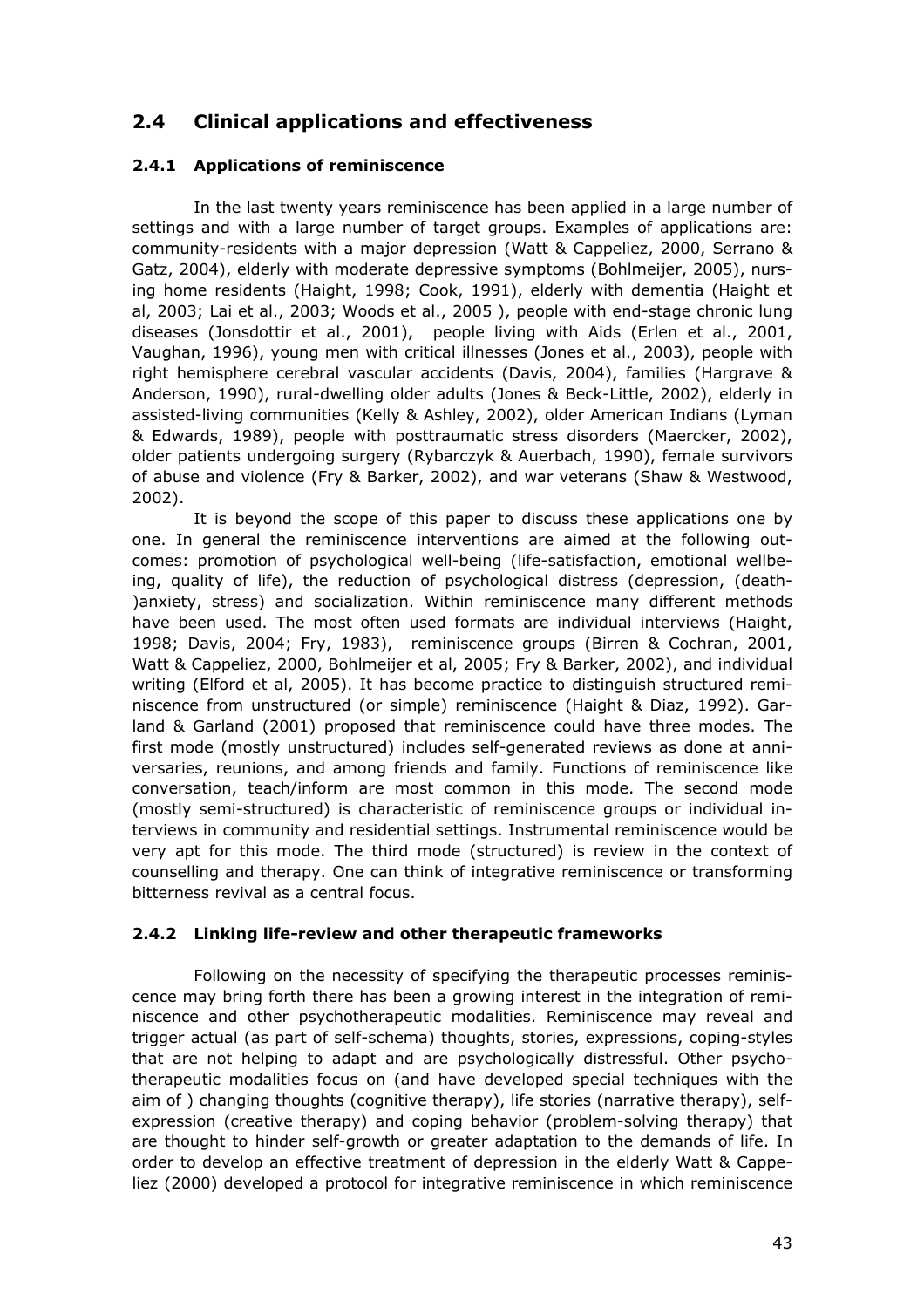## 2.4 Clinical applications and effectiveness

### 2.4.1 Applications of reminiscence

In the last twenty years reminiscence has been applied in a large number of settings and with a large number of target groups. Examples of applications are: community-residents with a major depression (Watt & Cappeliez, 2000, Serrano & Gatz, 2004), elderly with moderate depressive symptoms (Bohlmeijer, 2005), nursing home residents (Haight, 1998; Cook, 1991), elderly with dementia (Haight et al, 2003; Lai et al., 2003; Woods et al., 2005 ), people with end-stage chronic lung diseases (Jonsdottir et al., 2001), people living with Aids (Erlen et al., 2001, Vaughan, 1996), young men with critical illnesses (Jones et al., 2003), people with right hemisphere cerebral vascular accidents (Davis, 2004), families (Hargrave & Anderson, 1990), rural-dwelling older adults (Jones & Beck-Little, 2002), elderly in assisted-living communities (Kelly & Ashley, 2002), older American Indians (Lyman & Edwards, 1989), people with posttraumatic stress disorders (Maercker, 2002), older patients undergoing surgery (Rybarczyk & Auerbach, 1990), female survivors of abuse and violence (Fry & Barker, 2002), and war veterans (Shaw & Westwood, 2002).

It is beyond the scope of this paper to discuss these applications one by one. In general the reminiscence interventions are aimed at the following outcomes: promotion of psychological well-being (life-satisfaction, emotional wellbeing, quality of life), the reduction of psychological distress (depression, (death-)anxiety, stress) and socialization. Within reminiscence many different methods have been used. The most often used formats are individual interviews (Haight, 1998; Davis, 2004; Fry, 1983), reminiscence groups (Birren & Cochran, 2001, Watt & Cappeliez, 2000, Bohlmeijer et al, 2005; Fry & Barker, 2002), and individual writing (Elford et al, 2005). It has become practice to distinguish structured reminiscence from unstructured (or simple) reminiscence (Haight & Diaz, 1992). Garland & Garland (2001) proposed that reminiscence could have three modes. The first mode (mostly unstructured) includes self-generated reviews as done at anniversaries, reunions, and among friends and family. Functions of reminiscence like conversation, teach/inform are most common in this mode. The second mode (mostly semi-structured) is characteristic of reminiscence groups or individual interviews in community and residential settings. Instrumental reminiscence would be very apt for this mode. The third mode (structured) is review in the context of counselling and therapy. One can think of integrative reminiscence or transforming bitterness revival as a central focus.

### 2.4.2 Linking life-review and other therapeutic frameworks

Following on the necessity of specifying the therapeutic processes reminiscence may bring forth there has been a growing interest in the integration of reminiscence and other psychotherapeutic modalities. Reminiscence may reveal and trigger actual (as part of self-schema) thoughts, stories, expressions, coping-styles that are not helping to adapt and are psychologically distressful. Other psychotherapeutic modalities focus on (and have developed special techniques with the aim of ) changing thoughts (cognitive therapy), life stories (narrative therapy), self-expression (creative therapy) and coping behavior (problem-solving therapy) that are thought to hinder self-growth or greater adaptation to the demands of life. In order to develop an effective treatment of depression in the elderly Watt & Cappeliez (2000) developed a protocol for integrative reminiscence in which reminiscence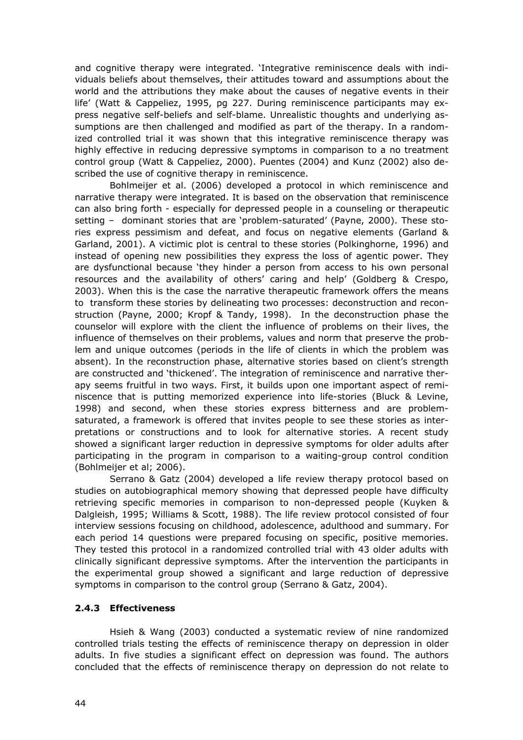and cognitive therapy were integrated. 'Integrative reminiscence deals with individuals beliefs about themselves, their attitudes toward and assumptions about the world and the attributions they make about the causes of negative events in their life' (Watt & Cappeliez, 1995, pg 227. During reminiscence participants may express negative self-beliefs and self-blame. Unrealistic thoughts and underlying assumptions are then challenged and modified as part of the therapy. In a randomized controlled trial it was shown that this integrative reminiscence therapy was highly effective in reducing depressive symptoms in comparison to a no treatment control group (Watt & Cappeliez, 2000). Puentes (2004) and Kunz (2002) also described the use of cognitive therapy in reminiscence.

Bohlmeijer et al. (2006) developed a protocol in which reminiscence and narrative therapy were integrated. It is based on the observation that reminiscence can also bring forth - especially for depressed people in a counseling or therapeutic setting – dominant stories that are 'problem-saturated' (Payne, 2000). These stories express pessimism and defeat, and focus on negative elements (Garland & Garland, 2001). A victimic plot is central to these stories (Polkinghorne, 1996) and instead of opening new possibilities they express the loss of agentic power. They are dysfunctional because 'they hinder a person from access to his own personal resources and the availability of others' caring and help' (Goldberg & Crespo, 2003). When this is the case the narrative therapeutic framework offers the means to transform these stories by delineating two processes: deconstruction and reconstruction (Payne, 2000; Kropf & Tandy, 1998). In the deconstruction phase the counselor will explore with the client the influence of problems on their lives, the influence of themselves on their problems, values and norm that preserve the problem and unique outcomes (periods in the life of clients in which the problem was absent). In the reconstruction phase, alternative stories based on client's strength are constructed and 'thickened'. The integration of reminiscence and narrative therapy seems fruitful in two ways. First, it builds upon one important aspect of reminiscence that is putting memorized experience into life-stories (Bluck & Levine, 1998) and second, when these stories express bitterness and are problem-saturated, a framework is offered that invites people to see these stories as interpretations or constructions and to look for alternative stories. A recent study showed a significant larger reduction in depressive symptoms for older adults after participating in the program in comparison to a waiting-group control condition (Bohlmeijer et al; 2006).

Serrano & Gatz (2004) developed a life review therapy protocol based on studies on autobiographical memory showing that depressed people have difficulty retrieving specific memories in comparison to non-depressed people (Kuyken & Dalgleish, 1995; Williams & Scott, 1988). The life review protocol consisted of four interview sessions focusing on childhood, adolescence, adulthood and summary. For each period 14 questions were prepared focusing on specific, positive memories. They tested this protocol in a randomized controlled trial with 43 older adults with clinically significant depressive symptoms. After the intervention the participants in the experimental group showed a significant and large reduction of depressive symptoms in comparison to the control group (Serrano & Gatz, 2004).

### 2.4.3 Effectiveness

Hsieh & Wang (2003) conducted a systematic review of nine randomized controlled trials testing the effects of reminiscence therapy on depression in older adults. In five studies a significant effect on depression was found. The authors concluded that the effects of reminiscence therapy on depression do not relate to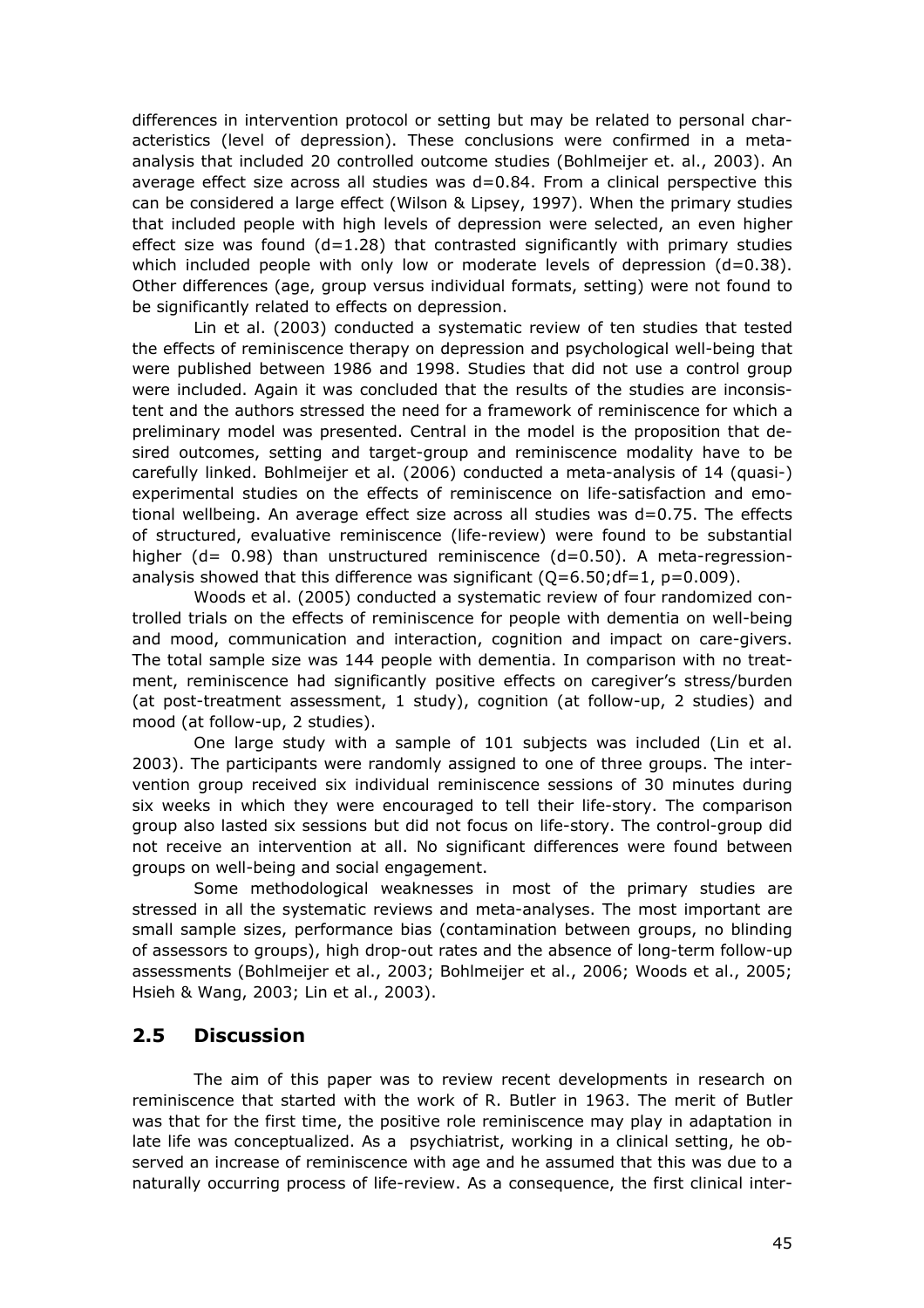differences in intervention protocol or setting but may be related to personal characteristics (level of depression). These conclusions were confirmed in a meta-analysis that included 20 controlled outcome studies (Bohlmeijer et. al., 2003). An average effect size across all studies was $d=0.84$. From a clinical perspective this can be considered a large effect (Wilson & Lipsey, 1997). When the primary studies that included people with high levels of depression were selected, an even higher effect size was found ($d=1.28$) that contrasted significantly with primary studies which included people with only low or moderate levels of depression ($d=0.38$). Other differences (age, group versus individual formats, setting) were not found to be significantly related to effects on depression.

Lin et al. (2003) conducted a systematic review of ten studies that tested the effects of reminiscence therapy on depression and psychological well-being that were published between 1986 and 1998. Studies that did not use a control group were included. Again it was concluded that the results of the studies are inconsistent and the authors stressed the need for a framework of reminiscence for which a preliminary model was presented. Central in the model is the proposition that desired outcomes, setting and target-group and reminiscence modality have to be carefully linked. Bohlmeijer et al. (2006) conducted a meta-analysis of 14 (quasi-) experimental studies on the effects of reminiscence on life-satisfaction and emotional wellbeing. An average effect size across all studies was $d=0.75$. The effects of structured, evaluative reminiscence (life-review) were found to be substantial higher ($d= 0.98$) than unstructured reminiscence ($d=0.50$). A meta-regression-analysis showed that this difference was significant ($Q=6.50; df=1, p=0.009$).

Woods et al. (2005) conducted a systematic review of four randomized controlled trials on the effects of reminiscence for people with dementia on well-being and mood, communication and interaction, cognition and impact on care-givers. The total sample size was 144 people with dementia. In comparison with no treatment, reminiscence had significantly positive effects on caregiver's stress/burden (at post-treatment assessment, 1 study), cognition (at follow-up, 2 studies) and mood (at follow-up, 2 studies).

One large study with a sample of 101 subjects was included (Lin et al. 2003). The participants were randomly assigned to one of three groups. The intervention group received six individual reminiscence sessions of 30 minutes during six weeks in which they were encouraged to tell their life-story. The comparison group also lasted six sessions but did not focus on life-story. The control-group did not receive an intervention at all. No significant differences were found between groups on well-being and social engagement.

Some methodological weaknesses in most of the primary studies are stressed in all the systematic reviews and meta-analyses. The most important are small sample sizes, performance bias (contamination between groups, no blinding of assessors to groups), high drop-out rates and the absence of long-term follow-up assessments (Bohlmeijer et al., 2003; Bohlmeijer et al., 2006; Woods et al., 2005; Hsieh & Wang, 2003; Lin et al., 2003).

## 2.5 Discussion

The aim of this paper was to review recent developments in research on reminiscence that started with the work of R. Butler in 1963. The merit of Butler was that for the first time, the positive role reminiscence may play in adaptation in late life was conceptualized. As a psychiatrist, working in a clinical setting, he observed an increase of reminiscence with age and he assumed that this was due to a naturally occurring process of life-review. As a consequence, the first clinical inter-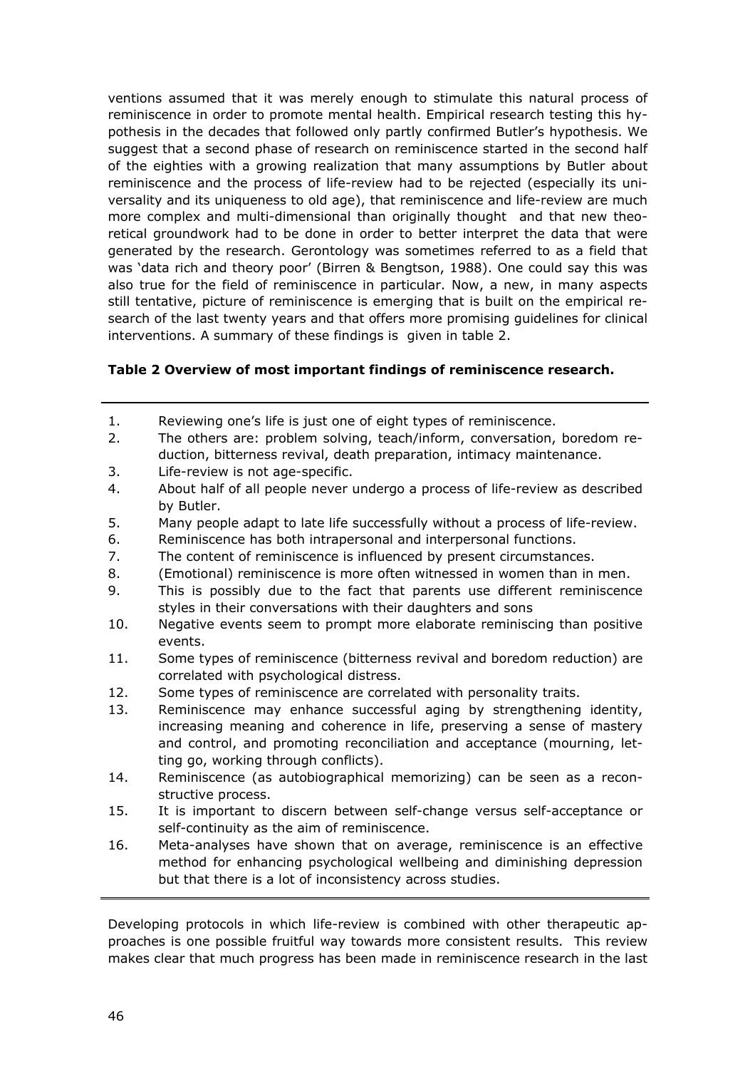ventions assumed that it was merely enough to stimulate this natural process of reminiscence in order to promote mental health. Empirical research testing this hypothesis in the decades that followed only partly confirmed Butler's hypothesis. We suggest that a second phase of research on reminiscence started in the second half of the eighties with a growing realization that many assumptions by Butler about reminiscence and the process of life-review had to be rejected (especially its universality and its uniqueness to old age), that reminiscence and life-review are much more complex and multi-dimensional than originally thought and that new theoretical groundwork had to be done in order to better interpret the data that were generated by the research. Gerontology was sometimes referred to as a field that was 'data rich and theory poor' (Birren & Bengtson, 1988). One could say this was also true for the field of reminiscence in particular. Now, a new, in many aspects still tentative, picture of reminiscence is emerging that is built on the empirical research of the last twenty years and that offers more promising guidelines for clinical interventions. A summary of these findings is given in table 2.

**Table 2 Overview of most important findings of reminiscence research.**

1. Reviewing one's life is just one of eight types of reminiscence.
2. The others are: problem solving, teach/inform, conversation, boredom reduction, bitterness revival, death preparation, intimacy maintenance.
3. Life-review is not age-specific.
4. About half of all people never undergo a process of life-review as described by Butler.
5. Many people adapt to late life successfully without a process of life-review.
6. Reminiscence has both intrapersonal and interpersonal functions.
7. The content of reminiscence is influenced by present circumstances.
8. (Emotional) reminiscence is more often witnessed in women than in men.
9. This is possibly due to the fact that parents use different reminiscence styles in their conversations with their daughters and sons
10. Negative events seem to prompt more elaborate reminiscing than positive events.
11. Some types of reminiscence (bitterness revival and boredom reduction) are correlated with psychological distress.
12. Some types of reminiscence are correlated with personality traits.
13. Reminiscence may enhance successful aging by strengthening identity, increasing meaning and coherence in life, preserving a sense of mastery and control, and promoting reconciliation and acceptance (mourning, letting go, working through conflicts).
14. Reminiscence (as autobiographical memorizing) can be seen as a reconstructive process.
15. It is important to discern between self-change versus self-acceptance or self-continuity as the aim of reminiscence.
16. Meta-analyses have shown that on average, reminiscence is an effective method for enhancing psychological wellbeing and diminishing depression but that there is a lot of inconsistency across studies.

Developing protocols in which life-review is combined with other therapeutic approaches is one possible fruitful way towards more consistent results. This review makes clear that much progress has been made in reminiscence research in the last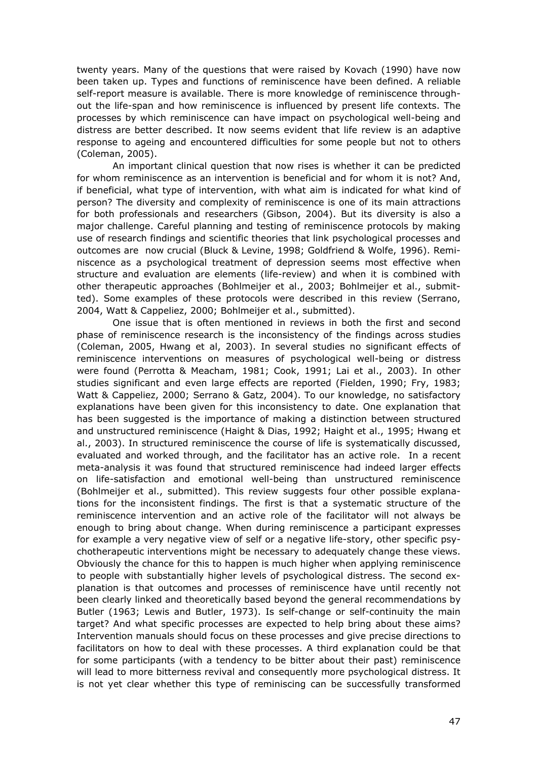twenty years. Many of the questions that were raised by Kovach (1990) have now been taken up. Types and functions of reminiscence have been defined. A reliable self-report measure is available. There is more knowledge of reminiscence throughout the life-span and how reminiscence is influenced by present life contexts. The processes by which reminiscence can have impact on psychological well-being and distress are better described. It now seems evident that life review is an adaptive response to ageing and encountered difficulties for some people but not to others (Coleman, 2005).

An important clinical question that now rises is whether it can be predicted for whom reminiscence as an intervention is beneficial and for whom it is not? And, if beneficial, what type of intervention, with what aim is indicated for what kind of person? The diversity and complexity of reminiscence is one of its main attractions for both professionals and researchers (Gibson, 2004). But its diversity is also a major challenge. Careful planning and testing of reminiscence protocols by making use of research findings and scientific theories that link psychological processes and outcomes are now crucial (Bluck & Levine, 1998; Goldfriend & Wolfe, 1996). Reminiscence as a psychological treatment of depression seems most effective when structure and evaluation are elements (life-review) and when it is combined with other therapeutic approaches (Bohlmeijer et al., 2003; Bohlmeijer et al., submitted). Some examples of these protocols were described in this review (Serrano, 2004, Watt & Cappeliez, 2000; Bohlmeijer et al., submitted).

One issue that is often mentioned in reviews in both the first and second phase of reminiscence research is the inconsistency of the findings across studies (Coleman, 2005, Hwang et al, 2003). In several studies no significant effects of reminiscence interventions on measures of psychological well-being or distress were found (Perrotta & Meacham, 1981; Cook, 1991; Lai et al., 2003). In other studies significant and even large effects are reported (Fielden, 1990; Fry, 1983; Watt & Cappeliez, 2000; Serrano & Gatz, 2004). To our knowledge, no satisfactory explanations have been given for this inconsistency to date. One explanation that has been suggested is the importance of making a distinction between structured and unstructured reminiscence (Haight & Dias, 1992; Haight et al., 1995; Hwang et al., 2003). In structured reminiscence the course of life is systematically discussed, evaluated and worked through, and the facilitator has an active role. In a recent meta-analysis it was found that structured reminiscence had indeed larger effects on life-satisfaction and emotional well-being than unstructured reminiscence (Bohlmeijer et al., submitted). This review suggests four other possible explanations for the inconsistent findings. The first is that a systematic structure of the reminiscence intervention and an active role of the facilitator will not always be enough to bring about change. When during reminiscence a participant expresses for example a very negative view of self or a negative life-story, other specific psychotherapeutic interventions might be necessary to adequately change these views. Obviously the chance for this to happen is much higher when applying reminiscence to people with substantially higher levels of psychological distress. The second explanation is that outcomes and processes of reminiscence have until recently not been clearly linked and theoretically based beyond the general recommendations by Butler (1963; Lewis and Butler, 1973). Is self-change or self-continuity the main target? And what specific processes are expected to help bring about these aims? Intervention manuals should focus on these processes and give precise directions to facilitators on how to deal with these processes. A third explanation could be that for some participants (with a tendency to be bitter about their past) reminiscence will lead to more bitterness revival and consequently more psychological distress. It is not yet clear whether this type of reminiscing can be successfully transformed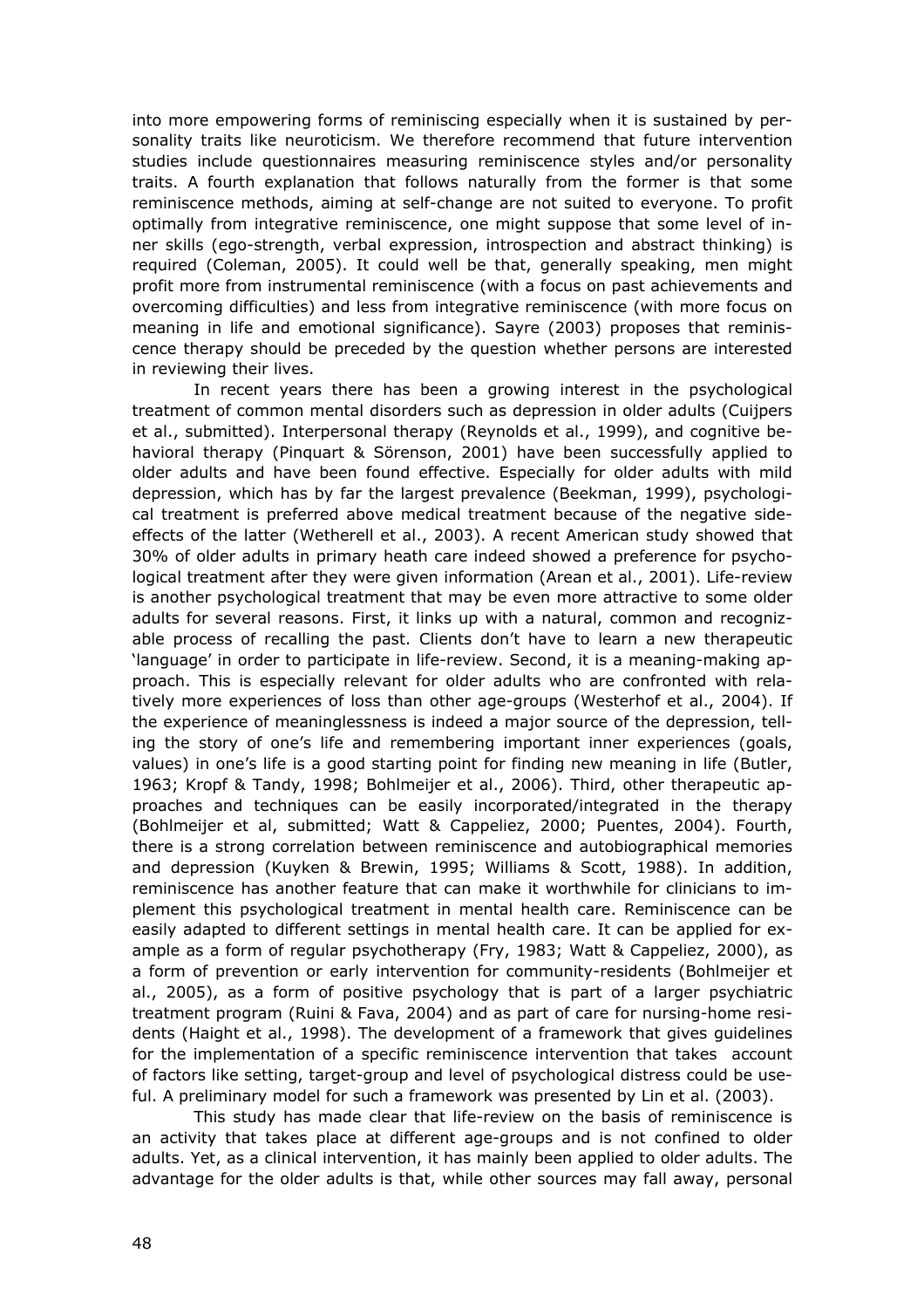into more empowering forms of reminiscing especially when it is sustained by personality traits like neuroticism. We therefore recommend that future intervention studies include questionnaires measuring reminiscence styles and/or personality traits. A fourth explanation that follows naturally from the former is that some reminiscence methods, aiming at self-change are not suited to everyone. To profit optimally from integrative reminiscence, one might suppose that some level of inner skills (ego-strength, verbal expression, introspection and abstract thinking) is required (Coleman, 2005). It could well be that, generally speaking, men might profit more from instrumental reminiscence (with a focus on past achievements and overcoming difficulties) and less from integrative reminiscence (with more focus on meaning in life and emotional significance). Sayre (2003) proposes that reminiscence therapy should be preceded by the question whether persons are interested in reviewing their lives.

In recent years there has been a growing interest in the psychological treatment of common mental disorders such as depression in older adults (Cuijpers et al., submitted). Interpersonal therapy (Reynolds et al., 1999), and cognitive behavioral therapy (Pinquart & Sörenson, 2001) have been successfully applied to older adults and have been found effective. Especially for older adults with mild depression, which has by far the largest prevalence (Beekman, 1999), psychological treatment is preferred above medical treatment because of the negative side-effects of the latter (Wetherell et al., 2003). A recent American study showed that 30% of older adults in primary heath care indeed showed a preference for psychological treatment after they were given information (Arean et al., 2001). Life-review is another psychological treatment that may be even more attractive to some older adults for several reasons. First, it links up with a natural, common and recognizable process of recalling the past. Clients don't have to learn a new therapeutic 'language' in order to participate in life-review. Second, it is a meaning-making approach. This is especially relevant for older adults who are confronted with relatively more experiences of loss than other age-groups (Westerhof et al., 2004). If the experience of meaninglessness is indeed a major source of the depression, telling the story of one's life and remembering important inner experiences (goals, values) in one's life is a good starting point for finding new meaning in life (Butler, 1963; Kropf & Tandy, 1998; Bohlmeijer et al., 2006). Third, other therapeutic approaches and techniques can be easily incorporated/integrated in the therapy (Bohlmeijer et al, submitted; Watt & Cappeliez, 2000; Puentes, 2004). Fourth, there is a strong correlation between reminiscence and autobiographical memories and depression (Kuyken & Brewin, 1995; Williams & Scott, 1988). In addition, reminiscence has another feature that can make it worthwhile for clinicians to implement this psychological treatment in mental health care. Reminiscence can be easily adapted to different settings in mental health care. It can be applied for example as a form of regular psychotherapy (Fry, 1983; Watt & Cappeliez, 2000), as a form of prevention or early intervention for community-residents (Bohlmeijer et al., 2005), as a form of positive psychology that is part of a larger psychiatric treatment program (Ruini & Fava, 2004) and as part of care for nursing-home residents (Haight et al., 1998). The development of a framework that gives guidelines for the implementation of a specific reminiscence intervention that takes account of factors like setting, target-group and level of psychological distress could be useful. A preliminary model for such a framework was presented by Lin et al. (2003).

This study has made clear that life-review on the basis of reminiscence is an activity that takes place at different age-groups and is not confined to older adults. Yet, as a clinical intervention, it has mainly been applied to older adults. The advantage for the older adults is that, while other sources may fall away, personal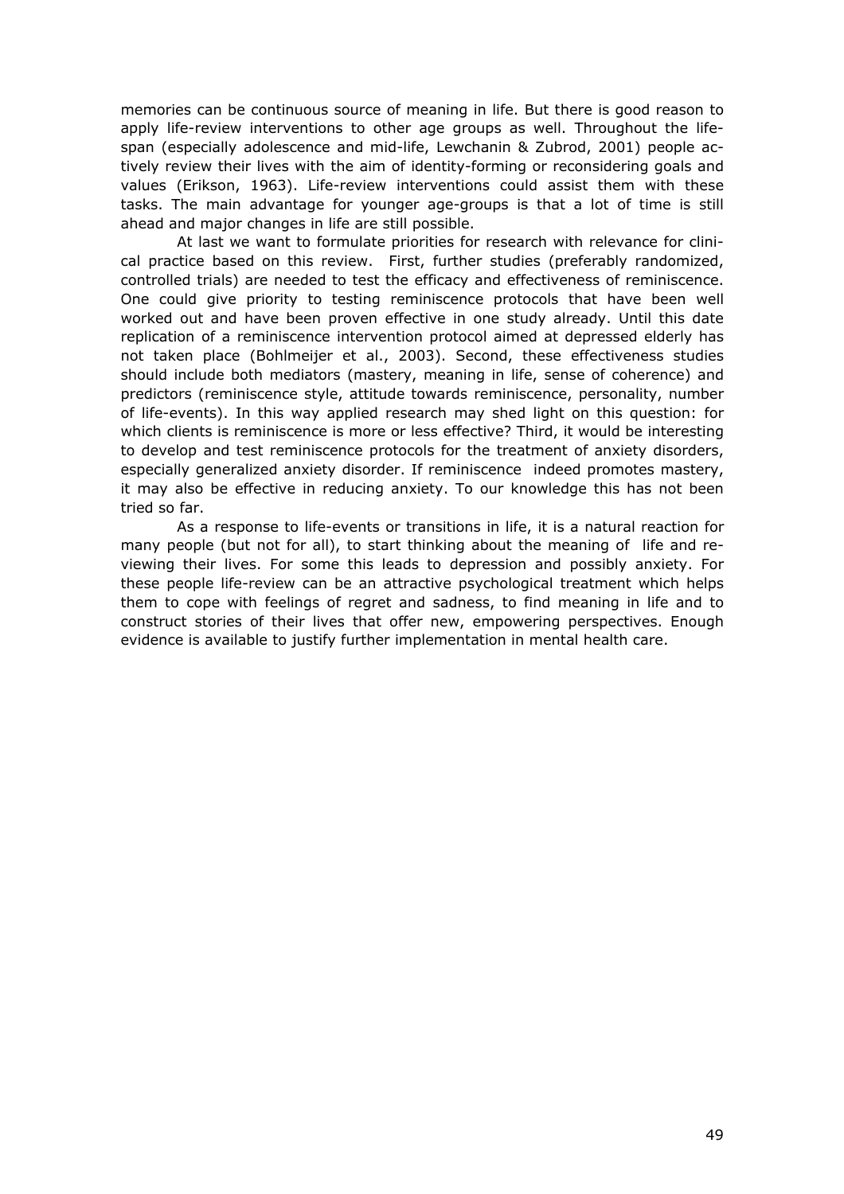memories can be continuous source of meaning in life. But there is good reason to apply life-review interventions to other age groups as well. Throughout the lifespan (especially adolescence and mid-life, Lewchanin & Zubrod, 2001) people actively review their lives with the aim of identity-forming or reconsidering goals and values (Erikson, 1963). Life-review interventions could assist them with these tasks. The main advantage for younger age-groups is that a lot of time is still ahead and major changes in life are still possible.

At last we want to formulate priorities for research with relevance for clinical practice based on this review. First, further studies (preferably randomized, controlled trials) are needed to test the efficacy and effectiveness of reminiscence. One could give priority to testing reminiscence protocols that have been well worked out and have been proven effective in one study already. Until this date replication of a reminiscence intervention protocol aimed at depressed elderly has not taken place (Bohlmeijer et al., 2003). Second, these effectiveness studies should include both mediators (mastery, meaning in life, sense of coherence) and predictors (reminiscence style, attitude towards reminiscence, personality, number of life-events). In this way applied research may shed light on this question: for which clients is reminiscence is more or less effective? Third, it would be interesting to develop and test reminiscence protocols for the treatment of anxiety disorders, especially generalized anxiety disorder. If reminiscence indeed promotes mastery, it may also be effective in reducing anxiety. To our knowledge this has not been tried so far.

As a response to life-events or transitions in life, it is a natural reaction for many people (but not for all), to start thinking about the meaning of life and reviewing their lives. For some this leads to depression and possibly anxiety. For these people life-review can be an attractive psychological treatment which helps them to cope with feelings of regret and sadness, to find meaning in life and to construct stories of their lives that offer new, empowering perspectives. Enough evidence is available to justify further implementation in mental health care.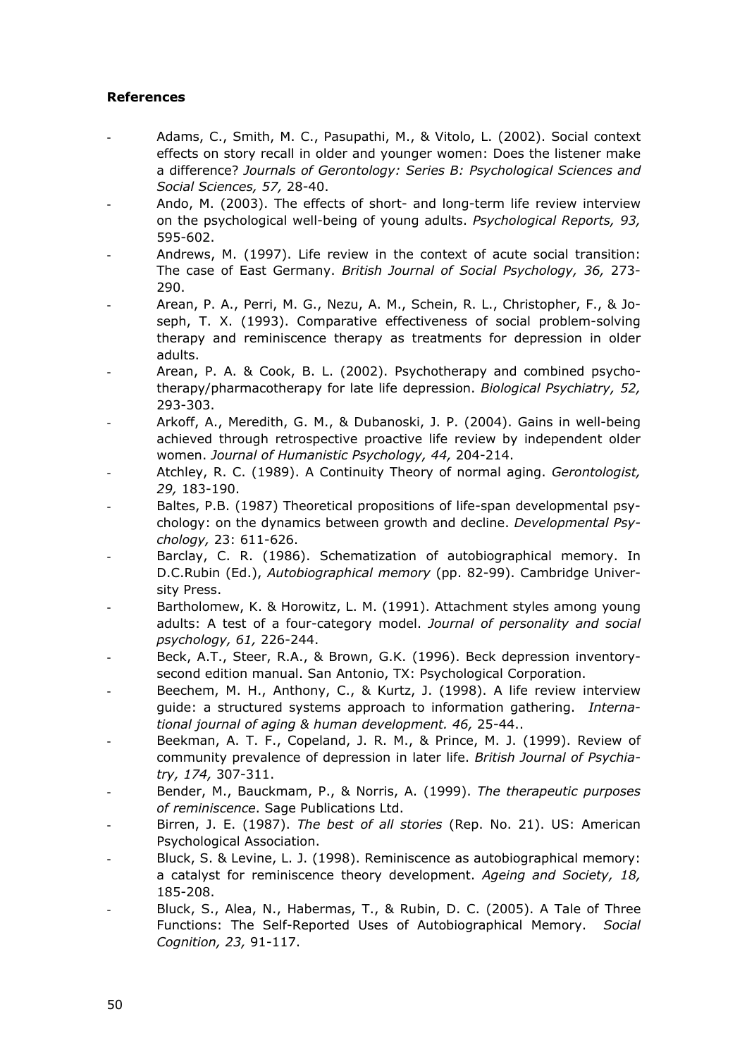**References**

- Adams, C., Smith, M. C., Pasupathi, M., & Vitolo, L. (2002). Social context effects on story recall in older and younger women: Does the listener make a difference? *Journals of Gerontology: Series B: Psychological Sciences and Social Sciences, 57,* 28-40.
- Ando, M. (2003). The effects of short- and long-term life review interview on the psychological well-being of young adults. *Psychological Reports, 93,* 595-602.
- Andrews, M. (1997). Life review in the context of acute social transition: The case of East Germany. *British Journal of Social Psychology, 36,* 273-290.
- Arean, P. A., Perri, M. G., Nezu, A. M., Schein, R. L., Christopher, F., & Joseph, T. X. (1993). Comparative effectiveness of social problem-solving therapy and reminiscence therapy as treatments for depression in older adults.
- Arean, P. A. & Cook, B. L. (2002). Psychotherapy and combined psychotherapy/pharmacotherapy for late life depression. *Biological Psychiatry, 52,* 293-303.
- Arkoff, A., Meredith, G. M., & Dubanoski, J. P. (2004). Gains in well-being achieved through retrospective proactive life review by independent older women. *Journal of Humanistic Psychology, 44,* 204-214.
- Atchley, R. C. (1989). A Continuity Theory of normal aging. *Gerontologist, 29,* 183-190.
- Baltes, P.B. (1987) Theoretical propositions of life-span developmental psychology: on the dynamics between growth and decline. *Developmental Psychology,* 23: 611-626.
- Barclay, C. R. (1986). Schematization of autobiographical memory. In D.C.Rubin (Ed.), *Autobiographical memory* (pp. 82-99). Cambridge University Press.
- Bartholomew, K. & Horowitz, L. M. (1991). Attachment styles among young adults: A test of a four-category model. *Journal of personality and social psychology, 61,* 226-244.
- Beck, A.T., Steer, R.A., & Brown, G.K. (1996). Beck depression inventory-second edition manual. San Antonio, TX: Psychological Corporation.
- Beechem, M. H., Anthony, C., & Kurtz, J. (1998). A life review interview guide: a structured systems approach to information gathering. *International journal of aging & human development. 46,* 25-44..
- Beekman, A. T. F., Copeland, J. R. M., & Prince, M. J. (1999). Review of community prevalence of depression in later life. *British Journal of Psychiatry, 174,* 307-311.
- Bender, M., Bauckmam, P., & Norris, A. (1999). *The therapeutic purposes of reminiscence*. Sage Publications Ltd.
- Birren, J. E. (1987). *The best of all stories* (Rep. No. 21). US: American Psychological Association.
- Bluck, S. & Levine, L. J. (1998). Reminiscence as autobiographical memory: a catalyst for reminiscence theory development. *Ageing and Society, 18,* 185-208.
- Bluck, S., Alea, N., Habermas, T., & Rubin, D. C. (2005). A Tale of Three Functions: The Self-Reported Uses of Autobiographical Memory. *Social Cognition, 23,* 91-117.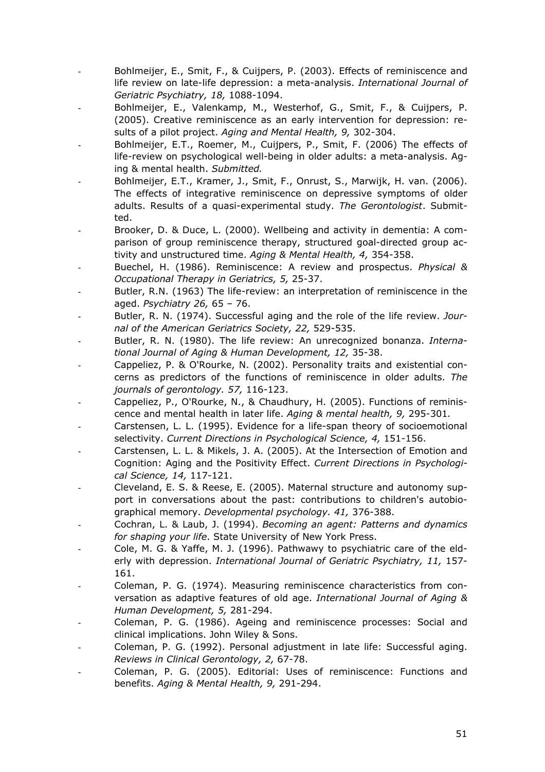- Bohlmeijer, E., Smit, F., & Cuijpers, P. (2003). Effects of reminiscence and life review on late-life depression: a meta-analysis. *International Journal of Geriatric Psychiatry, 18,* 1088-1094.
- Bohlmeijer, E., Valenkamp, M., Westerhof, G., Smit, F., & Cuijpers, P. (2005). Creative reminiscence as an early intervention for depression: results of a pilot project. *Aging and Mental Health, 9,* 302-304.
- Bohlmeijer, E.T., Roemer, M., Cuijpers, P., Smit, F. (2006) The effects of life-review on psychological well-being in older adults: a meta-analysis. Aging & mental health. *Submitted.*
- Bohlmeijer, E.T., Kramer, J., Smit, F., Onrust, S., Marwijk, H. van. (2006). The effects of integrative reminiscence on depressive symptoms of older adults. Results of a quasi-experimental study. *The Gerontologist*. Submitted.
- Brooker, D. & Duce, L. (2000). Wellbeing and activity in dementia: A comparison of group reminiscence therapy, structured goal-directed group activity and unstructured time. *Aging & Mental Health, 4,* 354-358.
- Buechel, H. (1986). Reminiscence: A review and prospectus. *Physical & Occupational Therapy in Geriatrics, 5,* 25-37.
- Butler, R.N. (1963) The life-review: an interpretation of reminiscence in the aged. *Psychiatry 26,* 65 – 76.
- Butler, R. N. (1974). Successful aging and the role of the life review. *Journal of the American Geriatrics Society, 22,* 529-535.
- Butler, R. N. (1980). The life review: An unrecognized bonanza. *International Journal of Aging & Human Development, 12,* 35-38.
- Cappeliez, P. & O'Rourke, N. (2002). Personality traits and existential concerns as predictors of the functions of reminiscence in older adults. *The journals of gerontology. 57,* 116-123.
- Cappeliez, P., O'Rourke, N., & Chaudhury, H. (2005). Functions of reminiscence and mental health in later life. *Aging & mental health, 9,* 295-301*.*
- Carstensen, L. L. (1995). Evidence for a life-span theory of socioemotional selectivity. *Current Directions in Psychological Science, 4,* 151-156.
- Carstensen, L. L. & Mikels, J. A. (2005). At the Intersection of Emotion and Cognition: Aging and the Positivity Effect. *Current Directions in Psychological Science, 14,* 117-121.
- Cleveland, E. S. & Reese, E. (2005). Maternal structure and autonomy support in conversations about the past: contributions to children's autobiographical memory. *Developmental psychology. 41,* 376-388.
- Cochran, L. & Laub, J. (1994). *Becoming an agent: Patterns and dynamics for shaping your life*. State University of New York Press.
- Cole, M. G. & Yaffe, M. J. (1996). Pathwawy to psychiatric care of the elderly with depression. *International Journal of Geriatric Psychiatry, 11,* 157-161.
- Coleman, P. G. (1974). Measuring reminiscence characteristics from conversation as adaptive features of old age. *International Journal of Aging & Human Development, 5,* 281-294.
- Coleman, P. G. (1986). Ageing and reminiscence processes: Social and clinical implications. John Wiley & Sons.
- Coleman, P. G. (1992). Personal adjustment in late life: Successful aging. *Reviews in Clinical Gerontology, 2,* 67-78.
- Coleman, P. G. (2005). Editorial: Uses of reminiscence: Functions and benefits. *Aging & Mental Health, 9,* 291-294.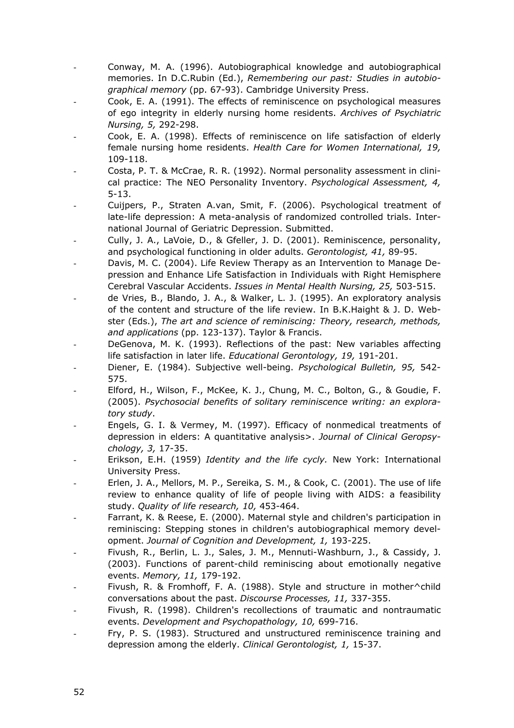- Conway, M. A. (1996). Autobiographical knowledge and autobiographical memories. In D.C.Rubin (Ed.), *Remembering our past: Studies in autobiographical memory* (pp. 67-93). Cambridge University Press.
- Cook, E. A. (1991). The effects of reminiscence on psychological measures of ego integrity in elderly nursing home residents. *Archives of Psychiatric Nursing, 5,* 292-298.
- Cook, E. A. (1998). Effects of reminiscence on life satisfaction of elderly female nursing home residents. *Health Care for Women International, 19,* 109-118.
- Costa, P. T. & McCrae, R. R. (1992). Normal personality assessment in clinical practice: The NEO Personality Inventory. *Psychological Assessment, 4,* 5-13.
- Cuijpers, P., Straten A.van, Smit, F. (2006). Psychological treatment of late-life depression: A meta-analysis of randomized controlled trials. International Journal of Geriatric Depression. Submitted.
- Cully, J. A., LaVoie, D., & Gfeller, J. D. (2001). Reminiscence, personality, and psychological functioning in older adults. *Gerontologist, 41,* 89-95.
- Davis, M. C. (2004). Life Review Therapy as an Intervention to Manage Depression and Enhance Life Satisfaction in Individuals with Right Hemisphere Cerebral Vascular Accidents. *Issues in Mental Health Nursing, 25,* 503-515.
- de Vries, B., Blando, J. A., & Walker, L. J. (1995). An exploratory analysis of the content and structure of the life review. In B.K.Haight & J. D. Webster (Eds.), *The art and science of reminiscing: Theory, research, methods, and applications* (pp. 123-137). Taylor & Francis.
- DeGenova, M. K. (1993). Reflections of the past: New variables affecting life satisfaction in later life. *Educational Gerontology, 19,* 191-201.
- Diener, E. (1984). Subjective well-being. *Psychological Bulletin, 95,* 542-575.
- Elford, H., Wilson, F., McKee, K. J., Chung, M. C., Bolton, G., & Goudie, F. (2005). *Psychosocial benefits of solitary reminiscence writing: an exploratory study*.
- Engels, G. I. & Vermey, M. (1997). Efficacy of nonmedical treatments of depression in elders: A quantitative analysis>. *Journal of Clinical Geropsychology, 3,* 17-35.
- Erikson, E.H. (1959) *Identity and the life cycly.* New York: International University Press.
- Erlen, J. A., Mellors, M. P., Sereika, S. M., & Cook, C. (2001). The use of life review to enhance quality of life of people living with AIDS: a feasibility study. *Quality of life research, 10,* 453-464.
- Farrant, K. & Reese, E. (2000). Maternal style and children's participation in reminiscing: Stepping stones in children's autobiographical memory development. *Journal of Cognition and Development, 1,* 193-225.
- Fivush, R., Berlin, L. J., Sales, J. M., Mennuti-Washburn, J., & Cassidy, J. (2003). Functions of parent-child reminiscing about emotionally negative events. *Memory, 11,* 179-192.
- Fivush, R. & Fromhoff, F. A. (1988). Style and structure in mother^child conversations about the past. *Discourse Processes, 11,* 337-355.
- Fivush, R. (1998). Children's recollections of traumatic and nontraumatic events. *Development and Psychopathology, 10,* 699-716.
- Fry, P. S. (1983). Structured and unstructured reminiscence training and depression among the elderly. *Clinical Gerontologist, 1,* 15-37.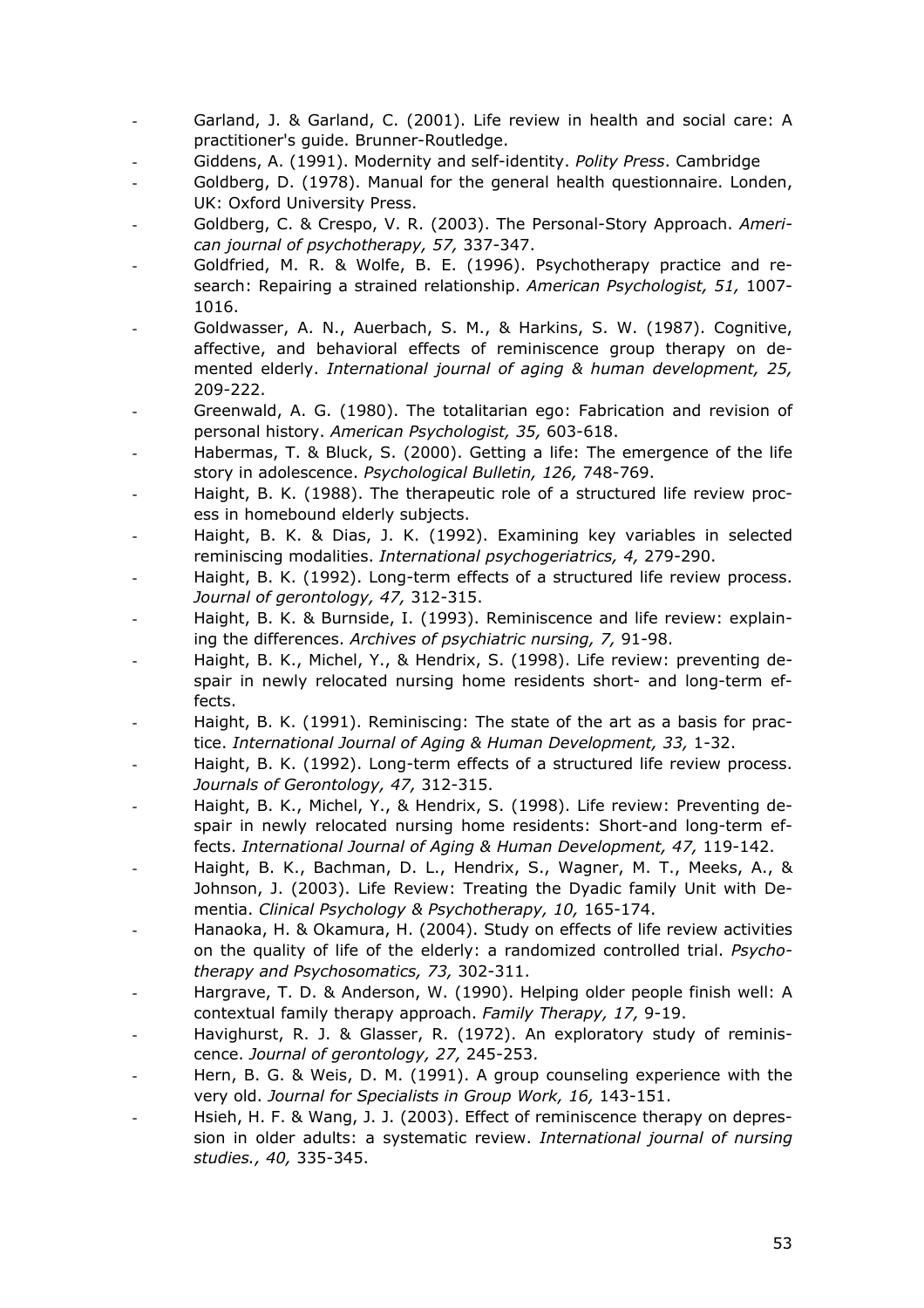- Garland, J. & Garland, C. (2001). Life review in health and social care: A practitioner's guide. Brunner-Routledge.
- Giddens, A. (1991). Modernity and self-identity. *Polity Press*. Cambridge
- Goldberg, D. (1978). Manual for the general health questionnaire. Londen, UK: Oxford University Press.
- Goldberg, C. & Crespo, V. R. (2003). The Personal-Story Approach. *American journal of psychotherapy, 57,* 337-347.
- Goldfried, M. R. & Wolfe, B. E. (1996). Psychotherapy practice and research: Repairing a strained relationship. *American Psychologist, 51,* 1007-1016.
- Goldwasser, A. N., Auerbach, S. M., & Harkins, S. W. (1987). Cognitive, affective, and behavioral effects of reminiscence group therapy on demented elderly. *International journal of aging & human development, 25,* 209-222.
- Greenwald, A. G. (1980). The totalitarian ego: Fabrication and revision of personal history. *American Psychologist, 35,* 603-618.
- Habermas, T. & Bluck, S. (2000). Getting a life: The emergence of the life story in adolescence. *Psychological Bulletin, 126,* 748-769.
- Haight, B. K. (1988). The therapeutic role of a structured life review process in homebound elderly subjects.
- Haight, B. K. & Dias, J. K. (1992). Examining key variables in selected reminiscing modalities. *International psychogeriatrics, 4,* 279-290.
- Haight, B. K. (1992). Long-term effects of a structured life review process. *Journal of gerontology, 47,* 312-315.
- Haight, B. K. & Burnside, I. (1993). Reminiscence and life review: explaining the differences. *Archives of psychiatric nursing, 7,* 91-98.
- Haight, B. K., Michel, Y., & Hendrix, S. (1998). Life review: preventing despair in newly relocated nursing home residents short- and long-term effects.
- Haight, B. K. (1991). Reminiscing: The state of the art as a basis for practice. *International Journal of Aging & Human Development, 33,* 1-32.
- Haight, B. K. (1992). Long-term effects of a structured life review process. *Journals of Gerontology, 47,* 312-315.
- Haight, B. K., Michel, Y., & Hendrix, S. (1998). Life review: Preventing despair in newly relocated nursing home residents: Short-and long-term effects. *International Journal of Aging & Human Development, 47,* 119-142.
- Haight, B. K., Bachman, D. L., Hendrix, S., Wagner, M. T., Meeks, A., & Johnson, J. (2003). Life Review: Treating the Dyadic family Unit with Dementia. *Clinical Psychology & Psychotherapy, 10,* 165-174.
- Hanaoka, H. & Okamura, H. (2004). Study on effects of life review activities on the quality of life of the elderly: a randomized controlled trial. *Psychotherapy and Psychosomatics, 73,* 302-311.
- Hargrave, T. D. & Anderson, W. (1990). Helping older people finish well: A contextual family therapy approach. *Family Therapy, 17,* 9-19.
- Havighurst, R. J. & Glasser, R. (1972). An exploratory study of reminiscence. *Journal of gerontology, 27,* 245-253.
- Hern, B. G. & Weis, D. M. (1991). A group counseling experience with the very old. *Journal for Specialists in Group Work, 16,* 143-151.
- Hsieh, H. F. & Wang, J. J. (2003). Effect of reminiscence therapy on depression in older adults: a systematic review. *International journal of nursing studies., 40,* 335-345.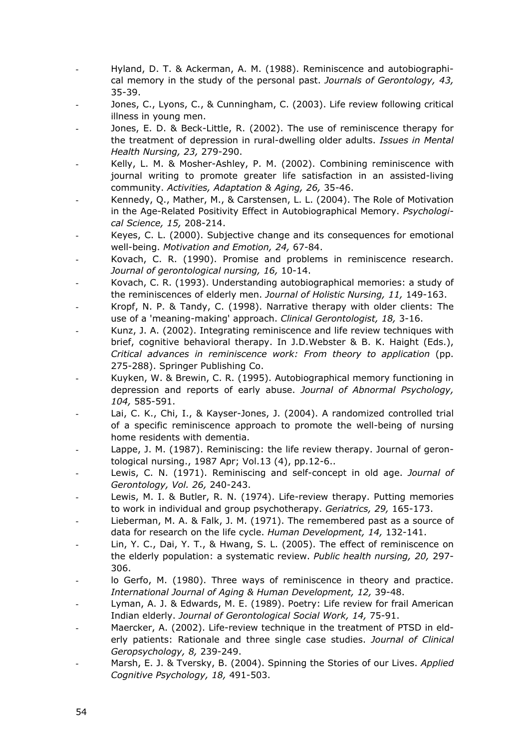- Hyland, D. T. & Ackerman, A. M. (1988). Reminiscence and autobiographical memory in the study of the personal past. *Journals of Gerontology, 43,* 35-39.
- Jones, C., Lyons, C., & Cunningham, C. (2003). Life review following critical illness in young men.
- Jones, E. D. & Beck-Little, R. (2002). The use of reminiscence therapy for the treatment of depression in rural-dwelling older adults. *Issues in Mental Health Nursing, 23,* 279-290.
- Kelly, L. M. & Mosher-Ashley, P. M. (2002). Combining reminiscence with journal writing to promote greater life satisfaction in an assisted-living community. *Activities, Adaptation & Aging, 26,* 35-46.
- Kennedy, Q., Mather, M., & Carstensen, L. L. (2004). The Role of Motivation in the Age-Related Positivity Effect in Autobiographical Memory. *Psychological Science, 15,* 208-214.
- Keyes, C. L. (2000). Subjective change and its consequences for emotional well-being. *Motivation and Emotion, 24,* 67-84.
- Kovach, C. R. (1990). Promise and problems in reminiscence research. *Journal of gerontological nursing, 16,* 10-14.
- Kovach, C. R. (1993). Understanding autobiographical memories: a study of the reminiscences of elderly men. *Journal of Holistic Nursing, 11,* 149-163.
- Kropf, N. P. & Tandy, C. (1998). Narrative therapy with older clients: The use of a 'meaning-making' approach. *Clinical Gerontologist, 18,* 3-16.
- Kunz, J. A. (2002). Integrating reminiscence and life review techniques with brief, cognitive behavioral therapy. In J.D.Webster & B. K. Haight (Eds.), *Critical advances in reminiscence work: From theory to application* (pp. 275-288). Springer Publishing Co.
- Kuyken, W. & Brewin, C. R. (1995). Autobiographical memory functioning in depression and reports of early abuse. *Journal of Abnormal Psychology, 104,* 585-591.
- Lai, C. K., Chi, I., & Kayser-Jones, J. (2004). A randomized controlled trial of a specific reminiscence approach to promote the well-being of nursing home residents with dementia.
- Lappe, J. M. (1987). Reminiscing: the life review therapy. Journal of gerontological nursing., 1987 Apr; Vol.13 (4), pp.12-6..
- Lewis, C. N. (1971). Reminiscing and self-concept in old age. *Journal of Gerontology, Vol. 26,* 240-243.
- Lewis, M. I. & Butler, R. N. (1974). Life-review therapy. Putting memories to work in individual and group psychotherapy. *Geriatrics, 29,* 165-173.
- Lieberman, M. A. & Falk, J. M. (1971). The remembered past as a source of data for research on the life cycle. *Human Development, 14,* 132-141.
- Lin, Y. C., Dai, Y. T., & Hwang, S. L. (2005). The effect of reminiscence on the elderly population: a systematic review. *Public health nursing, 20,* 297-306.
- lo Gerfo, M. (1980). Three ways of reminiscence in theory and practice. *International Journal of Aging & Human Development, 12,* 39-48.
- Lyman, A. J. & Edwards, M. E. (1989). Poetry: Life review for frail American Indian elderly. *Journal of Gerontological Social Work, 14,* 75-91.
- Maercker, A. (2002). Life-review technique in the treatment of PTSD in elderly patients: Rationale and three single case studies. *Journal of Clinical Geropsychology, 8,* 239-249.
- Marsh, E. J. & Tversky, B. (2004). Spinning the Stories of our Lives. *Applied Cognitive Psychology, 18,* 491-503.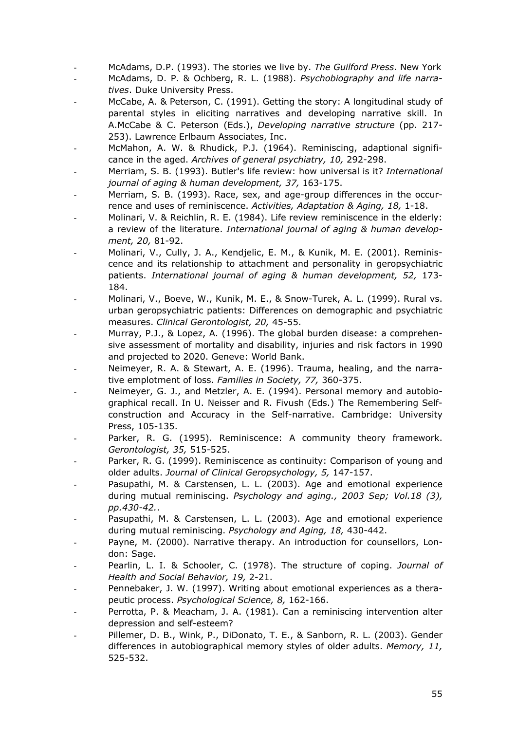- McAdams, D.P. (1993). The stories we live by. *The Guilford Press*. New York
- McAdams, D. P. & Ochberg, R. L. (1988). *Psychobiography and life narratives*. Duke University Press.
- McCabe, A. & Peterson, C. (1991). Getting the story: A longitudinal study of parental styles in eliciting narratives and developing narrative skill. In A.McCabe & C. Peterson (Eds.), *Developing narrative structure* (pp. 217-253). Lawrence Erlbaum Associates, Inc.
- McMahon, A. W. & Rhudick, P.J. (1964). Reminiscing, adaptional significance in the aged. *Archives of general psychiatry, 10,* 292-298.
- Merriam, S. B. (1993). Butler's life review: how universal is it? *International journal of aging & human development, 37,* 163-175.
- Merriam, S. B. (1993). Race, sex, and age-group differences in the occurrence and uses of reminiscence. *Activities, Adaptation & Aging, 18,* 1-18.
- Molinari, V. & Reichlin, R. E. (1984). Life review reminiscence in the elderly: a review of the literature. *International journal of aging & human development, 20,* 81-92.
- Molinari, V., Cully, J. A., Kendjelic, E. M., & Kunik, M. E. (2001). Reminiscence and its relationship to attachment and personality in geropsychiatric patients. *International journal of aging & human development, 52,* 173-184.
- Molinari, V., Boeve, W., Kunik, M. E., & Snow-Turek, A. L. (1999). Rural vs. urban geropsychiatric patients: Differences on demographic and psychiatric measures. *Clinical Gerontologist, 20,* 45-55.
- Murray, P.J., & Lopez, A. (1996). The global burden disease: a comprehensive assessment of mortality and disability, injuries and risk factors in 1990 and projected to 2020. Geneve: World Bank.
- Neimeyer, R. A. & Stewart, A. E. (1996). Trauma, healing, and the narrative emplotment of loss. *Families in Society, 77,* 360-375.
- Neimeyer, G. J., and Metzler, A. E. (1994). Personal memory and autobiographical recall. In U. Neisser and R. Fivush (Eds.) The Remembering Self-construction and Accuracy in the Self-narrative. Cambridge: University Press, 105-135.
- Parker, R. G. (1995). Reminiscence: A community theory framework. *Gerontologist, 35,* 515-525.
- Parker, R. G. (1999). Reminiscence as continuity: Comparison of young and older adults. *Journal of Clinical Geropsychology, 5,* 147-157.
- Pasupathi, M. & Carstensen, L. L. (2003). Age and emotional experience during mutual reminiscing. *Psychology and aging., 2003 Sep; Vol.18 (3), pp.430-42.*.
- Pasupathi, M. & Carstensen, L. L. (2003). Age and emotional experience during mutual reminiscing. *Psychology and Aging, 18,* 430-442.
- Payne, M. (2000). Narrative therapy. An introduction for counsellors, London: Sage.
- Pearlin, L. I. & Schooler, C. (1978). The structure of coping. *Journal of Health and Social Behavior, 19,* 2-21.
- Pennebaker, J. W. (1997). Writing about emotional experiences as a therapeutic process. *Psychological Science, 8,* 162-166.
- Perrotta, P. & Meacham, J. A. (1981). Can a reminiscing intervention alter depression and self-esteem?
- Pillemer, D. B., Wink, P., DiDonato, T. E., & Sanborn, R. L. (2003). Gender differences in autobiographical memory styles of older adults. *Memory, 11,* 525-532.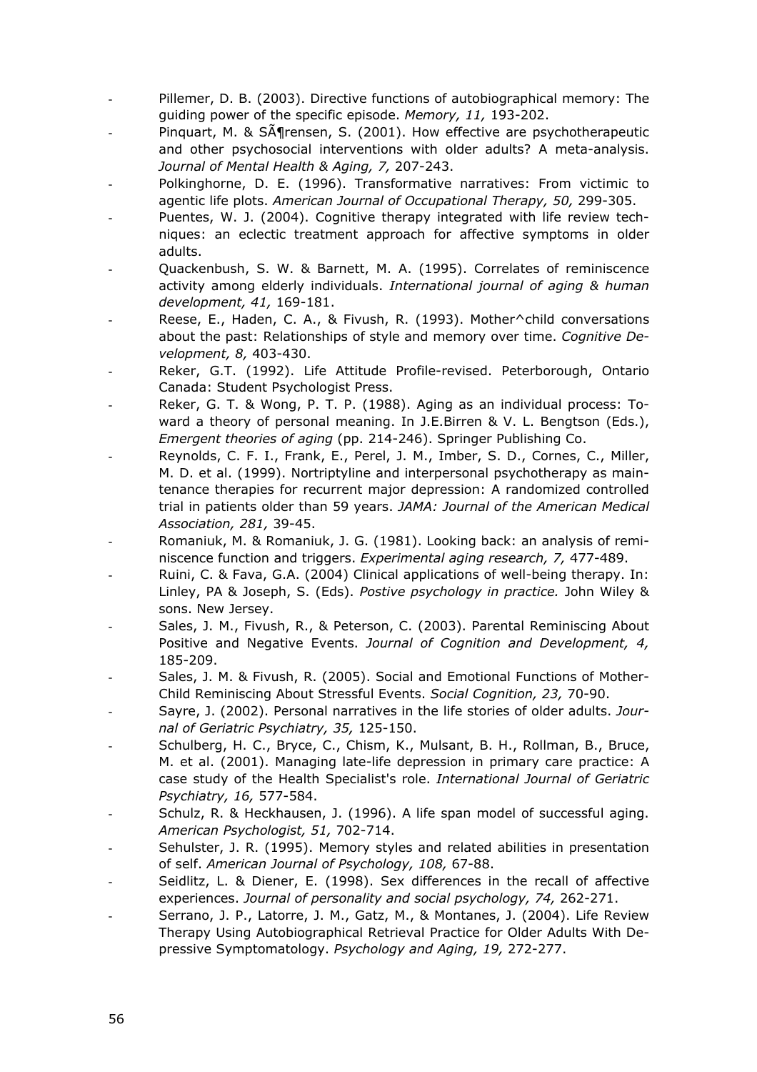- Pillemer, D. B. (2003). Directive functions of autobiographical memory: The guiding power of the specific episode. *Memory, 11,* 193-202.
- Pinquart, M. & SÃ¶rensen, S. (2001). How effective are psychotherapeutic and other psychosocial interventions with older adults? A meta-analysis. *Journal of Mental Health & Aging, 7,* 207-243.
- Polkinghorne, D. E. (1996). Transformative narratives: From victimic to agentic life plots. *American Journal of Occupational Therapy, 50,* 299-305.
- Puentes, W. J. (2004). Cognitive therapy integrated with life review techniques: an eclectic treatment approach for affective symptoms in older adults.
- Quackenbush, S. W. & Barnett, M. A. (1995). Correlates of reminiscence activity among elderly individuals. *International journal of aging & human development, 41,* 169-181.
- Reese, E., Haden, C. A., & Fivush, R. (1993). Mother^child conversations about the past: Relationships of style and memory over time. *Cognitive Development, 8,* 403-430.
- Reker, G.T. (1992). Life Attitude Profile-revised. Peterborough, Ontario Canada: Student Psychologist Press.
- Reker, G. T. & Wong, P. T. P. (1988). Aging as an individual process: Toward a theory of personal meaning. In J.E.Birren & V. L. Bengtson (Eds.), *Emergent theories of aging* (pp. 214-246). Springer Publishing Co.
- Reynolds, C. F. I., Frank, E., Perel, J. M., Imber, S. D., Cornes, C., Miller, M. D. et al. (1999). Nortriptyline and interpersonal psychotherapy as maintenance therapies for recurrent major depression: A randomized controlled trial in patients older than 59 years. *JAMA: Journal of the American Medical Association, 281,* 39-45.
- Romaniuk, M. & Romaniuk, J. G. (1981). Looking back: an analysis of reminiscence function and triggers. *Experimental aging research, 7,* 477-489.
- Ruini, C. & Fava, G.A. (2004) Clinical applications of well-being therapy. In: Linley, PA & Joseph, S. (Eds). *Postive psychology in practice.* John Wiley & sons. New Jersey.
- Sales, J. M., Fivush, R., & Peterson, C. (2003). Parental Reminiscing About Positive and Negative Events. *Journal of Cognition and Development, 4,* 185-209.
- Sales, J. M. & Fivush, R. (2005). Social and Emotional Functions of Mother-Child Reminiscing About Stressful Events. *Social Cognition, 23,* 70-90.
- Sayre, J. (2002). Personal narratives in the life stories of older adults. *Journal of Geriatric Psychiatry, 35,* 125-150.
- Schulberg, H. C., Bryce, C., Chism, K., Mulsant, B. H., Rollman, B., Bruce, M. et al. (2001). Managing late-life depression in primary care practice: A case study of the Health Specialist's role. *International Journal of Geriatric Psychiatry, 16,* 577-584.
- Schulz, R. & Heckhausen, J. (1996). A life span model of successful aging. *American Psychologist, 51,* 702-714.
- Sehulster, J. R. (1995). Memory styles and related abilities in presentation of self. *American Journal of Psychology, 108,* 67-88.
- Seidlitz, L. & Diener, E. (1998). Sex differences in the recall of affective experiences. *Journal of personality and social psychology, 74,* 262-271.
- Serrano, J. P., Latorre, J. M., Gatz, M., & Montanes, J. (2004). Life Review Therapy Using Autobiographical Retrieval Practice for Older Adults With Depressive Symptomatology. *Psychology and Aging, 19,* 272-277.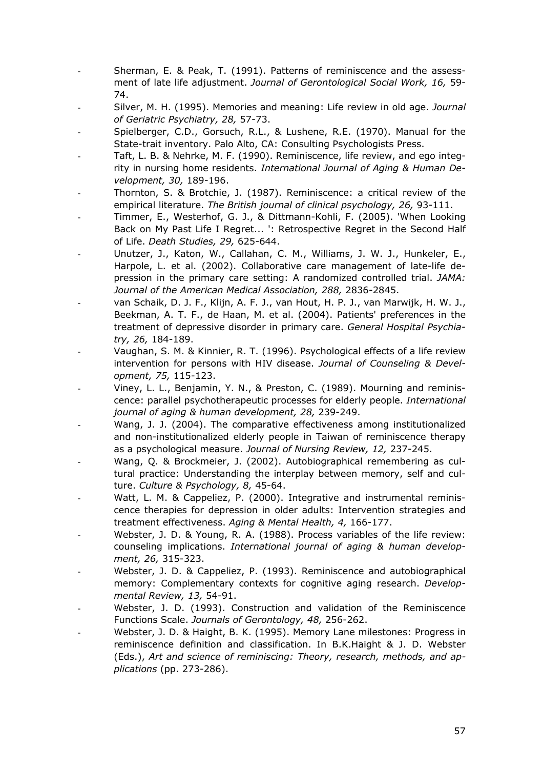- Sherman, E. & Peak, T. (1991). Patterns of reminiscence and the assessment of late life adjustment. *Journal of Gerontological Social Work, 16,* 59-74.
- Silver, M. H. (1995). Memories and meaning: Life review in old age. *Journal of Geriatric Psychiatry, 28,* 57-73.
- Spielberger, C.D., Gorsuch, R.L., & Lushene, R.E. (1970). Manual for the State-trait inventory. Palo Alto, CA: Consulting Psychologists Press.
- Taft, L. B. & Nehrke, M. F. (1990). Reminiscence, life review, and ego integrity in nursing home residents. *International Journal of Aging & Human Development, 30,* 189-196.
- Thornton, S. & Brotchie, J. (1987). Reminiscence: a critical review of the empirical literature. *The British journal of clinical psychology, 26,* 93-111.
- Timmer, E., Westerhof, G. J., & Dittmann-Kohli, F. (2005). 'When Looking Back on My Past Life I Regret... ': Retrospective Regret in the Second Half of Life. *Death Studies, 29,* 625-644.
- Unutzer, J., Katon, W., Callahan, C. M., Williams, J. W. J., Hunkeler, E., Harpole, L. et al. (2002). Collaborative care management of late-life depression in the primary care setting: A randomized controlled trial. *JAMA: Journal of the American Medical Association, 288,* 2836-2845.
- van Schaik, D. J. F., Klijn, A. F. J., van Hout, H. P. J., van Marwijk, H. W. J., Beekman, A. T. F., de Haan, M. et al. (2004). Patients' preferences in the treatment of depressive disorder in primary care. *General Hospital Psychiatry, 26,* 184-189.
- Vaughan, S. M. & Kinnier, R. T. (1996). Psychological effects of a life review intervention for persons with HIV disease. *Journal of Counseling & Development, 75,* 115-123.
- Viney, L. L., Benjamin, Y. N., & Preston, C. (1989). Mourning and reminiscence: parallel psychotherapeutic processes for elderly people. *International journal of aging & human development, 28,* 239-249.
- Wang, J. J. (2004). The comparative effectiveness among institutionalized and non-institutionalized elderly people in Taiwan of reminiscence therapy as a psychological measure. *Journal of Nursing Review, 12,* 237-245.
- Wang, Q. & Brockmeier, J. (2002). Autobiographical remembering as cultural practice: Understanding the interplay between memory, self and culture. *Culture & Psychology, 8,* 45-64.
- Watt, L. M. & Cappeliez, P. (2000). Integrative and instrumental reminiscence therapies for depression in older adults: Intervention strategies and treatment effectiveness. *Aging & Mental Health, 4,* 166-177.
- Webster, J. D. & Young, R. A. (1988). Process variables of the life review: counseling implications. *International journal of aging & human development, 26,* 315-323.
- Webster, J. D. & Cappeliez, P. (1993). Reminiscence and autobiographical memory: Complementary contexts for cognitive aging research. *Developmental Review, 13,* 54-91.
- Webster, J. D. (1993). Construction and validation of the Reminiscence Functions Scale. *Journals of Gerontology, 48,* 256-262.
- Webster, J. D. & Haight, B. K. (1995). Memory Lane milestones: Progress in reminiscence definition and classification. In B.K.Haight & J. D. Webster (Eds.), *Art and science of reminiscing: Theory, research, methods, and applications* (pp. 273-286).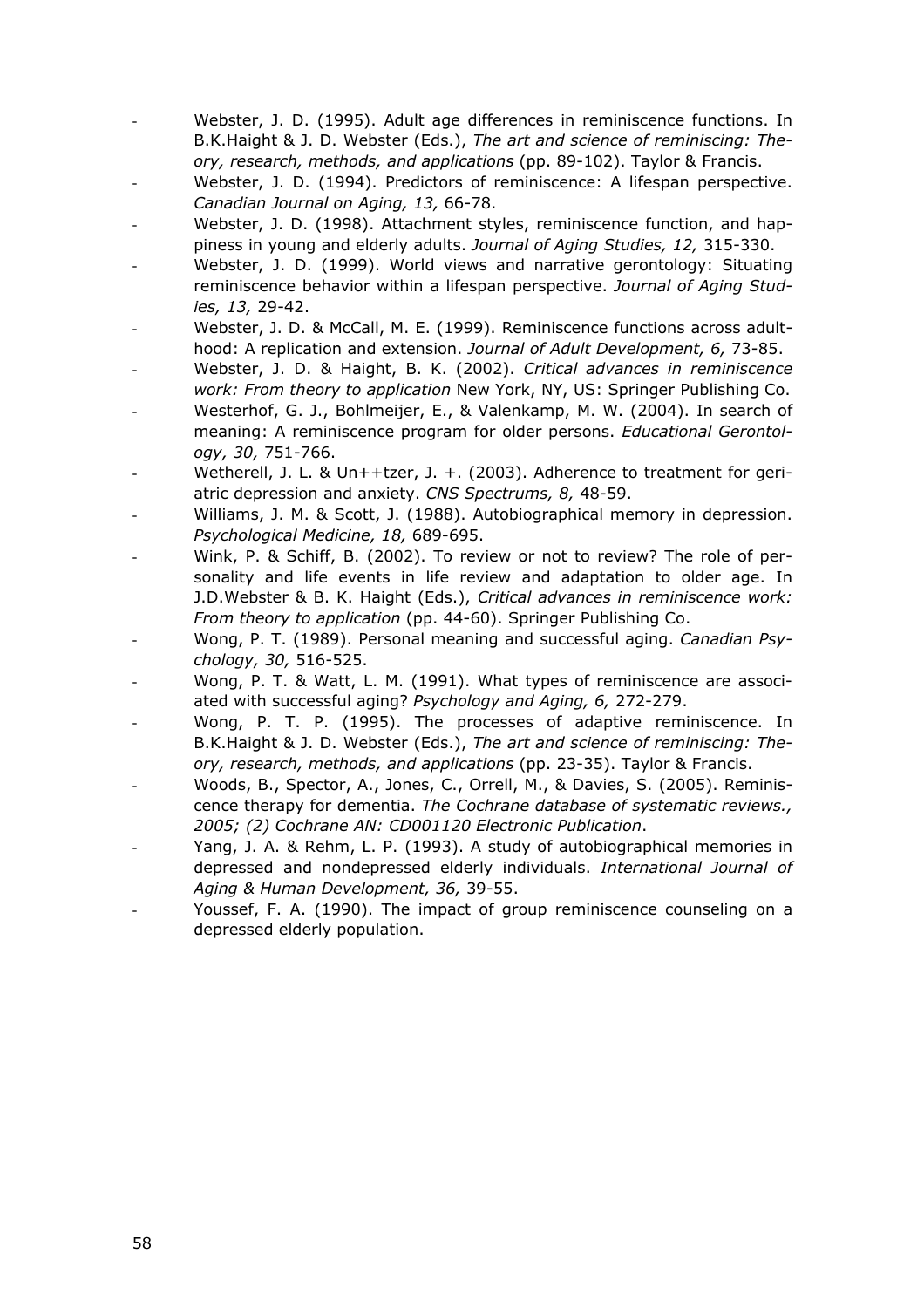- Webster, J. D. (1995). Adult age differences in reminiscence functions. In B.K.Haight & J. D. Webster (Eds.), *The art and science of reminiscing: Theory, research, methods, and applications* (pp. 89-102). Taylor & Francis.
- Webster, J. D. (1994). Predictors of reminiscence: A lifespan perspective. *Canadian Journal on Aging, 13,* 66-78.
- Webster, J. D. (1998). Attachment styles, reminiscence function, and happiness in young and elderly adults. *Journal of Aging Studies, 12,* 315-330.
- Webster, J. D. (1999). World views and narrative gerontology: Situating reminiscence behavior within a lifespan perspective. *Journal of Aging Studies, 13,* 29-42.
- Webster, J. D. & McCall, M. E. (1999). Reminiscence functions across adulthood: A replication and extension. *Journal of Adult Development, 6,* 73-85.
- Webster, J. D. & Haight, B. K. (2002). *Critical advances in reminiscence work: From theory to application* New York, NY, US: Springer Publishing Co.
- Westerhof, G. J., Bohlmeijer, E., & Valenkamp, M. W. (2004). In search of meaning: A reminiscence program for older persons. *Educational Gerontology, 30,* 751-766.
- Wetherell, J. L. & Un++tzer, J. +. (2003). Adherence to treatment for geriatric depression and anxiety. *CNS Spectrums, 8,* 48-59.
- Williams, J. M. & Scott, J. (1988). Autobiographical memory in depression. *Psychological Medicine, 18,* 689-695.
- Wink, P. & Schiff, B. (2002). To review or not to review? The role of personality and life events in life review and adaptation to older age. In J.D.Webster & B. K. Haight (Eds.), *Critical advances in reminiscence work: From theory to application* (pp. 44-60). Springer Publishing Co.
- Wong, P. T. (1989). Personal meaning and successful aging. *Canadian Psychology, 30,* 516-525.
- Wong, P. T. & Watt, L. M. (1991). What types of reminiscence are associated with successful aging? *Psychology and Aging, 6,* 272-279.
- Wong, P. T. P. (1995). The processes of adaptive reminiscence. In B.K.Haight & J. D. Webster (Eds.), *The art and science of reminiscing: Theory, research, methods, and applications* (pp. 23-35). Taylor & Francis.
- Woods, B., Spector, A., Jones, C., Orrell, M., & Davies, S. (2005). Reminiscence therapy for dementia. *The Cochrane database of systematic reviews., 2005; (2) Cochrane AN: CD001120 Electronic Publication*.
- Yang, J. A. & Rehm, L. P. (1993). A study of autobiographical memories in depressed and nondepressed elderly individuals. *International Journal of Aging & Human Development, 36,* 39-55.
- Youssef, F. A. (1990). The impact of group reminiscence counseling on a depressed elderly population.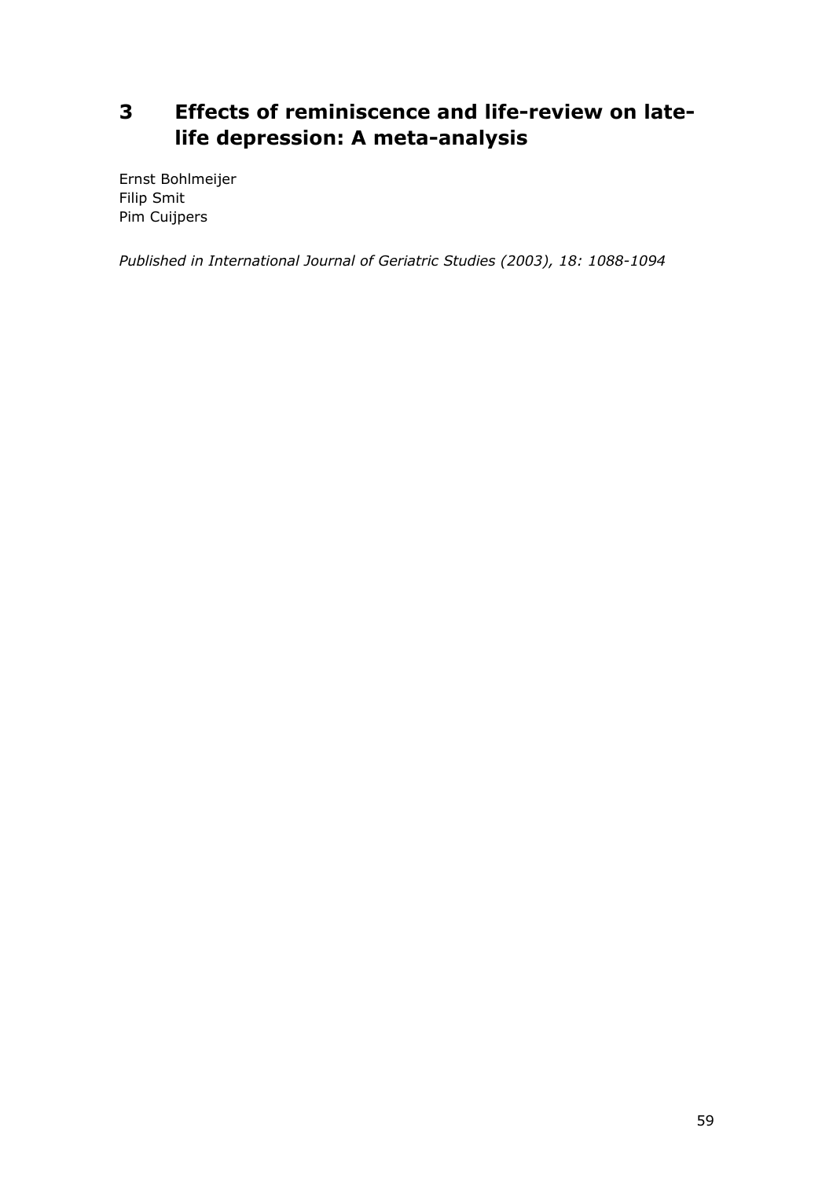# 3 Effects of reminiscence and life-review on late-life depression: A meta-analysis

Ernst Bohlmeijer
Filip Smit
Pim Cuijpers

*Published in International Journal of Geriatric Studies (2003), 18: 1088-1094*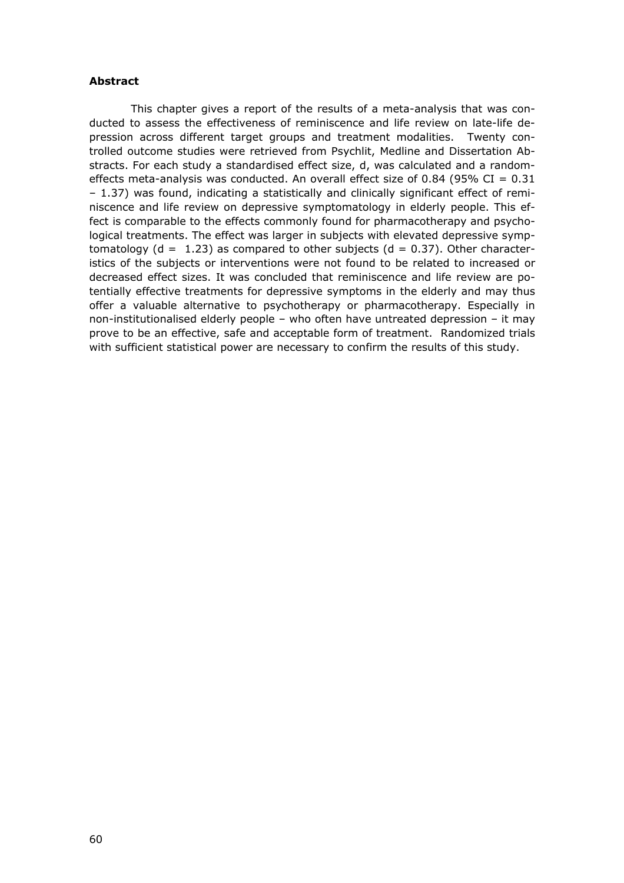**Abstract**

This chapter gives a report of the results of a meta-analysis that was conducted to assess the effectiveness of reminiscence and life review on late-life depression across different target groups and treatment modalities. Twenty controlled outcome studies were retrieved from Psychlit, Medline and Dissertation Abstracts. For each study a standardised effect size, d, was calculated and a random-effects meta-analysis was conducted. An overall effect size of 0.84 (95% CI = 0.31 – 1.37) was found, indicating a statistically and clinically significant effect of reminiscence and life review on depressive symptomatology in elderly people. This effect is comparable to the effects commonly found for pharmacotherapy and psychological treatments. The effect was larger in subjects with elevated depressive symptomatology ($d = 1.23$) as compared to other subjects ($d = 0.37$). Other characteristics of the subjects or interventions were not found to be related to increased or decreased effect sizes. It was concluded that reminiscence and life review are potentially effective treatments for depressive symptoms in the elderly and may thus offer a valuable alternative to psychotherapy or pharmacotherapy. Especially in non-institutionalised elderly people – who often have untreated depression – it may prove to be an effective, safe and acceptable form of treatment. Randomized trials with sufficient statistical power are necessary to confirm the results of this study.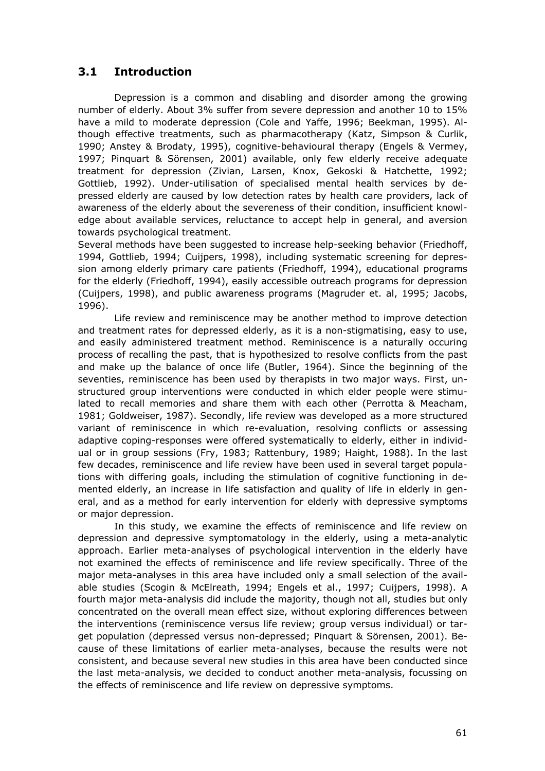## 3.1 Introduction

Depression is a common and disabling and disorder among the growing number of elderly. About 3% suffer from severe depression and another 10 to 15% have a mild to moderate depression (Cole and Yaffe, 1996; Beekman, 1995). Although effective treatments, such as pharmacotherapy (Katz, Simpson & Curlik, 1990; Anstey & Brodaty, 1995), cognitive-behavioural therapy (Engels & Vermey, 1997; Pinquart & Sörensen, 2001) available, only few elderly receive adequate treatment for depression (Zivian, Larsen, Knox, Gekoski & Hatchette, 1992; Gottlieb, 1992). Under-utilisation of specialised mental health services by depressed elderly are caused by low detection rates by health care providers, lack of awareness of the elderly about the severeness of their condition, insufficient knowledge about available services, reluctance to accept help in general, and aversion towards psychological treatment.

Several methods have been suggested to increase help-seeking behavior (Friedhoff, 1994, Gottlieb, 1994; Cuijpers, 1998), including systematic screening for depression among elderly primary care patients (Friedhoff, 1994), educational programs for the elderly (Friedhoff, 1994), easily accessible outreach programs for depression (Cuijpers, 1998), and public awareness programs (Magruder et. al, 1995; Jacobs, 1996).

Life review and reminiscence may be another method to improve detection and treatment rates for depressed elderly, as it is a non-stigmatising, easy to use, and easily administered treatment method. Reminiscence is a naturally occuring process of recalling the past, that is hypothesized to resolve conflicts from the past and make up the balance of once life (Butler, 1964). Since the beginning of the seventies, reminiscence has been used by therapists in two major ways. First, unstructured group interventions were conducted in which elder people were stimulated to recall memories and share them with each other (Perrotta & Meacham, 1981; Goldweiser, 1987). Secondly, life review was developed as a more structured variant of reminiscence in which re-evaluation, resolving conflicts or assessing adaptive coping-responses were offered systematically to elderly, either in individual or in group sessions (Fry, 1983; Rattenbury, 1989; Haight, 1988). In the last few decades, reminiscence and life review have been used in several target populations with differing goals, including the stimulation of cognitive functioning in demented elderly, an increase in life satisfaction and quality of life in elderly in general, and as a method for early intervention for elderly with depressive symptoms or major depression.

In this study, we examine the effects of reminiscence and life review on depression and depressive symptomatology in the elderly, using a meta-analytic approach. Earlier meta-analyses of psychological intervention in the elderly have not examined the effects of reminiscence and life review specifically. Three of the major meta-analyses in this area have included only a small selection of the available studies (Scogin & McElreath, 1994; Engels et al., 1997; Cuijpers, 1998). A fourth major meta-analysis did include the majority, though not all, studies but only concentrated on the overall mean effect size, without exploring differences between the interventions (reminiscence versus life review; group versus individual) or target population (depressed versus non-depressed; Pinquart & Sörensen, 2001). Because of these limitations of earlier meta-analyses, because the results were not consistent, and because several new studies in this area have been conducted since the last meta-analysis, we decided to conduct another meta-analysis, focussing on the effects of reminiscence and life review on depressive symptoms.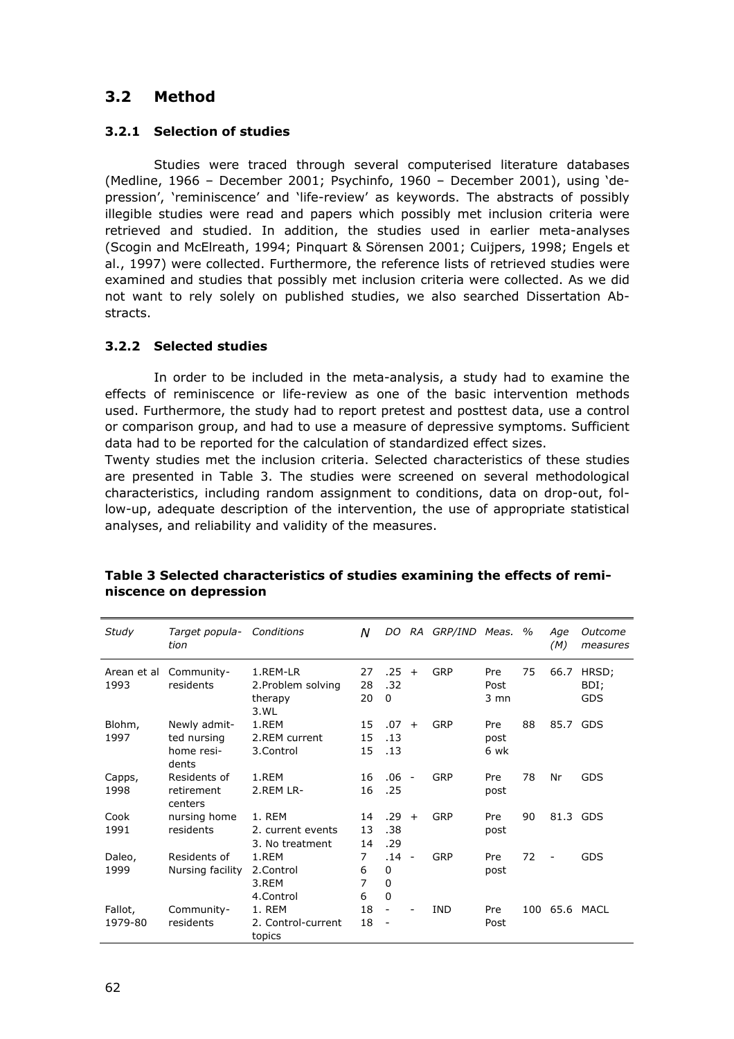## 3.2 Method

### 3.2.1 Selection of studies

Studies were traced through several computerised literature databases (Medline, 1966 – December 2001; Psychinfo, 1960 – December 2001), using 'depression', 'reminiscence' and 'life-review' as keywords. The abstracts of possibly illegible studies were read and papers which possibly met inclusion criteria were retrieved and studied. In addition, the studies used in earlier meta-analyses (Scogin and McElreath, 1994; Pinquart & Sörensen 2001; Cuijpers, 1998; Engels et al., 1997) were collected. Furthermore, the reference lists of retrieved studies were examined and studies that possibly met inclusion criteria were collected. As we did not want to rely solely on published studies, we also searched Dissertation Abstracts.

### 3.2.2 Selected studies

In order to be included in the meta-analysis, a study had to examine the effects of reminiscence or life-review as one of the basic intervention methods used. Furthermore, the study had to report pretest and posttest data, use a control or comparison group, and had to use a measure of depressive symptoms. Sufficient data had to be reported for the calculation of standardized effect sizes.

Twenty studies met the inclusion criteria. Selected characteristics of these studies are presented in Table 3. The studies were screened on several methodological characteristics, including random assignment to conditions, data on drop-out, follow-up, adequate description of the intervention, the use of appropriate statistical analyses, and reliability and validity of the measures.

**Table 3 Selected characteristics of studies examining the effects of reminiscence on depression**

| *Study* | *Target population* | *Conditions* | *N* | *DO* | *RA* | *GRP/IND* | *Meas.* | *%* | *Age (M)* | *Outcome measures* |
|---|---|---|---|---|---|---|---|---|---|---|
| Arean et al 1993 | Community-residents | 1.REM-LR<br>2.Problem solving therapy<br>3.WL | 27<br>28<br>20 | .25<br>.32<br>0 | + | GRP | Pre<br>Post<br>3 mn | 75 | 66.7 | HRSD;<br>BDI;<br>GDS |
| Blohm, 1997 | Newly admitted nursing home residents | 1.REM<br>2.REM current<br>3.Control | 15<br>15<br>15 | .07<br>.13<br>.13 | + | GRP | Pre<br>post<br>6 wk | 88 | 85.7 | GDS |
| Capps, 1998 | Residents of retirement centers | 1.REM<br>2.REM LR- | 16<br>16 | .06<br>.25 | - | GRP | Pre<br>post | 78 | Nr | GDS |
| Cook 1991 | nursing home residents | 1. REM<br>2. current events<br>3. No treatment | 14<br>13<br>14 | .29<br>.38<br>.29 | + | GRP | Pre<br>post | 90 | 81.3 | GDS |
| Daleo, 1999 | Residents of Nursing facility | 1.REM<br>2.Control<br>3.REM<br>4.Control | 7<br>6<br>7<br>6 | .14<br>0<br>0<br>0 | - | GRP | Pre<br>post | 72 | - | GDS |
| Fallot, 1979-80 | Community-residents | 1. REM<br>2. Control-current topics | 18<br>18 | -<br>- | - | IND | Pre<br>Post | 100 | 65.6 | MACL |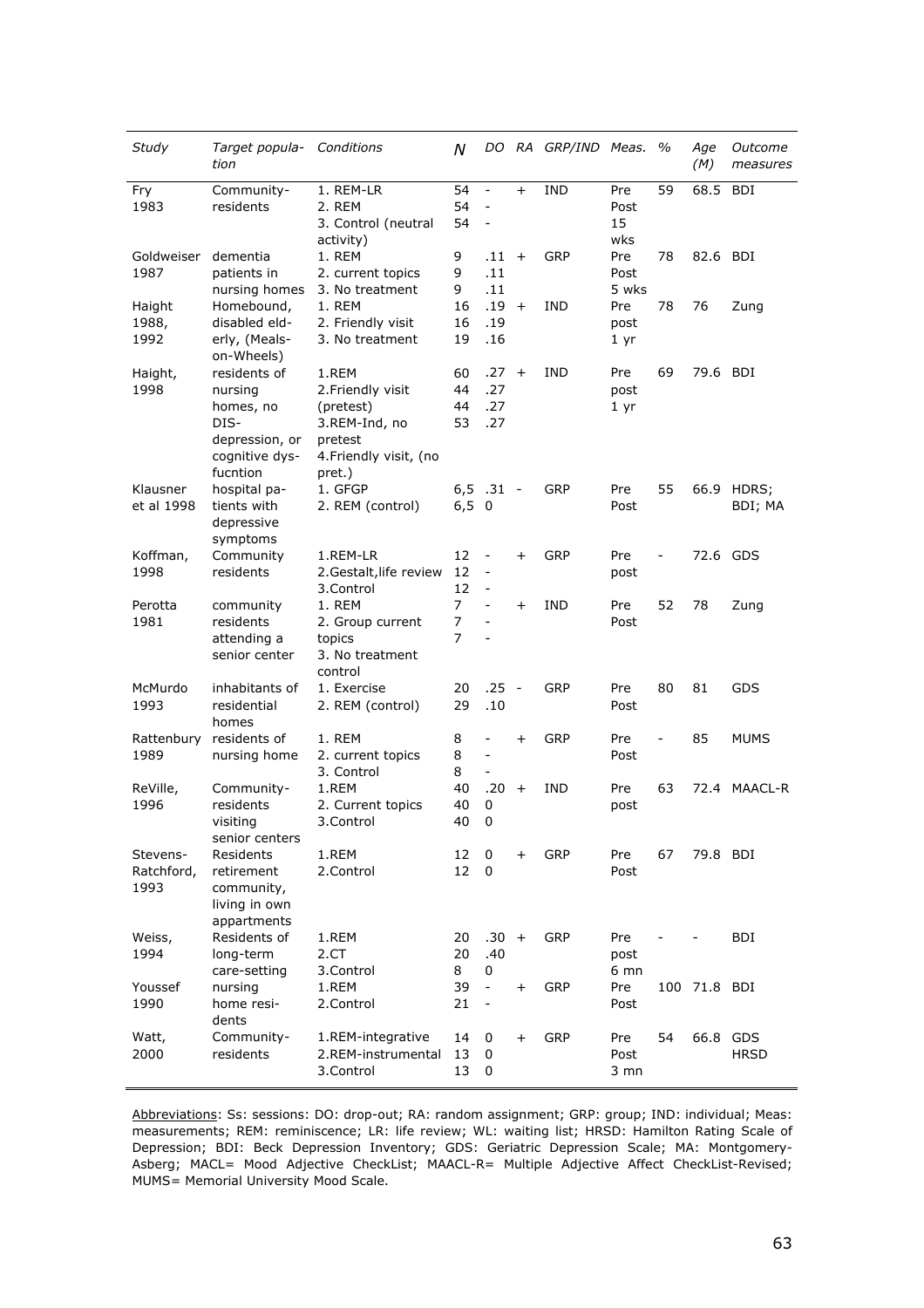| *Study* | *Target population* | *Conditions* | *N* | *DO* | *RA* | *GRP/IND* | *Meas.* | *%* | *Age (M)* | *Outcome measures* |
|---|---|---|---|---|---|---|---|---|---|---|
| Fry 1983 | Community-residents | 1. REM-LR<br>2. REM<br>3. Control (neutral activity) | 54<br>54<br>54 | -<br>-<br>- | + | IND | Pre<br>Post<br>15 wks | 59 | 68.5 | BDI |
| Goldweiser 1987 | dementia patients in nursing homes | 1. REM<br>2. current topics<br>3. No treatment | 9<br>9<br>9 | .11<br>.11<br>.11 | + | GRP | Pre<br>Post<br>5 wks | 78 | 82.6 | BDI |
| Haight 1988, 1992 | Homebound, disabled elderly, (Meals-on-Wheels) | 1. REM<br>2. Friendly visit<br>3. No treatment | 16<br>16<br>19 | .19<br>.19<br>.16 | + | IND | Pre<br>post<br>1 yr | 78 | 76 | Zung |
| Haight, 1998 | residents of nursing homes, no DIS-depression, or cognitive dysfucntion | 1.REM<br>2.Friendly visit (pretest)<br>3.REM-Ind, no pretest<br>4.Friendly visit, (no pret.) | 60<br>44<br>44<br>53 | .27<br>.27<br>.27<br>.27 | + | IND | Pre<br>post<br>1 yr | 69 | 79.6 | BDI |
| Klausner et al 1998 | hospital patients with depressive symptoms | 1. GFGP<br>2. REM (control) | 6,5<br>6,5 | .31<br>0 | - | GRP | Pre<br>Post | 55 | 66.9 | HDRS; BDI; MA |
| Koffman, 1998 | Community residents | 1.REM-LR<br>2.Gestalt,life review<br>3.Control | 12<br>12<br>12 | -<br>-<br>- | + | GRP | Pre<br>post | - | 72.6 | GDS |
| Perotta 1981 | community residents attending a senior center | 1. REM<br>2. Group current topics<br>3. No treatment control | 7<br>7<br>7 | -<br>-<br>- | + | IND | Pre<br>Post | 52 | 78 | Zung |
| McMurdo 1993 | inhabitants of residential homes | 1. Exercise<br>2. REM (control) | 20<br>29 | .25<br>.10 | - | GRP | Pre<br>Post | 80 | 81 | GDS |
| Rattenbury 1989 | residents of nursing home | 1. REM<br>2. current topics<br>3. Control | 8<br>8<br>8 | -<br>-<br>- | + | GRP | Pre<br>Post | - | 85 | MUMS |
| ReVille, 1996 | Community-residents visiting senior centers | 1.REM<br>2. Current topics<br>3.Control | 40<br>40<br>40 | .20<br>0<br>0 | + | IND | Pre<br>post | 63 | 72.4 | MAACL-R |
| Stevens-Ratchford, 1993 | Residents retirement community, living in own appartments | 1.REM<br>2.Control | 12<br>12 | 0<br>0 | + | GRP | Pre<br>Post | 67 | 79.8 | BDI |
| Weiss, 1994 | Residents of long-term care-setting | 1.REM<br>2.CT<br>3.Control | 20<br>20<br>8 | .30<br>.40<br>0 | + | GRP | Pre<br>post<br>6 mn | - | - | BDI |
| Youssef 1990 | nursing home residents | 1.REM<br>2.Control | 39<br>21 | -<br>- | + | GRP | Pre<br>Post | 100 | 71.8 | BDI |
| Watt, 2000 | Community-residents | 1.REM-integrative<br>2.REM-instrumental<br>3.Control | 14<br>13<br>13 | 0<br>0<br>0 | + | GRP | Pre<br>Post<br>3 mn | 54 | 66.8 | GDS<br>HRSD |

<u>Abbreviations</u>: Ss: sessions: DO: drop-out; RA: random assignment; GRP: group; IND: individual; Meas: measurements; REM: reminiscence; LR: life review; WL: waiting list; HRSD: Hamilton Rating Scale of Depression; BDI: Beck Depression Inventory; GDS: Geriatric Depression Scale; MA: Montgomery-Asberg; MACL= Mood Adjective CheckList; MAACL-R= Multiple Adjective Affect CheckList-Revised; MUMS= Memorial University Mood Scale.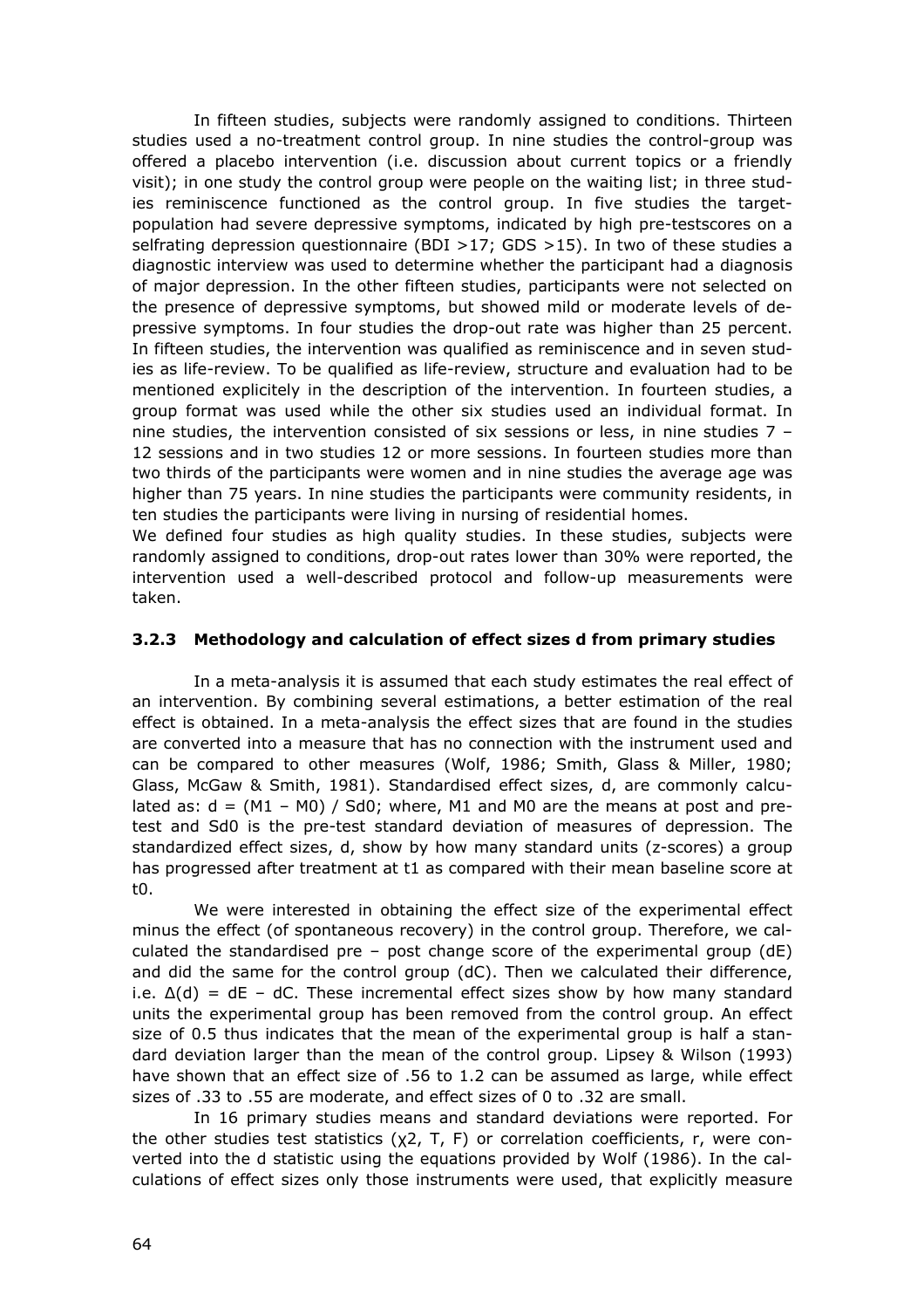In fifteen studies, subjects were randomly assigned to conditions. Thirteen studies used a no-treatment control group. In nine studies the control-group was offered a placebo intervention (i.e. discussion about current topics or a friendly visit); in one study the control group were people on the waiting list; in three studies reminiscence functioned as the control group. In five studies the target-population had severe depressive symptoms, indicated by high pre-testscores on a selfrating depression questionnaire (BDI >17; GDS >15). In two of these studies a diagnostic interview was used to determine whether the participant had a diagnosis of major depression. In the other fifteen studies, participants were not selected on the presence of depressive symptoms, but showed mild or moderate levels of depressive symptoms. In four studies the drop-out rate was higher than 25 percent. In fifteen studies, the intervention was qualified as reminiscence and in seven studies as life-review. To be qualified as life-review, structure and evaluation had to be mentioned explicitely in the description of the intervention. In fourteen studies, a group format was used while the other six studies used an individual format. In nine studies, the intervention consisted of six sessions or less, in nine studies 7 – 12 sessions and in two studies 12 or more sessions. In fourteen studies more than two thirds of the participants were women and in nine studies the average age was higher than 75 years. In nine studies the participants were community residents, in ten studies the participants were living in nursing of residential homes.
We defined four studies as high quality studies. In these studies, subjects were randomly assigned to conditions, drop-out rates lower than 30% were reported, the intervention used a well-described protocol and follow-up measurements were taken.

### 3.2.3 Methodology and calculation of effect sizes d from primary studies

In a meta-analysis it is assumed that each study estimates the real effect of an intervention. By combining several estimations, a better estimation of the real effect is obtained. In a meta-analysis the effect sizes that are found in the studies are converted into a measure that has no connection with the instrument used and can be compared to other measures (Wolf, 1986; Smith, Glass & Miller, 1980; Glass, McGaw & Smith, 1981). Standardised effect sizes, d, are commonly calculated as: $d = (M1 - M0) / Sd0$; where, M1 and M0 are the means at post and pre-test and Sd0 is the pre-test standard deviation of measures of depression. The standardized effect sizes, d, show by how many standard units (z-scores) a group has progressed after treatment at t1 as compared with their mean baseline score at t0.

We were interested in obtaining the effect size of the experimental effect minus the effect (of spontaneous recovery) in the control group. Therefore, we calculated the standardised pre – post change score of the experimental group (dE) and did the same for the control group (dC). Then we calculated their difference, i.e. $\Delta(d) = dE - dC$. These incremental effect sizes show by how many standard units the experimental group has been removed from the control group. An effect size of 0.5 thus indicates that the mean of the experimental group is half a standard deviation larger than the mean of the control group. Lipsey & Wilson (1993) have shown that an effect size of .56 to 1.2 can be assumed as large, while effect sizes of .33 to .55 are moderate, and effect sizes of 0 to .32 are small.

In 16 primary studies means and standard deviations were reported. For the other studies test statistics ($\chi 2$, T, F) or correlation coefficients, r, were converted into the d statistic using the equations provided by Wolf (1986). In the calculations of effect sizes only those instruments were used, that explicitly measure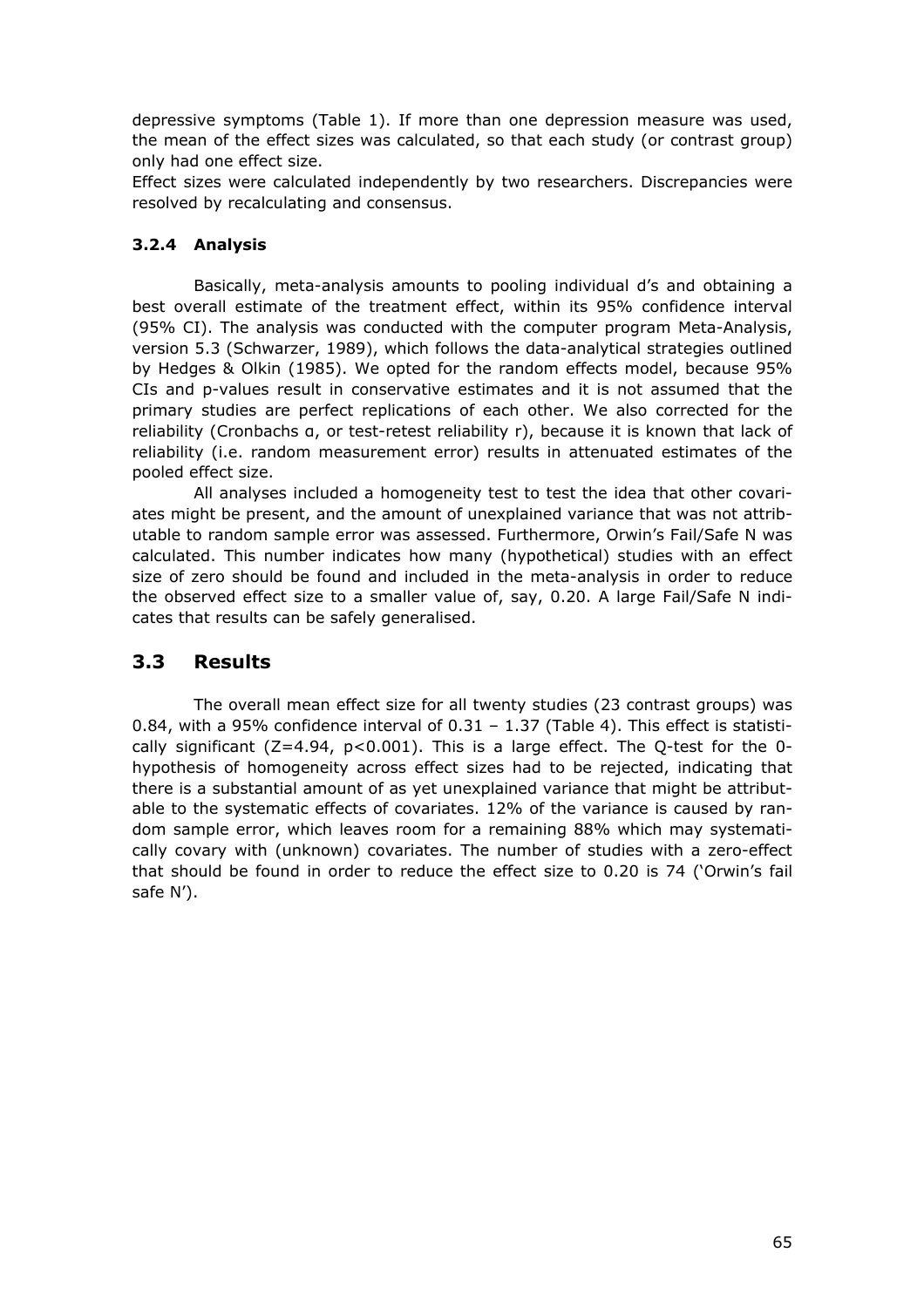depressive symptoms (Table 1). If more than one depression measure was used, the mean of the effect sizes was calculated, so that each study (or contrast group) only had one effect size.

Effect sizes were calculated independently by two researchers. Discrepancies were resolved by recalculating and consensus.

### 3.2.4 Analysis

Basically, meta-analysis amounts to pooling individual d's and obtaining a best overall estimate of the treatment effect, within its 95% confidence interval (95% CI). The analysis was conducted with the computer program Meta-Analysis, version 5.3 (Schwarzer, 1989), which follows the data-analytical strategies outlined by Hedges & Olkin (1985). We opted for the random effects model, because 95% CIs and p-values result in conservative estimates and it is not assumed that the primary studies are perfect replications of each other. We also corrected for the reliability (Cronbachs α, or test-retest reliability r), because it is known that lack of reliability (i.e. random measurement error) results in attenuated estimates of the pooled effect size.

All analyses included a homogeneity test to test the idea that other covariates might be present, and the amount of unexplained variance that was not attributable to random sample error was assessed. Furthermore, Orwin's Fail/Safe N was calculated. This number indicates how many (hypothetical) studies with an effect size of zero should be found and included in the meta-analysis in order to reduce the observed effect size to a smaller value of, say, 0.20. A large Fail/Safe N indicates that results can be safely generalised.

## 3.3 Results

The overall mean effect size for all twenty studies (23 contrast groups) was 0.84, with a 95% confidence interval of 0.31 – 1.37 (Table 4). This effect is statistically significant ($Z=4.94$, $p<0.001$). This is a large effect. The Q-test for the 0-hypothesis of homogeneity across effect sizes had to be rejected, indicating that there is a substantial amount of as yet unexplained variance that might be attributable to the systematic effects of covariates. 12% of the variance is caused by random sample error, which leaves room for a remaining 88% which may systematically covary with (unknown) covariates. The number of studies with a zero-effect that should be found in order to reduce the effect size to 0.20 is 74 ('Orwin's fail safe N').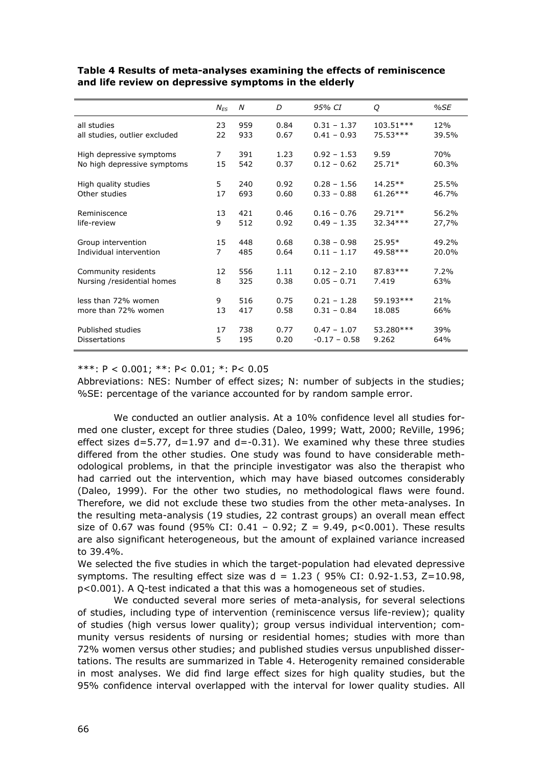**Table 4 Results of meta-analyses examining the effects of reminiscence and life review on depressive symptoms in the elderly**

| | $N_{ES}$ | N | D | 95% CI | Q | %SE |
|---|---|---|---|---|---|---|
| all studies | 23 | 959 | 0.84 | 0.31 – 1.37 | 103.51*** | 12% |
| all studies, outlier excluded | 22 | 933 | 0.67 | 0.41 – 0.93 | 75.53*** | 39.5% |
| High depressive symptoms | 7 | 391 | 1.23 | 0.92 – 1.53 | 9.59 | 70% |
| No high depressive symptoms | 15 | 542 | 0.37 | 0.12 – 0.62 | 25.71* | 60.3% |
| High quality studies | 5 | 240 | 0.92 | 0.28 – 1.56 | 14.25** | 25.5% |
| Other studies | 17 | 693 | 0.60 | 0.33 – 0.88 | 61.26*** | 46.7% |
| Reminiscence | 13 | 421 | 0.46 | 0.16 – 0.76 | 29.71** | 56.2% |
| life-review | 9 | 512 | 0.92 | 0.49 – 1.35 | 32.34*** | 27,7% |
| Group intervention | 15 | 448 | 0.68 | 0.38 – 0.98 | 25.95* | 49.2% |
| Individual intervention | 7 | 485 | 0.64 | 0.11 – 1.17 | 49.58*** | 20.0% |
| Community residents | 12 | 556 | 1.11 | 0.12 – 2.10 | 87.83*** | 7.2% |
| Nursing /residential homes | 8 | 325 | 0.38 | 0.05 – 0.71 | 7.419 | 63% |
| less than 72% women | 9 | 516 | 0.75 | 0.21 – 1.28 | 59.193*** | 21% |
| more than 72% women | 13 | 417 | 0.58 | 0.31 – 0.84 | 18.085 | 66% |
| Published studies | 17 | 738 | 0.77 | 0.47 – 1.07 | 53.280*** | 39% |
| Dissertations | 5 | 195 | 0.20 | -0.17 – 0.58 | 9.262 | 64% |

***: $P < 0.001$; **: $P < 0.01$; *: $P < 0.05$

Abbreviations: NES: Number of effect sizes; N: number of subjects in the studies; %SE: percentage of the variance accounted for by random sample error.

We conducted an outlier analysis. At a 10% confidence level all studies formed one cluster, except for three studies (Daleo, 1999; Watt, 2000; ReVille, 1996; effect sizes d=5.77, d=1.97 and d=-0.31). We examined why these three studies differed from the other studies. One study was found to have considerable methodological problems, in that the principle investigator was also the therapist who had carried out the intervention, which may have biased outcomes considerably (Daleo, 1999). For the other two studies, no methodological flaws were found. Therefore, we did not exclude these two studies from the other meta-analyses. In the resulting meta-analysis (19 studies, 22 contrast groups) an overall mean effect size of 0.67 was found (95% CI: 0.41 – 0.92; $Z = 9.49$, $p<0.001$). These results are also significant heterogeneous, but the amount of explained variance increased to 39.4%.

We selected the five studies in which the target-population had elevated depressive symptoms. The resulting effect size was $d = 1.23$ ( 95% CI: 0.92-1.53, $Z=10.98$, $p<0.001$). A Q-test indicated a that this was a homogeneous set of studies.

We conducted several more series of meta-analysis, for several selections of studies, including type of intervention (reminiscence versus life-review); quality of studies (high versus lower quality); group versus individual intervention; community versus residents of nursing or residential homes; studies with more than 72% women versus other studies; and published studies versus unpublished dissertations. The results are summarized in Table 4. Heterogenity remained considerable in most analyses. We did find large effect sizes for high quality studies, but the 95% confidence interval overlapped with the interval for lower quality studies. All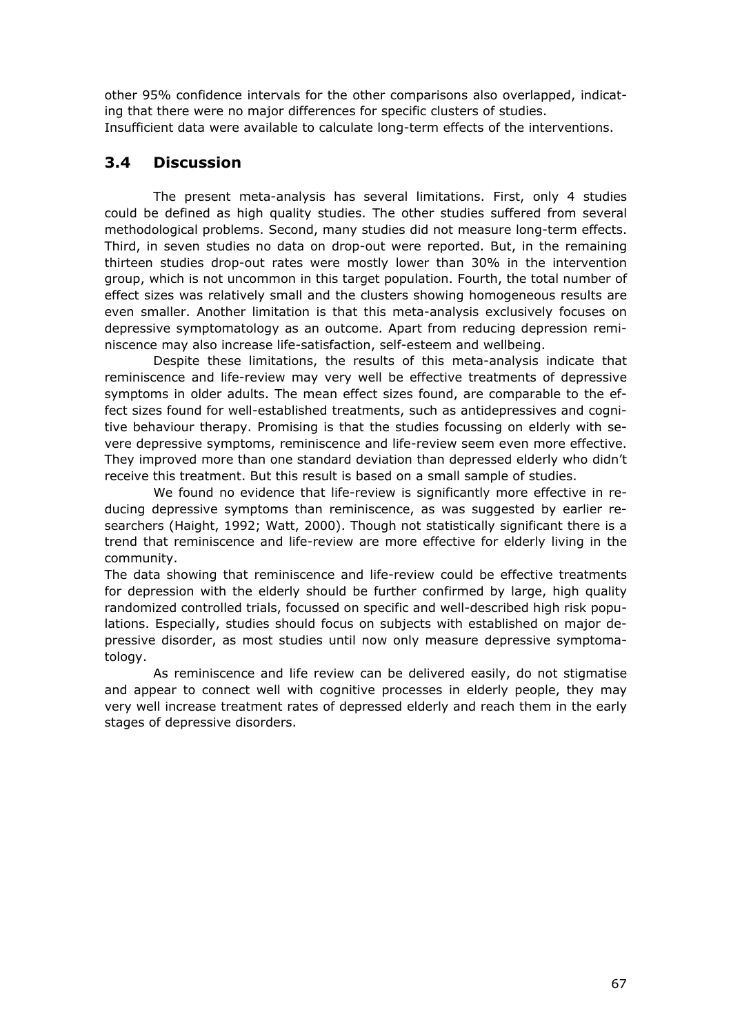other 95% confidence intervals for the other comparisons also overlapped, indicating that there were no major differences for specific clusters of studies.
Insufficient data were available to calculate long-term effects of the interventions.

## 3.4 Discussion

The present meta-analysis has several limitations. First, only 4 studies could be defined as high quality studies. The other studies suffered from several methodological problems. Second, many studies did not measure long-term effects. Third, in seven studies no data on drop-out were reported. But, in the remaining thirteen studies drop-out rates were mostly lower than 30% in the intervention group, which is not uncommon in this target population. Fourth, the total number of effect sizes was relatively small and the clusters showing homogeneous results are even smaller. Another limitation is that this meta-analysis exclusively focuses on depressive symptomatology as an outcome. Apart from reducing depression reminiscence may also increase life-satisfaction, self-esteem and wellbeing.

Despite these limitations, the results of this meta-analysis indicate that reminiscence and life-review may very well be effective treatments of depressive symptoms in older adults. The mean effect sizes found, are comparable to the effect sizes found for well-established treatments, such as antidepressives and cognitive behaviour therapy. Promising is that the studies focussing on elderly with severe depressive symptoms, reminiscence and life-review seem even more effective. They improved more than one standard deviation than depressed elderly who didn't receive this treatment. But this result is based on a small sample of studies.

We found no evidence that life-review is significantly more effective in reducing depressive symptoms than reminiscence, as was suggested by earlier researchers (Haight, 1992; Watt, 2000). Though not statistically significant there is a trend that reminiscence and life-review are more effective for elderly living in the community.

The data showing that reminiscence and life-review could be effective treatments for depression with the elderly should be further confirmed by large, high quality randomized controlled trials, focussed on specific and well-described high risk populations. Especially, studies should focus on subjects with established on major depressive disorder, as most studies until now only measure depressive symptomatology.

As reminiscence and life review can be delivered easily, do not stigmatise and appear to connect well with cognitive processes in elderly people, they may very well increase treatment rates of depressed elderly and reach them in the early stages of depressive disorders.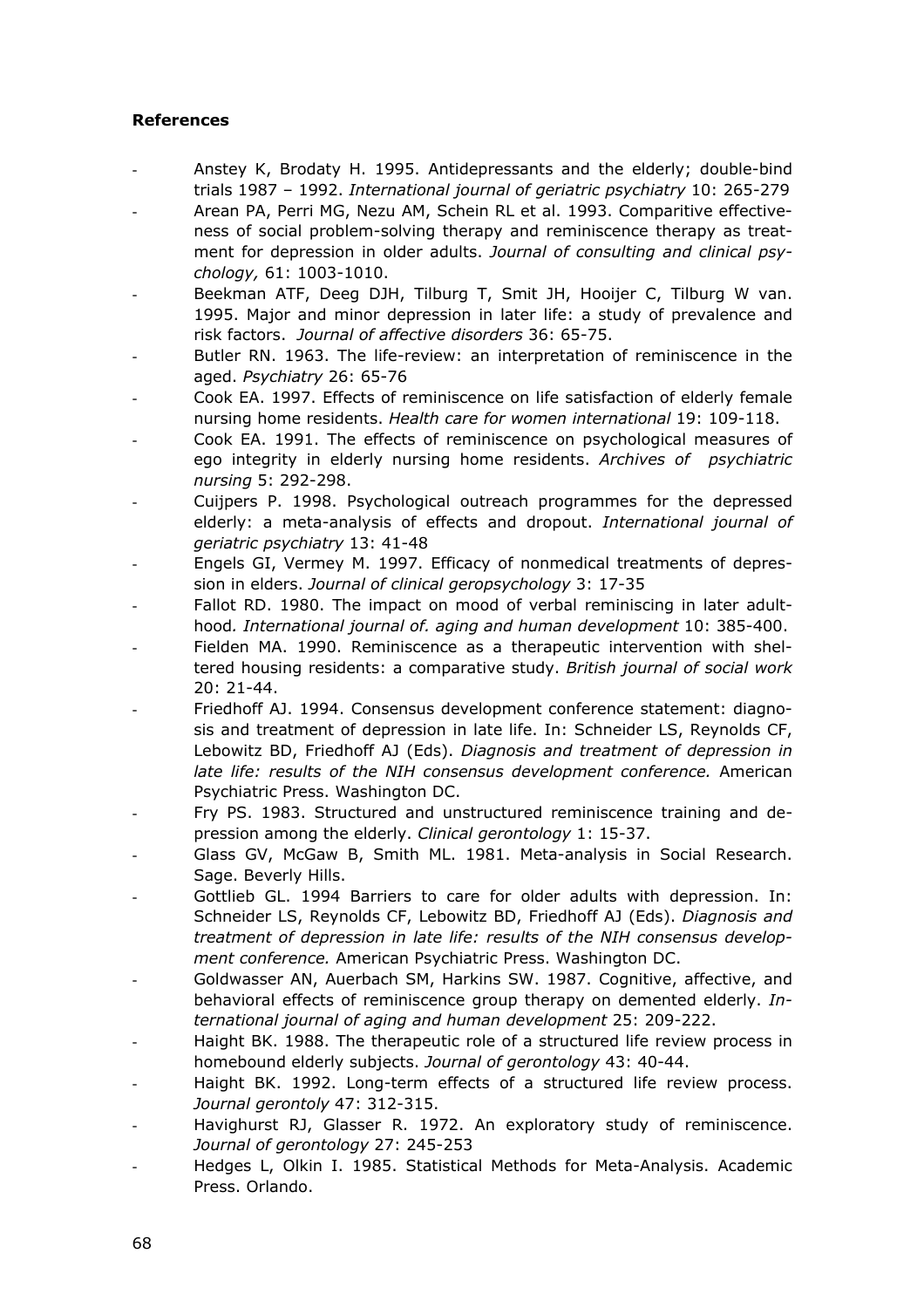**References**

- Anstey K, Brodaty H. 1995. Antidepressants and the elderly; double-bind trials 1987 – 1992. *International journal of geriatric psychiatry* 10: 265-279
- Arean PA, Perri MG, Nezu AM, Schein RL et al. 1993. Comparitive effectiveness of social problem-solving therapy and reminiscence therapy as treatment for depression in older adults. *Journal of consulting and clinical psychology,* 61: 1003-1010.
- Beekman ATF, Deeg DJH, Tilburg T, Smit JH, Hooijer C, Tilburg W van. 1995. Major and minor depression in later life: a study of prevalence and risk factors. *Journal of affective disorders* 36: 65-75.
- Butler RN. 1963. The life-review: an interpretation of reminiscence in the aged. *Psychiatry* 26: 65-76
- Cook EA. 1997. Effects of reminiscence on life satisfaction of elderly female nursing home residents. *Health care for women international* 19: 109-118.
- Cook EA. 1991. The effects of reminiscence on psychological measures of ego integrity in elderly nursing home residents. *Archives of psychiatric nursing* 5: 292-298.
- Cuijpers P. 1998. Psychological outreach programmes for the depressed elderly: a meta-analysis of effects and dropout. *International journal of geriatric psychiatry* 13: 41-48
- Engels GI, Vermey M. 1997. Efficacy of nonmedical treatments of depression in elders. *Journal of clinical geropsychology* 3: 17-35
- Fallot RD. 1980. The impact on mood of verbal reminiscing in later adulthood*. International journal of. aging and human development* 10: 385-400.
- Fielden MA. 1990. Reminiscence as a therapeutic intervention with sheltered housing residents: a comparative study. *British journal of social work* 20: 21-44.
- Friedhoff AJ. 1994. Consensus development conference statement: diagnosis and treatment of depression in late life. In: Schneider LS, Reynolds CF, Lebowitz BD, Friedhoff AJ (Eds). *Diagnosis and treatment of depression in late life: results of the NIH consensus development conference.* American Psychiatric Press. Washington DC.
- Fry PS. 1983. Structured and unstructured reminiscence training and depression among the elderly. *Clinical gerontology* 1: 15-37.
- Glass GV, McGaw B, Smith ML. 1981. Meta-analysis in Social Research. Sage. Beverly Hills.
- Gottlieb GL. 1994 Barriers to care for older adults with depression. In: Schneider LS, Reynolds CF, Lebowitz BD, Friedhoff AJ (Eds). *Diagnosis and treatment of depression in late life: results of the NIH consensus development conference.* American Psychiatric Press. Washington DC.
- Goldwasser AN, Auerbach SM, Harkins SW. 1987. Cognitive, affective, and behavioral effects of reminiscence group therapy on demented elderly. *International journal of aging and human development* 25: 209-222.
- Haight BK. 1988. The therapeutic role of a structured life review process in homebound elderly subjects. *Journal of gerontology* 43: 40-44.
- Haight BK. 1992. Long-term effects of a structured life review process. *Journal gerontoly* 47: 312-315.
- Havighurst RJ, Glasser R. 1972. An exploratory study of reminiscence. *Journal of gerontology* 27: 245-253
- Hedges L, Olkin I. 1985. Statistical Methods for Meta-Analysis. Academic Press. Orlando.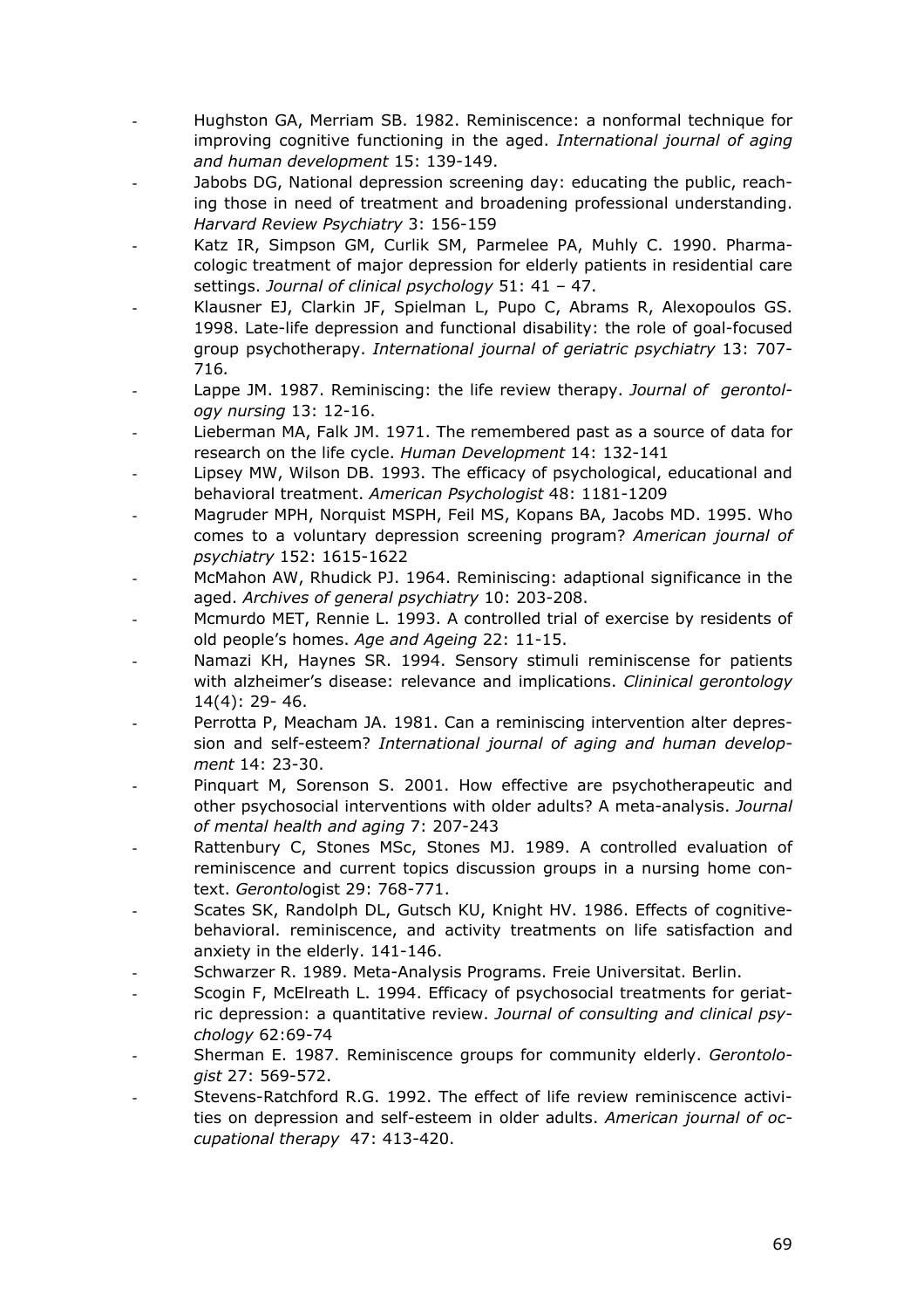- Hughston GA, Merriam SB. 1982. Reminiscence: a nonformal technique for improving cognitive functioning in the aged. *International journal of aging and human development* 15: 139-149.
- Jabobs DG, National depression screening day: educating the public, reaching those in need of treatment and broadening professional understanding. *Harvard Review Psychiatry* 3: 156-159
- Katz IR, Simpson GM, Curlik SM, Parmelee PA, Muhly C. 1990. Pharmacologic treatment of major depression for elderly patients in residential care settings. *Journal of clinical psychology* 51: 41 – 47.
- Klausner EJ, Clarkin JF, Spielman L, Pupo C, Abrams R, Alexopoulos GS. 1998. Late-life depression and functional disability: the role of goal-focused group psychotherapy. *International journal of geriatric psychiatry* 13: 707-716.
- Lappe JM. 1987. Reminiscing: the life review therapy. *Journal of gerontology nursing* 13: 12-16.
- Lieberman MA, Falk JM. 1971. The remembered past as a source of data for research on the life cycle. *Human Development* 14: 132-141
- Lipsey MW, Wilson DB. 1993. The efficacy of psychological, educational and behavioral treatment. *American Psychologist* 48: 1181-1209
- Magruder MPH, Norquist MSPH, Feil MS, Kopans BA, Jacobs MD. 1995. Who comes to a voluntary depression screening program? *American journal of psychiatry* 152: 1615-1622
- McMahon AW, Rhudick PJ. 1964. Reminiscing: adaptional significance in the aged. *Archives of general psychiatry* 10: 203-208.
- Mcmurdo MET, Rennie L. 1993. A controlled trial of exercise by residents of old people's homes. *Age and Ageing* 22: 11-15.
- Namazi KH, Haynes SR. 1994. Sensory stimuli reminiscense for patients with alzheimer's disease: relevance and implications. *Clininical gerontology* 14(4): 29- 46.
- Perrotta P, Meacham JA. 1981. Can a reminiscing intervention alter depression and self-esteem? *International journal of aging and human development* 14: 23-30.
- Pinquart M, Sorenson S. 2001. How effective are psychotherapeutic and other psychosocial interventions with older adults? A meta-analysis. *Journal of mental health and aging* 7: 207-243
- Rattenbury C, Stones MSc, Stones MJ. 1989. A controlled evaluation of reminiscence and current topics discussion groups in a nursing home context. *Gerontol*ogist 29: 768-771.
- Scates SK, Randolph DL, Gutsch KU, Knight HV. 1986. Effects of cognitive-behavioral. reminiscence, and activity treatments on life satisfaction and anxiety in the elderly. 141-146.
- Schwarzer R. 1989. Meta-Analysis Programs. Freie Universitat. Berlin.
- Scogin F, McElreath L. 1994. Efficacy of psychosocial treatments for geriatric depression: a quantitative review. *Journal of consulting and clinical psychology* 62:69-74
- Sherman E. 1987. Reminiscence groups for community elderly. *Gerontologist* 27: 569-572.
- Stevens-Ratchford R.G. 1992. The effect of life review reminiscence activities on depression and self-esteem in older adults. *American journal of occupational therapy* 47: 413-420.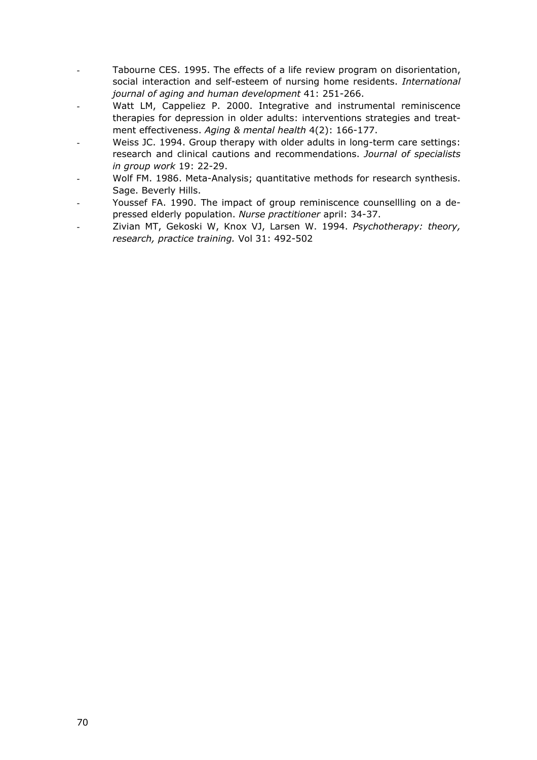- Tabourne CES. 1995. The effects of a life review program on disorientation, social interaction and self-esteem of nursing home residents. *International journal of aging and human development* 41: 251-266.
- Watt LM, Cappeliez P. 2000. Integrative and instrumental reminiscence therapies for depression in older adults: interventions strategies and treatment effectiveness. *Aging & mental health* 4(2): 166-177.
- Weiss JC. 1994. Group therapy with older adults in long-term care settings: research and clinical cautions and recommendations. *Journal of specialists in group work* 19: 22-29.
- Wolf FM. 1986. Meta-Analysis; quantitative methods for research synthesis. Sage. Beverly Hills.
- Youssef FA. 1990. The impact of group reminiscence counsellling on a depressed elderly population. *Nurse practitioner* april: 34-37.
- Zivian MT, Gekoski W, Knox VJ, Larsen W. 1994. *Psychotherapy: theory, research, practice training.* Vol 31: 492-502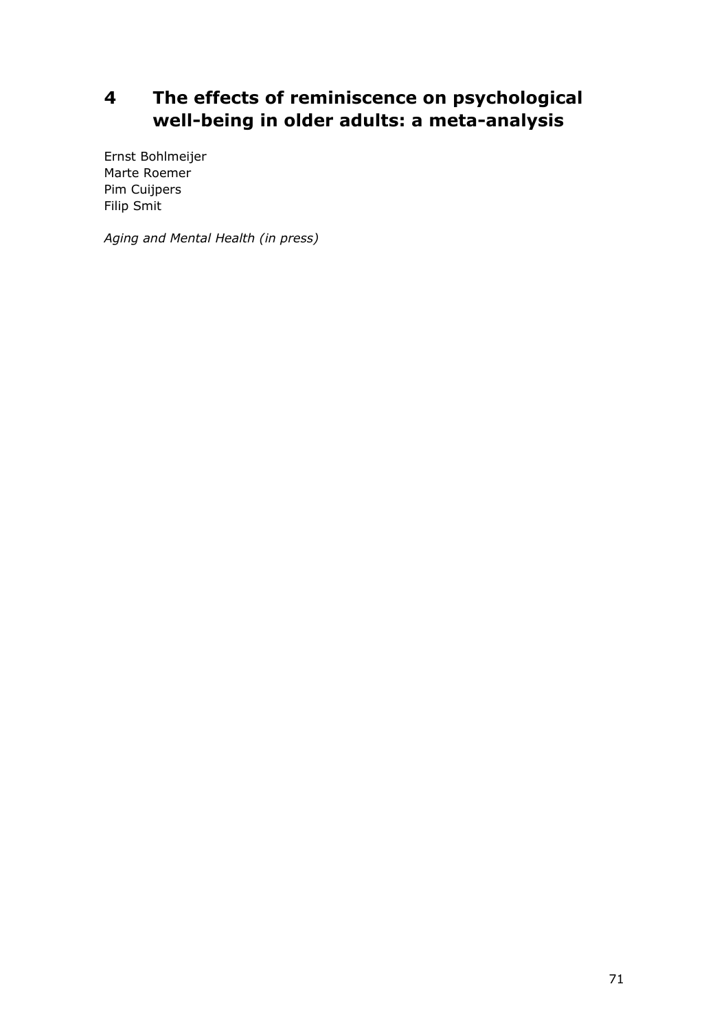# 4 The effects of reminiscence on psychological well-being in older adults: a meta-analysis

Ernst Bohlmeijer
Marte Roemer
Pim Cuijpers
Filip Smit

*Aging and Mental Health (in press)*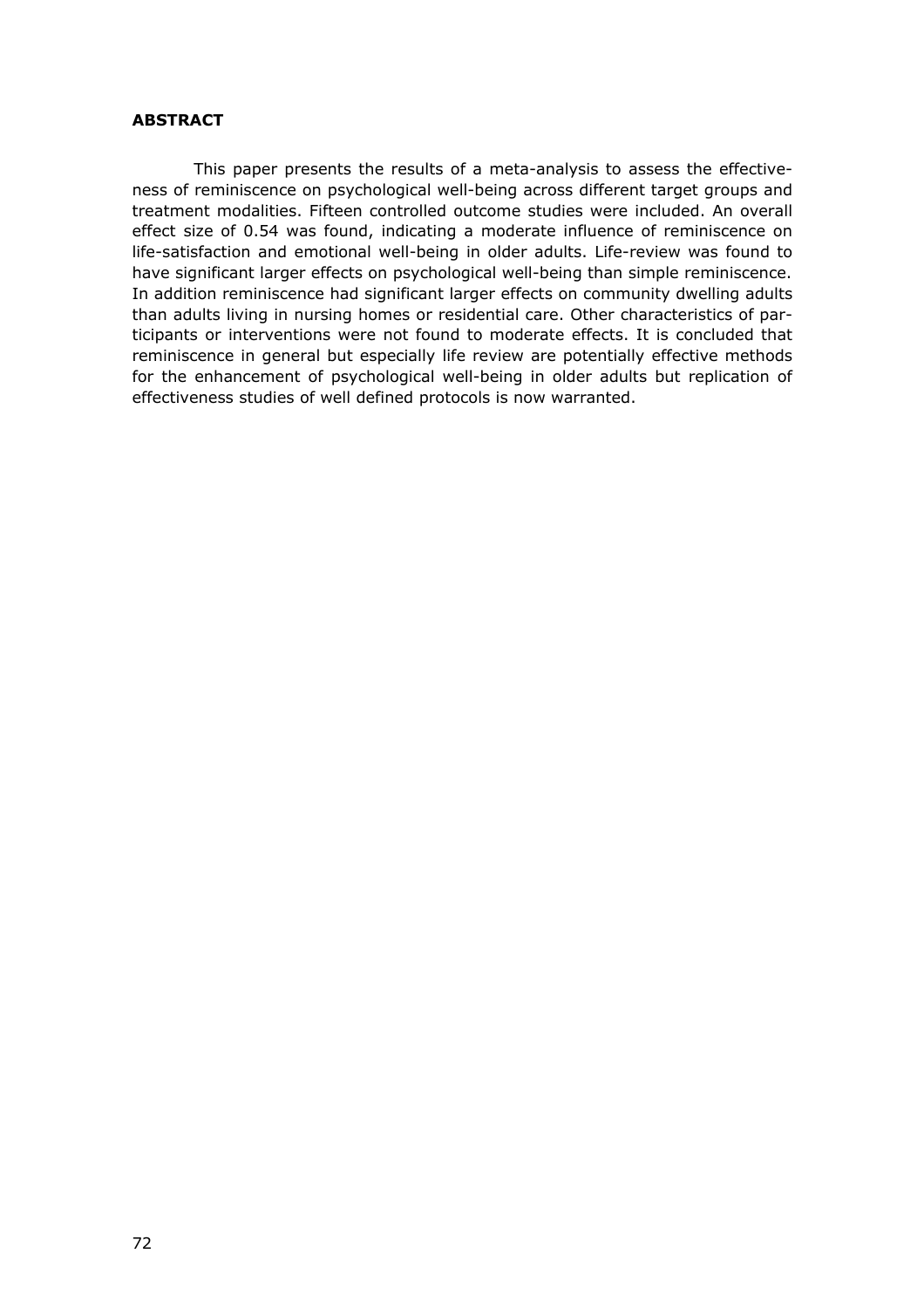**ABSTRACT**

This paper presents the results of a meta-analysis to assess the effectiveness of reminiscence on psychological well-being across different target groups and treatment modalities. Fifteen controlled outcome studies were included. An overall effect size of 0.54 was found, indicating a moderate influence of reminiscence on life-satisfaction and emotional well-being in older adults. Life-review was found to have significant larger effects on psychological well-being than simple reminiscence. In addition reminiscence had significant larger effects on community dwelling adults than adults living in nursing homes or residential care. Other characteristics of participants or interventions were not found to moderate effects. It is concluded that reminiscence in general but especially life review are potentially effective methods for the enhancement of psychological well-being in older adults but replication of effectiveness studies of well defined protocols is now warranted.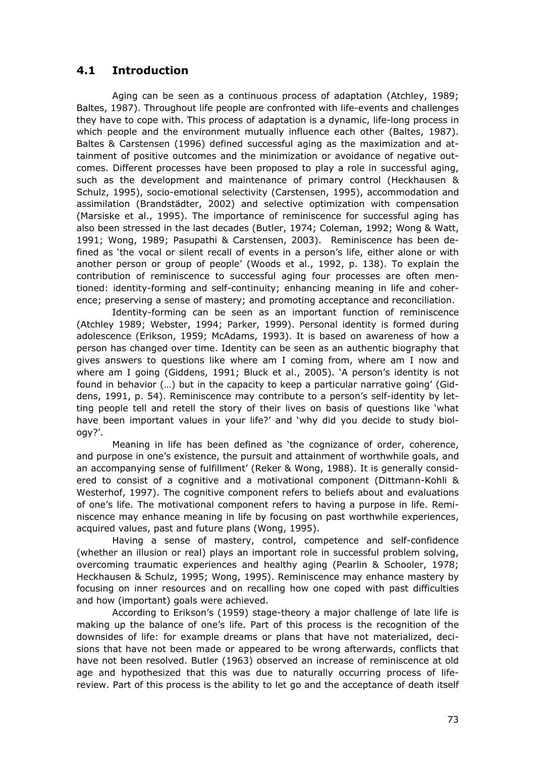## 4.1 Introduction

Aging can be seen as a continuous process of adaptation (Atchley, 1989; Baltes, 1987). Throughout life people are confronted with life-events and challenges they have to cope with. This process of adaptation is a dynamic, life-long process in which people and the environment mutually influence each other (Baltes, 1987). Baltes & Carstensen (1996) defined successful aging as the maximization and attainment of positive outcomes and the minimization or avoidance of negative outcomes. Different processes have been proposed to play a role in successful aging, such as the development and maintenance of primary control (Heckhausen & Schulz, 1995), socio-emotional selectivity (Carstensen, 1995), accommodation and assimilation (Brandstädter, 2002) and selective optimization with compensation (Marsiske et al., 1995). The importance of reminiscence for successful aging has also been stressed in the last decades (Butler, 1974; Coleman, 1992; Wong & Watt, 1991; Wong, 1989; Pasupathi & Carstensen, 2003). Reminiscence has been defined as 'the vocal or silent recall of events in a person's life, either alone or with another person or group of people' (Woods et al., 1992, p. 138). To explain the contribution of reminiscence to successful aging four processes are often mentioned: identity-forming and self-continuity; enhancing meaning in life and coherence; preserving a sense of mastery; and promoting acceptance and reconciliation.

Identity-forming can be seen as an important function of reminiscence (Atchley 1989; Webster, 1994; Parker, 1999). Personal identity is formed during adolescence (Erikson, 1959; McAdams, 1993). It is based on awareness of how a person has changed over time. Identity can be seen as an authentic biography that gives answers to questions like where am I coming from, where am I now and where am I going (Giddens, 1991; Bluck et al., 2005). 'A person's identity is not found in behavior (…) but in the capacity to keep a particular narrative going' (Giddens, 1991, p. 54). Reminiscence may contribute to a person's self-identity by letting people tell and retell the story of their lives on basis of questions like 'what have been important values in your life?' and 'why did you decide to study biology?'.

Meaning in life has been defined as 'the cognizance of order, coherence, and purpose in one's existence, the pursuit and attainment of worthwhile goals, and an accompanying sense of fulfillment' (Reker & Wong, 1988). It is generally considered to consist of a cognitive and a motivational component (Dittmann-Kohli & Westerhof, 1997). The cognitive component refers to beliefs about and evaluations of one's life. The motivational component refers to having a purpose in life. Reminiscence may enhance meaning in life by focusing on past worthwhile experiences, acquired values, past and future plans (Wong, 1995).

Having a sense of mastery, control, competence and self-confidence (whether an illusion or real) plays an important role in successful problem solving, overcoming traumatic experiences and healthy aging (Pearlin & Schooler, 1978; Heckhausen & Schulz, 1995; Wong, 1995). Reminiscence may enhance mastery by focusing on inner resources and on recalling how one coped with past difficulties and how (important) goals were achieved.

According to Erikson's (1959) stage-theory a major challenge of late life is making up the balance of one's life. Part of this process is the recognition of the downsides of life: for example dreams or plans that have not materialized, decisions that have not been made or appeared to be wrong afterwards, conflicts that have not been resolved. Butler (1963) observed an increase of reminiscence at old age and hypothesized that this was due to naturally occurring process of life-review. Part of this process is the ability to let go and the acceptance of death itself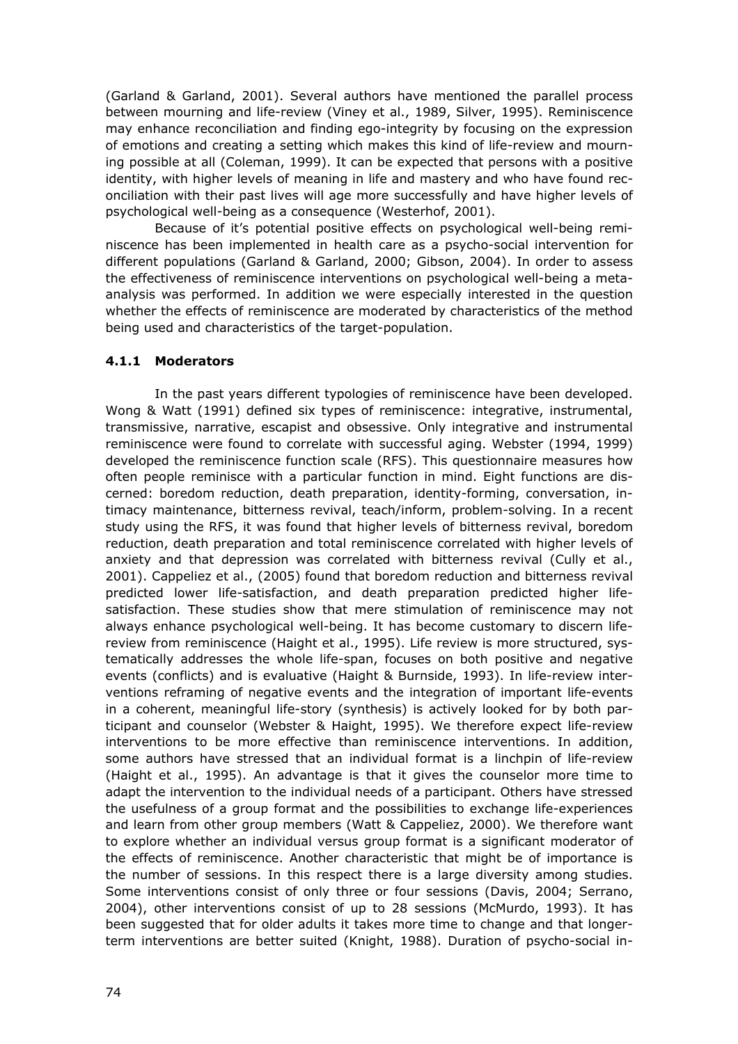(Garland & Garland, 2001). Several authors have mentioned the parallel process between mourning and life-review (Viney et al., 1989, Silver, 1995). Reminiscence may enhance reconciliation and finding ego-integrity by focusing on the expression of emotions and creating a setting which makes this kind of life-review and mourning possible at all (Coleman, 1999). It can be expected that persons with a positive identity, with higher levels of meaning in life and mastery and who have found reconciliation with their past lives will age more successfully and have higher levels of psychological well-being as a consequence (Westerhof, 2001).

Because of it's potential positive effects on psychological well-being reminiscence has been implemented in health care as a psycho-social intervention for different populations (Garland & Garland, 2000; Gibson, 2004). In order to assess the effectiveness of reminiscence interventions on psychological well-being a meta-analysis was performed. In addition we were especially interested in the question whether the effects of reminiscence are moderated by characteristics of the method being used and characteristics of the target-population.

### 4.1.1 Moderators

In the past years different typologies of reminiscence have been developed. Wong & Watt (1991) defined six types of reminiscence: integrative, instrumental, transmissive, narrative, escapist and obsessive. Only integrative and instrumental reminiscence were found to correlate with successful aging. Webster (1994, 1999) developed the reminiscence function scale (RFS). This questionnaire measures how often people reminisce with a particular function in mind. Eight functions are discerned: boredom reduction, death preparation, identity-forming, conversation, intimacy maintenance, bitterness revival, teach/inform, problem-solving. In a recent study using the RFS, it was found that higher levels of bitterness revival, boredom reduction, death preparation and total reminiscence correlated with higher levels of anxiety and that depression was correlated with bitterness revival (Cully et al., 2001). Cappeliez et al., (2005) found that boredom reduction and bitterness revival predicted lower life-satisfaction, and death preparation predicted higher life-satisfaction. These studies show that mere stimulation of reminiscence may not always enhance psychological well-being. It has become customary to discern life-review from reminiscence (Haight et al., 1995). Life review is more structured, systematically addresses the whole life-span, focuses on both positive and negative events (conflicts) and is evaluative (Haight & Burnside, 1993). In life-review interventions reframing of negative events and the integration of important life-events in a coherent, meaningful life-story (synthesis) is actively looked for by both participant and counselor (Webster & Haight, 1995). We therefore expect life-review interventions to be more effective than reminiscence interventions. In addition, some authors have stressed that an individual format is a linchpin of life-review (Haight et al., 1995). An advantage is that it gives the counselor more time to adapt the intervention to the individual needs of a participant. Others have stressed the usefulness of a group format and the possibilities to exchange life-experiences and learn from other group members (Watt & Cappeliez, 2000). We therefore want to explore whether an individual versus group format is a significant moderator of the effects of reminiscence. Another characteristic that might be of importance is the number of sessions. In this respect there is a large diversity among studies. Some interventions consist of only three or four sessions (Davis, 2004; Serrano, 2004), other interventions consist of up to 28 sessions (McMurdo, 1993). It has been suggested that for older adults it takes more time to change and that longer-term interventions are better suited (Knight, 1988). Duration of psycho-social in-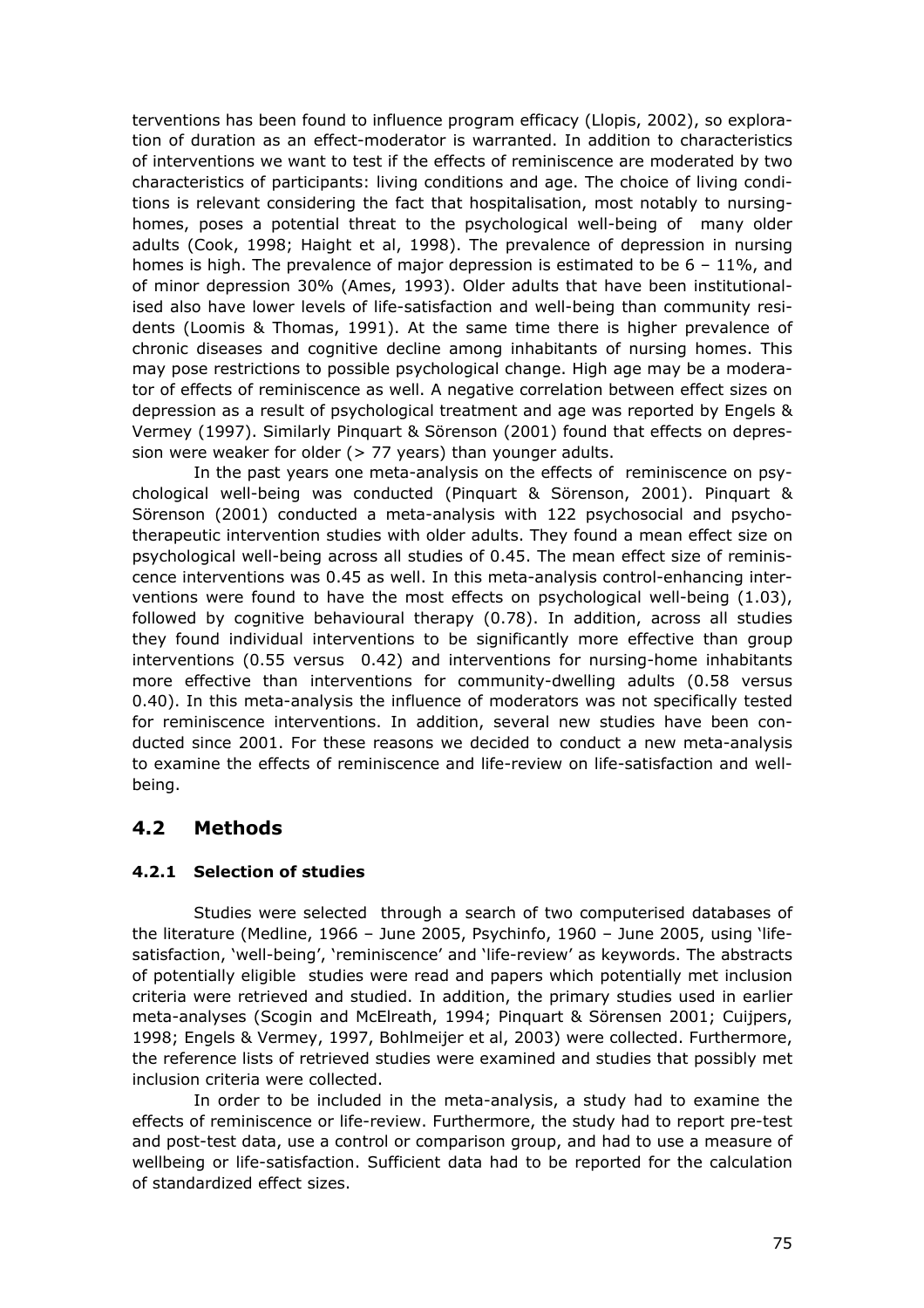terventions has been found to influence program efficacy (Llopis, 2002), so exploration of duration as an effect-moderator is warranted. In addition to characteristics of interventions we want to test if the effects of reminiscence are moderated by two characteristics of participants: living conditions and age. The choice of living conditions is relevant considering the fact that hospitalisation, most notably to nursing-homes, poses a potential threat to the psychological well-being of many older adults (Cook, 1998; Haight et al, 1998). The prevalence of depression in nursing homes is high. The prevalence of major depression is estimated to be 6 – 11%, and of minor depression 30% (Ames, 1993). Older adults that have been institutionalised also have lower levels of life-satisfaction and well-being than community residents (Loomis & Thomas, 1991). At the same time there is higher prevalence of chronic diseases and cognitive decline among inhabitants of nursing homes. This may pose restrictions to possible psychological change. High age may be a moderator of effects of reminiscence as well. A negative correlation between effect sizes on depression as a result of psychological treatment and age was reported by Engels & Vermey (1997). Similarly Pinquart & Sörenson (2001) found that effects on depression were weaker for older (> 77 years) than younger adults.

In the past years one meta-analysis on the effects of reminiscence on psychological well-being was conducted (Pinquart & Sörenson, 2001). Pinquart & Sörenson (2001) conducted a meta-analysis with 122 psychosocial and psychotherapeutic intervention studies with older adults. They found a mean effect size on psychological well-being across all studies of 0.45. The mean effect size of reminiscence interventions was 0.45 as well. In this meta-analysis control-enhancing interventions were found to have the most effects on psychological well-being (1.03), followed by cognitive behavioural therapy (0.78). In addition, across all studies they found individual interventions to be significantly more effective than group interventions (0.55 versus 0.42) and interventions for nursing-home inhabitants more effective than interventions for community-dwelling adults (0.58 versus 0.40). In this meta-analysis the influence of moderators was not specifically tested for reminiscence interventions. In addition, several new studies have been conducted since 2001. For these reasons we decided to conduct a new meta-analysis to examine the effects of reminiscence and life-review on life-satisfaction and well-being.

## 4.2 Methods

### 4.2.1 Selection of studies

Studies were selected through a search of two computerised databases of the literature (Medline, 1966 – June 2005, Psychinfo, 1960 – June 2005, using 'life-satisfaction, 'well-being', 'reminiscence' and 'life-review' as keywords. The abstracts of potentially eligible studies were read and papers which potentially met inclusion criteria were retrieved and studied. In addition, the primary studies used in earlier meta-analyses (Scogin and McElreath, 1994; Pinquart & Sörensen 2001; Cuijpers, 1998; Engels & Vermey, 1997, Bohlmeijer et al, 2003) were collected. Furthermore, the reference lists of retrieved studies were examined and studies that possibly met inclusion criteria were collected.

In order to be included in the meta-analysis, a study had to examine the effects of reminiscence or life-review. Furthermore, the study had to report pre-test and post-test data, use a control or comparison group, and had to use a measure of wellbeing or life-satisfaction. Sufficient data had to be reported for the calculation of standardized effect sizes.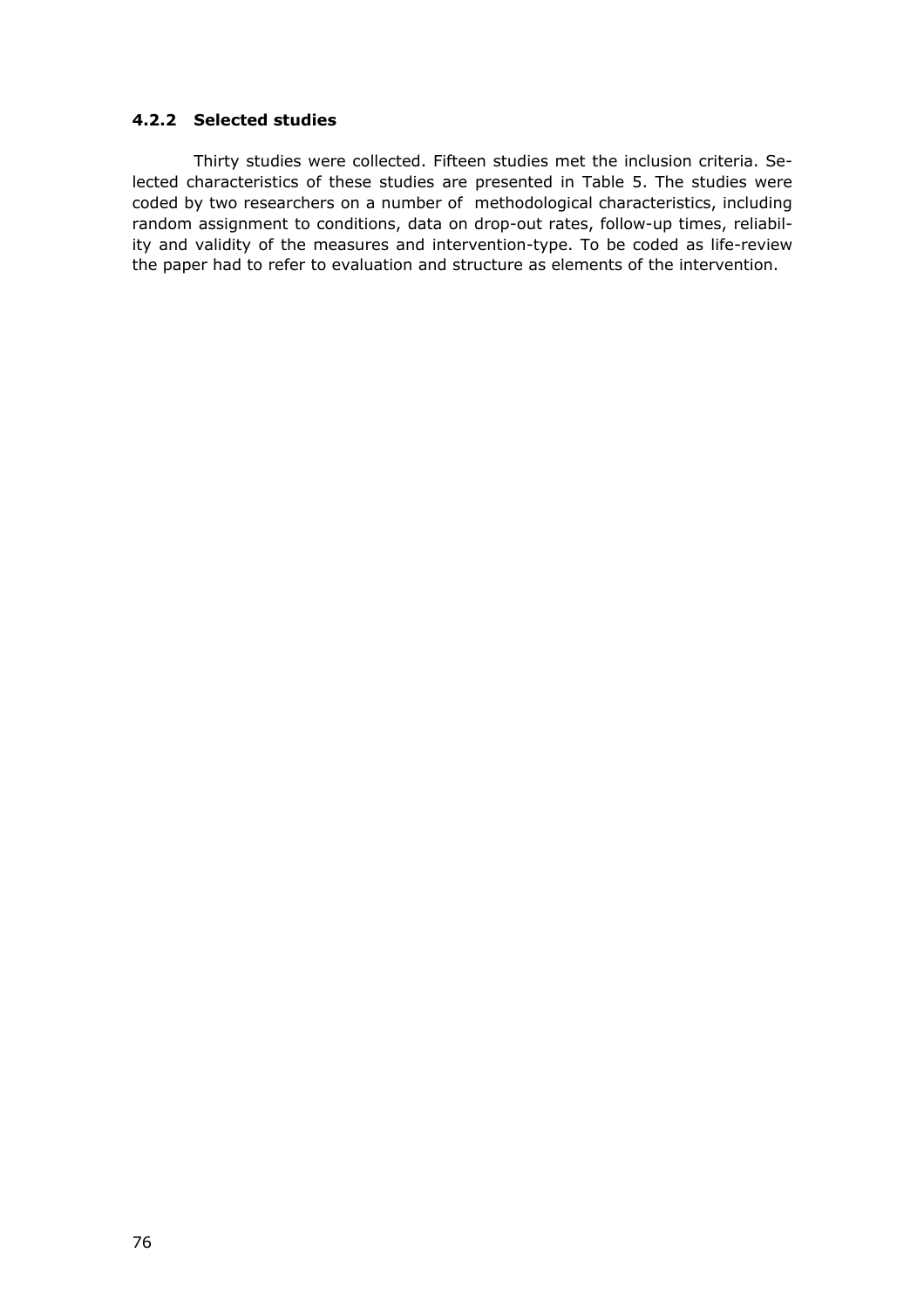### 4.2.2 Selected studies

Thirty studies were collected. Fifteen studies met the inclusion criteria. Selected characteristics of these studies are presented in Table 5. The studies were coded by two researchers on a number of methodological characteristics, including random assignment to conditions, data on drop-out rates, follow-up times, reliability and validity of the measures and intervention-type. To be coded as life-review the paper had to refer to evaluation and structure as elements of the intervention.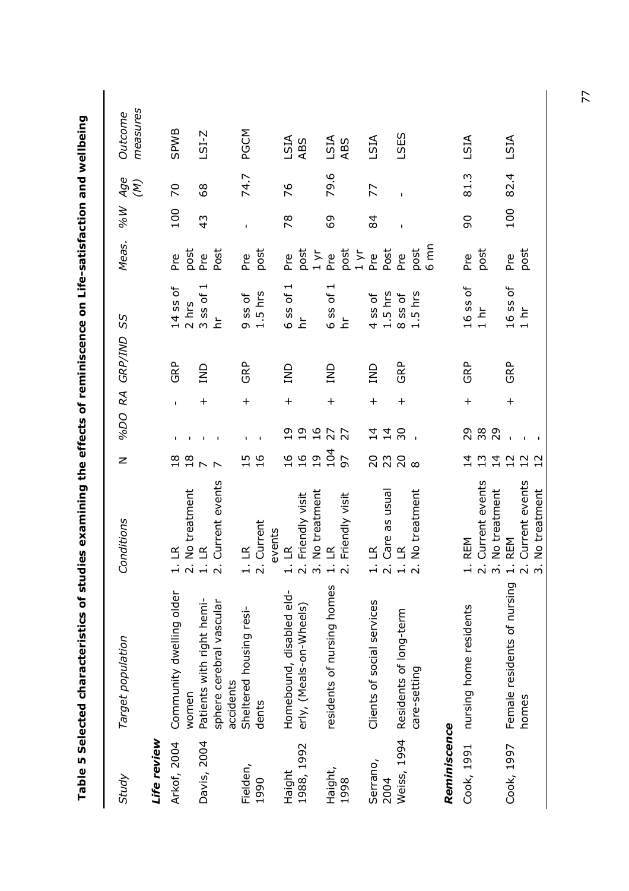**Table 5 Selected characteristics of studies examining the effects of reminiscence on Life-satisfaction and wellbeing**

| *Study* | *Target population* | *Conditions* | N | *%DO* | *RA* | *GRP/IND* | *SS* | *Meas.* | *%W* | *Age (M)* | *Outcome measures* |
|---|---|---|---|---|---|---|---|---|---|---|---|
| ***Life review*** | | | | | | | | | | | |
| Arkof, 2004 | Community dwelling older women | 1. LR<br>2. No treatment | 18<br>18 | -<br>- | - | GRP | 14 ss of 2 hrs | Pre<br>post | 100 | 70 | SPWB |
| Davis, 2004 | Patients with right hemisphere cerebral vascular accidents | 1. LR<br>2. Current events | 7<br>7 | -<br>- | + | IND | 3 ss of 1 hr | Pre<br>Post | 43 | 68 | LSI-Z |
| Fielden, 1990 | Sheltered housing residents | 1. LR<br>2. Current events | 15<br>16 | -<br>- | + | GRP | 9 ss of 1.5 hrs | Pre<br>post | - | 74.7 | PGCM |
| Haight 1988, 1992 | Homebound, disabled elderly, (Meals-on-Wheels) | 1. LR<br>2. Friendly visit<br>3. No treatment | 16<br>16<br>19 | 19<br>19<br>16 | + | IND | 6 ss of 1 hr | Pre<br>post<br>1 yr | 78 | 76 | LSIA<br>ABS |
| Haight, 1998 | residents of nursing homes | 1. LR<br>2. Friendly visit | 104<br>97 | 27<br>27 | + | IND | 6 ss of 1 hr | Pre<br>post<br>1 yr | 69 | 79.6 | LSIA<br>ABS |
| Serrano, 2004 | Clients of social services | 1. LR<br>2. Care as usual | 20<br>23 | 14<br>14 | + | IND | 4 ss of 1.5 hrs | Pre<br>Post | 84 | 77 | LSIA |
| Weiss, 1994 | Residents of long-term care-setting | 1. LR<br>2. No treatment | 20<br>8 | 30<br>- | + | GRP | 8 ss of 1.5 hrs | Pre<br>post<br>6 mn | - | - | LSES |
| ***Reminiscence*** | | | | | | | | | | | |
| Cook, 1991 | nursing home residents | 1. REM<br>2. Current events<br>3. No treatment | 14<br>13<br>14 | 29<br>38<br>29 | + | GRP | 16 ss of 1 hr | Pre<br>post | 90 | 81.3 | LSIA |
| Cook, 1997 | Female residents of nursing homes | 1. REM<br>2. Current events<br>3. No treatment | 12<br>12<br>12 | -<br>-<br>- | + | GRP | 16 ss of 1 hr | Pre<br>post | 100 | 82.4 | LSIA |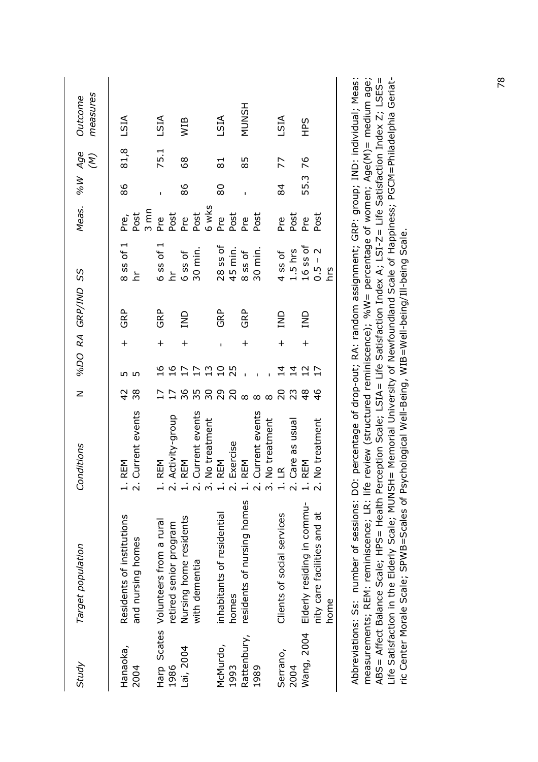| Study | Target population | Conditions | N | %DO | RA | GRP/IND | SS | Meas. | %W | Age (M) | Outcome measures |
|---|---|---|---|---|---|---|---|---|---|---|---|
| Hanaoka, 2004 | Residents of institutions and nursing homes | 1. REM | 42 | 5 | + | GRP | 8 ss of 1 hr | Pre, Post 3 mn | 86 | 81,8 | LSIA |
| | | 2. Current events | 38 | 5 | | | | | | | |
| Harp Scates 1986 | Volunteers from a rural retired senior program | 1. REM | 17 | 16 | + | GRP | 6 ss of 1 hr | Pre Post | - | 75.1 | LSIA |
| | | 2. Activity-group | 17 | 16 | | | | | | | |
| Lai, 2004 | Nursing home residents with dementia | 1. REM | 36 | 17 | + | IND | 6 ss of 30 min. | Pre Post 6 wks | 86 | 68 | WIB |
| | | 2. Current events | 35 | 17 | | | | | | | |
| | | 3. No treatment | 30 | 13 | | | | | | | |
| McMurdo, 1993 | inhabitants of residential homes | 1. REM | 29 | 10 | - | GRP | 28 ss of 45 min. | Pre Post | 80 | 81 | LSIA |
| | | 2. Exercise | 20 | 25 | | | | | | | |
| Rattenbury, 1989 | residents of nursing homes | 1. REM | 8 | - | + | GRP | 8 ss of 30 min. | Pre Post | - | 85 | MUNSH |
| | | 2. Current events | 8 | - | | | | | | | |
| | | 3. No treatment | 8 | - | | | | | | | |
| Serrano, 2004 | Clients of social services | 1. LR | 20 | 14 | + | IND | 4 ss of 1.5 hrs | Pre Post | 84 | 77 | LSIA |
| | | 2. Care as usual | 23 | 14 | | | | | | | |
| Wang, 2004 | Elderly residing in community care facilities and at home | 1. REM | 48 | 12 | + | IND | 16 ss of 0.5 – 2 hrs | Pre Post | 55.3 | 76 | HPS |
| | | 2. No treatment | 46 | 17 | | | | | | | |

Abbreviations: Ss: number of sessions: DO: percentage of drop-out; RA: random assignment; GRP: group; IND: individual; Meas: measurements; REM: reminiscence; LR: life review (structured reminiscence); %W= percentage of women; Age(M)= medium age; ABS= Affect Balance Scale; HPS= Health Perception Scale; LSIA= Life Satisfaction Index A; LSI-Z= Life Satisfaction Index Z; LSES= Life Satisfaction in the Elderly Scale; MUNSH= Memorial University of Newfoundland Scale of Happiness; PGCM=Philadelphia Geriatric Center Morale Scale; SPWB=Scales of Psychological Well-Being, WIB=Well-being/Ill-being Scale.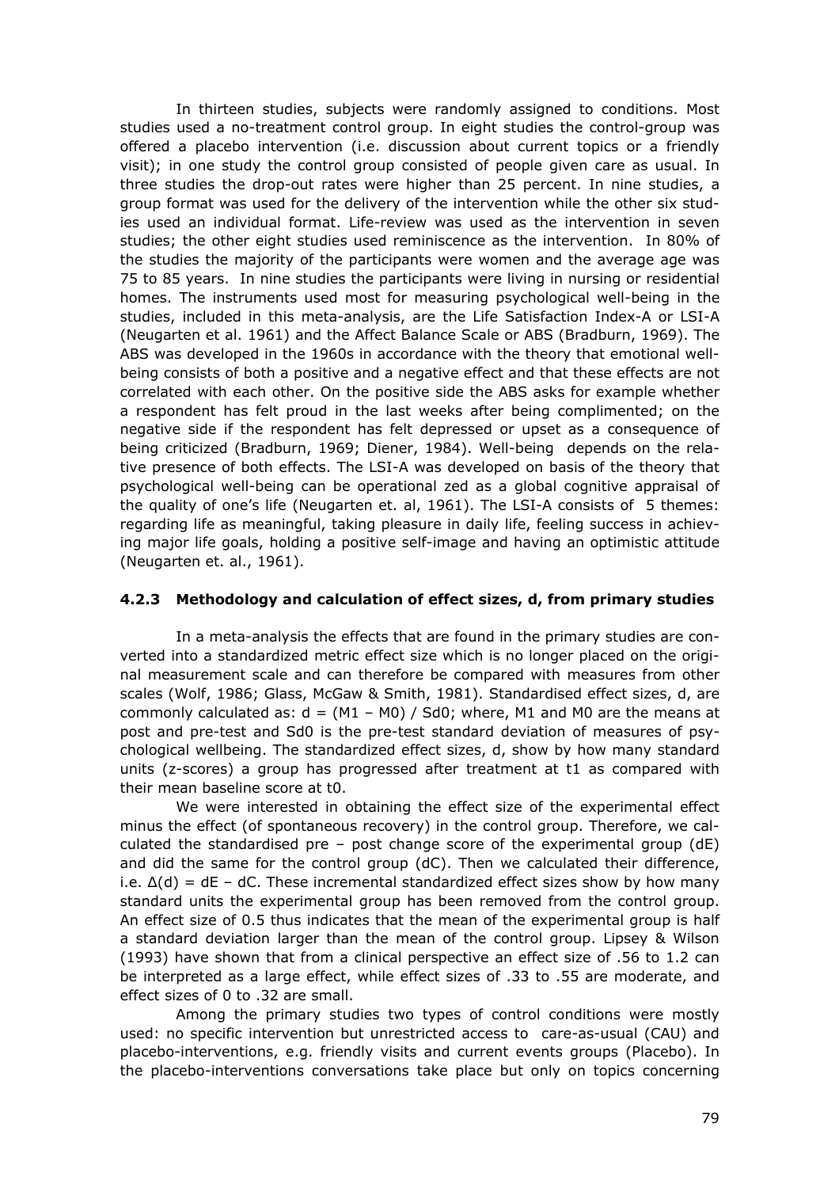In thirteen studies, subjects were randomly assigned to conditions. Most studies used a no-treatment control group. In eight studies the control-group was offered a placebo intervention (i.e. discussion about current topics or a friendly visit); in one study the control group consisted of people given care as usual. In three studies the drop-out rates were higher than 25 percent. In nine studies, a group format was used for the delivery of the intervention while the other six studies used an individual format. Life-review was used as the intervention in seven studies; the other eight studies used reminiscence as the intervention. In 80% of the studies the majority of the participants were women and the average age was 75 to 85 years. In nine studies the participants were living in nursing or residential homes. The instruments used most for measuring psychological well-being in the studies, included in this meta-analysis, are the Life Satisfaction Index-A or LSI-A (Neugarten et al. 1961) and the Affect Balance Scale or ABS (Bradburn, 1969). The ABS was developed in the 1960s in accordance with the theory that emotional well-being consists of both a positive and a negative effect and that these effects are not correlated with each other. On the positive side the ABS asks for example whether a respondent has felt proud in the last weeks after being complimented; on the negative side if the respondent has felt depressed or upset as a consequence of being criticized (Bradburn, 1969; Diener, 1984). Well-being depends on the relative presence of both effects. The LSI-A was developed on basis of the theory that psychological well-being can be operational zed as a global cognitive appraisal of the quality of one's life (Neugarten et. al, 1961). The LSI-A consists of 5 themes: regarding life as meaningful, taking pleasure in daily life, feeling success in achieving major life goals, holding a positive self-image and having an optimistic attitude (Neugarten et. al., 1961).

### 4.2.3 Methodology and calculation of effect sizes, d, from primary studies

In a meta-analysis the effects that are found in the primary studies are converted into a standardized metric effect size which is no longer placed on the original measurement scale and can therefore be compared with measures from other scales (Wolf, 1986; Glass, McGaw & Smith, 1981). Standardised effect sizes, d, are commonly calculated as: $d = (M1 - M0) / Sd0$; where, M1 and M0 are the means at post and pre-test and Sd0 is the pre-test standard deviation of measures of psychological wellbeing. The standardized effect sizes, d, show by how many standard units (z-scores) a group has progressed after treatment at t1 as compared with their mean baseline score at t0.

We were interested in obtaining the effect size of the experimental effect minus the effect (of spontaneous recovery) in the control group. Therefore, we calculated the standardised pre – post change score of the experimental group (dE) and did the same for the control group (dC). Then we calculated their difference, i.e. $\Delta(d) = dE - dC$. These incremental standardized effect sizes show by how many standard units the experimental group has been removed from the control group. An effect size of 0.5 thus indicates that the mean of the experimental group is half a standard deviation larger than the mean of the control group. Lipsey & Wilson (1993) have shown that from a clinical perspective an effect size of .56 to 1.2 can be interpreted as a large effect, while effect sizes of .33 to .55 are moderate, and effect sizes of 0 to .32 are small.

Among the primary studies two types of control conditions were mostly used: no specific intervention but unrestricted access to care-as-usual (CAU) and placebo-interventions, e.g. friendly visits and current events groups (Placebo). In the placebo-interventions conversations take place but only on topics concerning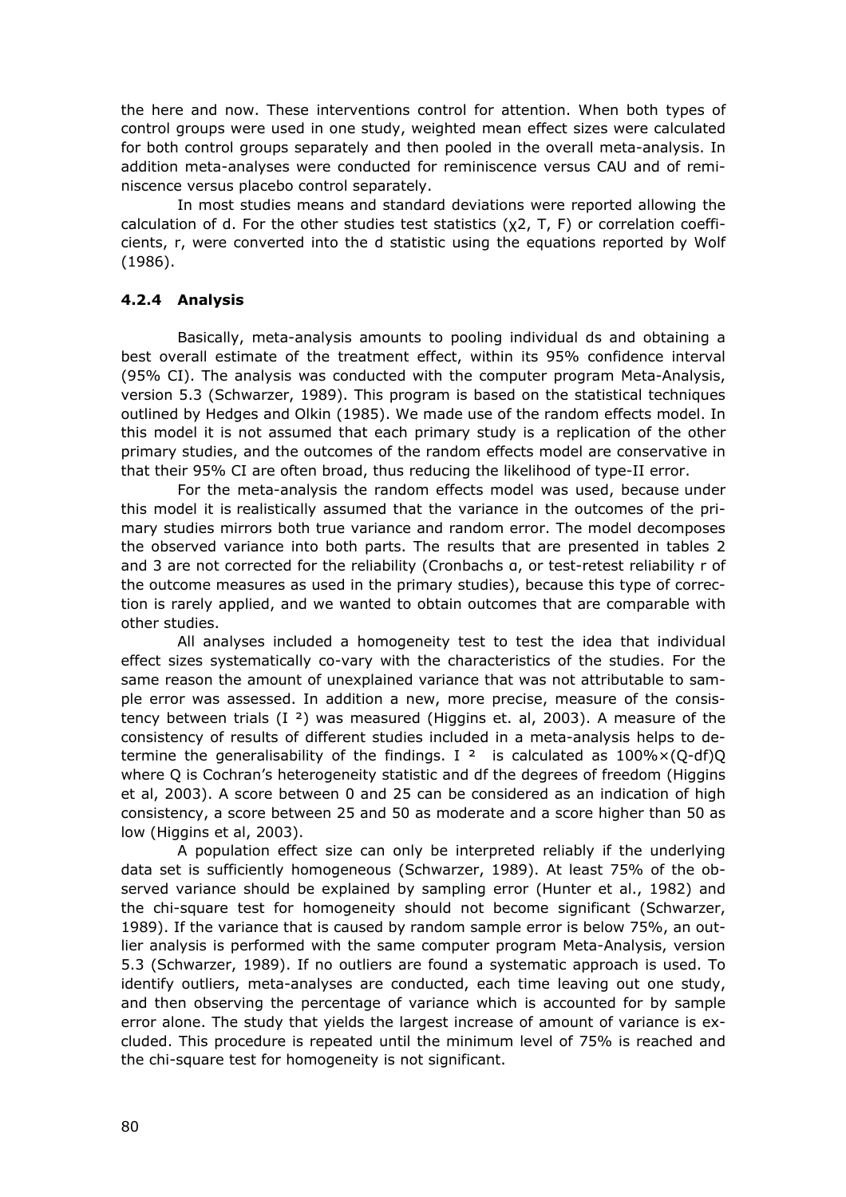the here and now. These interventions control for attention. When both types of control groups were used in one study, weighted mean effect sizes were calculated for both control groups separately and then pooled in the overall meta-analysis. In addition meta-analyses were conducted for reminiscence versus CAU and of reminiscence versus placebo control separately.

In most studies means and standard deviations were reported allowing the calculation of d. For the other studies test statistics ($\chi 2$, T, F) or correlation coefficients, r, were converted into the d statistic using the equations reported by Wolf (1986).

### 4.2.4 Analysis

Basically, meta-analysis amounts to pooling individual ds and obtaining a best overall estimate of the treatment effect, within its 95% confidence interval (95% CI). The analysis was conducted with the computer program Meta-Analysis, version 5.3 (Schwarzer, 1989). This program is based on the statistical techniques outlined by Hedges and Olkin (1985). We made use of the random effects model. In this model it is not assumed that each primary study is a replication of the other primary studies, and the outcomes of the random effects model are conservative in that their 95% CI are often broad, thus reducing the likelihood of type-II error.

For the meta-analysis the random effects model was used, because under this model it is realistically assumed that the variance in the outcomes of the primary studies mirrors both true variance and random error. The model decomposes the observed variance into both parts. The results that are presented in tables 2 and 3 are not corrected for the reliability (Cronbachs α, or test-retest reliability r of the outcome measures as used in the primary studies), because this type of correction is rarely applied, and we wanted to obtain outcomes that are comparable with other studies.

All analyses included a homogeneity test to test the idea that individual effect sizes systematically co-vary with the characteristics of the studies. For the same reason the amount of unexplained variance that was not attributable to sample error was assessed. In addition a new, more precise, measure of the consistency between trials ($I^2$) was measured (Higgins et. al, 2003). A measure of the consistency of results of different studies included in a meta-analysis helps to determine the generalisability of the findings. $I^2$ is calculated as $100\% \times (Q-df)Q$ where Q is Cochran's heterogeneity statistic and df the degrees of freedom (Higgins et al, 2003). A score between 0 and 25 can be considered as an indication of high consistency, a score between 25 and 50 as moderate and a score higher than 50 as low (Higgins et al, 2003).

A population effect size can only be interpreted reliably if the underlying data set is sufficiently homogeneous (Schwarzer, 1989). At least 75% of the observed variance should be explained by sampling error (Hunter et al., 1982) and the chi-square test for homogeneity should not become significant (Schwarzer, 1989). If the variance that is caused by random sample error is below 75%, an outlier analysis is performed with the same computer program Meta-Analysis, version 5.3 (Schwarzer, 1989). If no outliers are found a systematic approach is used. To identify outliers, meta-analyses are conducted, each time leaving out one study, and then observing the percentage of variance which is accounted for by sample error alone. The study that yields the largest increase of amount of variance is excluded. This procedure is repeated until the minimum level of 75% is reached and the chi-square test for homogeneity is not significant.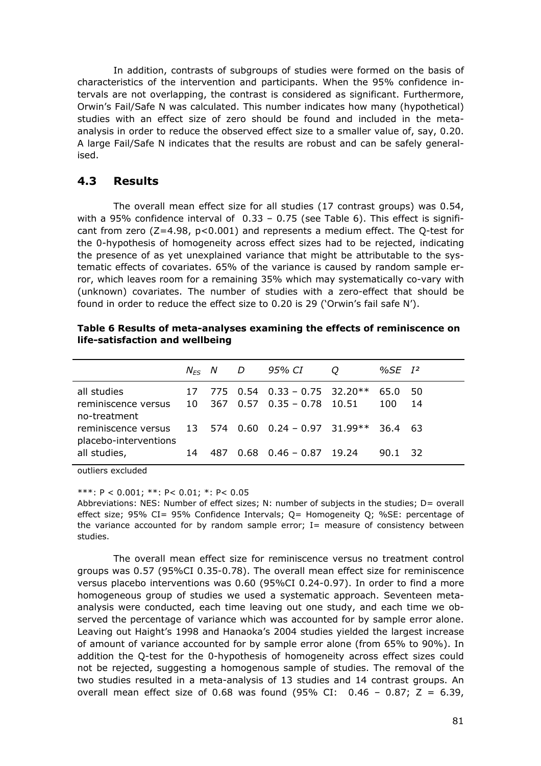In addition, contrasts of subgroups of studies were formed on the basis of characteristics of the intervention and participants. When the 95% confidence intervals are not overlapping, the contrast is considered as significant. Furthermore, Orwin's Fail/Safe N was calculated. This number indicates how many (hypothetical) studies with an effect size of zero should be found and included in the meta-analysis in order to reduce the observed effect size to a smaller value of, say, 0.20. A large Fail/Safe N indicates that the results are robust and can be safely generalised.

## 4.3 Results

The overall mean effect size for all studies (17 contrast groups) was 0.54, with a 95% confidence interval of 0.33 – 0.75 (see Table 6). This effect is significant from zero ($Z=4.98$, $p<0.001$) and represents a medium effect. The Q-test for the 0-hypothesis of homogeneity across effect sizes had to be rejected, indicating the presence of as yet unexplained variance that might be attributable to the systematic effects of covariates. 65% of the variance is caused by random sample error, which leaves room for a remaining 35% which may systematically co-vary with (unknown) covariates. The number of studies with a zero-effect that should be found in order to reduce the effect size to 0.20 is 29 ('Orwin's fail safe N').

**Table 6 Results of meta-analyses examining the effects of reminiscence on life-satisfaction and wellbeing**

| | $N_{ES}$ | *N* | *D* | *95% CI* | *Q* | *%SE* | $I^2$ |
|---|---|---|---|---|---|---|---|
| all studies | 17 | 775 | 0.54 | 0.33 – 0.75 | 32.20** | 65.0 | 50 |
| reminiscence versus no-treatment | 10 | 367 | 0.57 | 0.35 – 0.78 | 10.51 | 100 | 14 |
| reminiscence versus placebo-interventions | 13 | 574 | 0.60 | 0.24 – 0.97 | 31.99** | 36.4 | 63 |
| all studies, outliers excluded | 14 | 487 | 0.68 | 0.46 – 0.87 | 19.24 | 90.1 | 32 |

***: P < 0.001; **: P< 0.01; *: P< 0.05

Abbreviations: NES: Number of effect sizes; N: number of subjects in the studies; D= overall effect size; 95% CI= 95% Confidence Intervals; Q= Homogeneity Q; %SE: percentage of the variance accounted for by random sample error; I= measure of consistency between studies.

The overall mean effect size for reminiscence versus no treatment control groups was 0.57 (95%CI 0.35-0.78). The overall mean effect size for reminiscence versus placebo interventions was 0.60 (95%CI 0.24-0.97). In order to find a more homogeneous group of studies we used a systematic approach. Seventeen meta-analysis were conducted, each time leaving out one study, and each time we observed the percentage of variance which was accounted for by sample error alone. Leaving out Haight's 1998 and Hanaoka's 2004 studies yielded the largest increase of amount of variance accounted for by sample error alone (from 65% to 90%). In addition the Q-test for the 0-hypothesis of homogeneity across effect sizes could not be rejected, suggesting a homogenous sample of studies. The removal of the two studies resulted in a meta-analysis of 13 studies and 14 contrast groups. An overall mean effect size of 0.68 was found (95% CI: 0.46 – 0.87; $Z = 6.39$,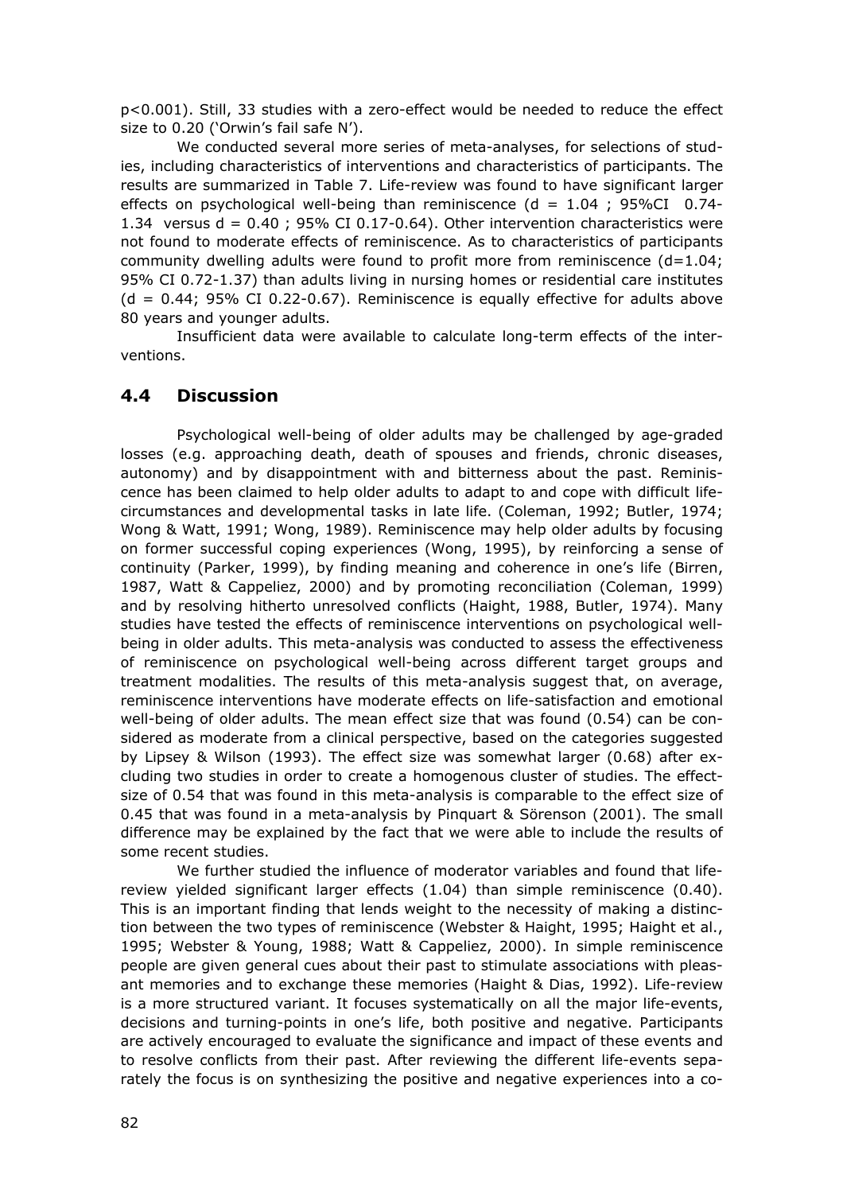p<0.001). Still, 33 studies with a zero-effect would be needed to reduce the effect size to 0.20 ('Orwin's fail safe N').

We conducted several more series of meta-analyses, for selections of studies, including characteristics of interventions and characteristics of participants. The results are summarized in Table 7. Life-review was found to have significant larger effects on psychological well-being than reminiscence (d = 1.04 ; 95%CI 0.74-1.34 versus d = 0.40 ; 95% CI 0.17-0.64). Other intervention characteristics were not found to moderate effects of reminiscence. As to characteristics of participants community dwelling adults were found to profit more from reminiscence (d=1.04; 95% CI 0.72-1.37) than adults living in nursing homes or residential care institutes (d = 0.44; 95% CI 0.22-0.67). Reminiscence is equally effective for adults above 80 years and younger adults.

Insufficient data were available to calculate long-term effects of the interventions.

## 4.4 Discussion

Psychological well-being of older adults may be challenged by age-graded losses (e.g. approaching death, death of spouses and friends, chronic diseases, autonomy) and by disappointment with and bitterness about the past. Reminiscence has been claimed to help older adults to adapt to and cope with difficult life-circumstances and developmental tasks in late life. (Coleman, 1992; Butler, 1974; Wong & Watt, 1991; Wong, 1989). Reminiscence may help older adults by focusing on former successful coping experiences (Wong, 1995), by reinforcing a sense of continuity (Parker, 1999), by finding meaning and coherence in one's life (Birren, 1987, Watt & Cappeliez, 2000) and by promoting reconciliation (Coleman, 1999) and by resolving hitherto unresolved conflicts (Haight, 1988, Butler, 1974). Many studies have tested the effects of reminiscence interventions on psychological well-being in older adults. This meta-analysis was conducted to assess the effectiveness of reminiscence on psychological well-being across different target groups and treatment modalities. The results of this meta-analysis suggest that, on average, reminiscence interventions have moderate effects on life-satisfaction and emotional well-being of older adults. The mean effect size that was found (0.54) can be considered as moderate from a clinical perspective, based on the categories suggested by Lipsey & Wilson (1993). The effect size was somewhat larger (0.68) after excluding two studies in order to create a homogenous cluster of studies. The effect-size of 0.54 that was found in this meta-analysis is comparable to the effect size of 0.45 that was found in a meta-analysis by Pinquart & Sörenson (2001). The small difference may be explained by the fact that we were able to include the results of some recent studies.

We further studied the influence of moderator variables and found that life-review yielded significant larger effects (1.04) than simple reminiscence (0.40). This is an important finding that lends weight to the necessity of making a distinction between the two types of reminiscence (Webster & Haight, 1995; Haight et al., 1995; Webster & Young, 1988; Watt & Cappeliez, 2000). In simple reminiscence people are given general cues about their past to stimulate associations with pleasant memories and to exchange these memories (Haight & Dias, 1992). Life-review is a more structured variant. It focuses systematically on all the major life-events, decisions and turning-points in one's life, both positive and negative. Participants are actively encouraged to evaluate the significance and impact of these events and to resolve conflicts from their past. After reviewing the different life-events separately the focus is on synthesizing the positive and negative experiences into a co-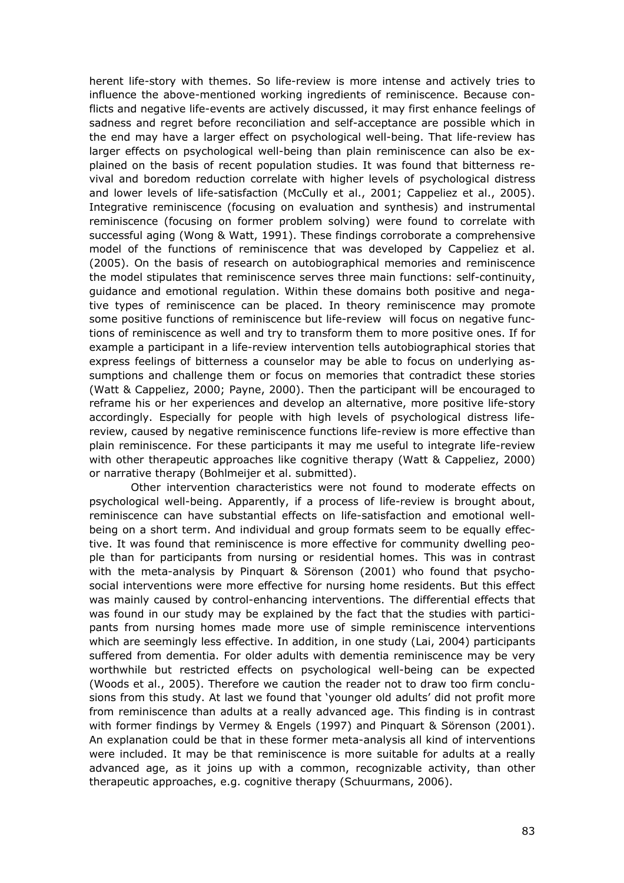herent life-story with themes. So life-review is more intense and actively tries to influence the above-mentioned working ingredients of reminiscence. Because conflicts and negative life-events are actively discussed, it may first enhance feelings of sadness and regret before reconciliation and self-acceptance are possible which in the end may have a larger effect on psychological well-being. That life-review has larger effects on psychological well-being than plain reminiscence can also be explained on the basis of recent population studies. It was found that bitterness revival and boredom reduction correlate with higher levels of psychological distress and lower levels of life-satisfaction (McCully et al., 2001; Cappeliez et al., 2005). Integrative reminiscence (focusing on evaluation and synthesis) and instrumental reminiscence (focusing on former problem solving) were found to correlate with successful aging (Wong & Watt, 1991). These findings corroborate a comprehensive model of the functions of reminiscence that was developed by Cappeliez et al. (2005). On the basis of research on autobiographical memories and reminiscence the model stipulates that reminiscence serves three main functions: self-continuity, guidance and emotional regulation. Within these domains both positive and negative types of reminiscence can be placed. In theory reminiscence may promote some positive functions of reminiscence but life-review will focus on negative functions of reminiscence as well and try to transform them to more positive ones. If for example a participant in a life-review intervention tells autobiographical stories that express feelings of bitterness a counselor may be able to focus on underlying assumptions and challenge them or focus on memories that contradict these stories (Watt & Cappeliez, 2000; Payne, 2000). Then the participant will be encouraged to reframe his or her experiences and develop an alternative, more positive life-story accordingly. Especially for people with high levels of psychological distress life-review, caused by negative reminiscence functions life-review is more effective than plain reminiscence. For these participants it may me useful to integrate life-review with other therapeutic approaches like cognitive therapy (Watt & Cappeliez, 2000) or narrative therapy (Bohlmeijer et al. submitted).

Other intervention characteristics were not found to moderate effects on psychological well-being. Apparently, if a process of life-review is brought about, reminiscence can have substantial effects on life-satisfaction and emotional well-being on a short term. And individual and group formats seem to be equally effective. It was found that reminiscence is more effective for community dwelling people than for participants from nursing or residential homes. This was in contrast with the meta-analysis by Pinquart & Sörenson (2001) who found that psycho-social interventions were more effective for nursing home residents. But this effect was mainly caused by control-enhancing interventions. The differential effects that was found in our study may be explained by the fact that the studies with participants from nursing homes made more use of simple reminiscence interventions which are seemingly less effective. In addition, in one study (Lai, 2004) participants suffered from dementia. For older adults with dementia reminiscence may be very worthwhile but restricted effects on psychological well-being can be expected (Woods et al., 2005). Therefore we caution the reader not to draw too firm conclusions from this study. At last we found that 'younger old adults' did not profit more from reminiscence than adults at a really advanced age. This finding is in contrast with former findings by Vermey & Engels (1997) and Pinquart & Sörenson (2001). An explanation could be that in these former meta-analysis all kind of interventions were included. It may be that reminiscence is more suitable for adults at a really advanced age, as it joins up with a common, recognizable activity, than other therapeutic approaches, e.g. cognitive therapy (Schuurmans, 2006).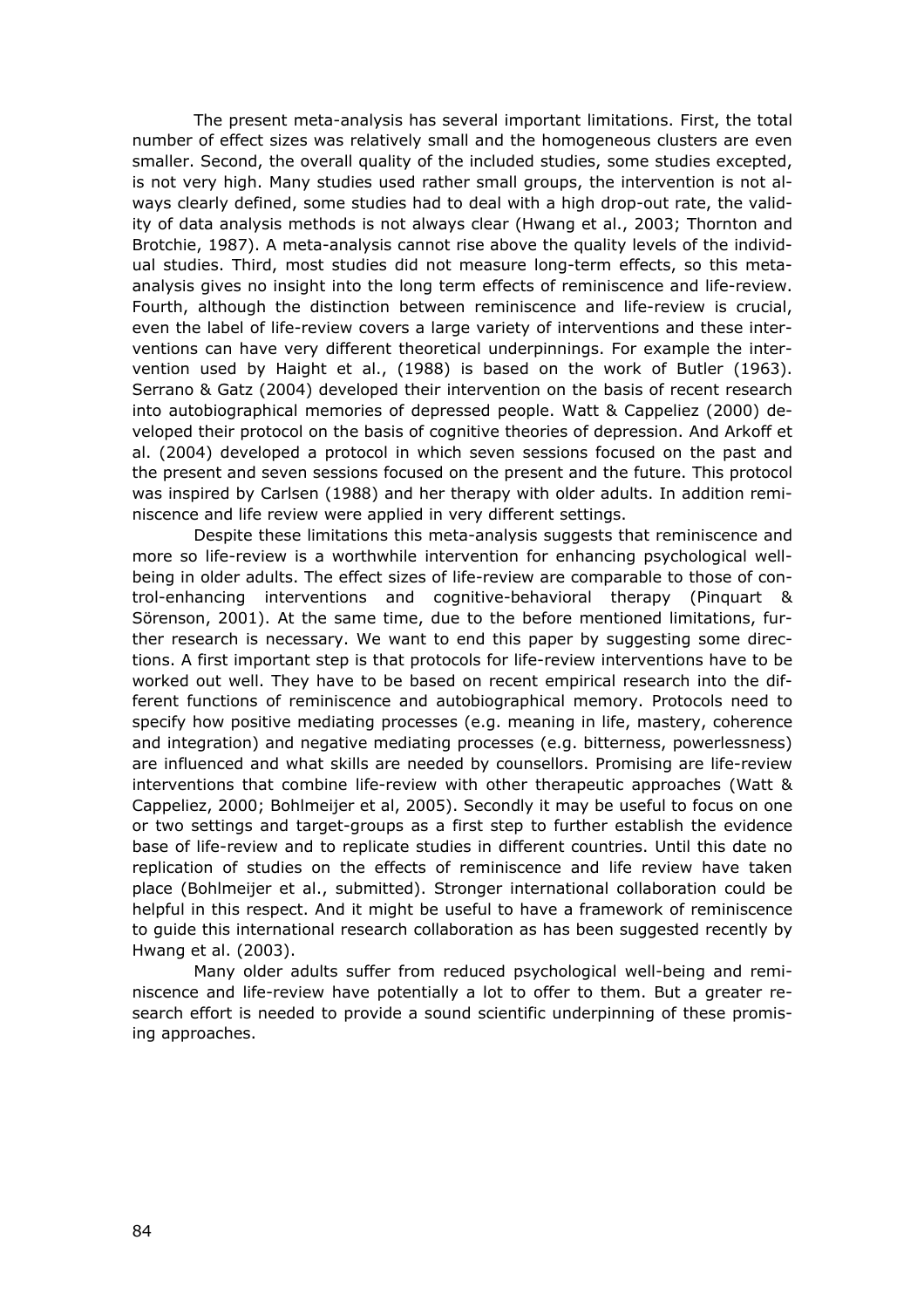The present meta-analysis has several important limitations. First, the total number of effect sizes was relatively small and the homogeneous clusters are even smaller. Second, the overall quality of the included studies, some studies excepted, is not very high. Many studies used rather small groups, the intervention is not always clearly defined, some studies had to deal with a high drop-out rate, the validity of data analysis methods is not always clear (Hwang et al., 2003; Thornton and Brotchie, 1987). A meta-analysis cannot rise above the quality levels of the individual studies. Third, most studies did not measure long-term effects, so this meta-analysis gives no insight into the long term effects of reminiscence and life-review. Fourth, although the distinction between reminiscence and life-review is crucial, even the label of life-review covers a large variety of interventions and these interventions can have very different theoretical underpinnings. For example the intervention used by Haight et al., (1988) is based on the work of Butler (1963). Serrano & Gatz (2004) developed their intervention on the basis of recent research into autobiographical memories of depressed people. Watt & Cappeliez (2000) developed their protocol on the basis of cognitive theories of depression. And Arkoff et al. (2004) developed a protocol in which seven sessions focused on the past and the present and seven sessions focused on the present and the future. This protocol was inspired by Carlsen (1988) and her therapy with older adults. In addition reminiscence and life review were applied in very different settings.

Despite these limitations this meta-analysis suggests that reminiscence and more so life-review is a worthwhile intervention for enhancing psychological well-being in older adults. The effect sizes of life-review are comparable to those of control-enhancing interventions and cognitive-behavioral therapy (Pinquart & Sörenson, 2001). At the same time, due to the before mentioned limitations, further research is necessary. We want to end this paper by suggesting some directions. A first important step is that protocols for life-review interventions have to be worked out well. They have to be based on recent empirical research into the different functions of reminiscence and autobiographical memory. Protocols need to specify how positive mediating processes (e.g. meaning in life, mastery, coherence and integration) and negative mediating processes (e.g. bitterness, powerlessness) are influenced and what skills are needed by counsellors. Promising are life-review interventions that combine life-review with other therapeutic approaches (Watt & Cappeliez, 2000; Bohlmeijer et al, 2005). Secondly it may be useful to focus on one or two settings and target-groups as a first step to further establish the evidence base of life-review and to replicate studies in different countries. Until this date no replication of studies on the effects of reminiscence and life review have taken place (Bohlmeijer et al., submitted). Stronger international collaboration could be helpful in this respect. And it might be useful to have a framework of reminiscence to guide this international research collaboration as has been suggested recently by Hwang et al. (2003).

Many older adults suffer from reduced psychological well-being and reminiscence and life-review have potentially a lot to offer to them. But a greater research effort is needed to provide a sound scientific underpinning of these promising approaches.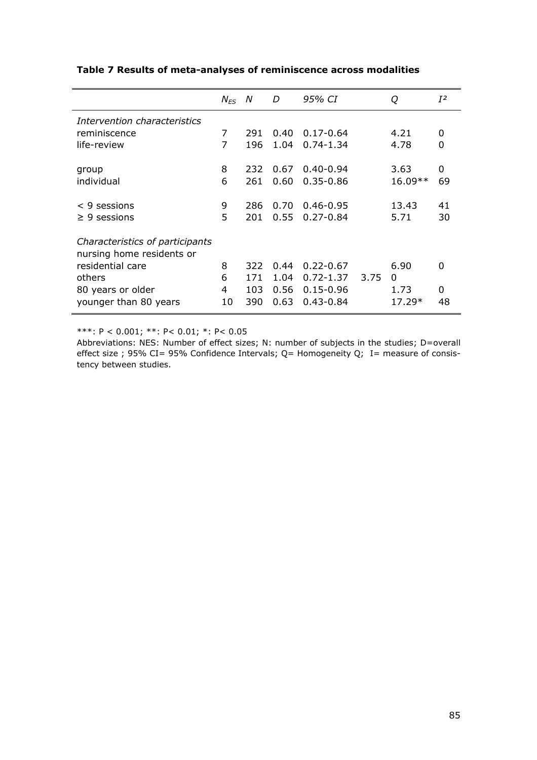**Table 7 Results of meta-analyses of reminiscence across modalities**

| | $N_{ES}$ | $N$ | $D$ | *95% CI* | | $Q$ | $I^2$ |
|---|---|---|---|---|---|---|---|
| *Intervention characteristics* | | | | | | | |
| reminiscence | 7 | 291 | 0.40 | 0.17-0.64 | | 4.21 | 0 |
| life-review | 7 | 196 | 1.04 | 0.74-1.34 | | 4.78 | 0 |
| group | 8 | 232 | 0.67 | 0.40-0.94 | | 3.63 | 0 |
| individual | 6 | 261 | 0.60 | 0.35-0.86 | | 16.09** | 69 |
| < 9 sessions | 9 | 286 | 0.70 | 0.46-0.95 | | 13.43 | 41 |
| ≥ 9 sessions | 5 | 201 | 0.55 | 0.27-0.84 | | 5.71 | 30 |
| *Characteristics of participants* | | | | | | | |
| nursing home residents or residential care | 8 | 322 | 0.44 | 0.22-0.67 | | 6.90 | 0 |
| others | 6 | 171 | 1.04 | 0.72-1.37 | 3.75 | 0 | |
| 80 years or older | 4 | 103 | 0.56 | 0.15-0.96 | | 1.73 | 0 |
| younger than 80 years | 10 | 390 | 0.63 | 0.43-0.84 | | 17.29* | 48 |

***: P < 0.001; **: P< 0.01; *: P< 0.05

Abbreviations: NES: Number of effect sizes; N: number of subjects in the studies; D=overall effect size ; 95% CI= 95% Confidence Intervals; Q= Homogeneity Q; I= measure of consistency between studies.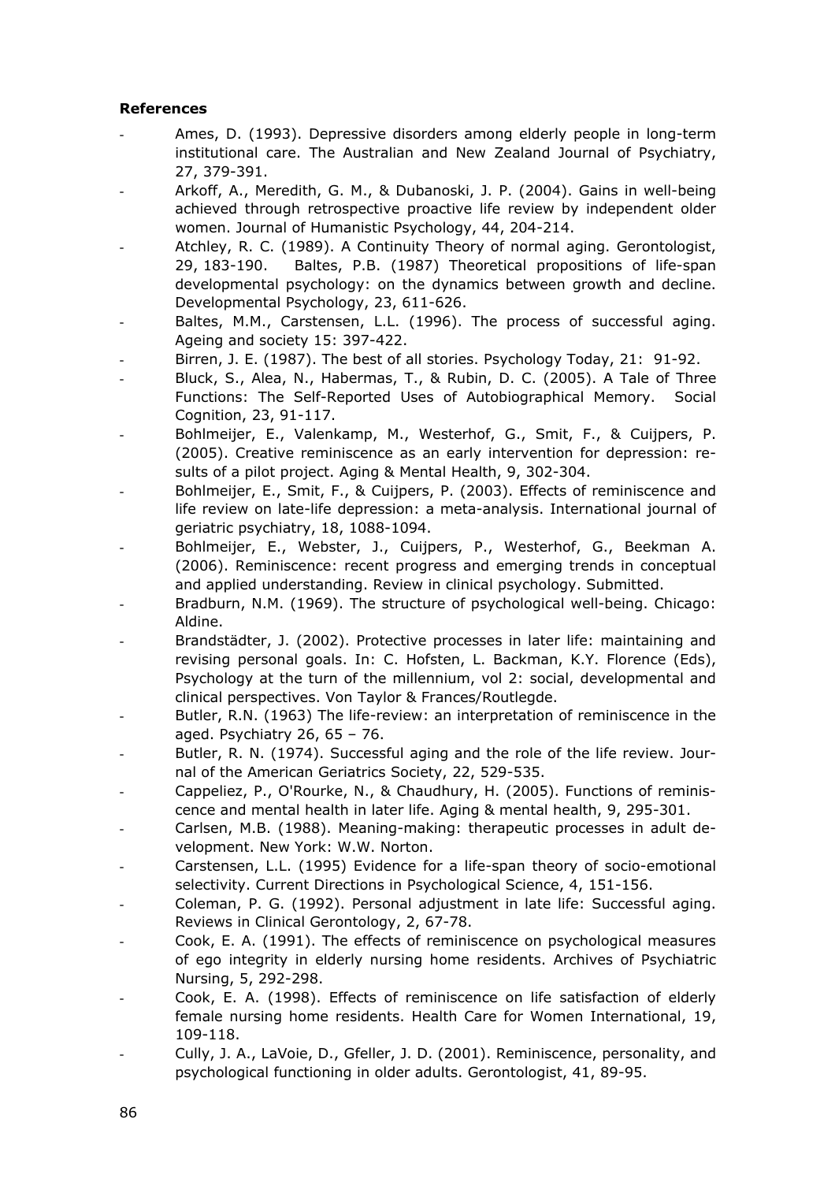**References**

- Ames, D. (1993). Depressive disorders among elderly people in long-term institutional care. The Australian and New Zealand Journal of Psychiatry, 27, 379-391.
- Arkoff, A., Meredith, G. M., & Dubanoski, J. P. (2004). Gains in well-being achieved through retrospective proactive life review by independent older women. Journal of Humanistic Psychology, 44, 204-214.
- Atchley, R. C. (1989). A Continuity Theory of normal aging. Gerontologist, 29, 183-190. Baltes, P.B. (1987) Theoretical propositions of life-span developmental psychology: on the dynamics between growth and decline. Developmental Psychology, 23, 611-626.
- Baltes, M.M., Carstensen, L.L. (1996). The process of successful aging. Ageing and society 15: 397-422.
- Birren, J. E. (1987). The best of all stories. Psychology Today, 21: 91-92.
- Bluck, S., Alea, N., Habermas, T., & Rubin, D. C. (2005). A Tale of Three Functions: The Self-Reported Uses of Autobiographical Memory. Social Cognition, 23, 91-117.
- Bohlmeijer, E., Valenkamp, M., Westerhof, G., Smit, F., & Cuijpers, P. (2005). Creative reminiscence as an early intervention for depression: results of a pilot project. Aging & Mental Health, 9, 302-304.
- Bohlmeijer, E., Smit, F., & Cuijpers, P. (2003). Effects of reminiscence and life review on late-life depression: a meta-analysis. International journal of geriatric psychiatry, 18, 1088-1094.
- Bohlmeijer, E., Webster, J., Cuijpers, P., Westerhof, G., Beekman A. (2006). Reminiscence: recent progress and emerging trends in conceptual and applied understanding. Review in clinical psychology. Submitted.
- Bradburn, N.M. (1969). The structure of psychological well-being. Chicago: Aldine.
- Brandstädter, J. (2002). Protective processes in later life: maintaining and revising personal goals. In: C. Hofsten, L. Backman, K.Y. Florence (Eds), Psychology at the turn of the millennium, vol 2: social, developmental and clinical perspectives. Von Taylor & Frances/Routlegde.
- Butler, R.N. (1963) The life-review: an interpretation of reminiscence in the aged. Psychiatry 26, 65 – 76.
- Butler, R. N. (1974). Successful aging and the role of the life review. Journal of the American Geriatrics Society, 22, 529-535.
- Cappeliez, P., O'Rourke, N., & Chaudhury, H. (2005). Functions of reminiscence and mental health in later life. Aging & mental health, 9, 295-301.
- Carlsen, M.B. (1988). Meaning-making: therapeutic processes in adult development. New York: W.W. Norton.
- Carstensen, L.L. (1995) Evidence for a life-span theory of socio-emotional selectivity. Current Directions in Psychological Science, 4, 151-156.
- Coleman, P. G. (1992). Personal adjustment in late life: Successful aging. Reviews in Clinical Gerontology, 2, 67-78.
- Cook, E. A. (1991). The effects of reminiscence on psychological measures of ego integrity in elderly nursing home residents. Archives of Psychiatric Nursing, 5, 292-298.
- Cook, E. A. (1998). Effects of reminiscence on life satisfaction of elderly female nursing home residents. Health Care for Women International, 19, 109-118.
- Cully, J. A., LaVoie, D., Gfeller, J. D. (2001). Reminiscence, personality, and psychological functioning in older adults. Gerontologist, 41, 89-95.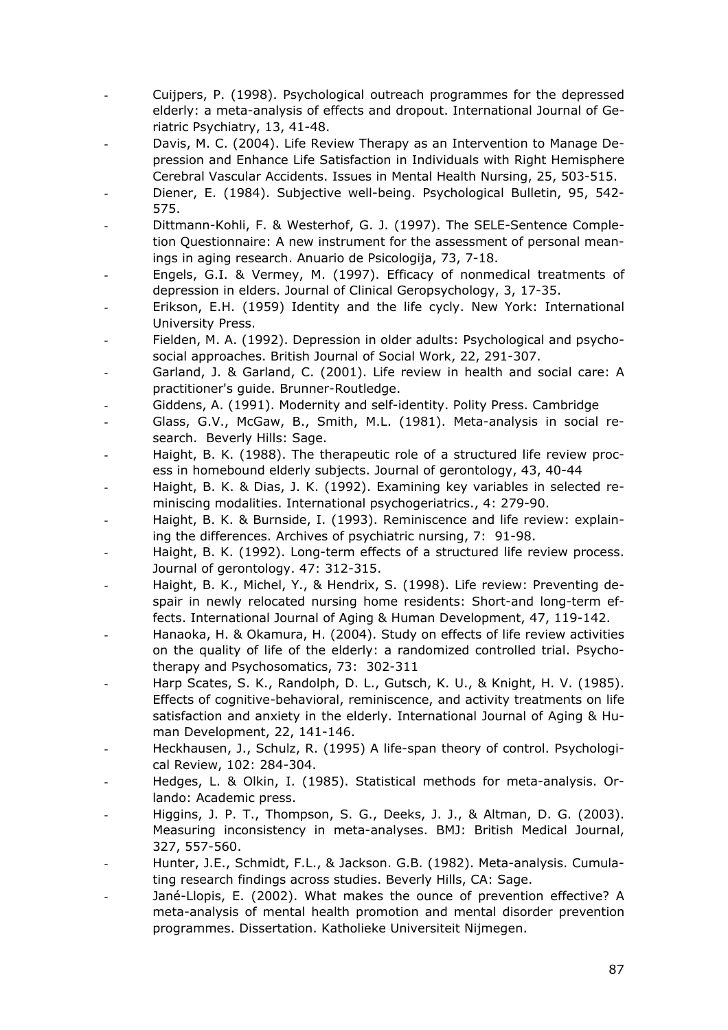- Cuijpers, P. (1998). Psychological outreach programmes for the depressed elderly: a meta-analysis of effects and dropout. International Journal of Geriatric Psychiatry, 13, 41-48.
- Davis, M. C. (2004). Life Review Therapy as an Intervention to Manage Depression and Enhance Life Satisfaction in Individuals with Right Hemisphere Cerebral Vascular Accidents. Issues in Mental Health Nursing, 25, 503-515.
- Diener, E. (1984). Subjective well-being. Psychological Bulletin, 95, 542-575.
- Dittmann-Kohli, F. & Westerhof, G. J. (1997). The SELE-Sentence Completion Questionnaire: A new instrument for the assessment of personal meanings in aging research. Anuario de Psicologija, 73, 7-18.
- Engels, G.I. & Vermey, M. (1997). Efficacy of nonmedical treatments of depression in elders. Journal of Clinical Geropsychology, 3, 17-35.
- Erikson, E.H. (1959) Identity and the life cycly. New York: International University Press.
- Fielden, M. A. (1992). Depression in older adults: Psychological and psychosocial approaches. British Journal of Social Work, 22, 291-307.
- Garland, J. & Garland, C. (2001). Life review in health and social care: A practitioner's guide. Brunner-Routledge.
- Giddens, A. (1991). Modernity and self-identity. Polity Press. Cambridge
- Glass, G.V., McGaw, B., Smith, M.L. (1981). Meta-analysis in social research. Beverly Hills: Sage.
- Haight, B. K. (1988). The therapeutic role of a structured life review process in homebound elderly subjects. Journal of gerontology, 43, 40-44
- Haight, B. K. & Dias, J. K. (1992). Examining key variables in selected reminiscing modalities. International psychogeriatrics., 4: 279-90.
- Haight, B. K. & Burnside, I. (1993). Reminiscence and life review: explaining the differences. Archives of psychiatric nursing, 7: 91-98.
- Haight, B. K. (1992). Long-term effects of a structured life review process. Journal of gerontology. 47: 312-315.
- Haight, B. K., Michel, Y., & Hendrix, S. (1998). Life review: Preventing despair in newly relocated nursing home residents: Short-and long-term effects. International Journal of Aging & Human Development, 47, 119-142.
- Hanaoka, H. & Okamura, H. (2004). Study on effects of life review activities on the quality of life of the elderly: a randomized controlled trial. Psychotherapy and Psychosomatics, 73: 302-311
- Harp Scates, S. K., Randolph, D. L., Gutsch, K. U., & Knight, H. V. (1985). Effects of cognitive-behavioral, reminiscence, and activity treatments on life satisfaction and anxiety in the elderly. International Journal of Aging & Human Development, 22, 141-146.
- Heckhausen, J., Schulz, R. (1995) A life-span theory of control. Psychological Review, 102: 284-304.
- Hedges, L. & Olkin, I. (1985). Statistical methods for meta-analysis. Orlando: Academic press.
- Higgins, J. P. T., Thompson, S. G., Deeks, J. J., & Altman, D. G. (2003). Measuring inconsistency in meta-analyses. BMJ: British Medical Journal, 327, 557-560.
- Hunter, J.E., Schmidt, F.L., & Jackson. G.B. (1982). Meta-analysis. Cumulating research findings across studies. Beverly Hills, CA: Sage.
- Jané-Llopis, E. (2002). What makes the ounce of prevention effective? A meta-analysis of mental health promotion and mental disorder prevention programmes. Dissertation. Katholieke Universiteit Nijmegen.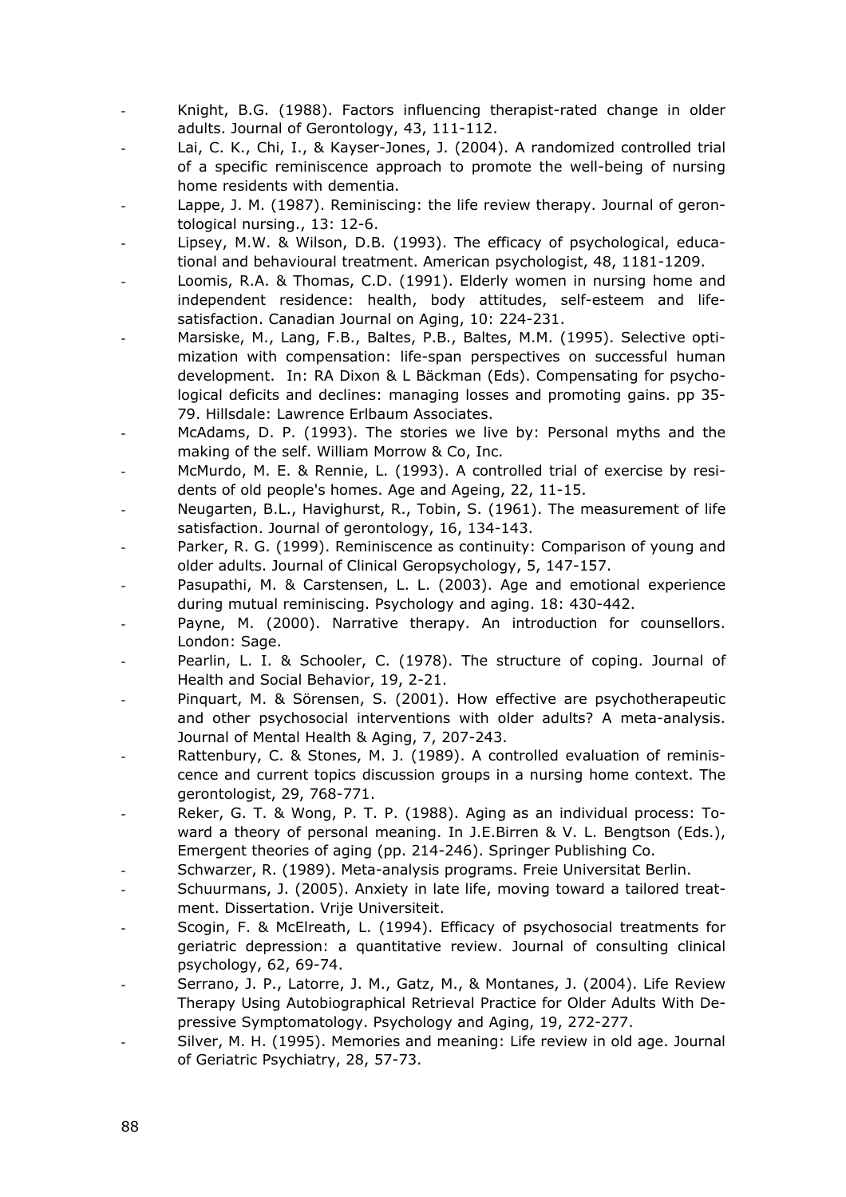- Knight, B.G. (1988). Factors influencing therapist-rated change in older adults. Journal of Gerontology, 43, 111-112.
- Lai, C. K., Chi, I., & Kayser-Jones, J. (2004). A randomized controlled trial of a specific reminiscence approach to promote the well-being of nursing home residents with dementia.
- Lappe, J. M. (1987). Reminiscing: the life review therapy. Journal of gerontological nursing., 13: 12-6.
- Lipsey, M.W. & Wilson, D.B. (1993). The efficacy of psychological, educational and behavioural treatment. American psychologist, 48, 1181-1209.
- Loomis, R.A. & Thomas, C.D. (1991). Elderly women in nursing home and independent residence: health, body attitudes, self-esteem and life-satisfaction. Canadian Journal on Aging, 10: 224-231.
- Marsiske, M., Lang, F.B., Baltes, P.B., Baltes, M.M. (1995). Selective optimization with compensation: life-span perspectives on successful human development. In: RA Dixon & L Bäckman (Eds). Compensating for psychological deficits and declines: managing losses and promoting gains. pp 35-79. Hillsdale: Lawrence Erlbaum Associates.
- McAdams, D. P. (1993). The stories we live by: Personal myths and the making of the self. William Morrow & Co, Inc.
- McMurdo, M. E. & Rennie, L. (1993). A controlled trial of exercise by residents of old people's homes. Age and Ageing, 22, 11-15.
- Neugarten, B.L., Havighurst, R., Tobin, S. (1961). The measurement of life satisfaction. Journal of gerontology, 16, 134-143.
- Parker, R. G. (1999). Reminiscence as continuity: Comparison of young and older adults. Journal of Clinical Geropsychology, 5, 147-157.
- Pasupathi, M. & Carstensen, L. L. (2003). Age and emotional experience during mutual reminiscing. Psychology and aging. 18: 430-442.
- Payne, M. (2000). Narrative therapy. An introduction for counsellors. London: Sage.
- Pearlin, L. I. & Schooler, C. (1978). The structure of coping. Journal of Health and Social Behavior, 19, 2-21.
- Pinquart, M. & Sörensen, S. (2001). How effective are psychotherapeutic and other psychosocial interventions with older adults? A meta-analysis. Journal of Mental Health & Aging, 7, 207-243.
- Rattenbury, C. & Stones, M. J. (1989). A controlled evaluation of reminiscence and current topics discussion groups in a nursing home context. The gerontologist, 29, 768-771.
- Reker, G. T. & Wong, P. T. P. (1988). Aging as an individual process: Toward a theory of personal meaning. In J.E.Birren & V. L. Bengtson (Eds.), Emergent theories of aging (pp. 214-246). Springer Publishing Co.
- Schwarzer, R. (1989). Meta-analysis programs. Freie Universitat Berlin.
- Schuurmans, J. (2005). Anxiety in late life, moving toward a tailored treatment. Dissertation. Vrije Universiteit.
- Scogin, F. & McElreath, L. (1994). Efficacy of psychosocial treatments for geriatric depression: a quantitative review. Journal of consulting clinical psychology, 62, 69-74.
- Serrano, J. P., Latorre, J. M., Gatz, M., & Montanes, J. (2004). Life Review Therapy Using Autobiographical Retrieval Practice for Older Adults With Depressive Symptomatology. Psychology and Aging, 19, 272-277.
- Silver, M. H. (1995). Memories and meaning: Life review in old age. Journal of Geriatric Psychiatry, 28, 57-73.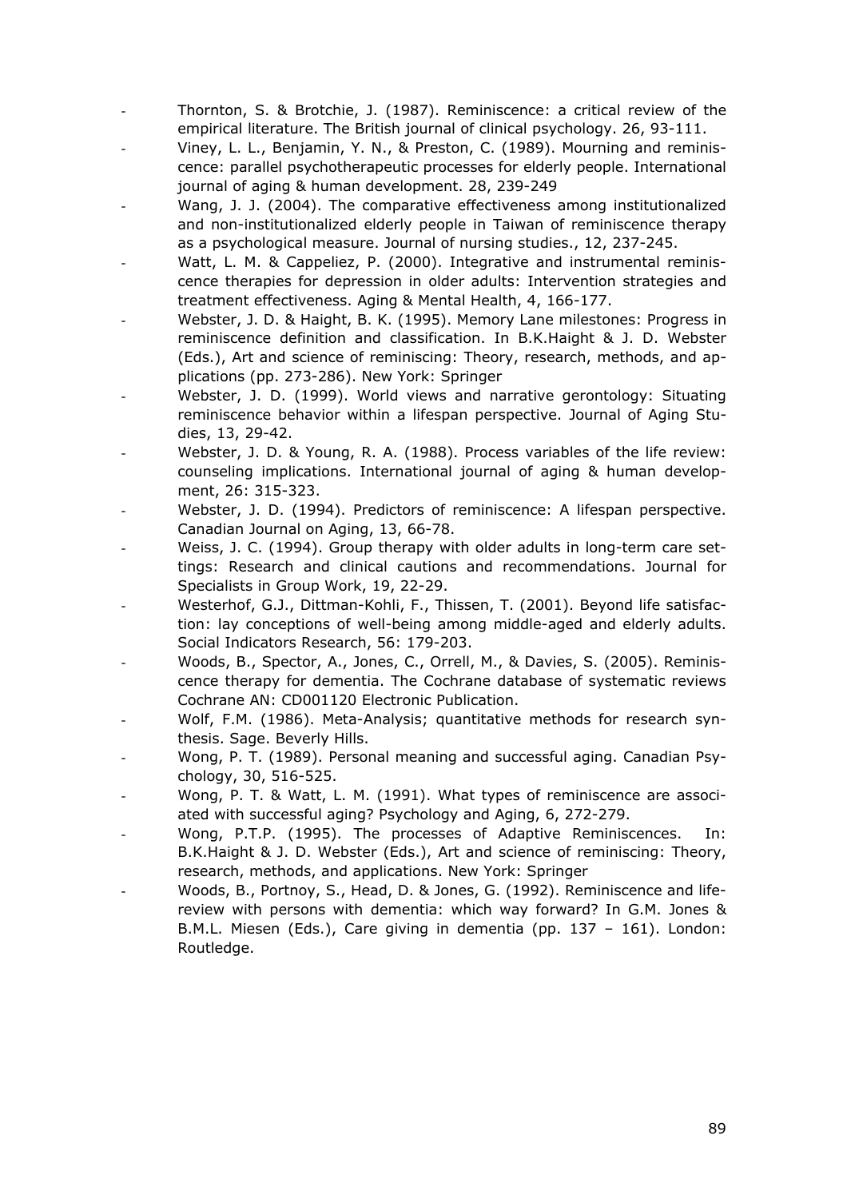- Thornton, S. & Brotchie, J. (1987). Reminiscence: a critical review of the empirical literature. The British journal of clinical psychology. 26, 93-111.
- Viney, L. L., Benjamin, Y. N., & Preston, C. (1989). Mourning and reminiscence: parallel psychotherapeutic processes for elderly people. International journal of aging & human development. 28, 239-249
- Wang, J. J. (2004). The comparative effectiveness among institutionalized and non-institutionalized elderly people in Taiwan of reminiscence therapy as a psychological measure. Journal of nursing studies., 12, 237-245.
- Watt, L. M. & Cappeliez, P. (2000). Integrative and instrumental reminiscence therapies for depression in older adults: Intervention strategies and treatment effectiveness. Aging & Mental Health, 4, 166-177.
- Webster, J. D. & Haight, B. K. (1995). Memory Lane milestones: Progress in reminiscence definition and classification. In B.K.Haight & J. D. Webster (Eds.), Art and science of reminiscing: Theory, research, methods, and applications (pp. 273-286). New York: Springer
- Webster, J. D. (1999). World views and narrative gerontology: Situating reminiscence behavior within a lifespan perspective. Journal of Aging Studies, 13, 29-42.
- Webster, J. D. & Young, R. A. (1988). Process variables of the life review: counseling implications. International journal of aging & human development, 26: 315-323.
- Webster, J. D. (1994). Predictors of reminiscence: A lifespan perspective. Canadian Journal on Aging, 13, 66-78.
- Weiss, J. C. (1994). Group therapy with older adults in long-term care settings: Research and clinical cautions and recommendations. Journal for Specialists in Group Work, 19, 22-29.
- Westerhof, G.J., Dittman-Kohli, F., Thissen, T. (2001). Beyond life satisfaction: lay conceptions of well-being among middle-aged and elderly adults. Social Indicators Research, 56: 179-203.
- Woods, B., Spector, A., Jones, C., Orrell, M., & Davies, S. (2005). Reminiscence therapy for dementia. The Cochrane database of systematic reviews Cochrane AN: CD001120 Electronic Publication.
- Wolf, F.M. (1986). Meta-Analysis; quantitative methods for research synthesis. Sage. Beverly Hills.
- Wong, P. T. (1989). Personal meaning and successful aging. Canadian Psychology, 30, 516-525.
- Wong, P. T. & Watt, L. M. (1991). What types of reminiscence are associated with successful aging? Psychology and Aging, 6, 272-279.
- Wong, P.T.P. (1995). The processes of Adaptive Reminiscences. In: B.K.Haight & J. D. Webster (Eds.), Art and science of reminiscing: Theory, research, methods, and applications. New York: Springer
- Woods, B., Portnoy, S., Head, D. & Jones, G. (1992). Reminiscence and life-review with persons with dementia: which way forward? In G.M. Jones & B.M.L. Miesen (Eds.), Care giving in dementia (pp. 137 – 161). London: Routledge.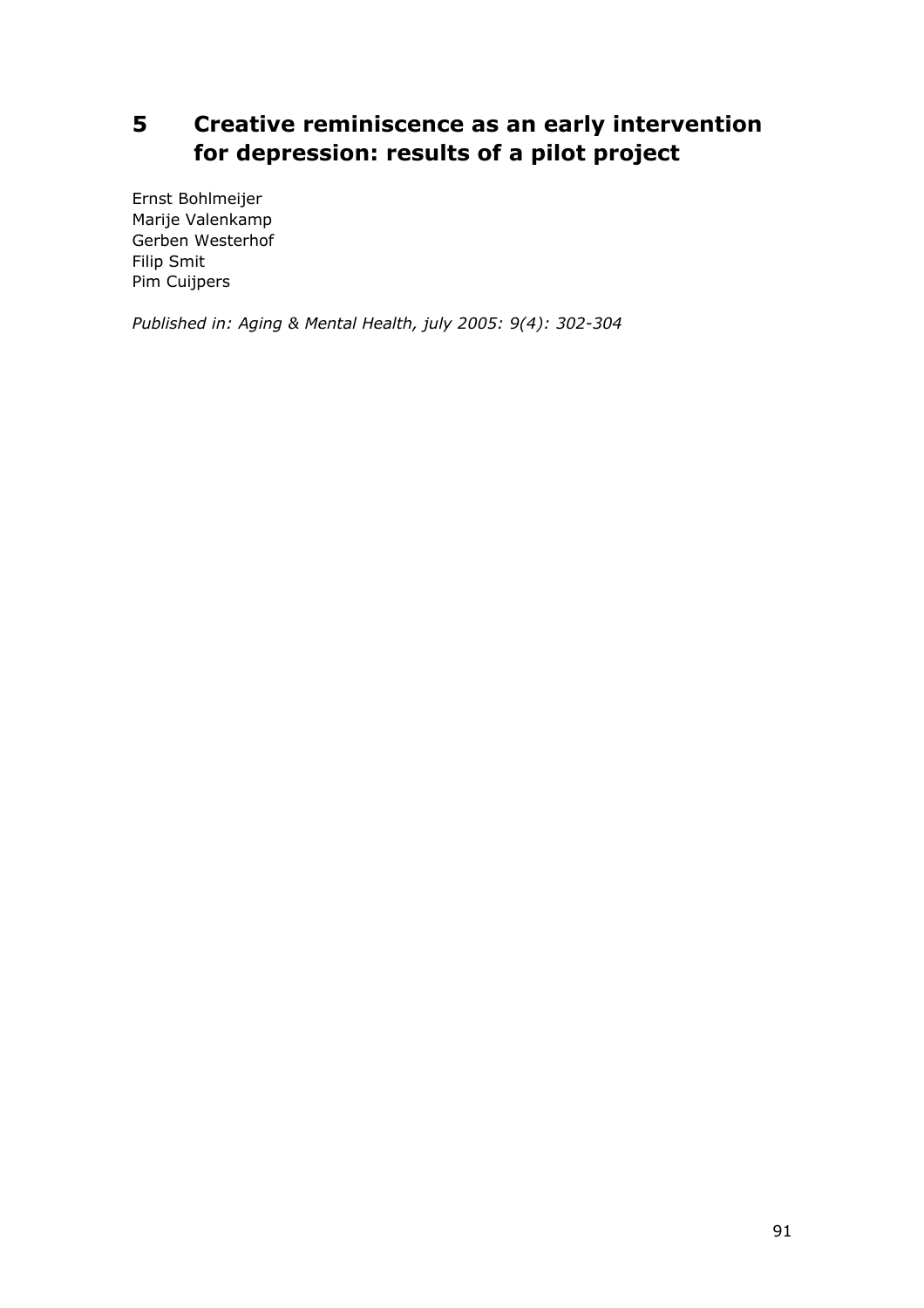# 5 Creative reminiscence as an early intervention for depression: results of a pilot project

Ernst Bohlmeijer
Marije Valenkamp
Gerben Westerhof
Filip Smit
Pim Cuijpers

*Published in: Aging & Mental Health, july 2005: 9(4): 302-304*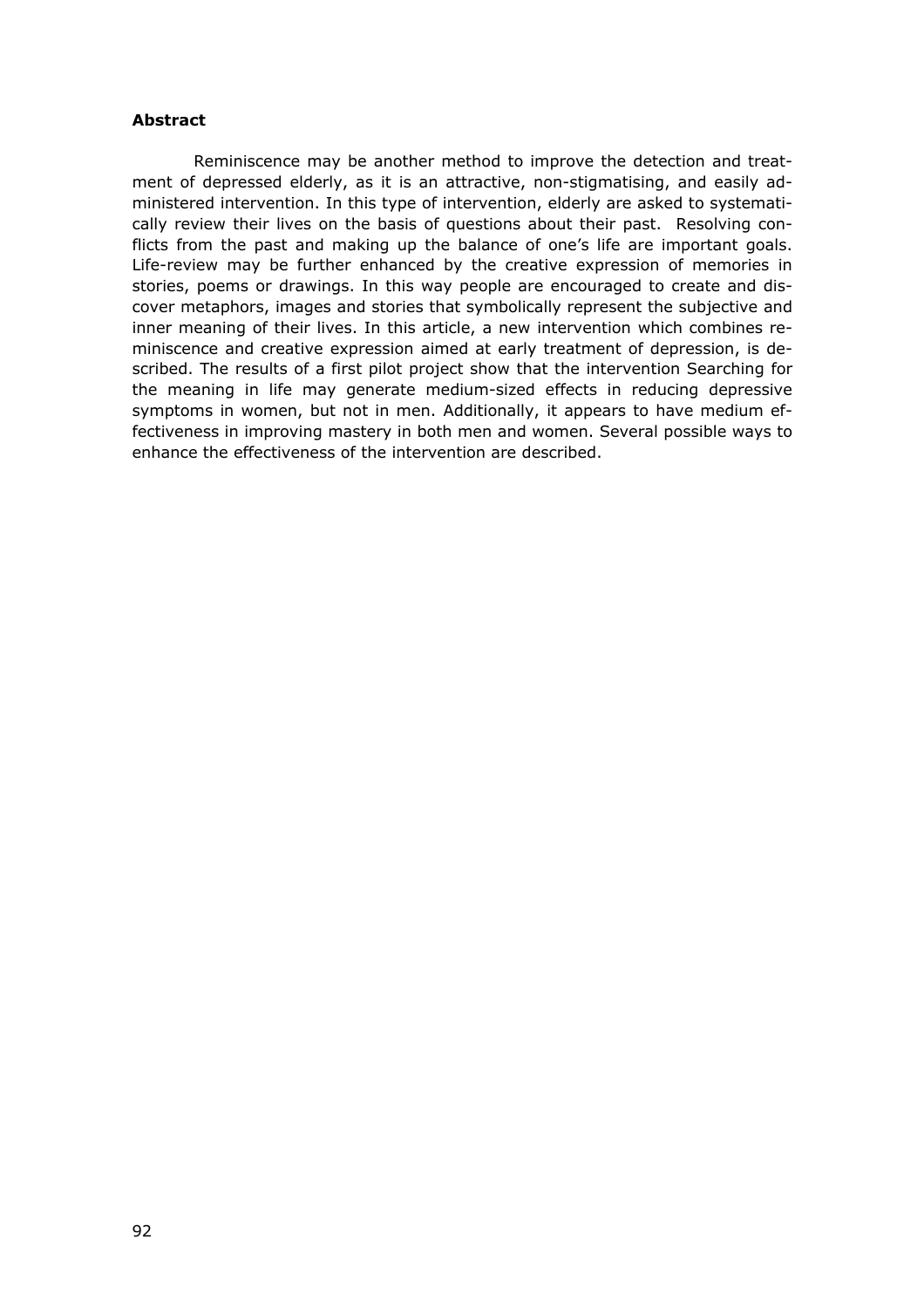**Abstract**

Reminiscence may be another method to improve the detection and treatment of depressed elderly, as it is an attractive, non-stigmatising, and easily administered intervention. In this type of intervention, elderly are asked to systematically review their lives on the basis of questions about their past. Resolving conflicts from the past and making up the balance of one's life are important goals. Life-review may be further enhanced by the creative expression of memories in stories, poems or drawings. In this way people are encouraged to create and discover metaphors, images and stories that symbolically represent the subjective and inner meaning of their lives. In this article, a new intervention which combines reminiscence and creative expression aimed at early treatment of depression, is described. The results of a first pilot project show that the intervention Searching for the meaning in life may generate medium-sized effects in reducing depressive symptoms in women, but not in men. Additionally, it appears to have medium effectiveness in improving mastery in both men and women. Several possible ways to enhance the effectiveness of the intervention are described.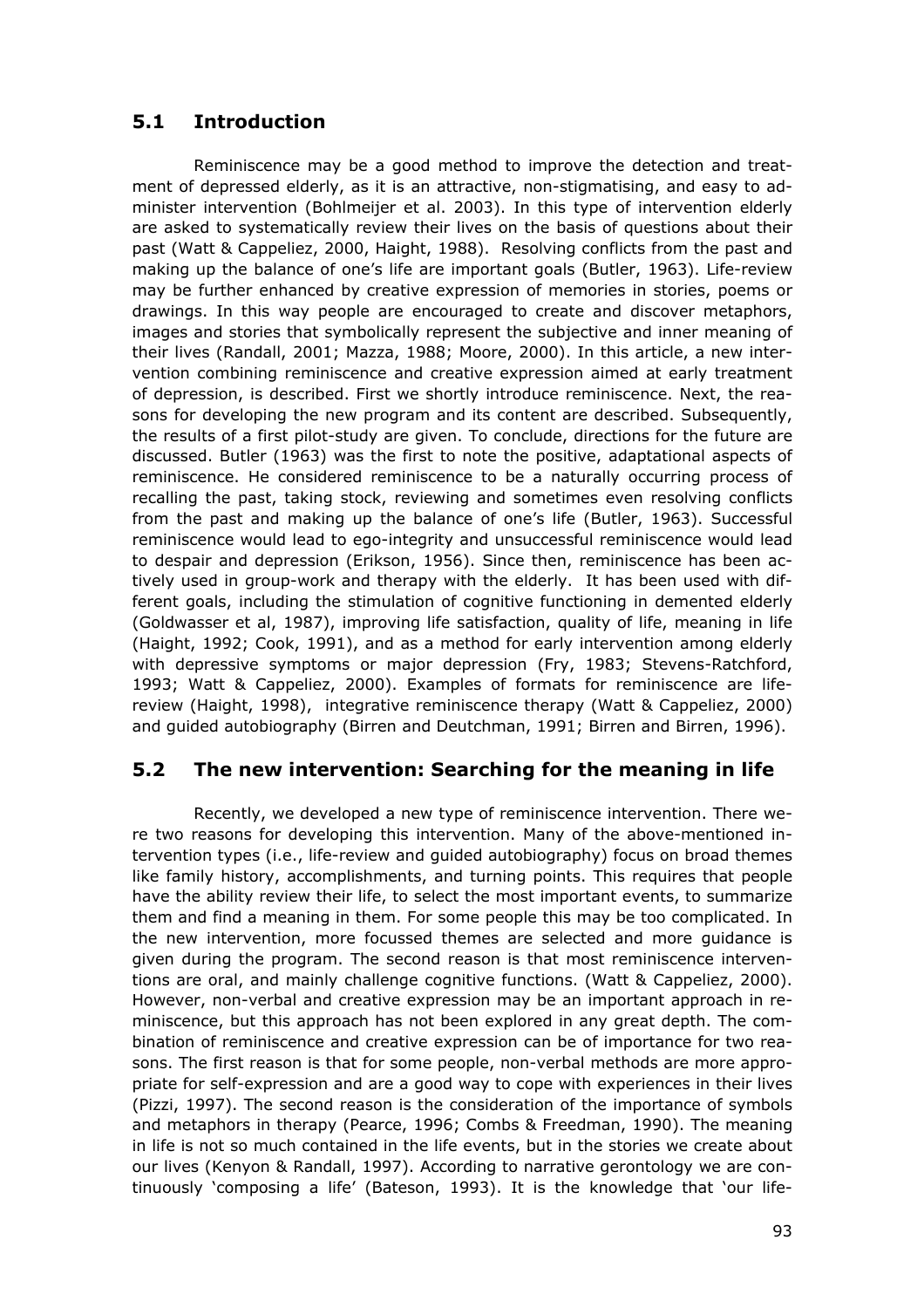## 5.1 Introduction

Reminiscence may be a good method to improve the detection and treatment of depressed elderly, as it is an attractive, non-stigmatising, and easy to administer intervention (Bohlmeijer et al. 2003). In this type of intervention elderly are asked to systematically review their lives on the basis of questions about their past (Watt & Cappeliez, 2000, Haight, 1988). Resolving conflicts from the past and making up the balance of one's life are important goals (Butler, 1963). Life-review may be further enhanced by creative expression of memories in stories, poems or drawings. In this way people are encouraged to create and discover metaphors, images and stories that symbolically represent the subjective and inner meaning of their lives (Randall, 2001; Mazza, 1988; Moore, 2000). In this article, a new intervention combining reminiscence and creative expression aimed at early treatment of depression, is described. First we shortly introduce reminiscence. Next, the reasons for developing the new program and its content are described. Subsequently, the results of a first pilot-study are given. To conclude, directions for the future are discussed. Butler (1963) was the first to note the positive, adaptational aspects of reminiscence. He considered reminiscence to be a naturally occurring process of recalling the past, taking stock, reviewing and sometimes even resolving conflicts from the past and making up the balance of one's life (Butler, 1963). Successful reminiscence would lead to ego-integrity and unsuccessful reminiscence would lead to despair and depression (Erikson, 1956). Since then, reminiscence has been actively used in group-work and therapy with the elderly. It has been used with different goals, including the stimulation of cognitive functioning in demented elderly (Goldwasser et al, 1987), improving life satisfaction, quality of life, meaning in life (Haight, 1992; Cook, 1991), and as a method for early intervention among elderly with depressive symptoms or major depression (Fry, 1983; Stevens-Ratchford, 1993; Watt & Cappeliez, 2000). Examples of formats for reminiscence are life-review (Haight, 1998), integrative reminiscence therapy (Watt & Cappeliez, 2000) and guided autobiography (Birren and Deutchman, 1991; Birren and Birren, 1996).

## 5.2 The new intervention: Searching for the meaning in life

Recently, we developed a new type of reminiscence intervention. There were two reasons for developing this intervention. Many of the above-mentioned intervention types (i.e., life-review and guided autobiography) focus on broad themes like family history, accomplishments, and turning points. This requires that people have the ability review their life, to select the most important events, to summarize them and find a meaning in them. For some people this may be too complicated. In the new intervention, more focussed themes are selected and more guidance is given during the program. The second reason is that most reminiscence interventions are oral, and mainly challenge cognitive functions. (Watt & Cappeliez, 2000). However, non-verbal and creative expression may be an important approach in reminiscence, but this approach has not been explored in any great depth. The combination of reminiscence and creative expression can be of importance for two reasons. The first reason is that for some people, non-verbal methods are more appropriate for self-expression and are a good way to cope with experiences in their lives (Pizzi, 1997). The second reason is the consideration of the importance of symbols and metaphors in therapy (Pearce, 1996; Combs & Freedman, 1990). The meaning in life is not so much contained in the life events, but in the stories we create about our lives (Kenyon & Randall, 1997). According to narrative gerontology we are continuously 'composing a life' (Bateson, 1993). It is the knowledge that 'our life-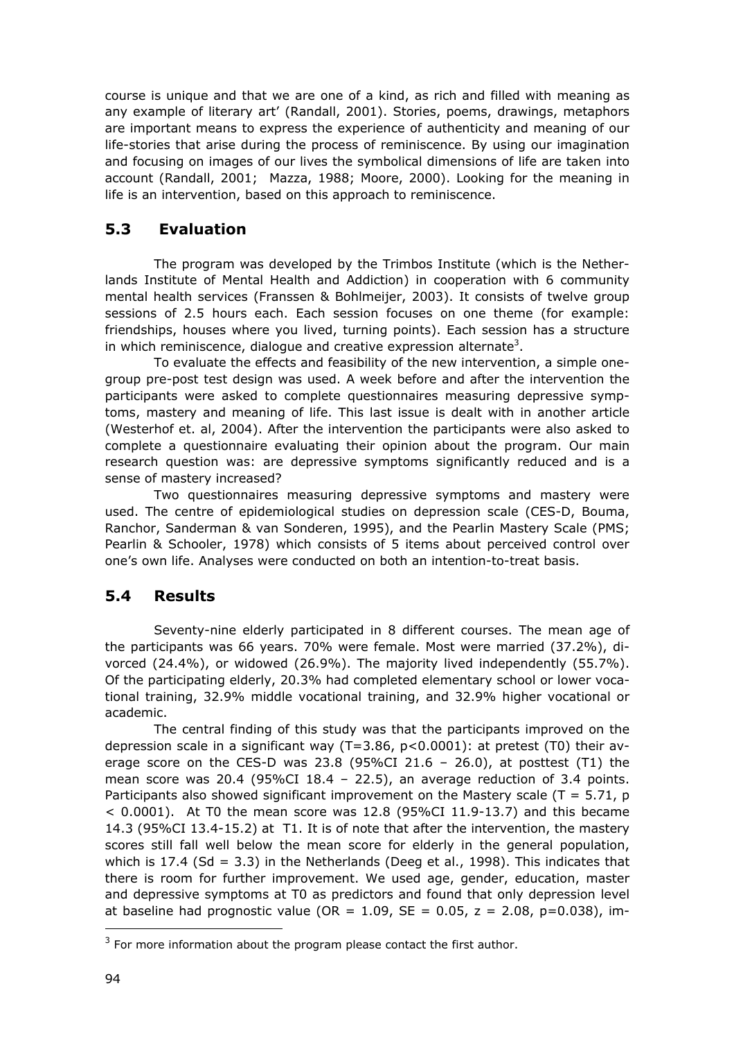course is unique and that we are one of a kind, as rich and filled with meaning as any example of literary art' (Randall, 2001). Stories, poems, drawings, metaphors are important means to express the experience of authenticity and meaning of our life-stories that arise during the process of reminiscence. By using our imagination and focusing on images of our lives the symbolical dimensions of life are taken into account (Randall, 2001; Mazza, 1988; Moore, 2000). Looking for the meaning in life is an intervention, based on this approach to reminiscence.

## 5.3 Evaluation

The program was developed by the Trimbos Institute (which is the Netherlands Institute of Mental Health and Addiction) in cooperation with 6 community mental health services (Franssen & Bohlmeijer, 2003). It consists of twelve group sessions of 2.5 hours each. Each session focuses on one theme (for example: friendships, houses where you lived, turning points). Each session has a structure in which reminiscence, dialogue and creative expression alternate[3].

To evaluate the effects and feasibility of the new intervention, a simple one-group pre-post test design was used. A week before and after the intervention the participants were asked to complete questionnaires measuring depressive symptoms, mastery and meaning of life. This last issue is dealt with in another article (Westerhof et. al, 2004). After the intervention the participants were also asked to complete a questionnaire evaluating their opinion about the program. Our main research question was: are depressive symptoms significantly reduced and is a sense of mastery increased?

Two questionnaires measuring depressive symptoms and mastery were used. The centre of epidemiological studies on depression scale (CES-D, Bouma, Ranchor, Sanderman & van Sonderen, 1995), and the Pearlin Mastery Scale (PMS; Pearlin & Schooler, 1978) which consists of 5 items about perceived control over one's own life. Analyses were conducted on both an intention-to-treat basis.

## 5.4 Results

Seventy-nine elderly participated in 8 different courses. The mean age of the participants was 66 years. 70% were female. Most were married (37.2%), divorced (24.4%), or widowed (26.9%). The majority lived independently (55.7%). Of the participating elderly, 20.3% had completed elementary school or lower vocational training, 32.9% middle vocational training, and 32.9% higher vocational or academic.

The central finding of this study was that the participants improved on the depression scale in a significant way ($T=3.86$, $p<0.0001$): at pretest (T0) their average score on the CES-D was 23.8 (95%CI 21.6 – 26.0), at posttest (T1) the mean score was 20.4 (95%CI 18.4 – 22.5), an average reduction of 3.4 points. Participants also showed significant improvement on the Mastery scale ($T = 5.71$, $p < 0.0001$). At T0 the mean score was 12.8 (95%CI 11.9-13.7) and this became 14.3 (95%CI 13.4-15.2) at T1. It is of note that after the intervention, the mastery scores still fall well below the mean score for elderly in the general population, which is 17.4 (Sd = 3.3) in the Netherlands (Deeg et al., 1998). This indicates that there is room for further improvement. We used age, gender, education, master and depressive symptoms at T0 as predictors and found that only depression level at baseline had prognostic value ($OR = 1.09$, $SE = 0.05$, $z = 2.08$, $p=0.038$), im-

[3] For more information about the program please contact the first author.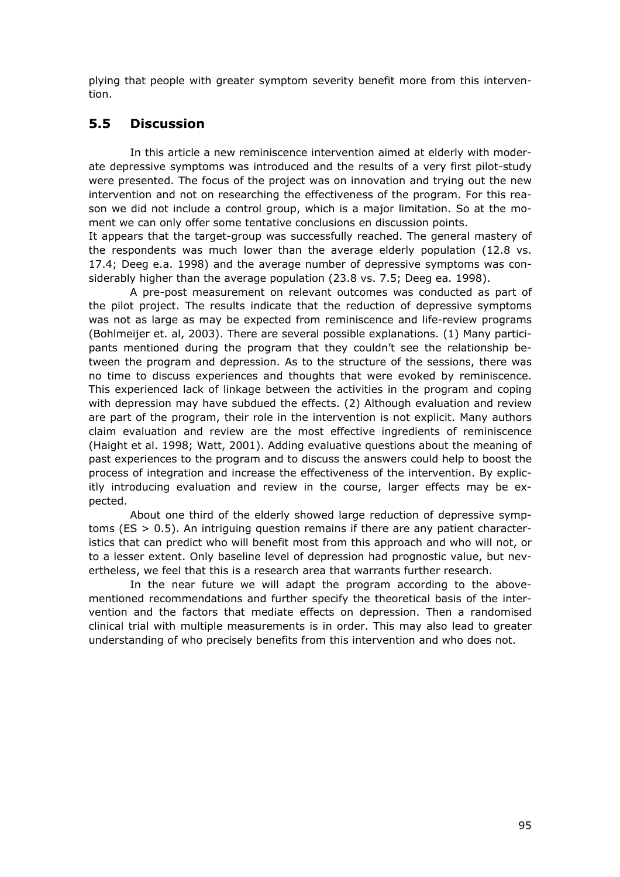plying that people with greater symptom severity benefit more from this intervention.

## 5.5 Discussion

In this article a new reminiscence intervention aimed at elderly with moderate depressive symptoms was introduced and the results of a very first pilot-study were presented. The focus of the project was on innovation and trying out the new intervention and not on researching the effectiveness of the program. For this reason we did not include a control group, which is a major limitation. So at the moment we can only offer some tentative conclusions en discussion points.

It appears that the target-group was successfully reached. The general mastery of the respondents was much lower than the average elderly population (12.8 vs. 17.4; Deeg e.a. 1998) and the average number of depressive symptoms was considerably higher than the average population (23.8 vs. 7.5; Deeg ea. 1998).

A pre-post measurement on relevant outcomes was conducted as part of the pilot project. The results indicate that the reduction of depressive symptoms was not as large as may be expected from reminiscence and life-review programs (Bohlmeijer et. al, 2003). There are several possible explanations. (1) Many participants mentioned during the program that they couldn't see the relationship between the program and depression. As to the structure of the sessions, there was no time to discuss experiences and thoughts that were evoked by reminiscence. This experienced lack of linkage between the activities in the program and coping with depression may have subdued the effects. (2) Although evaluation and review are part of the program, their role in the intervention is not explicit. Many authors claim evaluation and review are the most effective ingredients of reminiscence (Haight et al. 1998; Watt, 2001). Adding evaluative questions about the meaning of past experiences to the program and to discuss the answers could help to boost the process of integration and increase the effectiveness of the intervention. By explicitly introducing evaluation and review in the course, larger effects may be expected.

About one third of the elderly showed large reduction of depressive symptoms (ES > 0.5). An intriguing question remains if there are any patient characteristics that can predict who will benefit most from this approach and who will not, or to a lesser extent. Only baseline level of depression had prognostic value, but nevertheless, we feel that this is a research area that warrants further research.

In the near future we will adapt the program according to the abovementioned recommendations and further specify the theoretical basis of the intervention and the factors that mediate effects on depression. Then a randomised clinical trial with multiple measurements is in order. This may also lead to greater understanding of who precisely benefits from this intervention and who does not.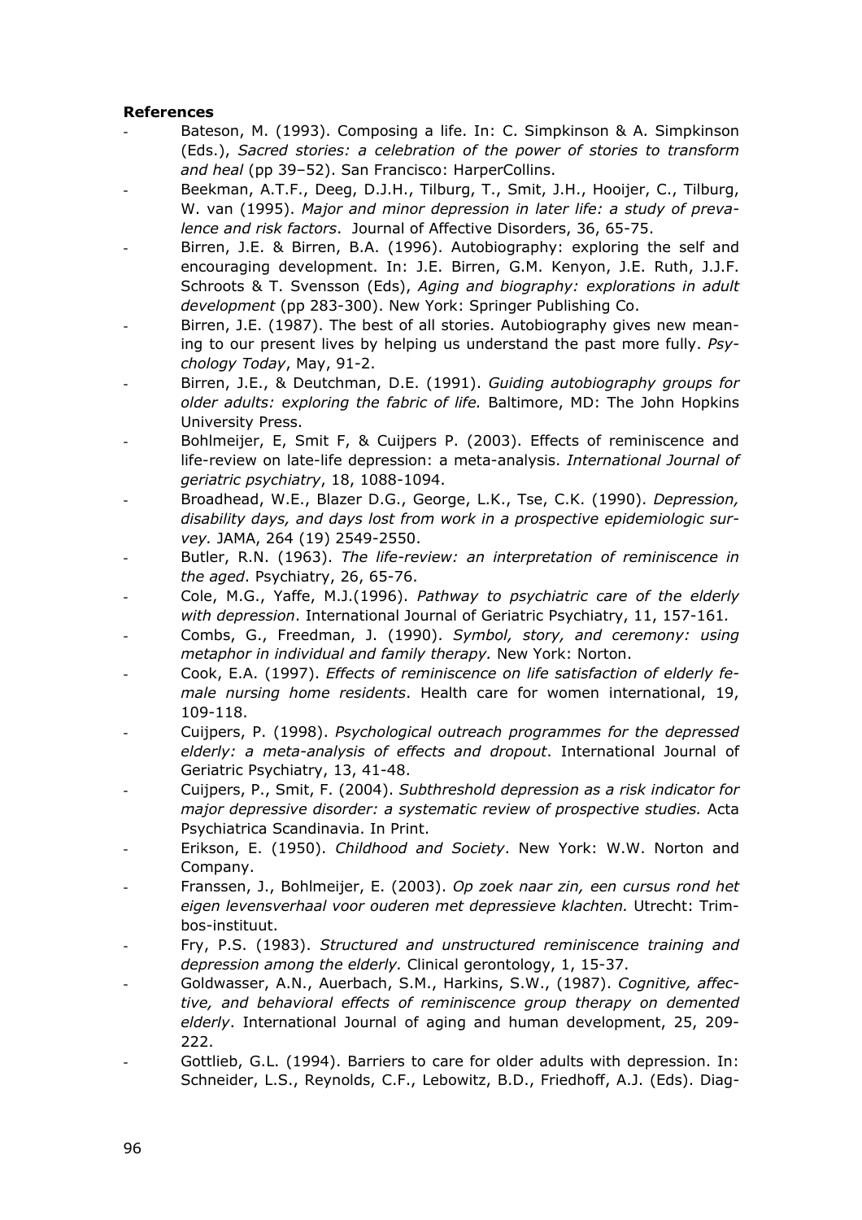**References**

- Bateson, M. (1993). Composing a life. In: C. Simpkinson & A. Simpkinson (Eds.), *Sacred stories: a celebration of the power of stories to transform and heal* (pp 39–52). San Francisco: HarperCollins.
- Beekman, A.T.F., Deeg, D.J.H., Tilburg, T., Smit, J.H., Hooijer, C., Tilburg, W. van (1995). *Major and minor depression in later life: a study of prevalence and risk factors*. Journal of Affective Disorders, 36, 65-75.
- Birren, J.E. & Birren, B.A. (1996). Autobiography: exploring the self and encouraging development. In: J.E. Birren, G.M. Kenyon, J.E. Ruth, J.J.F. Schroots & T. Svensson (Eds), *Aging and biography: explorations in adult development* (pp 283-300). New York: Springer Publishing Co.
- Birren, J.E. (1987). The best of all stories. Autobiography gives new meaning to our present lives by helping us understand the past more fully. *Psychology Today*, May, 91-2.
- Birren, J.E., & Deutchman, D.E. (1991). *Guiding autobiography groups for older adults: exploring the fabric of life.* Baltimore, MD: The John Hopkins University Press.
- Bohlmeijer, E, Smit F, & Cuijpers P. (2003). Effects of reminiscence and life-review on late-life depression: a meta-analysis. *International Journal of geriatric psychiatry*, 18, 1088-1094.
- Broadhead, W.E., Blazer D.G., George, L.K., Tse, C.K. (1990). *Depression, disability days, and days lost from work in a prospective epidemiologic survey.* JAMA, 264 (19) 2549-2550.
- Butler, R.N. (1963). *The life-review: an interpretation of reminiscence in the aged*. Psychiatry, 26, 65-76.
- Cole, M.G., Yaffe, M.J.(1996). *Pathway to psychiatric care of the elderly with depression*. International Journal of Geriatric Psychiatry, 11, 157-161.
- Combs, G., Freedman, J. (1990). *Symbol, story, and ceremony: using metaphor in individual and family therapy.* New York: Norton.
- Cook, E.A. (1997). *Effects of reminiscence on life satisfaction of elderly female nursing home residents*. Health care for women international, 19, 109-118.
- Cuijpers, P. (1998). *Psychological outreach programmes for the depressed elderly: a meta-analysis of effects and dropout*. International Journal of Geriatric Psychiatry, 13, 41-48.
- Cuijpers, P., Smit, F. (2004). *Subthreshold depression as a risk indicator for major depressive disorder: a systematic review of prospective studies.* Acta Psychiatrica Scandinavia. In Print.
- Erikson, E. (1950). *Childhood and Society*. New York: W.W. Norton and Company.
- Franssen, J., Bohlmeijer, E. (2003). *Op zoek naar zin, een cursus rond het eigen levensverhaal voor ouderen met depressieve klachten.* Utrecht: Trimbos-instituut.
- Fry, P.S. (1983). *Structured and unstructured reminiscence training and depression among the elderly.* Clinical gerontology, 1, 15-37.
- Goldwasser, A.N., Auerbach, S.M., Harkins, S.W., (1987). *Cognitive, affective, and behavioral effects of reminiscence group therapy on demented elderly*. International Journal of aging and human development, 25, 209-222.
- Gottlieb, G.L. (1994). Barriers to care for older adults with depression. In: Schneider, L.S., Reynolds, C.F., Lebowitz, B.D., Friedhoff, A.J. (Eds). Diag-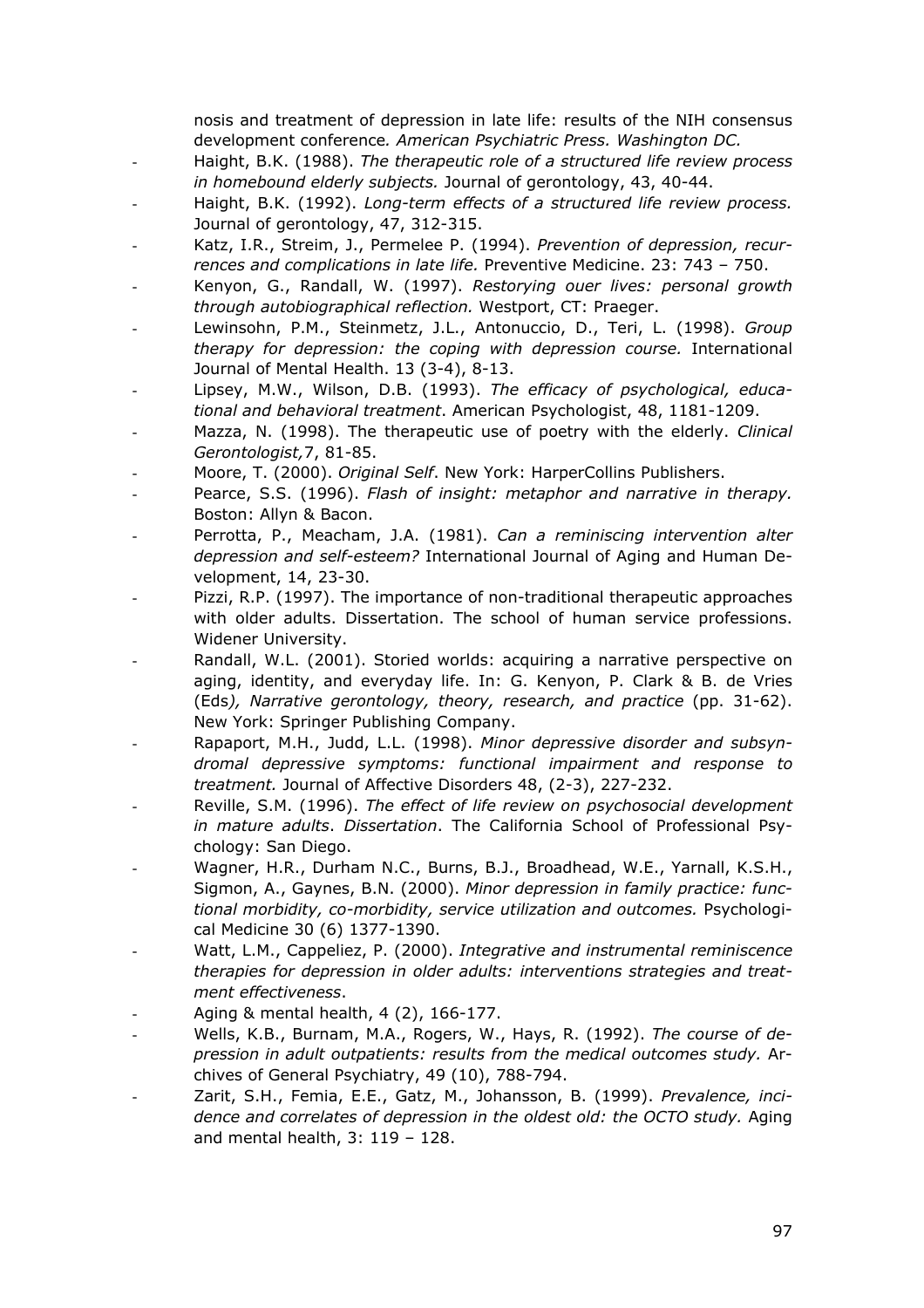nosis and treatment of depression in late life: results of the NIH consensus development conference*. American Psychiatric Press. Washington DC.*

- Haight, B.K. (1988). *The therapeutic role of a structured life review process in homebound elderly subjects.* Journal of gerontology, 43, 40-44.
- Haight, B.K. (1992). *Long-term effects of a structured life review process.* Journal of gerontology, 47, 312-315.
- Katz, I.R., Streim, J., Permelee P. (1994). *Prevention of depression, recurrences and complications in late life.* Preventive Medicine. 23: 743 – 750.
- Kenyon, G., Randall, W. (1997). *Restorying ouer lives: personal growth through autobiographical reflection.* Westport, CT: Praeger.
- Lewinsohn, P.M., Steinmetz, J.L., Antonuccio, D., Teri, L. (1998). *Group therapy for depression: the coping with depression course.* International Journal of Mental Health. 13 (3-4), 8-13.
- Lipsey, M.W., Wilson, D.B. (1993). *The efficacy of psychological, educational and behavioral treatment*. American Psychologist, 48, 1181-1209.
- Mazza, N. (1998). The therapeutic use of poetry with the elderly. *Clinical Gerontologist,*7, 81-85.
- Moore, T. (2000). *Original Self*. New York: HarperCollins Publishers.
- Pearce, S.S. (1996). *Flash of insight: metaphor and narrative in therapy.* Boston: Allyn & Bacon.
- Perrotta, P., Meacham, J.A. (1981). *Can a reminiscing intervention alter depression and self-esteem?* International Journal of Aging and Human Development, 14, 23-30.
- Pizzi, R.P. (1997). The importance of non-traditional therapeutic approaches with older adults. Dissertation. The school of human service professions. Widener University.
- Randall, W.L. (2001). Storied worlds: acquiring a narrative perspective on aging, identity, and everyday life. In: G. Kenyon, P. Clark & B. de Vries (Eds*), Narrative gerontology, theory, research, and practice* (pp. 31-62). New York: Springer Publishing Company.
- Rapaport, M.H., Judd, L.L. (1998). *Minor depressive disorder and subsyndromal depressive symptoms: functional impairment and response to treatment.* Journal of Affective Disorders 48, (2-3), 227-232.
- Reville, S.M. (1996). *The effect of life review on psychosocial development in mature adults*. *Dissertation*. The California School of Professional Psychology: San Diego.
- Wagner, H.R., Durham N.C., Burns, B.J., Broadhead, W.E., Yarnall, K.S.H., Sigmon, A., Gaynes, B.N. (2000). *Minor depression in family practice: functional morbidity, co-morbidity, service utilization and outcomes.* Psychological Medicine 30 (6) 1377-1390.
- Watt, L.M., Cappeliez, P. (2000). *Integrative and instrumental reminiscence therapies for depression in older adults: interventions strategies and treatment effectiveness*.
- Aging & mental health, 4 (2), 166-177.
- Wells, K.B., Burnam, M.A., Rogers, W., Hays, R. (1992). *The course of depression in adult outpatients: results from the medical outcomes study.* Archives of General Psychiatry, 49 (10), 788-794.
- Zarit, S.H., Femia, E.E., Gatz, M., Johansson, B. (1999). *Prevalence, incidence and correlates of depression in the oldest old: the OCTO study.* Aging and mental health, 3: 119 – 128.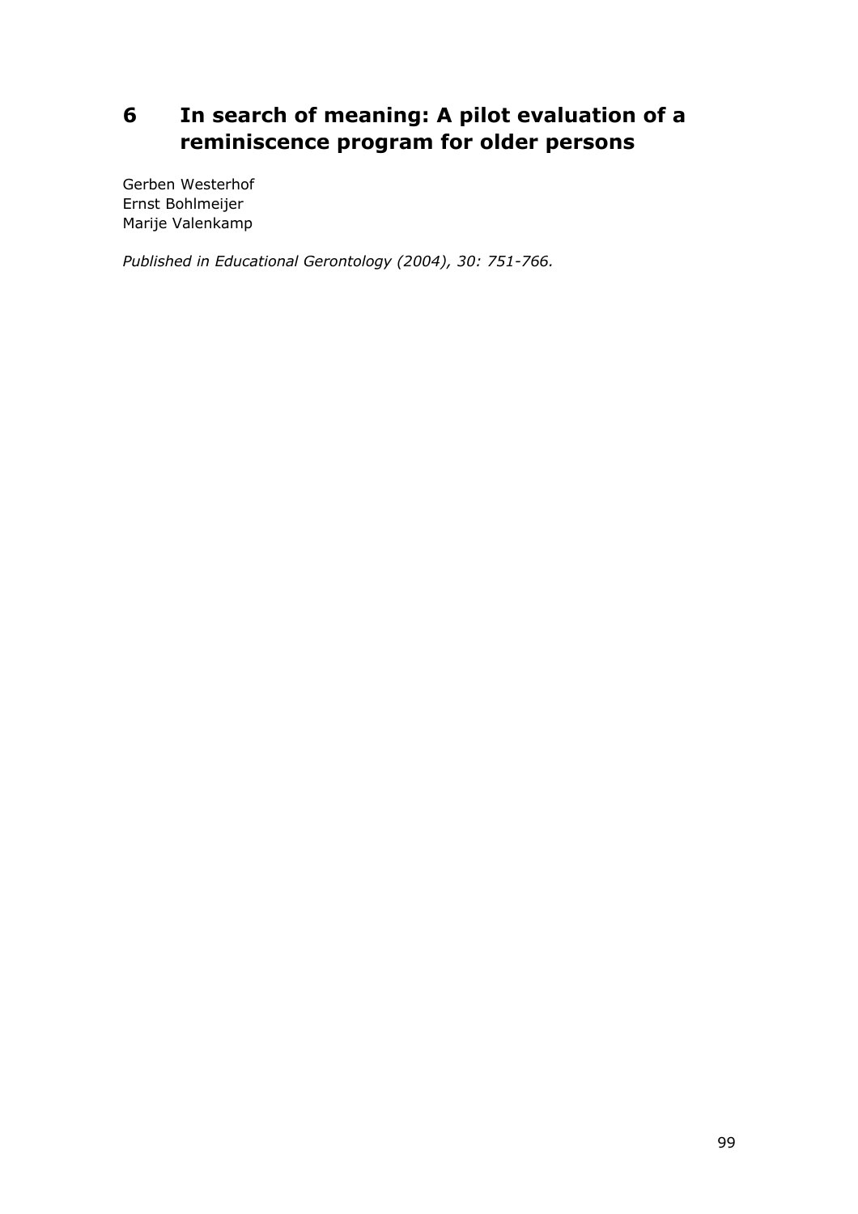# 6 In search of meaning: A pilot evaluation of a reminiscence program for older persons

Gerben Westerhof
Ernst Bohlmeijer
Marije Valenkamp

*Published in Educational Gerontology (2004), 30: 751-766.*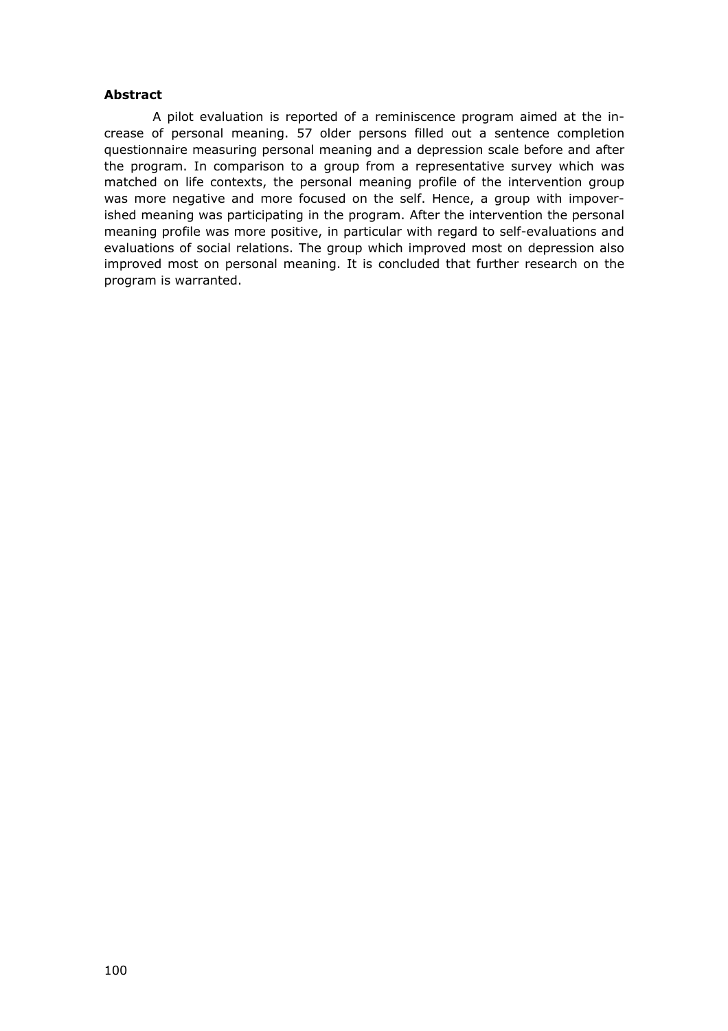**Abstract**

A pilot evaluation is reported of a reminiscence program aimed at the increase of personal meaning. 57 older persons filled out a sentence completion questionnaire measuring personal meaning and a depression scale before and after the program. In comparison to a group from a representative survey which was matched on life contexts, the personal meaning profile of the intervention group was more negative and more focused on the self. Hence, a group with impoverished meaning was participating in the program. After the intervention the personal meaning profile was more positive, in particular with regard to self-evaluations and evaluations of social relations. The group which improved most on depression also improved most on personal meaning. It is concluded that further research on the program is warranted.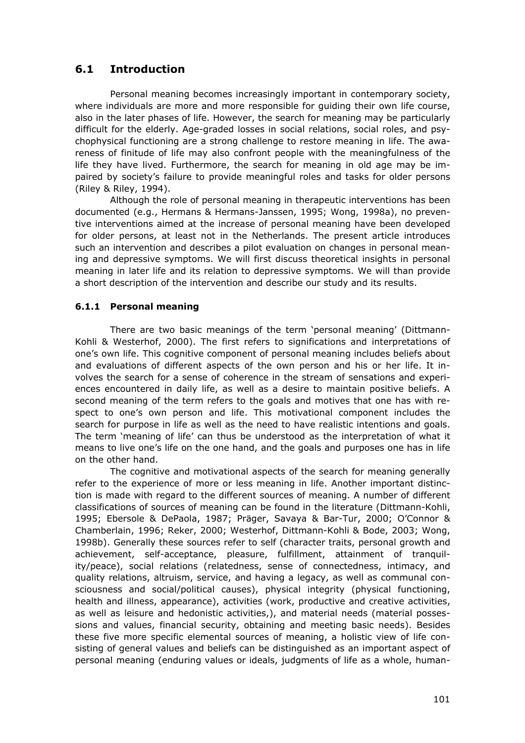## 6.1 Introduction

Personal meaning becomes increasingly important in contemporary society, where individuals are more and more responsible for guiding their own life course, also in the later phases of life. However, the search for meaning may be particularly difficult for the elderly. Age-graded losses in social relations, social roles, and psychophysical functioning are a strong challenge to restore meaning in life. The awareness of finitude of life may also confront people with the meaningfulness of the life they have lived. Furthermore, the search for meaning in old age may be impaired by society's failure to provide meaningful roles and tasks for older persons (Riley & Riley, 1994).

Although the role of personal meaning in therapeutic interventions has been documented (e.g., Hermans & Hermans-Janssen, 1995; Wong, 1998a), no preventive interventions aimed at the increase of personal meaning have been developed for older persons, at least not in the Netherlands. The present article introduces such an intervention and describes a pilot evaluation on changes in personal meaning and depressive symptoms. We will first discuss theoretical insights in personal meaning in later life and its relation to depressive symptoms. We will than provide a short description of the intervention and describe our study and its results.

### 6.1.1 Personal meaning

There are two basic meanings of the term 'personal meaning' (Dittmann-Kohli & Westerhof, 2000). The first refers to significations and interpretations of one's own life. This cognitive component of personal meaning includes beliefs about and evaluations of different aspects of the own person and his or her life. It involves the search for a sense of coherence in the stream of sensations and experiences encountered in daily life, as well as a desire to maintain positive beliefs. A second meaning of the term refers to the goals and motives that one has with respect to one's own person and life. This motivational component includes the search for purpose in life as well as the need to have realistic intentions and goals. The term 'meaning of life' can thus be understood as the interpretation of what it means to live one's life on the one hand, and the goals and purposes one has in life on the other hand.

The cognitive and motivational aspects of the search for meaning generally refer to the experience of more or less meaning in life. Another important distinction is made with regard to the different sources of meaning. A number of different classifications of sources of meaning can be found in the literature (Dittmann-Kohli, 1995; Ebersole & DePaola, 1987; Präger, Savaya & Bar-Tur, 2000; O'Connor & Chamberlain, 1996; Reker, 2000; Westerhof, Dittmann-Kohli & Bode, 2003; Wong, 1998b). Generally these sources refer to self (character traits, personal growth and achievement, self-acceptance, pleasure, fulfillment, attainment of tranquility/peace), social relations (relatedness, sense of connectedness, intimacy, and quality relations, altruism, service, and having a legacy, as well as communal consciousness and social/political causes), physical integrity (physical functioning, health and illness, appearance), activities (work, productive and creative activities, as well as leisure and hedonistic activities,), and material needs (material possessions and values, financial security, obtaining and meeting basic needs). Besides these five more specific elemental sources of meaning, a holistic view of life consisting of general values and beliefs can be distinguished as an important aspect of personal meaning (enduring values or ideals, judgments of life as a whole, human-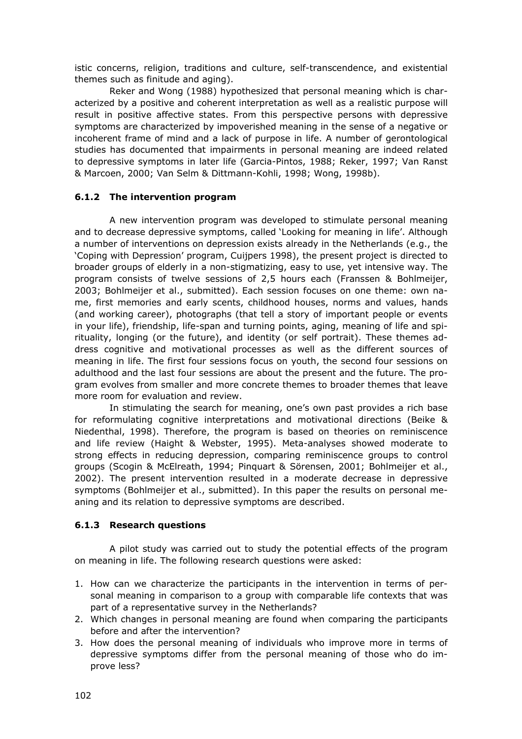istic concerns, religion, traditions and culture, self-transcendence, and existential themes such as finitude and aging).

Reker and Wong (1988) hypothesized that personal meaning which is characterized by a positive and coherent interpretation as well as a realistic purpose will result in positive affective states. From this perspective persons with depressive symptoms are characterized by impoverished meaning in the sense of a negative or incoherent frame of mind and a lack of purpose in life. A number of gerontological studies has documented that impairments in personal meaning are indeed related to depressive symptoms in later life (Garcia-Pintos, 1988; Reker, 1997; Van Ranst & Marcoen, 2000; Van Selm & Dittmann-Kohli, 1998; Wong, 1998b).

### 6.1.2 The intervention program

A new intervention program was developed to stimulate personal meaning and to decrease depressive symptoms, called 'Looking for meaning in life'. Although a number of interventions on depression exists already in the Netherlands (e.g., the 'Coping with Depression' program, Cuijpers 1998), the present project is directed to broader groups of elderly in a non-stigmatizing, easy to use, yet intensive way. The program consists of twelve sessions of 2,5 hours each (Franssen & Bohlmeijer, 2003; Bohlmeijer et al., submitted). Each session focuses on one theme: own name, first memories and early scents, childhood houses, norms and values, hands (and working career), photographs (that tell a story of important people or events in your life), friendship, life-span and turning points, aging, meaning of life and spirituality, longing (or the future), and identity (or self portrait). These themes address cognitive and motivational processes as well as the different sources of meaning in life. The first four sessions focus on youth, the second four sessions on adulthood and the last four sessions are about the present and the future. The program evolves from smaller and more concrete themes to broader themes that leave more room for evaluation and review.

In stimulating the search for meaning, one's own past provides a rich base for reformulating cognitive interpretations and motivational directions (Beike & Niedenthal, 1998). Therefore, the program is based on theories on reminiscence and life review (Haight & Webster, 1995). Meta-analyses showed moderate to strong effects in reducing depression, comparing reminiscence groups to control groups (Scogin & McElreath, 1994; Pinquart & Sörensen, 2001; Bohlmeijer et al., 2002). The present intervention resulted in a moderate decrease in depressive symptoms (Bohlmeijer et al., submitted). In this paper the results on personal meaning and its relation to depressive symptoms are described.

### 6.1.3 Research questions

A pilot study was carried out to study the potential effects of the program on meaning in life. The following research questions were asked:

1. How can we characterize the participants in the intervention in terms of personal meaning in comparison to a group with comparable life contexts that was part of a representative survey in the Netherlands?
2. Which changes in personal meaning are found when comparing the participants before and after the intervention?
3. How does the personal meaning of individuals who improve more in terms of depressive symptoms differ from the personal meaning of those who do improve less?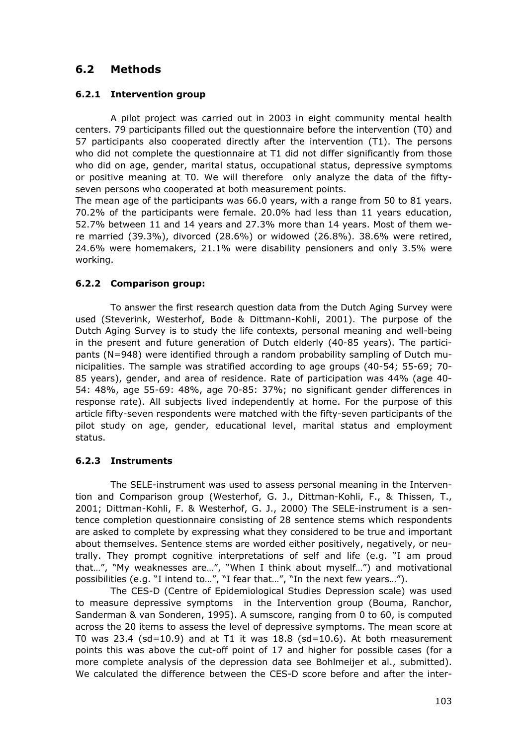## 6.2 Methods

### 6.2.1 Intervention group

A pilot project was carried out in 2003 in eight community mental health centers. 79 participants filled out the questionnaire before the intervention (T0) and 57 participants also cooperated directly after the intervention (T1). The persons who did not complete the questionnaire at T1 did not differ significantly from those who did on age, gender, marital status, occupational status, depressive symptoms or positive meaning at T0. We will therefore only analyze the data of the fifty-seven persons who cooperated at both measurement points.

The mean age of the participants was 66.0 years, with a range from 50 to 81 years. 70.2% of the participants were female. 20.0% had less than 11 years education, 52.7% between 11 and 14 years and 27.3% more than 14 years. Most of them were married (39.3%), divorced (28.6%) or widowed (26.8%). 38.6% were retired, 24.6% were homemakers, 21.1% were disability pensioners and only 3.5% were working.

### 6.2.2 Comparison group:

To answer the first research question data from the Dutch Aging Survey were used (Steverink, Westerhof, Bode & Dittmann-Kohli, 2001). The purpose of the Dutch Aging Survey is to study the life contexts, personal meaning and well-being in the present and future generation of Dutch elderly (40-85 years). The participants (N=948) were identified through a random probability sampling of Dutch municipalities. The sample was stratified according to age groups (40-54; 55-69; 70-85 years), gender, and area of residence. Rate of participation was 44% (age 40-54: 48%, age 55-69: 48%, age 70-85: 37%; no significant gender differences in response rate). All subjects lived independently at home. For the purpose of this article fifty-seven respondents were matched with the fifty-seven participants of the pilot study on age, gender, educational level, marital status and employment status.

### 6.2.3 Instruments

The SELE-instrument was used to assess personal meaning in the Intervention and Comparison group (Westerhof, G. J., Dittman-Kohli, F., & Thissen, T., 2001; Dittman-Kohli, F. & Westerhof, G. J., 2000) The SELE-instrument is a sentence completion questionnaire consisting of 28 sentence stems which respondents are asked to complete by expressing what they considered to be true and important about themselves. Sentence stems are worded either positively, negatively, or neutrally. They prompt cognitive interpretations of self and life (e.g. "I am proud that…", "My weaknesses are…", "When I think about myself…") and motivational possibilities (e.g. "I intend to…", "I fear that…", "In the next few years…").

The CES-D (Centre of Epidemiological Studies Depression scale) was used to measure depressive symptoms in the Intervention group (Bouma, Ranchor, Sanderman & van Sonderen, 1995). A sumscore, ranging from 0 to 60, is computed across the 20 items to assess the level of depressive symptoms. The mean score at T0 was 23.4 (sd=10.9) and at T1 it was 18.8 (sd=10.6). At both measurement points this was above the cut-off point of 17 and higher for possible cases (for a more complete analysis of the depression data see Bohlmeijer et al., submitted). We calculated the difference between the CES-D score before and after the inter-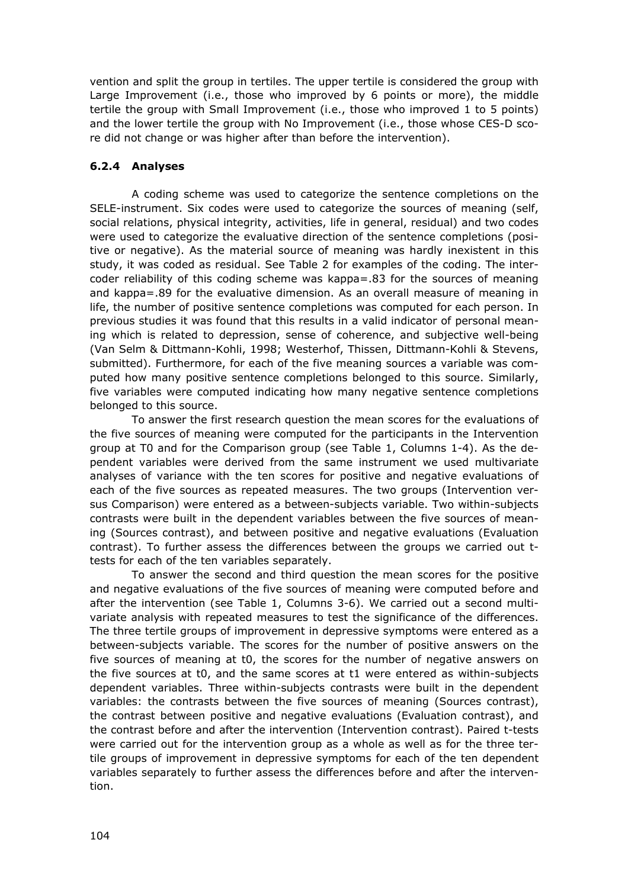vention and split the group in tertiles. The upper tertile is considered the group with Large Improvement (i.e., those who improved by 6 points or more), the middle tertile the group with Small Improvement (i.e., those who improved 1 to 5 points) and the lower tertile the group with No Improvement (i.e., those whose CES-D score did not change or was higher after than before the intervention).

### 6.2.4 Analyses

A coding scheme was used to categorize the sentence completions on the SELE-instrument. Six codes were used to categorize the sources of meaning (self, social relations, physical integrity, activities, life in general, residual) and two codes were used to categorize the evaluative direction of the sentence completions (positive or negative). As the material source of meaning was hardly inexistent in this study, it was coded as residual. See Table 2 for examples of the coding. The intercoder reliability of this coding scheme was kappa=.83 for the sources of meaning and kappa=.89 for the evaluative dimension. As an overall measure of meaning in life, the number of positive sentence completions was computed for each person. In previous studies it was found that this results in a valid indicator of personal meaning which is related to depression, sense of coherence, and subjective well-being (Van Selm & Dittmann-Kohli, 1998; Westerhof, Thissen, Dittmann-Kohli & Stevens, submitted). Furthermore, for each of the five meaning sources a variable was computed how many positive sentence completions belonged to this source. Similarly, five variables were computed indicating how many negative sentence completions belonged to this source.

To answer the first research question the mean scores for the evaluations of the five sources of meaning were computed for the participants in the Intervention group at T0 and for the Comparison group (see Table 1, Columns 1-4). As the dependent variables were derived from the same instrument we used multivariate analyses of variance with the ten scores for positive and negative evaluations of each of the five sources as repeated measures. The two groups (Intervention versus Comparison) were entered as a between-subjects variable. Two within-subjects contrasts were built in the dependent variables between the five sources of meaning (Sources contrast), and between positive and negative evaluations (Evaluation contrast). To further assess the differences between the groups we carried out t-tests for each of the ten variables separately.

To answer the second and third question the mean scores for the positive and negative evaluations of the five sources of meaning were computed before and after the intervention (see Table 1, Columns 3-6). We carried out a second multivariate analysis with repeated measures to test the significance of the differences. The three tertile groups of improvement in depressive symptoms were entered as a between-subjects variable. The scores for the number of positive answers on the five sources of meaning at t0, the scores for the number of negative answers on the five sources at t0, and the same scores at t1 were entered as within-subjects dependent variables. Three within-subjects contrasts were built in the dependent variables: the contrasts between the five sources of meaning (Sources contrast), the contrast between positive and negative evaluations (Evaluation contrast), and the contrast before and after the intervention (Intervention contrast). Paired t-tests were carried out for the intervention group as a whole as well as for the three tertile groups of improvement in depressive symptoms for each of the ten dependent variables separately to further assess the differences before and after the intervention.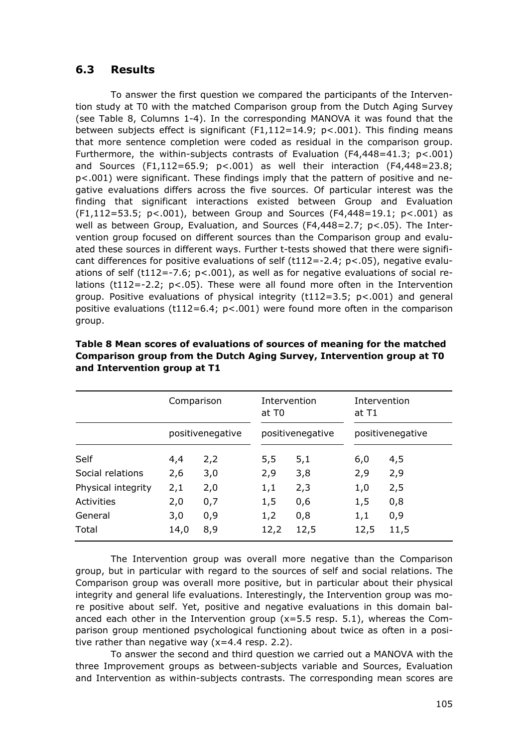## 6.3 Results

To answer the first question we compared the participants of the Intervention study at T0 with the matched Comparison group from the Dutch Aging Survey (see Table 8, Columns 1-4). In the corresponding MANOVA it was found that the between subjects effect is significant ($F_{1,112}=14.9$; $p<.001$). This finding means that more sentence completion were coded as residual in the comparison group. Furthermore, the within-subjects contrasts of Evaluation ($F_{4,448}=41.3$; $p<.001$) and Sources ($F_{1,112}=65.9$; $p<.001$) as well their interaction ($F_{4,448}=23.8$; $p<.001$) were significant. These findings imply that the pattern of positive and negative evaluations differs across the five sources. Of particular interest was the finding that significant interactions existed between Group and Evaluation ($F_{1,112}=53.5$; $p<.001$), between Group and Sources ($F_{4,448}=19.1$; $p<.001$) as well as between Group, Evaluation, and Sources ($F_{4,448}=2.7$; $p<.05$). The Intervention group focused on different sources than the Comparison group and evaluated these sources in different ways. Further t-tests showed that there were significant differences for positive evaluations of self ($t_{112}=-2.4$; $p<.05$), negative evaluations of self ($t_{112}=-7.6$; $p<.001$), as well as for negative evaluations of social relations ($t_{112}=-2.2$; $p<.05$). These were all found more often in the Intervention group. Positive evaluations of physical integrity ($t_{112}=3.5$; $p<.001$) and general positive evaluations ($t_{112}=6.4$; $p<.001$) were found more often in the comparison group.

**Table 8 Mean scores of evaluations of sources of meaning for the matched Comparison group from the Dutch Aging Survey, Intervention group at T0 and Intervention group at T1**

| | Comparison | | Intervention at T0 | | Intervention at T1 | |
|---|---|---|---|---|---|---|
| | positive | negative | positive | negative | positive | negative |
| Self | 4,4 | 2,2 | 5,5 | 5,1 | 6,0 | 4,5 |
| Social relations | 2,6 | 3,0 | 2,9 | 3,8 | 2,9 | 2,9 |
| Physical integrity | 2,1 | 2,0 | 1,1 | 2,3 | 1,0 | 2,5 |
| Activities | 2,0 | 0,7 | 1,5 | 0,6 | 1,5 | 0,8 |
| General | 3,0 | 0,9 | 1,2 | 0,8 | 1,1 | 0,9 |
| Total | 14,0 | 8,9 | 12,2 | 12,5 | 12,5 | 11,5 |

The Intervention group was overall more negative than the Comparison group, but in particular with regard to the sources of self and social relations. The Comparison group was overall more positive, but in particular about their physical integrity and general life evaluations. Interestingly, the Intervention group was more positive about self. Yet, positive and negative evaluations in this domain balanced each other in the Intervention group ($x=5.5$ resp. 5.1), whereas the Comparison group mentioned psychological functioning about twice as often in a positive rather than negative way ($x=4.4$ resp. 2.2).

To answer the second and third question we carried out a MANOVA with the three Improvement groups as between-subjects variable and Sources, Evaluation and Intervention as within-subjects contrasts. The corresponding mean scores are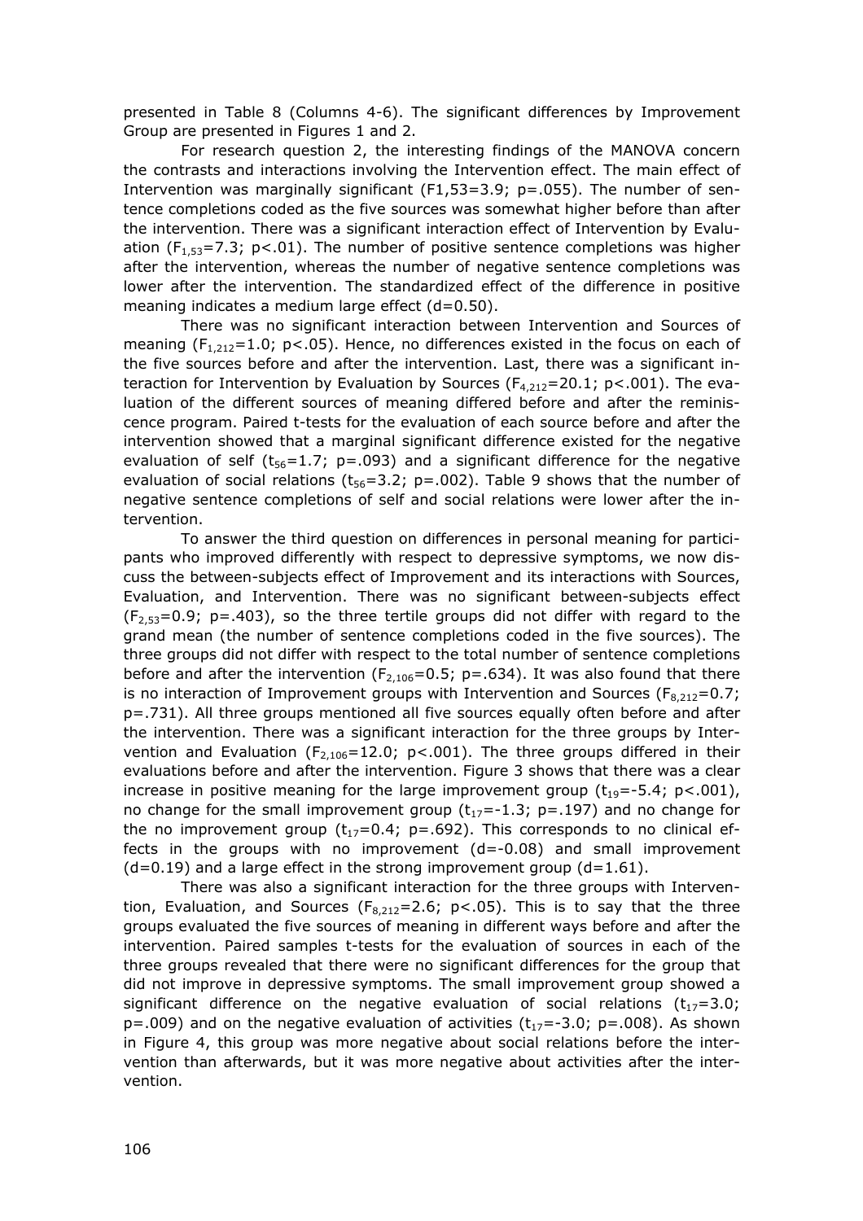presented in Table 8 (Columns 4-6). The significant differences by Improvement Group are presented in Figures 1 and 2.

For research question 2, the interesting findings of the MANOVA concern the contrasts and interactions involving the Intervention effect. The main effect of Intervention was marginally significant (F1,53=3.9; p=.055). The number of sentence completions coded as the five sources was somewhat higher before than after the intervention. There was a significant interaction effect of Intervention by Evaluation ($F_{1,53}$=7.3; p<.01). The number of positive sentence completions was higher after the intervention, whereas the number of negative sentence completions was lower after the intervention. The standardized effect of the difference in positive meaning indicates a medium large effect (d=0.50).

There was no significant interaction between Intervention and Sources of meaning ($F_{1,212}$=1.0; p<.05). Hence, no differences existed in the focus on each of the five sources before and after the intervention. Last, there was a significant interaction for Intervention by Evaluation by Sources ($F_{4,212}$=20.1; p<.001). The evaluation of the different sources of meaning differed before and after the reminiscence program. Paired t-tests for the evaluation of each source before and after the intervention showed that a marginal significant difference existed for the negative evaluation of self ($t_{56}$=1.7; p=.093) and a significant difference for the negative evaluation of social relations ($t_{56}$=3.2; p=.002). Table 9 shows that the number of negative sentence completions of self and social relations were lower after the intervention.

To answer the third question on differences in personal meaning for participants who improved differently with respect to depressive symptoms, we now discuss the between-subjects effect of Improvement and its interactions with Sources, Evaluation, and Intervention. There was no significant between-subjects effect ($F_{2,53}$=0.9; p=.403), so the three tertile groups did not differ with regard to the grand mean (the number of sentence completions coded in the five sources). The three groups did not differ with respect to the total number of sentence completions before and after the intervention ($F_{2,106}$=0.5; p=.634). It was also found that there is no interaction of Improvement groups with Intervention and Sources ($F_{8,212}$=0.7; p=.731). All three groups mentioned all five sources equally often before and after the intervention. There was a significant interaction for the three groups by Intervention and Evaluation ($F_{2,106}$=12.0; p<.001). The three groups differed in their evaluations before and after the intervention. Figure 3 shows that there was a clear increase in positive meaning for the large improvement group ($t_{19}$=-5.4; p<.001), no change for the small improvement group ($t_{17}$=-1.3; p=.197) and no change for the no improvement group ($t_{17}$=0.4; p=.692). This corresponds to no clinical effects in the groups with no improvement (d=-0.08) and small improvement (d=0.19) and a large effect in the strong improvement group (d=1.61).

There was also a significant interaction for the three groups with Intervention, Evaluation, and Sources ($F_{8,212}$=2.6; p<.05). This is to say that the three groups evaluated the five sources of meaning in different ways before and after the intervention. Paired samples t-tests for the evaluation of sources in each of the three groups revealed that there were no significant differences for the group that did not improve in depressive symptoms. The small improvement group showed a significant difference on the negative evaluation of social relations ($t_{17}$=3.0; p=.009) and on the negative evaluation of activities ($t_{17}$=-3.0; p=.008). As shown in Figure 4, this group was more negative about social relations before the intervention than afterwards, but it was more negative about activities after the intervention.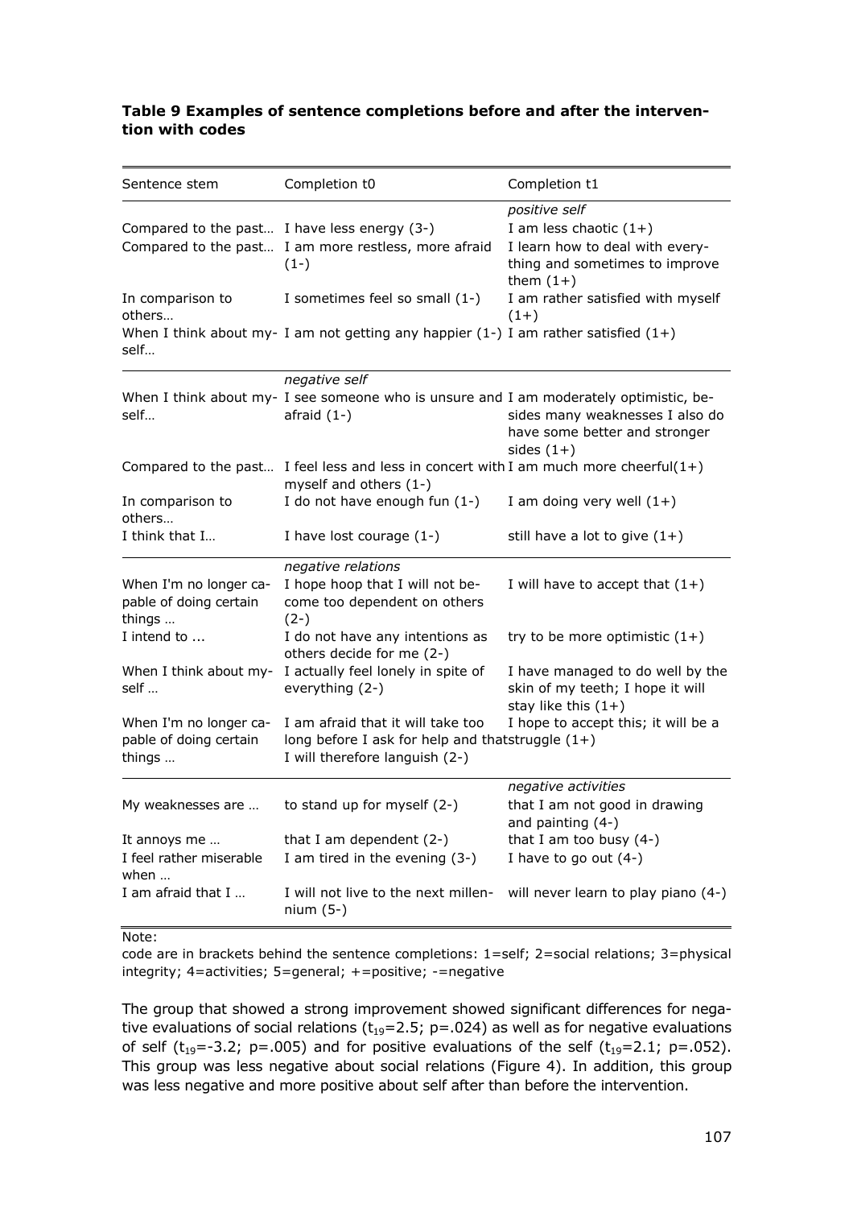**Table 9 Examples of sentence completions before and after the intervention with codes**

| Sentence stem | Completion t0 | Completion t1 |
|---|---|---|
| | | *positive self* |
| Compared to the past… | I have less energy (3-) | I am less chaotic (1+) |
| Compared to the past… | I am more restless, more afraid (1-) | I learn how to deal with everything and sometimes to improve them (1+) |
| In comparison to others… | I sometimes feel so small (1-) | I am rather satisfied with myself (1+) |
| When I think about myself… | I am not getting any happier (1-) | I am rather satisfied (1+) |
| | *negative self* | |
| When I think about myself… | I see someone who is unsure and afraid (1-) | I am moderately optimistic, besides many weaknesses I also do have some better and stronger sides (1+) |
| Compared to the past… | I feel less and less in concert with myself and others (1-) | I am much more cheerful(1+) |
| In comparison to others… | I do not have enough fun (1-) | I am doing very well (1+) |
| I think that I… | I have lost courage (1-) | still have a lot to give (1+) |
| | *negative relations* | |
| When I'm no longer capable of doing certain things … | I hope hoop that I will not become too dependent on others (2-) | I will have to accept that (1+) |
| I intend to ... | I do not have any intentions as others decide for me (2-) | try to be more optimistic (1+) |
| When I think about myself … | I actually feel lonely in spite of everything (2-) | I have managed to do well by the skin of my teeth; I hope it will stay like this (1+) |
| When I'm no longer capable of doing certain things … | I am afraid that it will take too long before I ask for help and that I will therefore languish (2-) | I hope to accept this; it will be a struggle (1+) |
| | | *negative activities* |
| My weaknesses are … | to stand up for myself (2-) | that I am not good in drawing and painting (4-) |
| It annoys me … | that I am dependent (2-) | that I am too busy (4-) |
| I feel rather miserable when … | I am tired in the evening (3-) | I have to go out (4-) |
| I am afraid that I … | I will not live to the next millennium (5-) | will never learn to play piano (4-) |

Note:
code are in brackets behind the sentence completions: 1=self; 2=social relations; 3=physical integrity; 4=activities; 5=general; +=positive; -=negative

The group that showed a strong improvement showed significant differences for negative evaluations of social relations ($t_{19}$=2.5; p=.024) as well as for negative evaluations of self ($t_{19}$=-3.2; p=.005) and for positive evaluations of the self ($t_{19}$=2.1; p=.052). This group was less negative about social relations (Figure 4). In addition, this group was less negative and more positive about self after than before the intervention.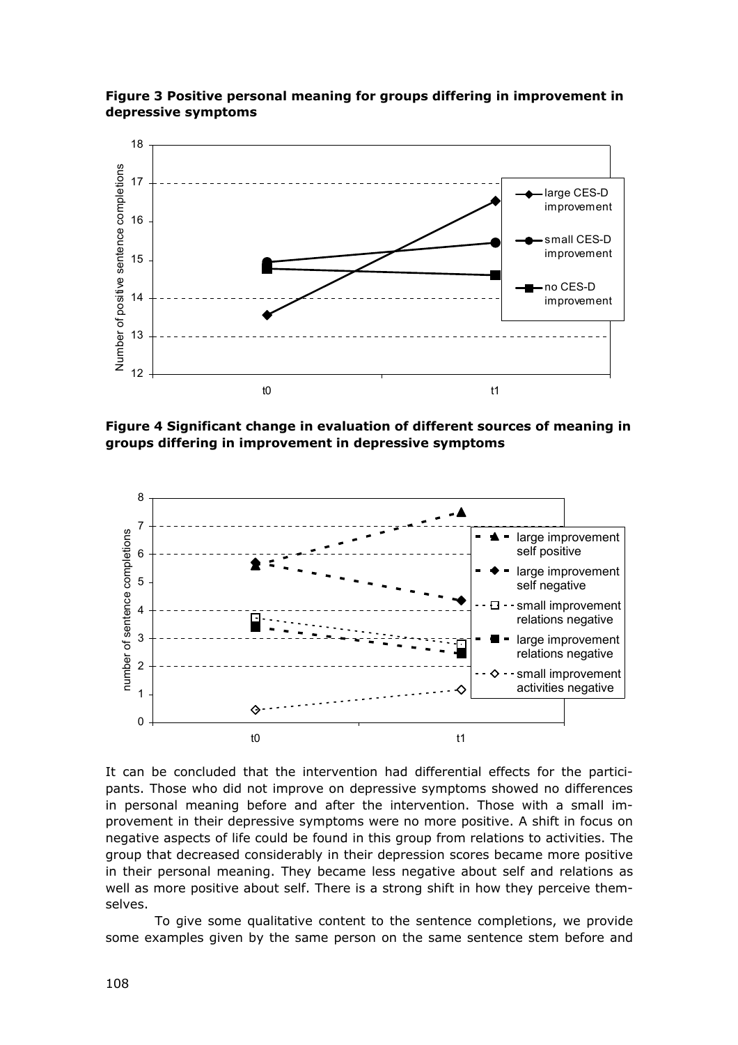**Figure 3 Positive personal meaning for groups differing in improvement in depressive symptoms**

**Figure 4 Significant change in evaluation of different sources of meaning in groups differing in improvement in depressive symptoms**

It can be concluded that the intervention had differential effects for the participants. Those who did not improve on depressive symptoms showed no differences in personal meaning before and after the intervention. Those with a small improvement in their depressive symptoms were no more positive. A shift in focus on negative aspects of life could be found in this group from relations to activities. The group that decreased considerably in their depression scores became more positive in their personal meaning. They became less negative about self and relations as well as more positive about self. There is a strong shift in how they perceive themselves.

To give some qualitative content to the sentence completions, we provide some examples given by the same person on the same sentence stem before and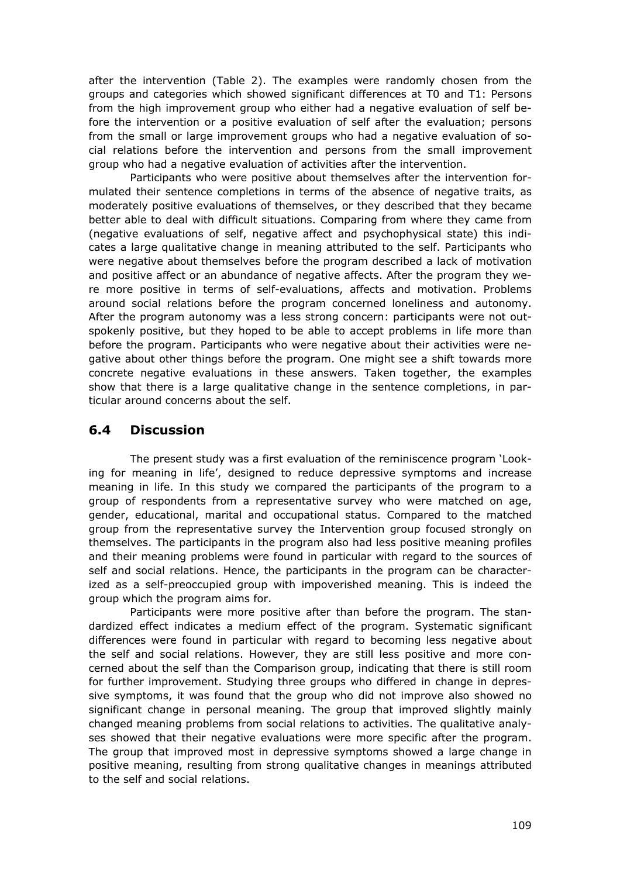after the intervention (Table 2). The examples were randomly chosen from the groups and categories which showed significant differences at T0 and T1: Persons from the high improvement group who either had a negative evaluation of self before the intervention or a positive evaluation of self after the evaluation; persons from the small or large improvement groups who had a negative evaluation of social relations before the intervention and persons from the small improvement group who had a negative evaluation of activities after the intervention.

Participants who were positive about themselves after the intervention formulated their sentence completions in terms of the absence of negative traits, as moderately positive evaluations of themselves, or they described that they became better able to deal with difficult situations. Comparing from where they came from (negative evaluations of self, negative affect and psychophysical state) this indicates a large qualitative change in meaning attributed to the self. Participants who were negative about themselves before the program described a lack of motivation and positive affect or an abundance of negative affects. After the program they were more positive in terms of self-evaluations, affects and motivation. Problems around social relations before the program concerned loneliness and autonomy. After the program autonomy was a less strong concern: participants were not outspokenly positive, but they hoped to be able to accept problems in life more than before the program. Participants who were negative about their activities were negative about other things before the program. One might see a shift towards more concrete negative evaluations in these answers. Taken together, the examples show that there is a large qualitative change in the sentence completions, in particular around concerns about the self.

## 6.4 Discussion

The present study was a first evaluation of the reminiscence program 'Looking for meaning in life', designed to reduce depressive symptoms and increase meaning in life. In this study we compared the participants of the program to a group of respondents from a representative survey who were matched on age, gender, educational, marital and occupational status. Compared to the matched group from the representative survey the Intervention group focused strongly on themselves. The participants in the program also had less positive meaning profiles and their meaning problems were found in particular with regard to the sources of self and social relations. Hence, the participants in the program can be characterized as a self-preoccupied group with impoverished meaning. This is indeed the group which the program aims for.

Participants were more positive after than before the program. The standardized effect indicates a medium effect of the program. Systematic significant differences were found in particular with regard to becoming less negative about the self and social relations. However, they are still less positive and more concerned about the self than the Comparison group, indicating that there is still room for further improvement. Studying three groups who differed in change in depressive symptoms, it was found that the group who did not improve also showed no significant change in personal meaning. The group that improved slightly mainly changed meaning problems from social relations to activities. The qualitative analyses showed that their negative evaluations were more specific after the program. The group that improved most in depressive symptoms showed a large change in positive meaning, resulting from strong qualitative changes in meanings attributed to the self and social relations.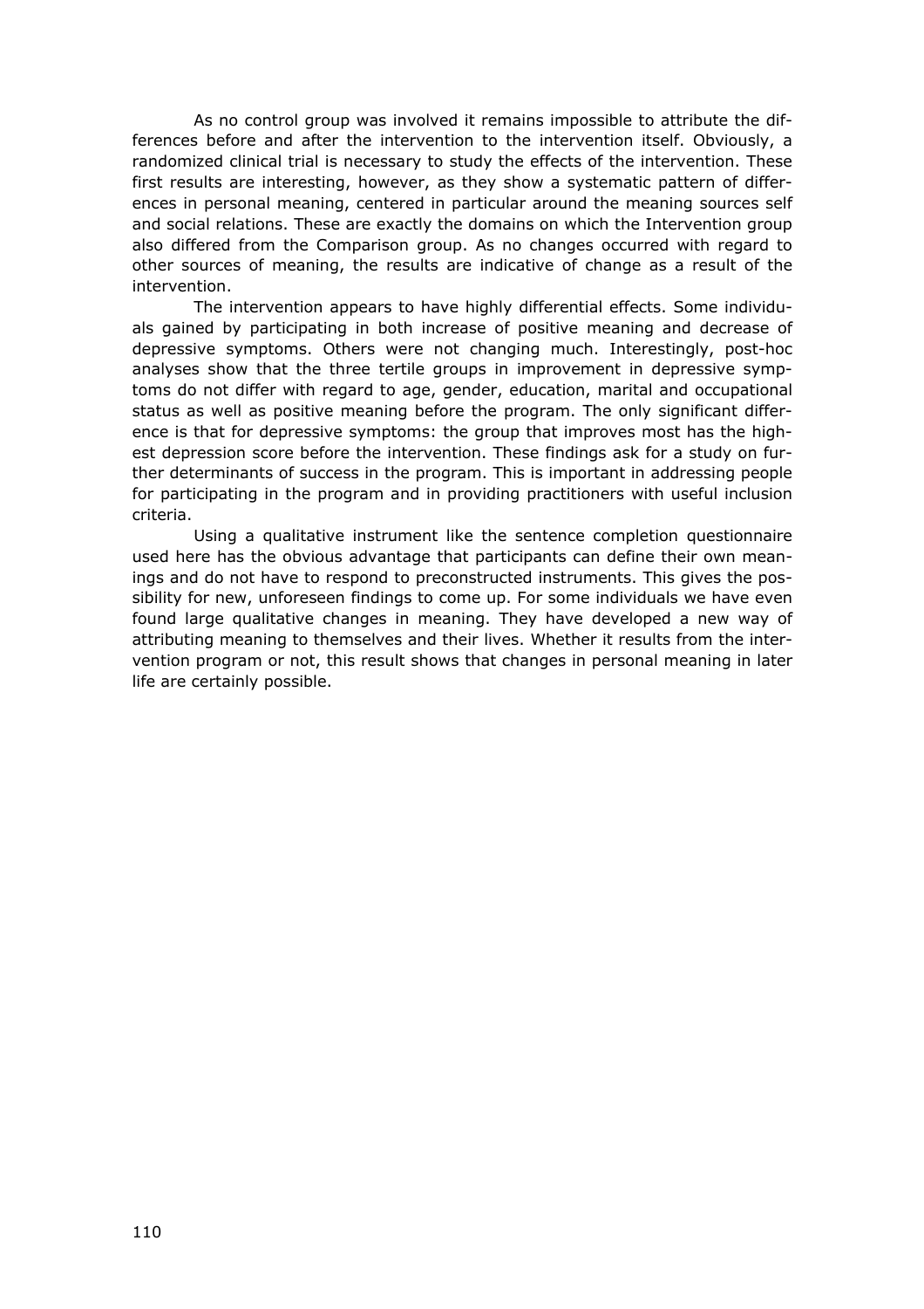As no control group was involved it remains impossible to attribute the differences before and after the intervention to the intervention itself. Obviously, a randomized clinical trial is necessary to study the effects of the intervention. These first results are interesting, however, as they show a systematic pattern of differences in personal meaning, centered in particular around the meaning sources self and social relations. These are exactly the domains on which the Intervention group also differed from the Comparison group. As no changes occurred with regard to other sources of meaning, the results are indicative of change as a result of the intervention.

The intervention appears to have highly differential effects. Some individuals gained by participating in both increase of positive meaning and decrease of depressive symptoms. Others were not changing much. Interestingly, post-hoc analyses show that the three tertile groups in improvement in depressive symptoms do not differ with regard to age, gender, education, marital and occupational status as well as positive meaning before the program. The only significant difference is that for depressive symptoms: the group that improves most has the highest depression score before the intervention. These findings ask for a study on further determinants of success in the program. This is important in addressing people for participating in the program and in providing practitioners with useful inclusion criteria.

Using a qualitative instrument like the sentence completion questionnaire used here has the obvious advantage that participants can define their own meanings and do not have to respond to preconstructed instruments. This gives the possibility for new, unforeseen findings to come up. For some individuals we have even found large qualitative changes in meaning. They have developed a new way of attributing meaning to themselves and their lives. Whether it results from the intervention program or not, this result shows that changes in personal meaning in later life are certainly possible.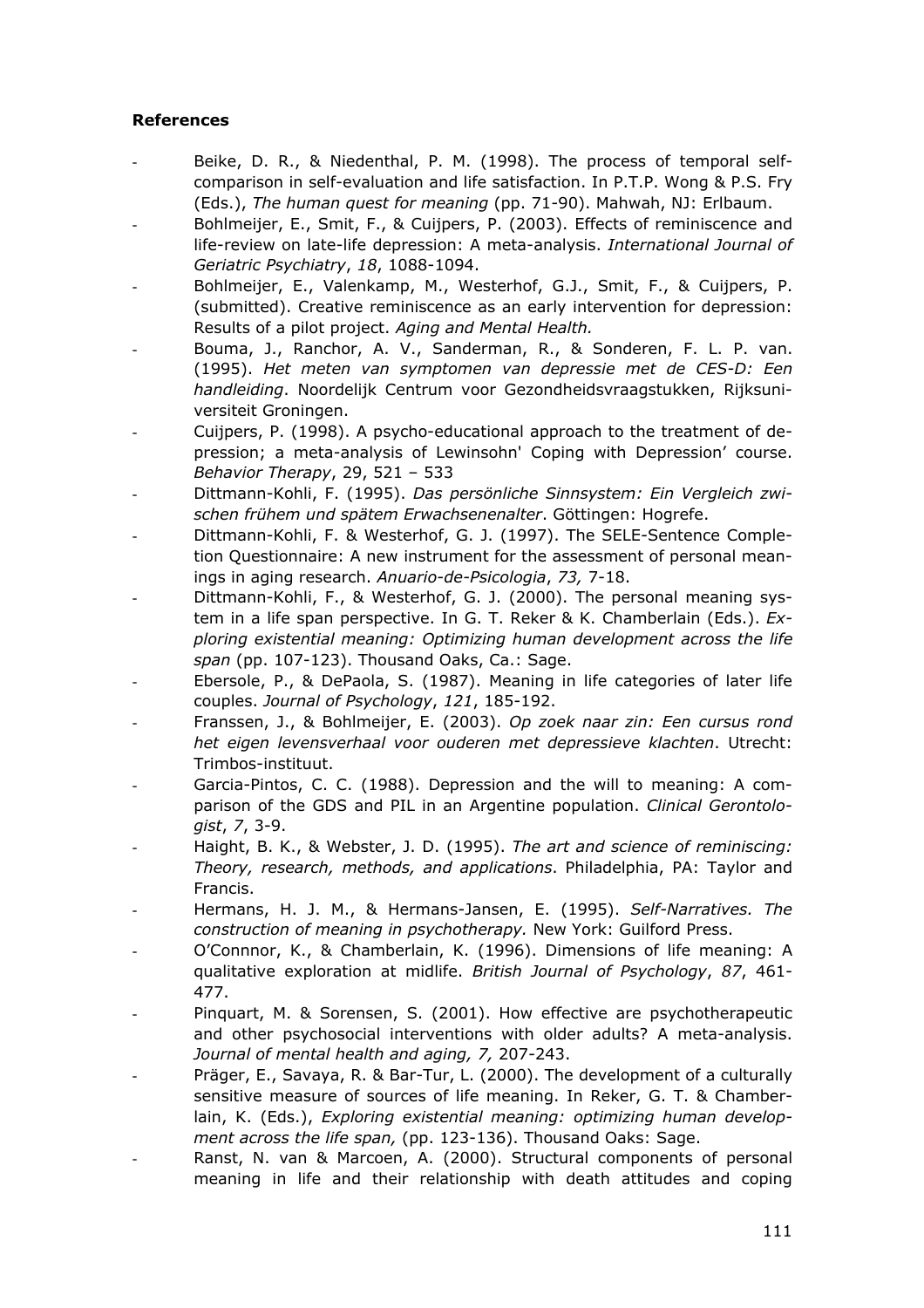**References**

- Beike, D. R., & Niedenthal, P. M. (1998). The process of temporal self-comparison in self-evaluation and life satisfaction. In P.T.P. Wong & P.S. Fry (Eds.), *The human quest for meaning* (pp. 71-90). Mahwah, NJ: Erlbaum.
- Bohlmeijer, E., Smit, F., & Cuijpers, P. (2003). Effects of reminiscence and life-review on late-life depression: A meta-analysis. *International Journal of Geriatric Psychiatry*, *18*, 1088-1094.
- Bohlmeijer, E., Valenkamp, M., Westerhof, G.J., Smit, F., & Cuijpers, P. (submitted). Creative reminiscence as an early intervention for depression: Results of a pilot project. *Aging and Mental Health.*
- Bouma, J., Ranchor, A. V., Sanderman, R., & Sonderen, F. L. P. van. (1995). *Het meten van symptomen van depressie met de CES-D: Een handleiding*. Noordelijk Centrum voor Gezondheidsvraagstukken, Rijksuniversiteit Groningen.
- Cuijpers, P. (1998). A psycho-educational approach to the treatment of depression; a meta-analysis of Lewinsohn' Coping with Depression' course. *Behavior Therapy*, 29, 521 – 533
- Dittmann-Kohli, F. (1995). *Das persönliche Sinnsystem: Ein Vergleich zwischen frühem und spätem Erwachsenenalter*. Göttingen: Hogrefe.
- Dittmann-Kohli, F. & Westerhof, G. J. (1997). The SELE-Sentence Completion Questionnaire: A new instrument for the assessment of personal meanings in aging research. *Anuario-de-Psicologia*, *73,* 7-18.
- Dittmann-Kohli, F., & Westerhof, G. J. (2000). The personal meaning system in a life span perspective. In G. T. Reker & K. Chamberlain (Eds.). *Exploring existential meaning: Optimizing human development across the life span* (pp. 107-123). Thousand Oaks, Ca.: Sage.
- Ebersole, P., & DePaola, S. (1987). Meaning in life categories of later life couples. *Journal of Psychology*, *121*, 185-192.
- Franssen, J., & Bohlmeijer, E. (2003). *Op zoek naar zin: Een cursus rond het eigen levensverhaal voor ouderen met depressieve klachten*. Utrecht: Trimbos-instituut.
- Garcia-Pintos, C. C. (1988). Depression and the will to meaning: A comparison of the GDS and PIL in an Argentine population. *Clinical Gerontologist*, *7*, 3-9.
- Haight, B. K., & Webster, J. D. (1995). *The art and science of reminiscing: Theory, research, methods, and applications*. Philadelphia, PA: Taylor and Francis.
- Hermans, H. J. M., & Hermans-Jansen, E. (1995). *Self-Narratives. The construction of meaning in psychotherapy.* New York: Guilford Press.
- O'Connnor, K., & Chamberlain, K. (1996). Dimensions of life meaning: A qualitative exploration at midlife. *British Journal of Psychology*, *87*, 461-477.
- Pinquart, M. & Sorensen, S. (2001). How effective are psychotherapeutic and other psychosocial interventions with older adults? A meta-analysis. *Journal of mental health and aging, 7,* 207-243.
- Präger, E., Savaya, R. & Bar-Tur, L. (2000). The development of a culturally sensitive measure of sources of life meaning. In Reker, G. T. & Chamberlain, K. (Eds.), *Exploring existential meaning: optimizing human development across the life span,* (pp. 123-136). Thousand Oaks: Sage.
- Ranst, N. van & Marcoen, A. (2000). Structural components of personal meaning in life and their relationship with death attitudes and coping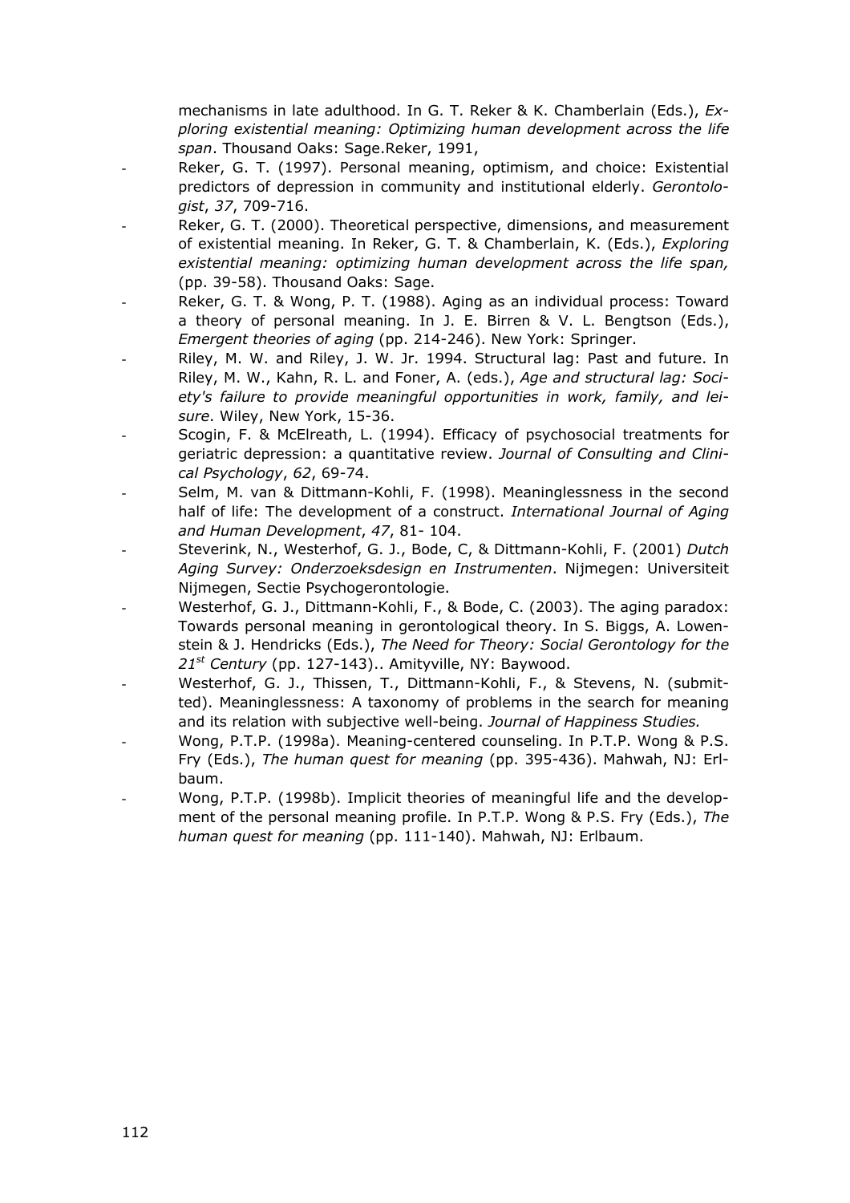mechanisms in late adulthood. In G. T. Reker & K. Chamberlain (Eds.), *Exploring existential meaning: Optimizing human development across the life span*. Thousand Oaks: Sage.Reker, 1991,

- Reker, G. T. (1997). Personal meaning, optimism, and choice: Existential predictors of depression in community and institutional elderly. *Gerontologist*, *37*, 709-716.
- Reker, G. T. (2000). Theoretical perspective, dimensions, and measurement of existential meaning. In Reker, G. T. & Chamberlain, K. (Eds.), *Exploring existential meaning: optimizing human development across the life span,* (pp. 39-58). Thousand Oaks: Sage.
- Reker, G. T. & Wong, P. T. (1988). Aging as an individual process: Toward a theory of personal meaning. In J. E. Birren & V. L. Bengtson (Eds.), *Emergent theories of aging* (pp. 214-246). New York: Springer.
- Riley, M. W. and Riley, J. W. Jr. 1994. Structural lag: Past and future. In Riley, M. W., Kahn, R. L. and Foner, A. (eds.), *Age and structural lag: Society's failure to provide meaningful opportunities in work, family, and leisure*. Wiley, New York, 15-36.
- Scogin, F. & McElreath, L. (1994). Efficacy of psychosocial treatments for geriatric depression: a quantitative review. *Journal of Consulting and Clinical Psychology*, *62*, 69-74.
- Selm, M. van & Dittmann-Kohli, F. (1998). Meaninglessness in the second half of life: The development of a construct. *International Journal of Aging and Human Development*, *47*, 81- 104.
- Steverink, N., Westerhof, G. J., Bode, C, & Dittmann-Kohli, F. (2001) *Dutch Aging Survey: Onderzoeksdesign en Instrumenten*. Nijmegen: Universiteit Nijmegen, Sectie Psychogerontologie.
- Westerhof, G. J., Dittmann-Kohli, F., & Bode, C. (2003). The aging paradox: Towards personal meaning in gerontological theory. In S. Biggs, A. Lowenstein & J. Hendricks (Eds.), *The Need for Theory: Social Gerontology for the 21st Century* (pp. 127-143).. Amityville, NY: Baywood.
- Westerhof, G. J., Thissen, T., Dittmann-Kohli, F., & Stevens, N. (submitted). Meaninglessness: A taxonomy of problems in the search for meaning and its relation with subjective well-being. *Journal of Happiness Studies.*
- Wong, P.T.P. (1998a). Meaning-centered counseling. In P.T.P. Wong & P.S. Fry (Eds.), *The human quest for meaning* (pp. 395-436). Mahwah, NJ: Erlbaum.
- Wong, P.T.P. (1998b). Implicit theories of meaningful life and the development of the personal meaning profile. In P.T.P. Wong & P.S. Fry (Eds.), *The human quest for meaning* (pp. 111-140). Mahwah, NJ: Erlbaum.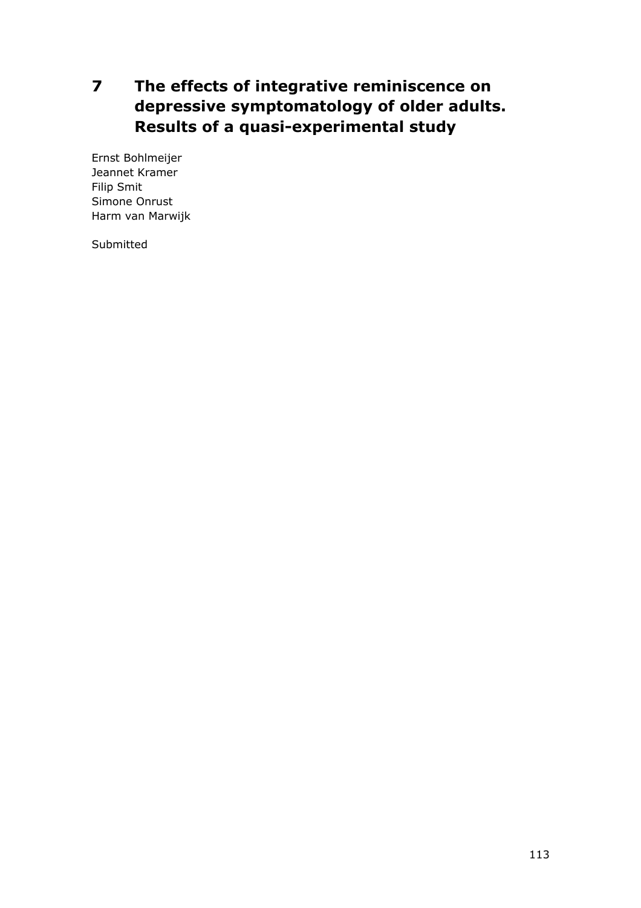# 7 The effects of integrative reminiscence on depressive symptomatology of older adults. Results of a quasi-experimental study

Ernst Bohlmeijer
Jeannet Kramer
Filip Smit
Simone Onrust
Harm van Marwijk

Submitted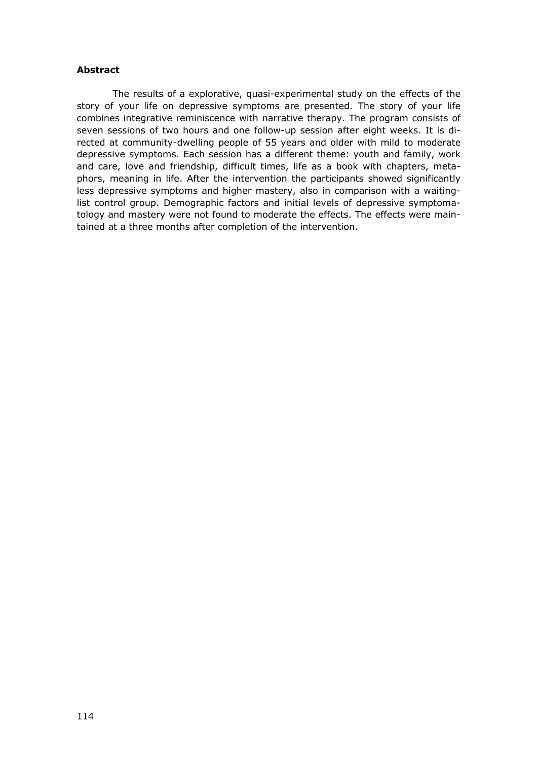**Abstract**

The results of a explorative, quasi-experimental study on the effects of the story of your life on depressive symptoms are presented. The story of your life combines integrative reminiscence with narrative therapy. The program consists of seven sessions of two hours and one follow-up session after eight weeks. It is directed at community-dwelling people of 55 years and older with mild to moderate depressive symptoms. Each session has a different theme: youth and family, work and care, love and friendship, difficult times, life as a book with chapters, metaphors, meaning in life. After the intervention the participants showed significantly less depressive symptoms and higher mastery, also in comparison with a waiting-list control group. Demographic factors and initial levels of depressive symptomatology and mastery were not found to moderate the effects. The effects were maintained at a three months after completion of the intervention.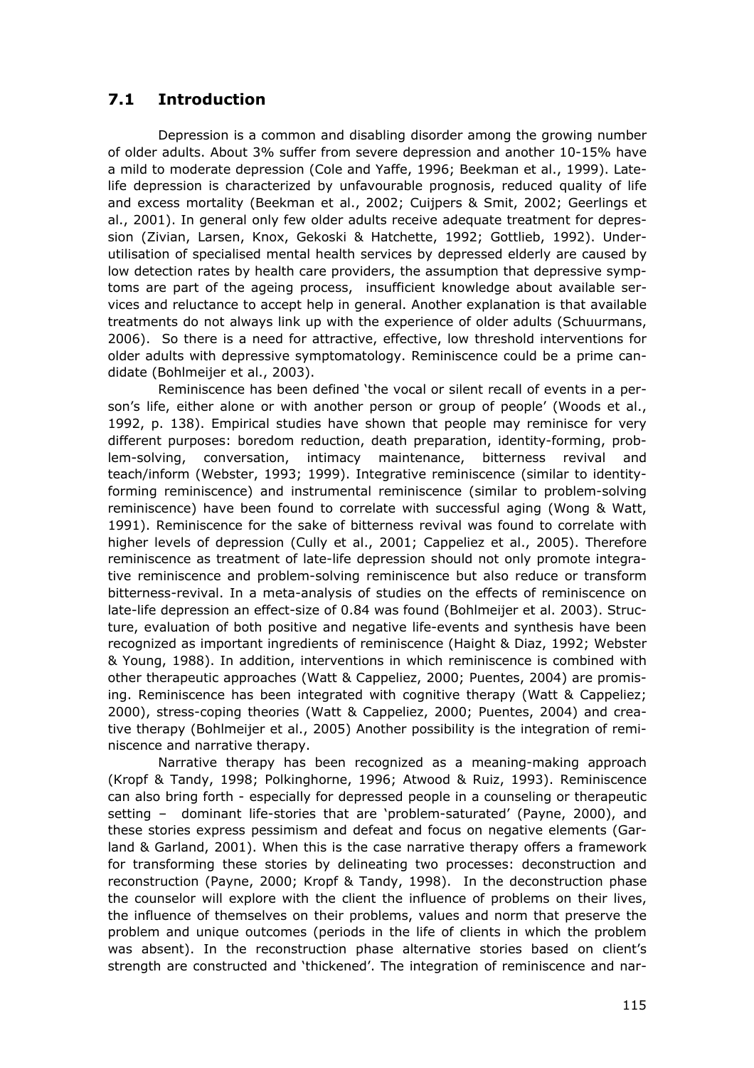## 7.1 Introduction

Depression is a common and disabling disorder among the growing number of older adults. About 3% suffer from severe depression and another 10-15% have a mild to moderate depression (Cole and Yaffe, 1996; Beekman et al., 1999). Late-life depression is characterized by unfavourable prognosis, reduced quality of life and excess mortality (Beekman et al., 2002; Cuijpers & Smit, 2002; Geerlings et al., 2001). In general only few older adults receive adequate treatment for depression (Zivian, Larsen, Knox, Gekoski & Hatchette, 1992; Gottlieb, 1992). Underutilisation of specialised mental health services by depressed elderly are caused by low detection rates by health care providers, the assumption that depressive symptoms are part of the ageing process, insufficient knowledge about available services and reluctance to accept help in general. Another explanation is that available treatments do not always link up with the experience of older adults (Schuurmans, 2006). So there is a need for attractive, effective, low threshold interventions for older adults with depressive symptomatology. Reminiscence could be a prime candidate (Bohlmeijer et al., 2003).

Reminiscence has been defined 'the vocal or silent recall of events in a person's life, either alone or with another person or group of people' (Woods et al., 1992, p. 138). Empirical studies have shown that people may reminisce for very different purposes: boredom reduction, death preparation, identity-forming, problem-solving, conversation, intimacy maintenance, bitterness revival and teach/inform (Webster, 1993; 1999). Integrative reminiscence (similar to identity-forming reminiscence) and instrumental reminiscence (similar to problem-solving reminiscence) have been found to correlate with successful aging (Wong & Watt, 1991). Reminiscence for the sake of bitterness revival was found to correlate with higher levels of depression (Cully et al., 2001; Cappeliez et al., 2005). Therefore reminiscence as treatment of late-life depression should not only promote integrative reminiscence and problem-solving reminiscence but also reduce or transform bitterness-revival. In a meta-analysis of studies on the effects of reminiscence on late-life depression an effect-size of 0.84 was found (Bohlmeijer et al. 2003). Structure, evaluation of both positive and negative life-events and synthesis have been recognized as important ingredients of reminiscence (Haight & Diaz, 1992; Webster & Young, 1988). In addition, interventions in which reminiscence is combined with other therapeutic approaches (Watt & Cappeliez, 2000; Puentes, 2004) are promising. Reminiscence has been integrated with cognitive therapy (Watt & Cappeliez; 2000), stress-coping theories (Watt & Cappeliez, 2000; Puentes, 2004) and creative therapy (Bohlmeijer et al., 2005) Another possibility is the integration of reminiscence and narrative therapy.

Narrative therapy has been recognized as a meaning-making approach (Kropf & Tandy, 1998; Polkinghorne, 1996; Atwood & Ruiz, 1993). Reminiscence can also bring forth - especially for depressed people in a counseling or therapeutic setting – dominant life-stories that are 'problem-saturated' (Payne, 2000), and these stories express pessimism and defeat and focus on negative elements (Garland & Garland, 2001). When this is the case narrative therapy offers a framework for transforming these stories by delineating two processes: deconstruction and reconstruction (Payne, 2000; Kropf & Tandy, 1998). In the deconstruction phase the counselor will explore with the client the influence of problems on their lives, the influence of themselves on their problems, values and norm that preserve the problem and unique outcomes (periods in the life of clients in which the problem was absent). In the reconstruction phase alternative stories based on client's strength are constructed and 'thickened'. The integration of reminiscence and nar-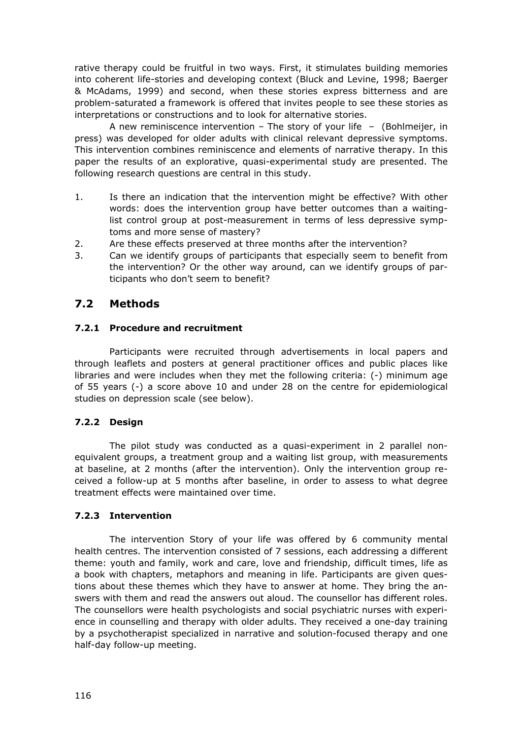rative therapy could be fruitful in two ways. First, it stimulates building memories into coherent life-stories and developing context (Bluck and Levine, 1998; Baerger & McAdams, 1999) and second, when these stories express bitterness and are problem-saturated a framework is offered that invites people to see these stories as interpretations or constructions and to look for alternative stories.

A new reminiscence intervention – The story of your life – (Bohlmeijer, in press) was developed for older adults with clinical relevant depressive symptoms. This intervention combines reminiscence and elements of narrative therapy. In this paper the results of an explorative, quasi-experimental study are presented. The following research questions are central in this study.

1. Is there an indication that the intervention might be effective? With other words: does the intervention group have better outcomes than a waiting-list control group at post-measurement in terms of less depressive symptoms and more sense of mastery?
2. Are these effects preserved at three months after the intervention?
3. Can we identify groups of participants that especially seem to benefit from the intervention? Or the other way around, can we identify groups of participants who don't seem to benefit?

## 7.2 Methods

### 7.2.1 Procedure and recruitment

Participants were recruited through advertisements in local papers and through leaflets and posters at general practitioner offices and public places like libraries and were includes when they met the following criteria: (-) minimum age of 55 years (-) a score above 10 and under 28 on the centre for epidemiological studies on depression scale (see below).

### 7.2.2 Design

The pilot study was conducted as a quasi-experiment in 2 parallel non-equivalent groups, a treatment group and a waiting list group, with measurements at baseline, at 2 months (after the intervention). Only the intervention group received a follow-up at 5 months after baseline, in order to assess to what degree treatment effects were maintained over time.

### 7.2.3 Intervention

The intervention Story of your life was offered by 6 community mental health centres. The intervention consisted of 7 sessions, each addressing a different theme: youth and family, work and care, love and friendship, difficult times, life as a book with chapters, metaphors and meaning in life. Participants are given questions about these themes which they have to answer at home. They bring the answers with them and read the answers out aloud. The counsellor has different roles. The counsellors were health psychologists and social psychiatric nurses with experience in counselling and therapy with older adults. They received a one-day training by a psychotherapist specialized in narrative and solution-focused therapy and one half-day follow-up meeting.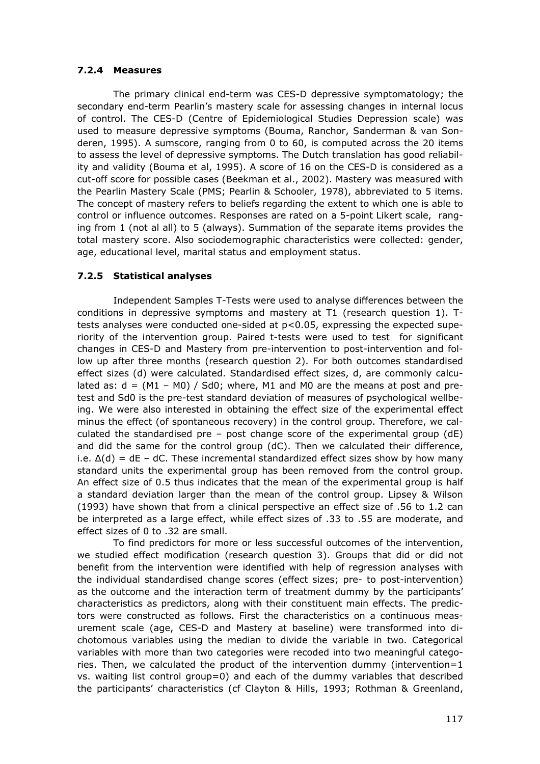### 7.2.4 Measures

The primary clinical end-term was CES-D depressive symptomatology; the secondary end-term Pearlin's mastery scale for assessing changes in internal locus of control. The CES-D (Centre of Epidemiological Studies Depression scale) was used to measure depressive symptoms (Bouma, Ranchor, Sanderman & van Sonderen, 1995). A sumscore, ranging from 0 to 60, is computed across the 20 items to assess the level of depressive symptoms. The Dutch translation has good reliability and validity (Bouma et al, 1995). A score of 16 on the CES-D is considered as a cut-off score for possible cases (Beekman et al., 2002). Mastery was measured with the Pearlin Mastery Scale (PMS; Pearlin & Schooler, 1978), abbreviated to 5 items. The concept of mastery refers to beliefs regarding the extent to which one is able to control or influence outcomes. Responses are rated on a 5-point Likert scale, ranging from 1 (not al all) to 5 (always). Summation of the separate items provides the total mastery score. Also sociodemographic characteristics were collected: gender, age, educational level, marital status and employment status.

### 7.2.5 Statistical analyses

Independent Samples T-Tests were used to analyse differences between the conditions in depressive symptoms and mastery at T1 (research question 1). T-tests analyses were conducted one-sided at $p<0.05$, expressing the expected superiority of the intervention group. Paired t-tests were used to test for significant changes in CES-D and Mastery from pre-intervention to post-intervention and follow up after three months (research question 2). For both outcomes standardised effect sizes (d) were calculated. Standardised effect sizes, d, are commonly calculated as: $d = (M1 - M0) / Sd0$; where, M1 and M0 are the means at post and pretest and Sd0 is the pre-test standard deviation of measures of psychological wellbeing. We were also interested in obtaining the effect size of the experimental effect minus the effect (of spontaneous recovery) in the control group. Therefore, we calculated the standardised pre – post change score of the experimental group (dE) and did the same for the control group (dC). Then we calculated their difference, i.e. $\Delta(d) = dE - dC$. These incremental standardized effect sizes show by how many standard units the experimental group has been removed from the control group. An effect size of 0.5 thus indicates that the mean of the experimental group is half a standard deviation larger than the mean of the control group. Lipsey & Wilson (1993) have shown that from a clinical perspective an effect size of .56 to 1.2 can be interpreted as a large effect, while effect sizes of .33 to .55 are moderate, and effect sizes of 0 to .32 are small.

To find predictors for more or less successful outcomes of the intervention, we studied effect modification (research question 3). Groups that did or did not benefit from the intervention were identified with help of regression analyses with the individual standardised change scores (effect sizes; pre- to post-intervention) as the outcome and the interaction term of treatment dummy by the participants' characteristics as predictors, along with their constituent main effects. The predictors were constructed as follows. First the characteristics on a continuous measurement scale (age, CES-D and Mastery at baseline) were transformed into dichotomous variables using the median to divide the variable in two. Categorical variables with more than two categories were recoded into two meaningful categories. Then, we calculated the product of the intervention dummy (intervention=1 vs. waiting list control group=0) and each of the dummy variables that described the participants' characteristics (cf Clayton & Hills, 1993; Rothman & Greenland,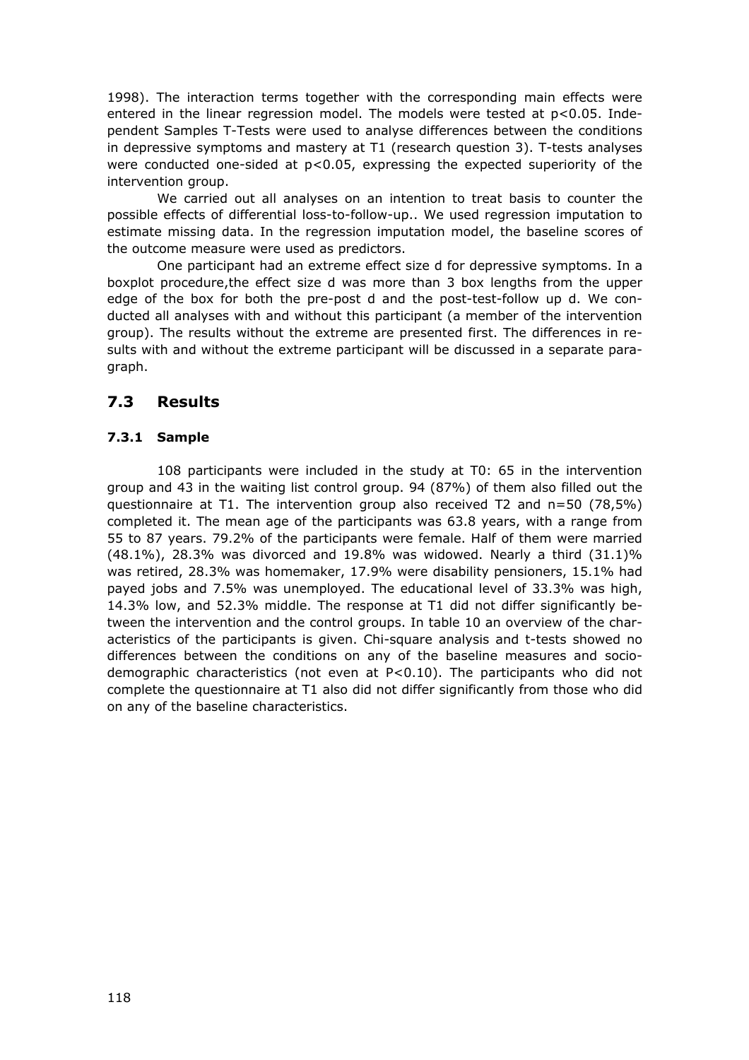1998). The interaction terms together with the corresponding main effects were entered in the linear regression model. The models were tested at $p<0.05$. Independent Samples T-Tests were used to analyse differences between the conditions in depressive symptoms and mastery at T1 (research question 3). T-tests analyses were conducted one-sided at $p<0.05$, expressing the expected superiority of the intervention group.

We carried out all analyses on an intention to treat basis to counter the possible effects of differential loss-to-follow-up.. We used regression imputation to estimate missing data. In the regression imputation model, the baseline scores of the outcome measure were used as predictors.

One participant had an extreme effect size d for depressive symptoms. In a boxplot procedure,the effect size d was more than 3 box lengths from the upper edge of the box for both the pre-post d and the post-test-follow up d. We conducted all analyses with and without this participant (a member of the intervention group). The results without the extreme are presented first. The differences in results with and without the extreme participant will be discussed in a separate paragraph.

## 7.3 Results

### 7.3.1 Sample

108 participants were included in the study at T0: 65 in the intervention group and 43 in the waiting list control group. 94 (87%) of them also filled out the questionnaire at T1. The intervention group also received T2 and n=50 (78,5%) completed it. The mean age of the participants was 63.8 years, with a range from 55 to 87 years. 79.2% of the participants were female. Half of them were married (48.1%), 28.3% was divorced and 19.8% was widowed. Nearly a third (31.1)% was retired, 28.3% was homemaker, 17.9% were disability pensioners, 15.1% had payed jobs and 7.5% was unemployed. The educational level of 33.3% was high, 14.3% low, and 52.3% middle. The response at T1 did not differ significantly between the intervention and the control groups. In table 10 an overview of the characteristics of the participants is given. Chi-square analysis and t-tests showed no differences between the conditions on any of the baseline measures and sociodemographic characteristics (not even at $P<0.10$). The participants who did not complete the questionnaire at T1 also did not differ significantly from those who did on any of the baseline characteristics.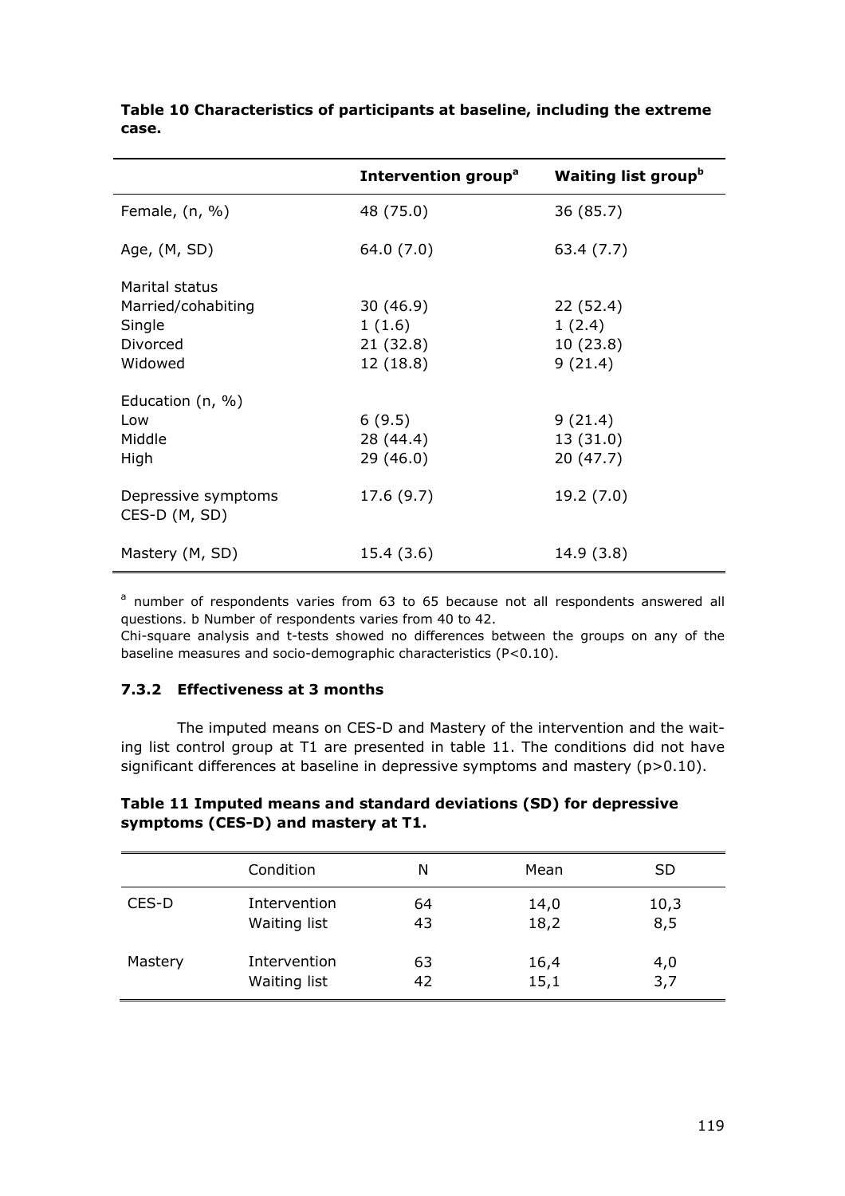**Table 10 Characteristics of participants at baseline, including the extreme case.**

| | Intervention group[a] | Waiting list group[b] |
|---|---|---|
| Female, (n, %) | 48 (75.0) | 36 (85.7) |
| Age, (M, SD) | 64.0 (7.0) | 63.4 (7.7) |
| Marital status | | |
| Married/cohabiting | 30 (46.9) | 22 (52.4) |
| Single | 1 (1.6) | 1 (2.4) |
| Divorced | 21 (32.8) | 10 (23.8) |
| Widowed | 12 (18.8) | 9 (21.4) |
| Education (n, %) | | |
| Low | 6 (9.5) | 9 (21.4) |
| Middle | 28 (44.4) | 13 (31.0) |
| High | 29 (46.0) | 20 (47.7) |
| Depressive symptoms CES-D (M, SD) | 17.6 (9.7) | 19.2 (7.0) |
| Mastery (M, SD) | 15.4 (3.6) | 14.9 (3.8) |

[a] number of respondents varies from 63 to 65 because not all respondents answered all questions. b Number of respondents varies from 40 to 42.

Chi-square analysis and t-tests showed no differences between the groups on any of the baseline measures and socio-demographic characteristics ($P<0.10$).

### 7.3.2 Effectiveness at 3 months

The imputed means on CES-D and Mastery of the intervention and the waiting list control group at T1 are presented in table 11. The conditions did not have significant differences at baseline in depressive symptoms and mastery ($p>0.10$).

**Table 11 Imputed means and standard deviations (SD) for depressive symptoms (CES-D) and mastery at T1.**

| | Condition | N | Mean | SD |
|---|---|---|---|---|
| CES-D | Intervention | 64 | 14,0 | 10,3 |
| | Waiting list | 43 | 18,2 | 8,5 |
| Mastery | Intervention | 63 | 16,4 | 4,0 |
| | Waiting list | 42 | 15,1 | 3,7 |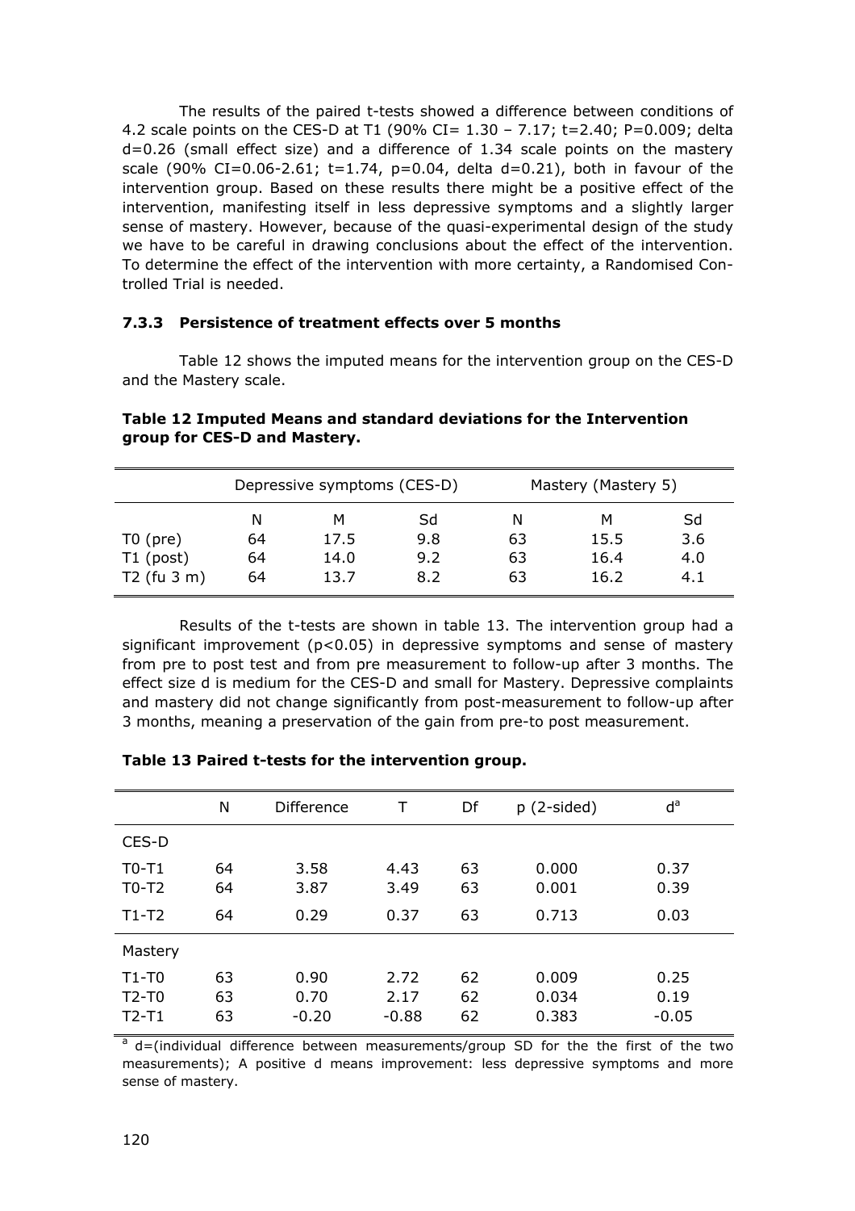The results of the paired t-tests showed a difference between conditions of 4.2 scale points on the CES-D at T1 (90% CI= 1.30 – 7.17; t=2.40; P=0.009; delta d=0.26 (small effect size) and a difference of 1.34 scale points on the mastery scale (90% CI=0.06-2.61; t=1.74, p=0.04, delta d=0.21), both in favour of the intervention group. Based on these results there might be a positive effect of the intervention, manifesting itself in less depressive symptoms and a slightly larger sense of mastery. However, because of the quasi-experimental design of the study we have to be careful in drawing conclusions about the effect of the intervention. To determine the effect of the intervention with more certainty, a Randomised Controlled Trial is needed.

### 7.3.3 Persistence of treatment effects over 5 months

Table 12 shows the imputed means for the intervention group on the CES-D and the Mastery scale.

**Table 12 Imputed Means and standard deviations for the Intervention group for CES-D and Mastery.**

| | Depressive symptoms (CES-D) | | | Mastery (Mastery 5) | | |
|---|---|---|---|---|---|---|
| | N | M | Sd | N | M | Sd |
| T0 (pre) | 64 | 17.5 | 9.8 | 63 | 15.5 | 3.6 |
| T1 (post) | 64 | 14.0 | 9.2 | 63 | 16.4 | 4.0 |
| T2 (fu 3 m) | 64 | 13.7 | 8.2 | 63 | 16.2 | 4.1 |

Results of the t-tests are shown in table 13. The intervention group had a significant improvement ($p<0.05$) in depressive symptoms and sense of mastery from pre to post test and from pre measurement to follow-up after 3 months. The effect size d is medium for the CES-D and small for Mastery. Depressive complaints and mastery did not change significantly from post-measurement to follow-up after 3 months, meaning a preservation of the gain from pre-to post measurement.

**Table 13 Paired t-tests for the intervention group.**

| | N | Difference | T | Df | p (2-sided) | d[a] |
|---|---|---|---|---|---|---|
| CES-D | | | | | | |
| T0-T1 | 64 | 3.58 | 4.43 | 63 | 0.000 | 0.37 |
| T0-T2 | 64 | 3.87 | 3.49 | 63 | 0.001 | 0.39 |
| T1-T2 | 64 | 0.29 | 0.37 | 63 | 0.713 | 0.03 |
| Mastery | | | | | | |
| T1-T0 | 63 | 0.90 | 2.72 | 62 | 0.009 | 0.25 |
| T2-T0 | 63 | 0.70 | 2.17 | 62 | 0.034 | 0.19 |
| T2-T1 | 63 | -0.20 | -0.88 | 62 | 0.383 | -0.05 |

[a] d=(individual difference between measurements/group SD for the the first of the two measurements); A positive d means improvement: less depressive symptoms and more sense of mastery.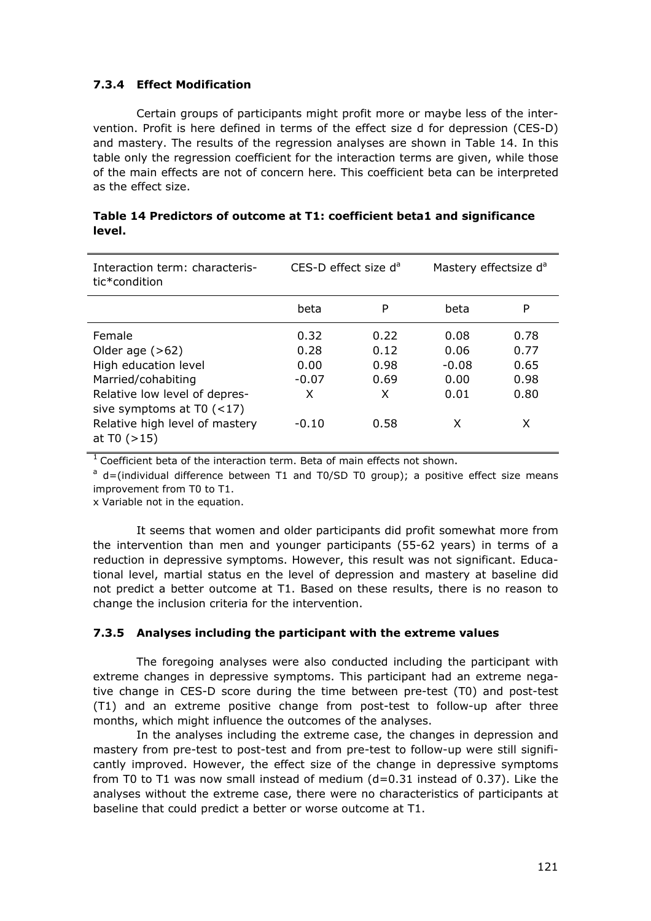### 7.3.4 Effect Modification

Certain groups of participants might profit more or maybe less of the intervention. Profit is here defined in terms of the effect size d for depression (CES-D) and mastery. The results of the regression analyses are shown in Table 14. In this table only the regression coefficient for the interaction terms are given, while those of the main effects are not of concern here. This coefficient beta can be interpreted as the effect size.

**Table 14 Predictors of outcome at T1: coefficient beta1 and significance level.**

| Interaction term: characteristic*condition | CES-D effect size d[a] | | Mastery effectsize d[a] | |
|---|---|---|---|---|
| | beta | P | beta | P |
| Female | 0.32 | 0.22 | 0.08 | 0.78 |
| Older age (>62) | 0.28 | 0.12 | 0.06 | 0.77 |
| High education level | 0.00 | 0.98 | -0.08 | 0.65 |
| Married/cohabiting | -0.07 | 0.69 | 0.00 | 0.98 |
| Relative low level of depressive symptoms at T0 (<17) | X | X | 0.01 | 0.80 |
| Relative high level of mastery at T0 (>15) | -0.10 | 0.58 | X | X |

[1] Coefficient beta of the interaction term. Beta of main effects not shown.

[a] d=(individual difference between T1 and T0/SD T0 group); a positive effect size means improvement from T0 to T1.

x Variable not in the equation.

It seems that women and older participants did profit somewhat more from the intervention than men and younger participants (55-62 years) in terms of a reduction in depressive symptoms. However, this result was not significant. Educational level, martial status en the level of depression and mastery at baseline did not predict a better outcome at T1. Based on these results, there is no reason to change the inclusion criteria for the intervention.

### 7.3.5 Analyses including the participant with the extreme values

The foregoing analyses were also conducted including the participant with extreme changes in depressive symptoms. This participant had an extreme negative change in CES-D score during the time between pre-test (T0) and post-test (T1) and an extreme positive change from post-test to follow-up after three months, which might influence the outcomes of the analyses.

In the analyses including the extreme case, the changes in depression and mastery from pre-test to post-test and from pre-test to follow-up were still significantly improved. However, the effect size of the change in depressive symptoms from T0 to T1 was now small instead of medium (d=0.31 instead of 0.37). Like the analyses without the extreme case, there were no characteristics of participants at baseline that could predict a better or worse outcome at T1.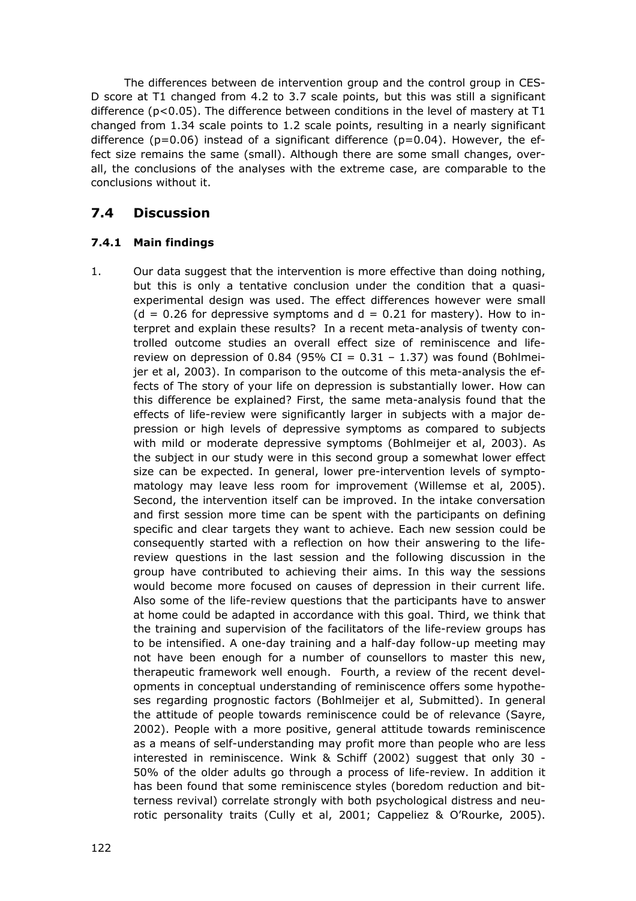The differences between de intervention group and the control group in CES-D score at T1 changed from 4.2 to 3.7 scale points, but this was still a significant difference ($p<0.05$). The difference between conditions in the level of mastery at T1 changed from 1.34 scale points to 1.2 scale points, resulting in a nearly significant difference ($p=0.06$) instead of a significant difference ($p=0.04$). However, the effect size remains the same (small). Although there are some small changes, overall, the conclusions of the analyses with the extreme case, are comparable to the conclusions without it.

## 7.4 Discussion

### 7.4.1 Main findings

1. Our data suggest that the intervention is more effective than doing nothing, but this is only a tentative conclusion under the condition that a quasi-experimental design was used. The effect differences however were small ($d = 0.26$ for depressive symptoms and $d = 0.21$ for mastery). How to interpret and explain these results? In a recent meta-analysis of twenty controlled outcome studies an overall effect size of reminiscence and life-review on depression of 0.84 (95% CI = 0.31 – 1.37) was found (Bohlmeijer et al, 2003). In comparison to the outcome of this meta-analysis the effects of The story of your life on depression is substantially lower. How can this difference be explained? First, the same meta-analysis found that the effects of life-review were significantly larger in subjects with a major depression or high levels of depressive symptoms as compared to subjects with mild or moderate depressive symptoms (Bohlmeijer et al, 2003). As the subject in our study were in this second group a somewhat lower effect size can be expected. In general, lower pre-intervention levels of symptomatology may leave less room for improvement (Willemse et al, 2005). Second, the intervention itself can be improved. In the intake conversation and first session more time can be spent with the participants on defining specific and clear targets they want to achieve. Each new session could be consequently started with a reflection on how their answering to the life-review questions in the last session and the following discussion in the group have contributed to achieving their aims. In this way the sessions would become more focused on causes of depression in their current life. Also some of the life-review questions that the participants have to answer at home could be adapted in accordance with this goal. Third, we think that the training and supervision of the facilitators of the life-review groups has to be intensified. A one-day training and a half-day follow-up meeting may not have been enough for a number of counsellors to master this new, therapeutic framework well enough. Fourth, a review of the recent developments in conceptual understanding of reminiscence offers some hypotheses regarding prognostic factors (Bohlmeijer et al, Submitted). In general the attitude of people towards reminiscence could be of relevance (Sayre, 2002). People with a more positive, general attitude towards reminiscence as a means of self-understanding may profit more than people who are less interested in reminiscence. Wink & Schiff (2002) suggest that only 30 - 50% of the older adults go through a process of life-review. In addition it has been found that some reminiscence styles (boredom reduction and bitterness revival) correlate strongly with both psychological distress and neurotic personality traits (Cully et al, 2001; Cappeliez & O'Rourke, 2005).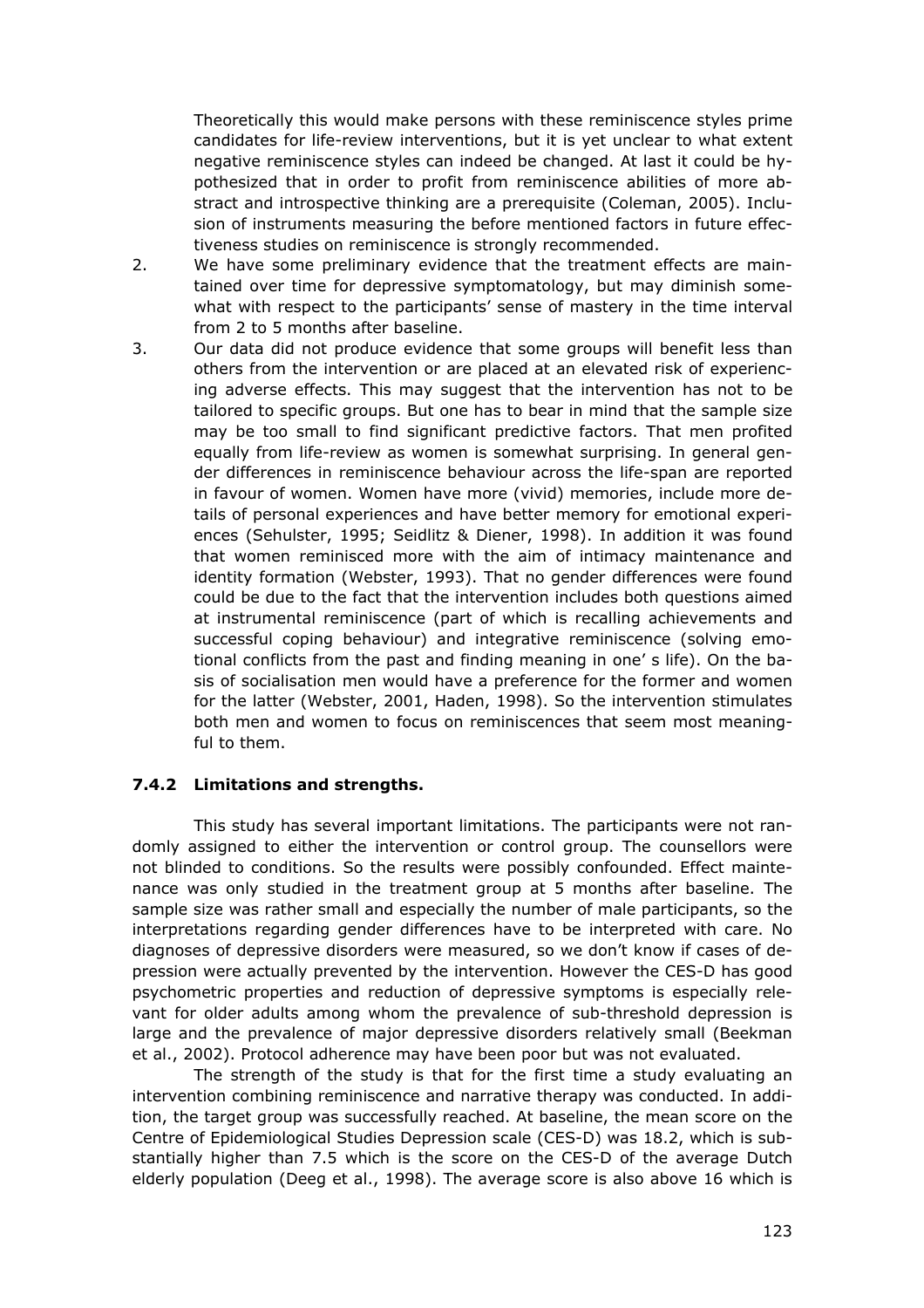Theoretically this would make persons with these reminiscence styles prime candidates for life-review interventions, but it is yet unclear to what extent negative reminiscence styles can indeed be changed. At last it could be hypothesized that in order to profit from reminiscence abilities of more abstract and introspective thinking are a prerequisite (Coleman, 2005). Inclusion of instruments measuring the before mentioned factors in future effectiveness studies on reminiscence is strongly recommended.

2. We have some preliminary evidence that the treatment effects are maintained over time for depressive symptomatology, but may diminish somewhat with respect to the participants' sense of mastery in the time interval from 2 to 5 months after baseline.
3. Our data did not produce evidence that some groups will benefit less than others from the intervention or are placed at an elevated risk of experiencing adverse effects. This may suggest that the intervention has not to be tailored to specific groups. But one has to bear in mind that the sample size may be too small to find significant predictive factors. That men profited equally from life-review as women is somewhat surprising. In general gender differences in reminiscence behaviour across the life-span are reported in favour of women. Women have more (vivid) memories, include more details of personal experiences and have better memory for emotional experiences (Sehulster, 1995; Seidlitz & Diener, 1998). In addition it was found that women reminisced more with the aim of intimacy maintenance and identity formation (Webster, 1993). That no gender differences were found could be due to the fact that the intervention includes both questions aimed at instrumental reminiscence (part of which is recalling achievements and successful coping behaviour) and integrative reminiscence (solving emotional conflicts from the past and finding meaning in one' s life). On the basis of socialisation men would have a preference for the former and women for the latter (Webster, 2001, Haden, 1998). So the intervention stimulates both men and women to focus on reminiscences that seem most meaningful to them.

### 7.4.2 Limitations and strengths.

This study has several important limitations. The participants were not randomly assigned to either the intervention or control group. The counsellors were not blinded to conditions. So the results were possibly confounded. Effect maintenance was only studied in the treatment group at 5 months after baseline. The sample size was rather small and especially the number of male participants, so the interpretations regarding gender differences have to be interpreted with care. No diagnoses of depressive disorders were measured, so we don't know if cases of depression were actually prevented by the intervention. However the CES-D has good psychometric properties and reduction of depressive symptoms is especially relevant for older adults among whom the prevalence of sub-threshold depression is large and the prevalence of major depressive disorders relatively small (Beekman et al., 2002). Protocol adherence may have been poor but was not evaluated.

The strength of the study is that for the first time a study evaluating an intervention combining reminiscence and narrative therapy was conducted. In addition, the target group was successfully reached. At baseline, the mean score on the Centre of Epidemiological Studies Depression scale (CES-D) was 18.2, which is substantially higher than 7.5 which is the score on the CES-D of the average Dutch elderly population (Deeg et al., 1998). The average score is also above 16 which is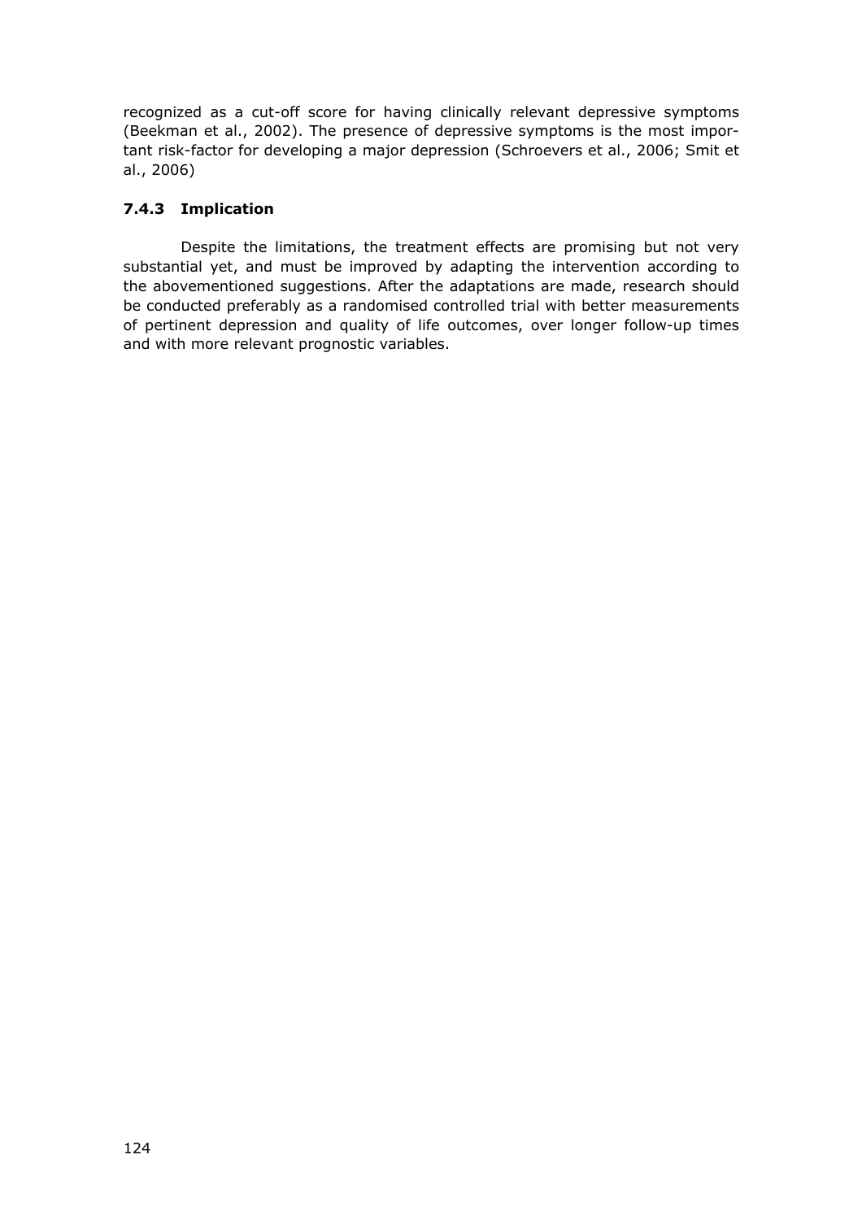recognized as a cut-off score for having clinically relevant depressive symptoms (Beekman et al., 2002). The presence of depressive symptoms is the most important risk-factor for developing a major depression (Schroevers et al., 2006; Smit et al., 2006)

### 7.4.3 Implication

Despite the limitations, the treatment effects are promising but not very substantial yet, and must be improved by adapting the intervention according to the abovementioned suggestions. After the adaptations are made, research should be conducted preferably as a randomised controlled trial with better measurements of pertinent depression and quality of life outcomes, over longer follow-up times and with more relevant prognostic variables.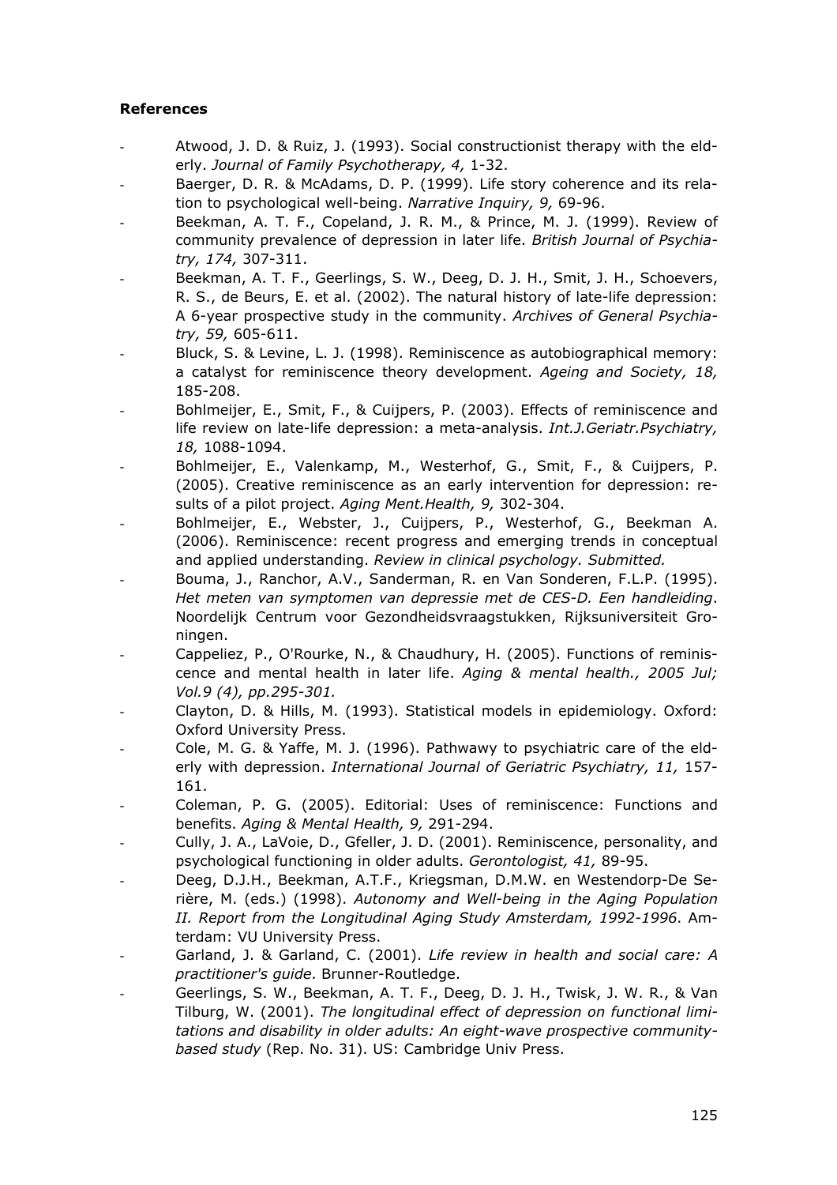## References

- Atwood, J. D. & Ruiz, J. (1993). Social constructionist therapy with the elderly. *Journal of Family Psychotherapy, 4,* 1-32.
- Baerger, D. R. & McAdams, D. P. (1999). Life story coherence and its relation to psychological well-being. *Narrative Inquiry, 9,* 69-96.
- Beekman, A. T. F., Copeland, J. R. M., & Prince, M. J. (1999). Review of community prevalence of depression in later life. *British Journal of Psychiatry, 174,* 307-311.
- Beekman, A. T. F., Geerlings, S. W., Deeg, D. J. H., Smit, J. H., Schoevers, R. S., de Beurs, E. et al. (2002). The natural history of late-life depression: A 6-year prospective study in the community. *Archives of General Psychiatry, 59,* 605-611.
- Bluck, S. & Levine, L. J. (1998). Reminiscence as autobiographical memory: a catalyst for reminiscence theory development. *Ageing and Society, 18,* 185-208.
- Bohlmeijer, E., Smit, F., & Cuijpers, P. (2003). Effects of reminiscence and life review on late-life depression: a meta-analysis. *Int.J.Geriatr.Psychiatry, 18,* 1088-1094.
- Bohlmeijer, E., Valenkamp, M., Westerhof, G., Smit, F., & Cuijpers, P. (2005). Creative reminiscence as an early intervention for depression: results of a pilot project. *Aging Ment.Health, 9,* 302-304.
- Bohlmeijer, E., Webster, J., Cuijpers, P., Westerhof, G., Beekman A. (2006). Reminiscence: recent progress and emerging trends in conceptual and applied understanding. *Review in clinical psychology. Submitted.*
- Bouma, J., Ranchor, A.V., Sanderman, R. en Van Sonderen, F.L.P. (1995). *Het meten van symptomen van depressie met de CES-D. Een handleiding*. Noordelijk Centrum voor Gezondheidsvraagstukken, Rijksuniversiteit Groningen.
- Cappeliez, P., O'Rourke, N., & Chaudhury, H. (2005). Functions of reminiscence and mental health in later life. *Aging & mental health., 2005 Jul; Vol.9 (4), pp.295-301.*
- Clayton, D. & Hills, M. (1993). Statistical models in epidemiology. Oxford: Oxford University Press.
- Cole, M. G. & Yaffe, M. J. (1996). Pathwawy to psychiatric care of the elderly with depression. *International Journal of Geriatric Psychiatry, 11,* 157-161.
- Coleman, P. G. (2005). Editorial: Uses of reminiscence: Functions and benefits. *Aging & Mental Health, 9,* 291-294.
- Cully, J. A., LaVoie, D., Gfeller, J. D. (2001). Reminiscence, personality, and psychological functioning in older adults. *Gerontologist, 41,* 89-95.
- Deeg, D.J.H., Beekman, A.T.F., Kriegsman, D.M.W. en Westendorp-De Serière, M. (eds.) (1998). *Autonomy and Well-being in the Aging Population II. Report from the Longitudinal Aging Study Amsterdam, 1992-1996*. Amsterdam: VU University Press.
- Garland, J. & Garland, C. (2001). *Life review in health and social care: A practitioner's guide*. Brunner-Routledge.
- Geerlings, S. W., Beekman, A. T. F., Deeg, D. J. H., Twisk, J. W. R., & Van Tilburg, W. (2001). *The longitudinal effect of depression on functional limitations and disability in older adults: An eight-wave prospective community-based study* (Rep. No. 31). US: Cambridge Univ Press.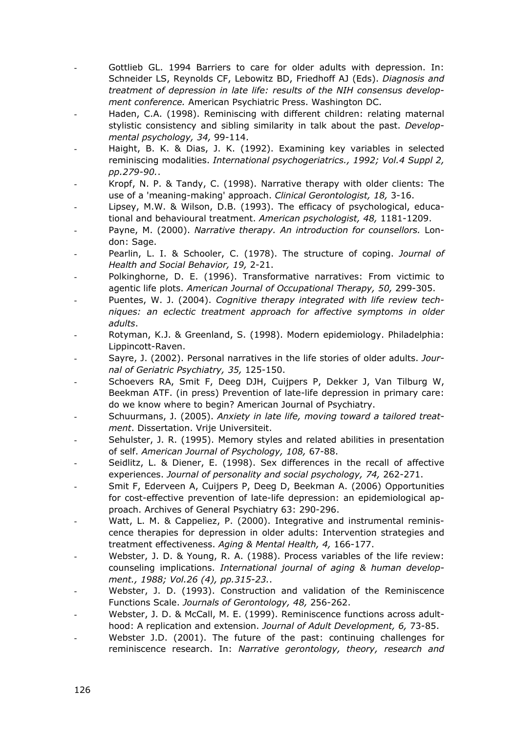- Gottlieb GL. 1994 Barriers to care for older adults with depression. In: Schneider LS, Reynolds CF, Lebowitz BD, Friedhoff AJ (Eds). *Diagnosis and treatment of depression in late life: results of the NIH consensus development conference.* American Psychiatric Press. Washington DC.
- Haden, C.A. (1998). Reminiscing with different children: relating maternal stylistic consistency and sibling similarity in talk about the past. *Developmental psychology, 34,* 99-114.
- Haight, B. K. & Dias, J. K. (1992). Examining key variables in selected reminiscing modalities. *International psychogeriatrics., 1992; Vol.4 Suppl 2, pp.279-90.*.
- Kropf, N. P. & Tandy, C. (1998). Narrative therapy with older clients: The use of a 'meaning-making' approach. *Clinical Gerontologist, 18,* 3-16.
- Lipsey, M.W. & Wilson, D.B. (1993). The efficacy of psychological, educational and behavioural treatment. *American psychologist, 48,* 1181-1209.
- Payne, M. (2000). *Narrative therapy. An introduction for counsellors.* London: Sage.
- Pearlin, L. I. & Schooler, C. (1978). The structure of coping. *Journal of Health and Social Behavior, 19,* 2-21.
- Polkinghorne, D. E. (1996). Transformative narratives: From victimic to agentic life plots. *American Journal of Occupational Therapy, 50,* 299-305.
- Puentes, W. J. (2004). *Cognitive therapy integrated with life review techniques: an eclectic treatment approach for affective symptoms in older adults*.
- Rotyman, K.J. & Greenland, S. (1998). Modern epidemiology. Philadelphia: Lippincott-Raven.
- Sayre, J. (2002). Personal narratives in the life stories of older adults. *Journal of Geriatric Psychiatry, 35,* 125-150.
- Schoevers RA, Smit F, Deeg DJH, Cuijpers P, Dekker J, Van Tilburg W, Beekman ATF. (in press) Prevention of late-life depression in primary care: do we know where to begin? American Journal of Psychiatry.
- Schuurmans, J. (2005). *Anxiety in late life, moving toward a tailored treatment*. Dissertation. Vrije Universiteit.
- Sehulster, J. R. (1995). Memory styles and related abilities in presentation of self. *American Journal of Psychology, 108,* 67-88.
- Seidlitz, L. & Diener, E. (1998). Sex differences in the recall of affective experiences. *Journal of personality and social psychology, 74,* 262-271.
- Smit F, Ederveen A, Cuijpers P, Deeg D, Beekman A. (2006) Opportunities for cost-effective prevention of late-life depression: an epidemiological approach. Archives of General Psychiatry 63: 290-296.
- Watt, L. M. & Cappeliez, P. (2000). Integrative and instrumental reminiscence therapies for depression in older adults: Intervention strategies and treatment effectiveness. *Aging & Mental Health, 4,* 166-177.
- Webster, J. D. & Young, R. A. (1988). Process variables of the life review: counseling implications. *International journal of aging & human development., 1988; Vol.26 (4), pp.315-23.*.
- Webster, J. D. (1993). Construction and validation of the Reminiscence Functions Scale. *Journals of Gerontology, 48,* 256-262.
- Webster, J. D. & McCall, M. E. (1999). Reminiscence functions across adulthood: A replication and extension. *Journal of Adult Development, 6,* 73-85.
- Webster J.D. (2001). The future of the past: continuing challenges for reminiscence research. In: *Narrative gerontology, theory, research and*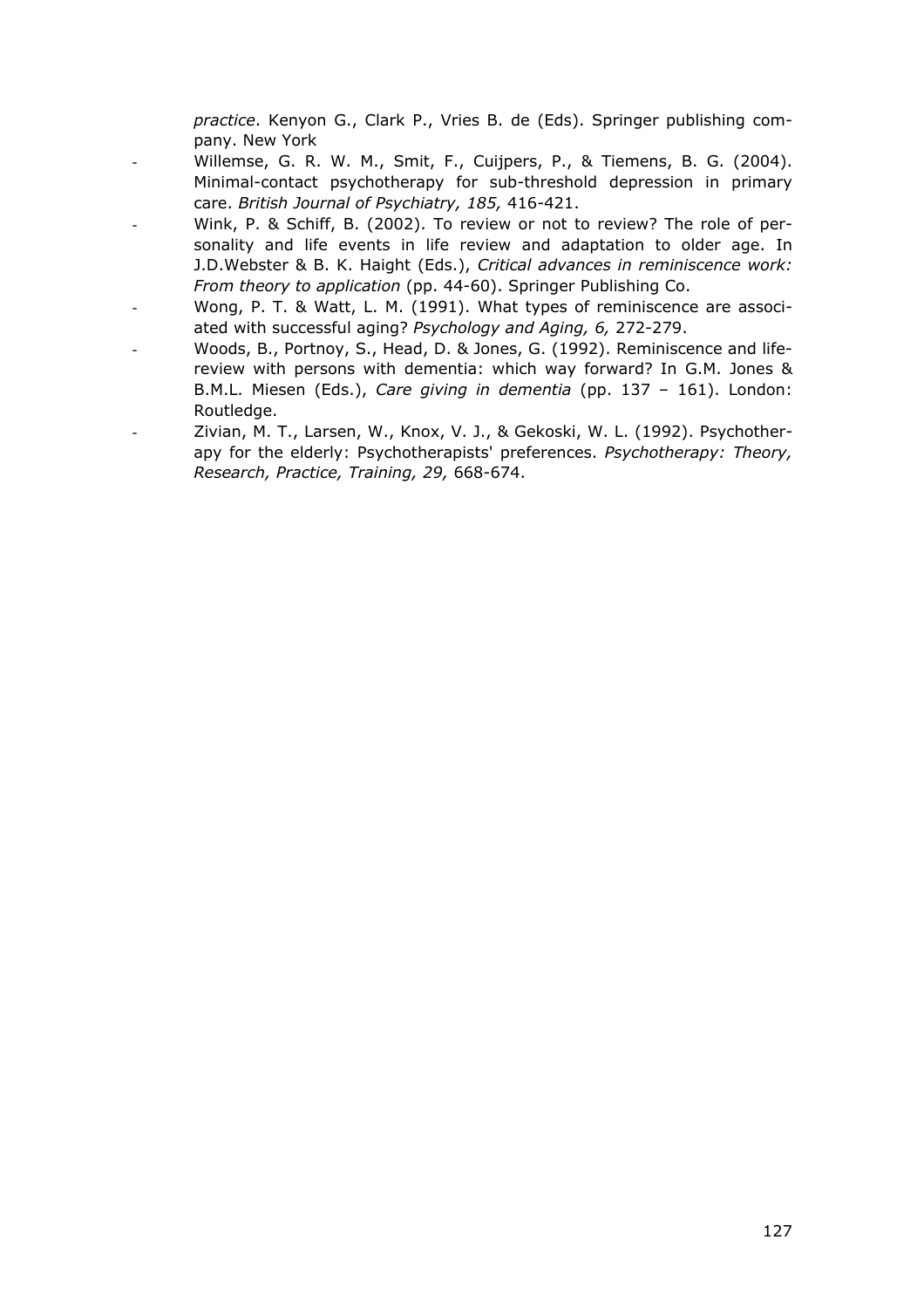*practice*. Kenyon G., Clark P., Vries B. de (Eds). Springer publishing company. New York

- Willemse, G. R. W. M., Smit, F., Cuijpers, P., & Tiemens, B. G. (2004). Minimal-contact psychotherapy for sub-threshold depression in primary care. *British Journal of Psychiatry, 185,* 416-421.
- Wink, P. & Schiff, B. (2002). To review or not to review? The role of personality and life events in life review and adaptation to older age. In J.D.Webster & B. K. Haight (Eds.), *Critical advances in reminiscence work: From theory to application* (pp. 44-60). Springer Publishing Co.
- Wong, P. T. & Watt, L. M. (1991). What types of reminiscence are associated with successful aging? *Psychology and Aging, 6,* 272-279.
- Woods, B., Portnoy, S., Head, D. & Jones, G. (1992). Reminiscence and life-review with persons with dementia: which way forward? In G.M. Jones & B.M.L. Miesen (Eds.), *Care giving in dementia* (pp. 137 – 161). London: Routledge.
- Zivian, M. T., Larsen, W., Knox, V. J., & Gekoski, W. L. (1992). Psychotherapy for the elderly: Psychotherapists' preferences. *Psychotherapy: Theory, Research, Practice, Training, 29,* 668-674.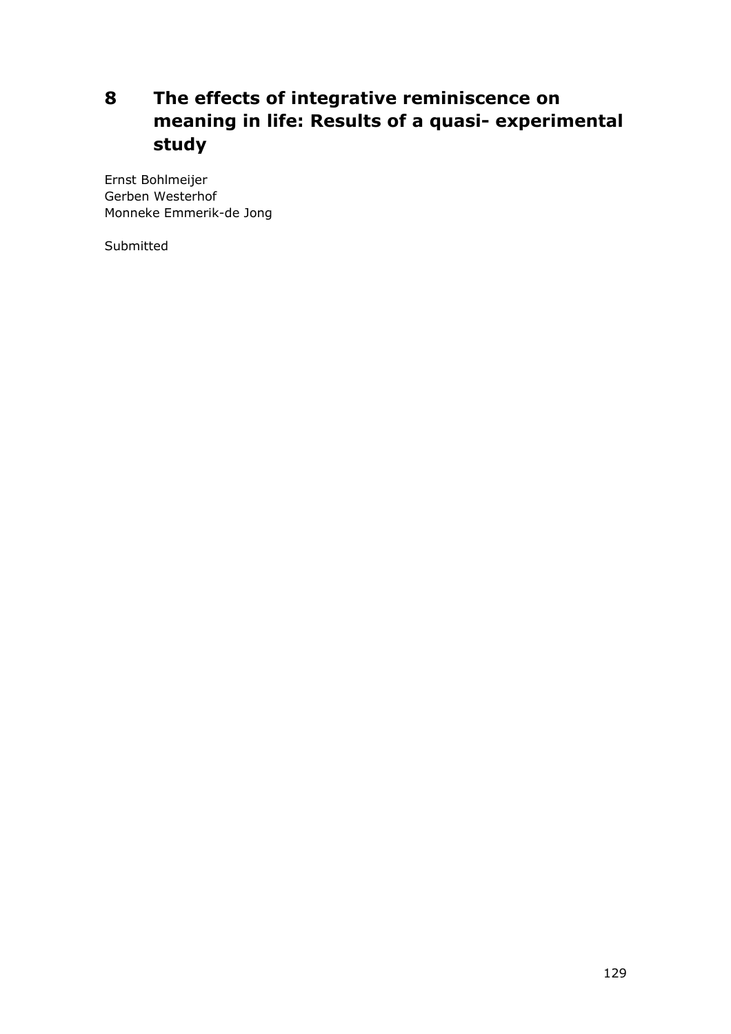# 8 The effects of integrative reminiscence on meaning in life: Results of a quasi- experimental study

Ernst Bohlmeijer
Gerben Westerhof
Monneke Emmerik-de Jong

Submitted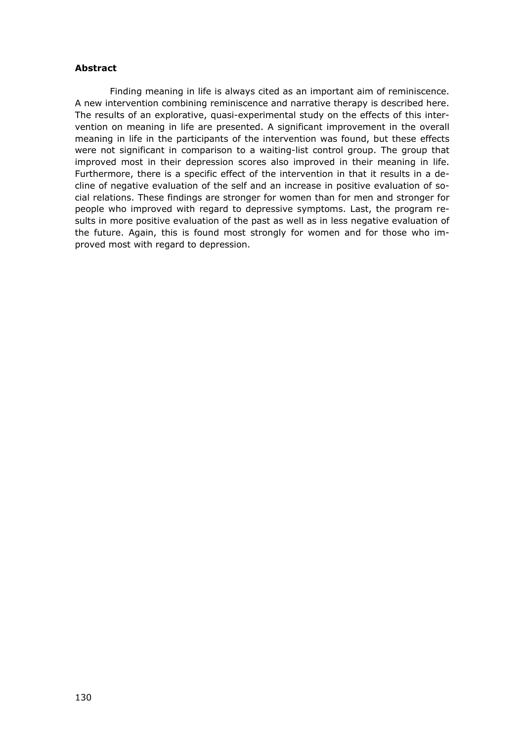**Abstract**

Finding meaning in life is always cited as an important aim of reminiscence. A new intervention combining reminiscence and narrative therapy is described here. The results of an explorative, quasi-experimental study on the effects of this intervention on meaning in life are presented. A significant improvement in the overall meaning in life in the participants of the intervention was found, but these effects were not significant in comparison to a waiting-list control group. The group that improved most in their depression scores also improved in their meaning in life. Furthermore, there is a specific effect of the intervention in that it results in a decline of negative evaluation of the self and an increase in positive evaluation of social relations. These findings are stronger for women than for men and stronger for people who improved with regard to depressive symptoms. Last, the program results in more positive evaluation of the past as well as in less negative evaluation of the future. Again, this is found most strongly for women and for those who improved most with regard to depression.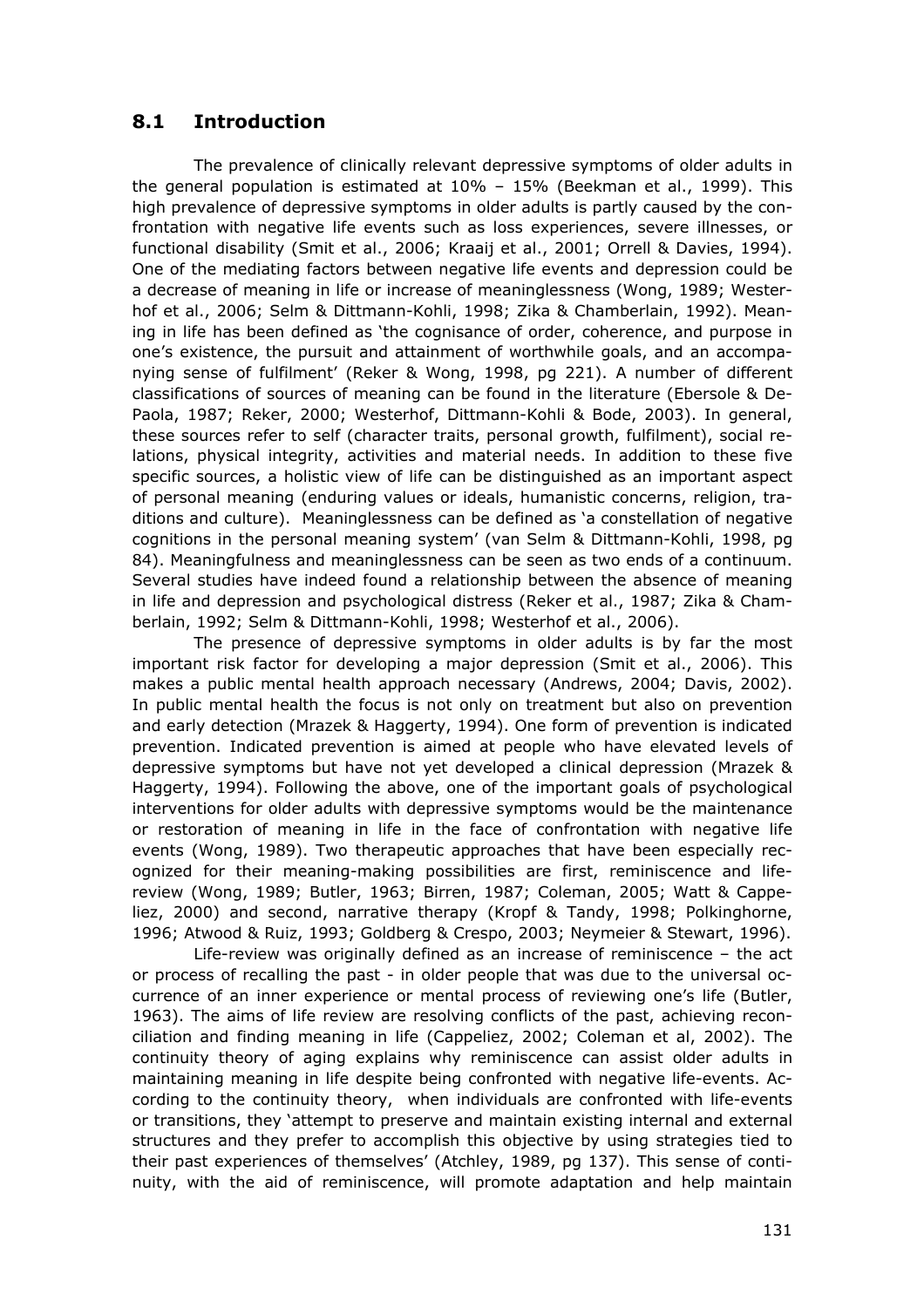## 8.1 Introduction

The prevalence of clinically relevant depressive symptoms of older adults in the general population is estimated at 10% – 15% (Beekman et al., 1999). This high prevalence of depressive symptoms in older adults is partly caused by the confrontation with negative life events such as loss experiences, severe illnesses, or functional disability (Smit et al., 2006; Kraaij et al., 2001; Orrell & Davies, 1994). One of the mediating factors between negative life events and depression could be a decrease of meaning in life or increase of meaninglessness (Wong, 1989; Westerhof et al., 2006; Selm & Dittmann-Kohli, 1998; Zika & Chamberlain, 1992). Meaning in life has been defined as 'the cognisance of order, coherence, and purpose in one's existence, the pursuit and attainment of worthwhile goals, and an accompanying sense of fulfilment' (Reker & Wong, 1998, pg 221). A number of different classifications of sources of meaning can be found in the literature (Ebersole & DePaola, 1987; Reker, 2000; Westerhof, Dittmann-Kohli & Bode, 2003). In general, these sources refer to self (character traits, personal growth, fulfilment), social relations, physical integrity, activities and material needs. In addition to these five specific sources, a holistic view of life can be distinguished as an important aspect of personal meaning (enduring values or ideals, humanistic concerns, religion, traditions and culture). Meaninglessness can be defined as 'a constellation of negative cognitions in the personal meaning system' (van Selm & Dittmann-Kohli, 1998, pg 84). Meaningfulness and meaninglessness can be seen as two ends of a continuum. Several studies have indeed found a relationship between the absence of meaning in life and depression and psychological distress (Reker et al., 1987; Zika & Chamberlain, 1992; Selm & Dittmann-Kohli, 1998; Westerhof et al., 2006).

The presence of depressive symptoms in older adults is by far the most important risk factor for developing a major depression (Smit et al., 2006). This makes a public mental health approach necessary (Andrews, 2004; Davis, 2002). In public mental health the focus is not only on treatment but also on prevention and early detection (Mrazek & Haggerty, 1994). One form of prevention is indicated prevention. Indicated prevention is aimed at people who have elevated levels of depressive symptoms but have not yet developed a clinical depression (Mrazek & Haggerty, 1994). Following the above, one of the important goals of psychological interventions for older adults with depressive symptoms would be the maintenance or restoration of meaning in life in the face of confrontation with negative life events (Wong, 1989). Two therapeutic approaches that have been especially recognized for their meaning-making possibilities are first, reminiscence and life-review (Wong, 1989; Butler, 1963; Birren, 1987; Coleman, 2005; Watt & Cappeliez, 2000) and second, narrative therapy (Kropf & Tandy, 1998; Polkinghorne, 1996; Atwood & Ruiz, 1993; Goldberg & Crespo, 2003; Neymeier & Stewart, 1996).

Life-review was originally defined as an increase of reminiscence – the act or process of recalling the past - in older people that was due to the universal occurrence of an inner experience or mental process of reviewing one's life (Butler, 1963). The aims of life review are resolving conflicts of the past, achieving reconciliation and finding meaning in life (Cappeliez, 2002; Coleman et al, 2002). The continuity theory of aging explains why reminiscence can assist older adults in maintaining meaning in life despite being confronted with negative life-events. According to the continuity theory, when individuals are confronted with life-events or transitions, they 'attempt to preserve and maintain existing internal and external structures and they prefer to accomplish this objective by using strategies tied to their past experiences of themselves' (Atchley, 1989, pg 137). This sense of continuity, with the aid of reminiscence, will promote adaptation and help maintain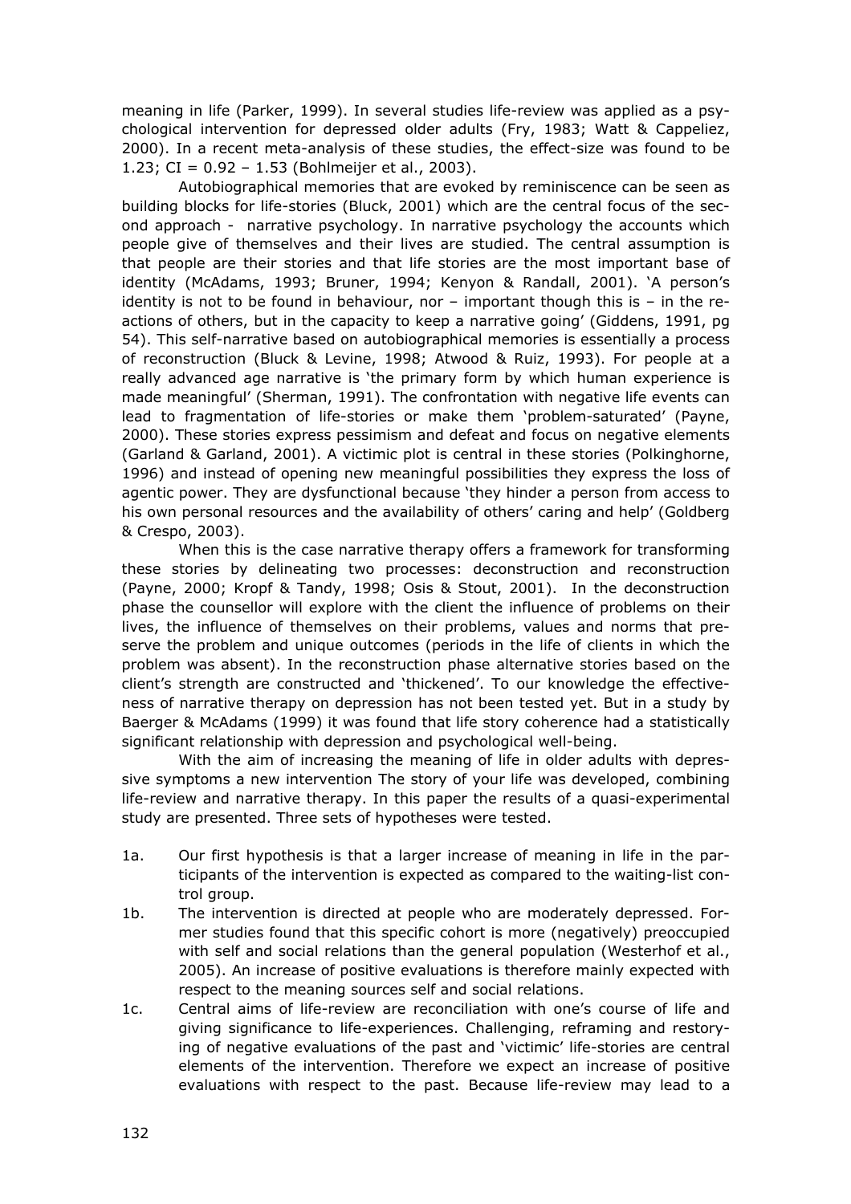meaning in life (Parker, 1999). In several studies life-review was applied as a psychological intervention for depressed older adults (Fry, 1983; Watt & Cappeliez, 2000). In a recent meta-analysis of these studies, the effect-size was found to be 1.23; CI = 0.92 – 1.53 (Bohlmeijer et al., 2003).

Autobiographical memories that are evoked by reminiscence can be seen as building blocks for life-stories (Bluck, 2001) which are the central focus of the second approach - narrative psychology. In narrative psychology the accounts which people give of themselves and their lives are studied. The central assumption is that people are their stories and that life stories are the most important base of identity (McAdams, 1993; Bruner, 1994; Kenyon & Randall, 2001). 'A person's identity is not to be found in behaviour, nor – important though this is – in the reactions of others, but in the capacity to keep a narrative going' (Giddens, 1991, pg 54). This self-narrative based on autobiographical memories is essentially a process of reconstruction (Bluck & Levine, 1998; Atwood & Ruiz, 1993). For people at a really advanced age narrative is 'the primary form by which human experience is made meaningful' (Sherman, 1991). The confrontation with negative life events can lead to fragmentation of life-stories or make them 'problem-saturated' (Payne, 2000). These stories express pessimism and defeat and focus on negative elements (Garland & Garland, 2001). A victimic plot is central in these stories (Polkinghorne, 1996) and instead of opening new meaningful possibilities they express the loss of agentic power. They are dysfunctional because 'they hinder a person from access to his own personal resources and the availability of others' caring and help' (Goldberg & Crespo, 2003).

When this is the case narrative therapy offers a framework for transforming these stories by delineating two processes: deconstruction and reconstruction (Payne, 2000; Kropf & Tandy, 1998; Osis & Stout, 2001). In the deconstruction phase the counsellor will explore with the client the influence of problems on their lives, the influence of themselves on their problems, values and norms that preserve the problem and unique outcomes (periods in the life of clients in which the problem was absent). In the reconstruction phase alternative stories based on the client's strength are constructed and 'thickened'. To our knowledge the effectiveness of narrative therapy on depression has not been tested yet. But in a study by Baerger & McAdams (1999) it was found that life story coherence had a statistically significant relationship with depression and psychological well-being.

With the aim of increasing the meaning of life in older adults with depressive symptoms a new intervention The story of your life was developed, combining life-review and narrative therapy. In this paper the results of a quasi-experimental study are presented. Three sets of hypotheses were tested.

1a. Our first hypothesis is that a larger increase of meaning in life in the participants of the intervention is expected as compared to the waiting-list control group.

1b. The intervention is directed at people who are moderately depressed. Former studies found that this specific cohort is more (negatively) preoccupied with self and social relations than the general population (Westerhof et al., 2005). An increase of positive evaluations is therefore mainly expected with respect to the meaning sources self and social relations.

1c. Central aims of life-review are reconciliation with one's course of life and giving significance to life-experiences. Challenging, reframing and restorying of negative evaluations of the past and 'victimic' life-stories are central elements of the intervention. Therefore we expect an increase of positive evaluations with respect to the past. Because life-review may lead to a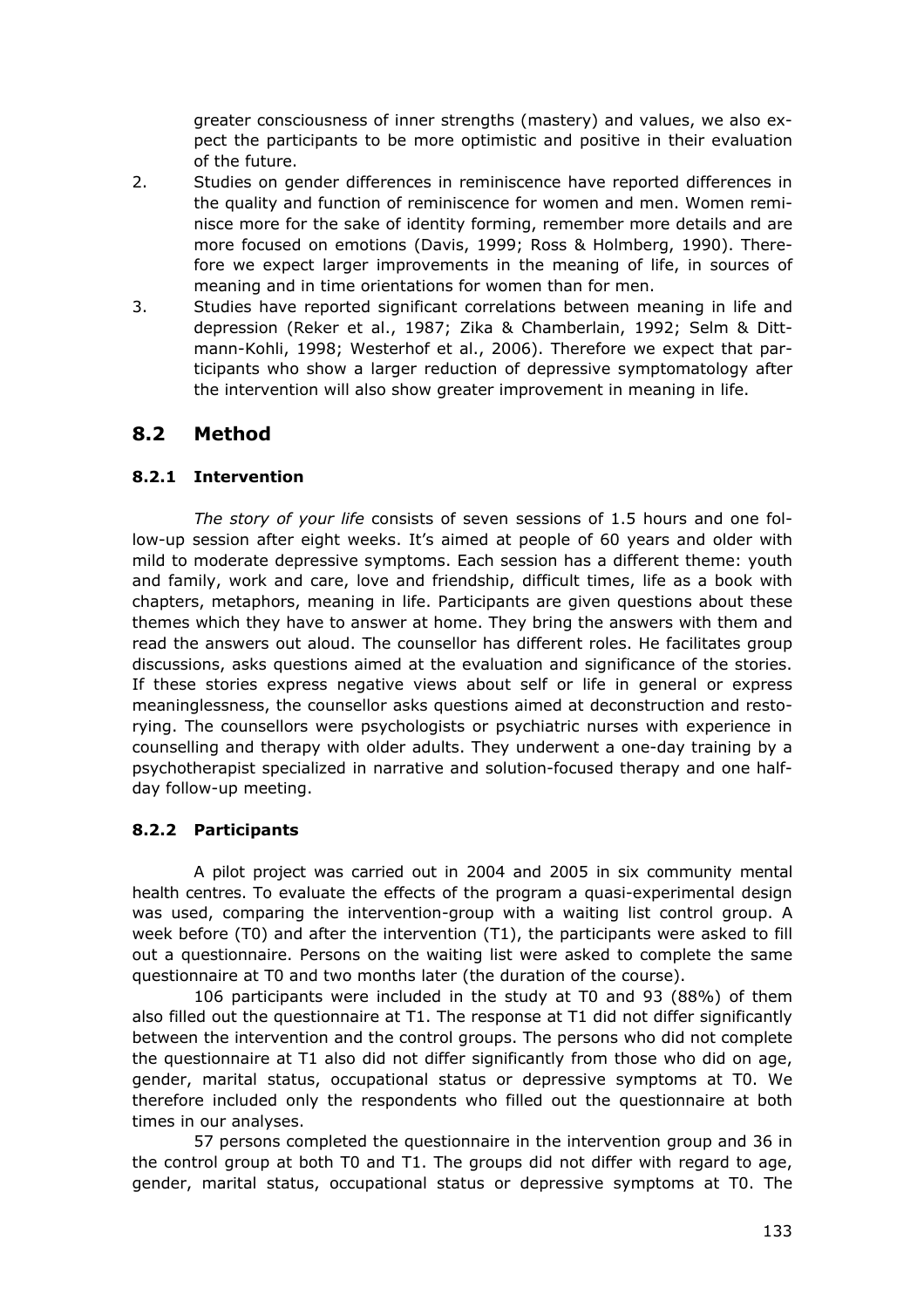greater consciousness of inner strengths (mastery) and values, we also expect the participants to be more optimistic and positive in their evaluation of the future.

2. Studies on gender differences in reminiscence have reported differences in the quality and function of reminiscence for women and men. Women reminisce more for the sake of identity forming, remember more details and are more focused on emotions (Davis, 1999; Ross & Holmberg, 1990). Therefore we expect larger improvements in the meaning of life, in sources of meaning and in time orientations for women than for men.
3. Studies have reported significant correlations between meaning in life and depression (Reker et al., 1987; Zika & Chamberlain, 1992; Selm & Dittmann-Kohli, 1998; Westerhof et al., 2006). Therefore we expect that participants who show a larger reduction of depressive symptomatology after the intervention will also show greater improvement in meaning in life.

## 8.2 Method

### 8.2.1 Intervention

*The story of your life* consists of seven sessions of 1.5 hours and one follow-up session after eight weeks. It's aimed at people of 60 years and older with mild to moderate depressive symptoms. Each session has a different theme: youth and family, work and care, love and friendship, difficult times, life as a book with chapters, metaphors, meaning in life. Participants are given questions about these themes which they have to answer at home. They bring the answers with them and read the answers out aloud. The counsellor has different roles. He facilitates group discussions, asks questions aimed at the evaluation and significance of the stories. If these stories express negative views about self or life in general or express meaninglessness, the counsellor asks questions aimed at deconstruction and restorying. The counsellors were psychologists or psychiatric nurses with experience in counselling and therapy with older adults. They underwent a one-day training by a psychotherapist specialized in narrative and solution-focused therapy and one half-day follow-up meeting.

### 8.2.2 Participants

A pilot project was carried out in 2004 and 2005 in six community mental health centres. To evaluate the effects of the program a quasi-experimental design was used, comparing the intervention-group with a waiting list control group. A week before (T0) and after the intervention (T1), the participants were asked to fill out a questionnaire. Persons on the waiting list were asked to complete the same questionnaire at T0 and two months later (the duration of the course).

106 participants were included in the study at T0 and 93 (88%) of them also filled out the questionnaire at T1. The response at T1 did not differ significantly between the intervention and the control groups. The persons who did not complete the questionnaire at T1 also did not differ significantly from those who did on age, gender, marital status, occupational status or depressive symptoms at T0. We therefore included only the respondents who filled out the questionnaire at both times in our analyses.

57 persons completed the questionnaire in the intervention group and 36 in the control group at both T0 and T1. The groups did not differ with regard to age, gender, marital status, occupational status or depressive symptoms at T0. The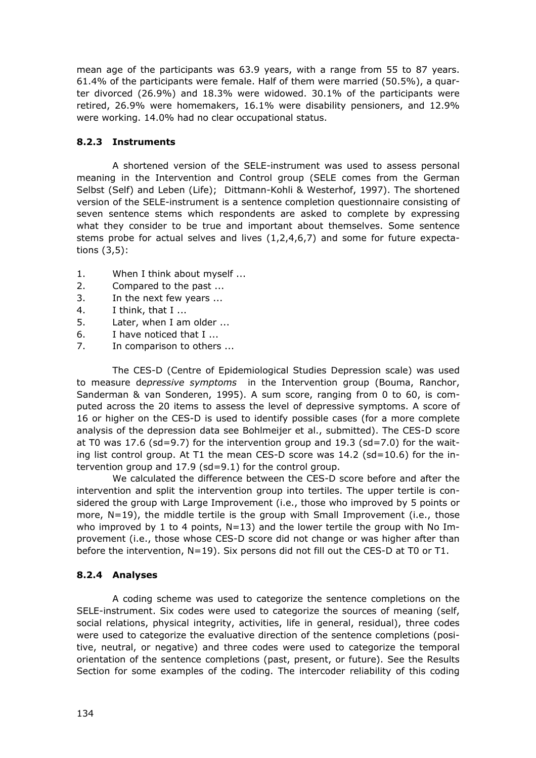mean age of the participants was 63.9 years, with a range from 55 to 87 years. 61.4% of the participants were female. Half of them were married (50.5%), a quarter divorced (26.9%) and 18.3% were widowed. 30.1% of the participants were retired, 26.9% were homemakers, 16.1% were disability pensioners, and 12.9% were working. 14.0% had no clear occupational status.

### 8.2.3 Instruments

A shortened version of the SELE-instrument was used to assess personal meaning in the Intervention and Control group (SELE comes from the German Selbst (Self) and Leben (Life); Dittmann-Kohli & Westerhof, 1997). The shortened version of the SELE-instrument is a sentence completion questionnaire consisting of seven sentence stems which respondents are asked to complete by expressing what they consider to be true and important about themselves. Some sentence stems probe for actual selves and lives (1,2,4,6,7) and some for future expectations (3,5):

1. When I think about myself ...
2. Compared to the past ...
3. In the next few years ...
4. I think, that I ...
5. Later, when I am older ...
6. I have noticed that I ...
7. In comparison to others ...

The CES-D (Centre of Epidemiological Studies Depression scale) was used to measure de*pressive symptoms* in the Intervention group (Bouma, Ranchor, Sanderman & van Sonderen, 1995). A sum score, ranging from 0 to 60, is computed across the 20 items to assess the level of depressive symptoms. A score of 16 or higher on the CES-D is used to identify possible cases (for a more complete analysis of the depression data see Bohlmeijer et al., submitted). The CES-D score at T0 was 17.6 (sd=9.7) for the intervention group and 19.3 (sd=7.0) for the waiting list control group. At T1 the mean CES-D score was 14.2 (sd=10.6) for the intervention group and 17.9 (sd=9.1) for the control group.

We calculated the difference between the CES-D score before and after the intervention and split the intervention group into tertiles. The upper tertile is considered the group with Large Improvement (i.e., those who improved by 5 points or more, N=19), the middle tertile is the group with Small Improvement (i.e., those who improved by 1 to 4 points, N=13) and the lower tertile the group with No Improvement (i.e., those whose CES-D score did not change or was higher after than before the intervention, N=19). Six persons did not fill out the CES-D at T0 or T1.

### 8.2.4 Analyses

A coding scheme was used to categorize the sentence completions on the SELE-instrument. Six codes were used to categorize the sources of meaning (self, social relations, physical integrity, activities, life in general, residual), three codes were used to categorize the evaluative direction of the sentence completions (positive, neutral, or negative) and three codes were used to categorize the temporal orientation of the sentence completions (past, present, or future). See the Results Section for some examples of the coding. The intercoder reliability of this coding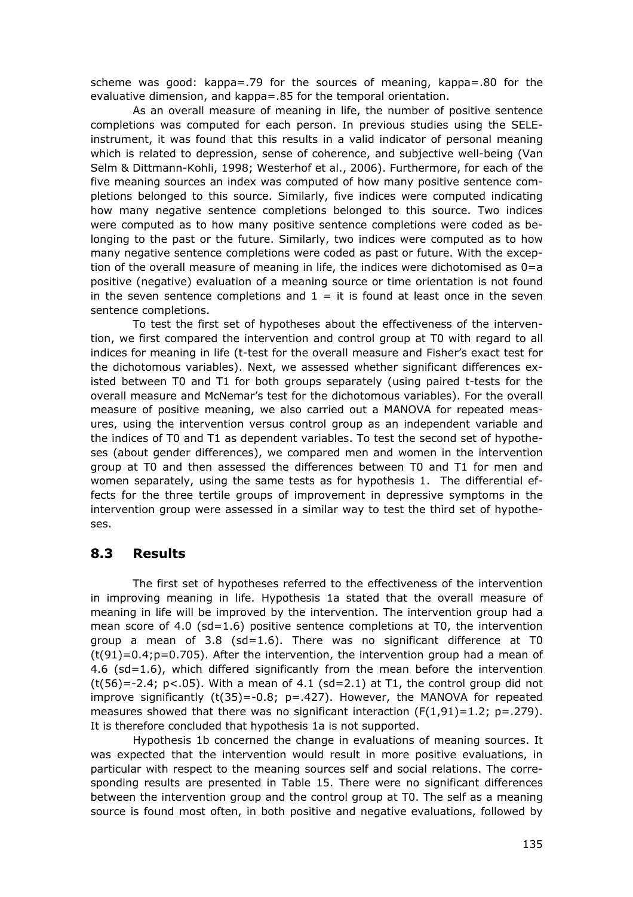scheme was good: kappa=.79 for the sources of meaning, kappa=.80 for the evaluative dimension, and kappa=.85 for the temporal orientation.

As an overall measure of meaning in life, the number of positive sentence completions was computed for each person. In previous studies using the SELE-instrument, it was found that this results in a valid indicator of personal meaning which is related to depression, sense of coherence, and subjective well-being (Van Selm & Dittmann-Kohli, 1998; Westerhof et al., 2006). Furthermore, for each of the five meaning sources an index was computed of how many positive sentence completions belonged to this source. Similarly, five indices were computed indicating how many negative sentence completions belonged to this source. Two indices were computed as to how many positive sentence completions were coded as belonging to the past or the future. Similarly, two indices were computed as to how many negative sentence completions were coded as past or future. With the exception of the overall measure of meaning in life, the indices were dichotomised as 0=a positive (negative) evaluation of a meaning source or time orientation is not found in the seven sentence completions and 1 = it is found at least once in the seven sentence completions.

To test the first set of hypotheses about the effectiveness of the intervention, we first compared the intervention and control group at T0 with regard to all indices for meaning in life (t-test for the overall measure and Fisher's exact test for the dichotomous variables). Next, we assessed whether significant differences existed between T0 and T1 for both groups separately (using paired t-tests for the overall measure and McNemar's test for the dichotomous variables). For the overall measure of positive meaning, we also carried out a MANOVA for repeated measures, using the intervention versus control group as an independent variable and the indices of T0 and T1 as dependent variables. To test the second set of hypotheses (about gender differences), we compared men and women in the intervention group at T0 and then assessed the differences between T0 and T1 for men and women separately, using the same tests as for hypothesis 1. The differential effects for the three tertile groups of improvement in depressive symptoms in the intervention group were assessed in a similar way to test the third set of hypotheses.

## 8.3 Results

The first set of hypotheses referred to the effectiveness of the intervention in improving meaning in life. Hypothesis 1a stated that the overall measure of meaning in life will be improved by the intervention. The intervention group had a mean score of 4.0 (sd=1.6) positive sentence completions at T0, the intervention group a mean of 3.8 (sd=1.6). There was no significant difference at T0 ($t(91)=0.4; p=0.705$). After the intervention, the intervention group had a mean of 4.6 (sd=1.6), which differed significantly from the mean before the intervention ($t(56)=-2.4$; $p<.05$). With a mean of 4.1 (sd=2.1) at T1, the control group did not improve significantly ($t(35)=-0.8$; $p=.427$). However, the MANOVA for repeated measures showed that there was no significant interaction ($F(1,91)=1.2$; $p=.279$). It is therefore concluded that hypothesis 1a is not supported.

Hypothesis 1b concerned the change in evaluations of meaning sources. It was expected that the intervention would result in more positive evaluations, in particular with respect to the meaning sources self and social relations. The corresponding results are presented in Table 15. There were no significant differences between the intervention group and the control group at T0. The self as a meaning source is found most often, in both positive and negative evaluations, followed by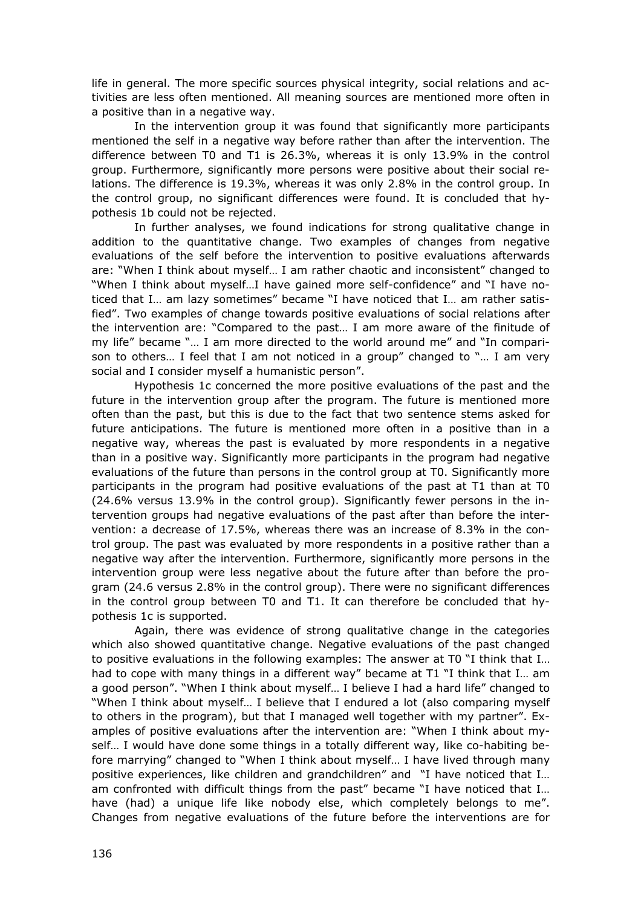life in general. The more specific sources physical integrity, social relations and activities are less often mentioned. All meaning sources are mentioned more often in a positive than in a negative way.

In the intervention group it was found that significantly more participants mentioned the self in a negative way before rather than after the intervention. The difference between T0 and T1 is 26.3%, whereas it is only 13.9% in the control group. Furthermore, significantly more persons were positive about their social relations. The difference is 19.3%, whereas it was only 2.8% in the control group. In the control group, no significant differences were found. It is concluded that hypothesis 1b could not be rejected.

In further analyses, we found indications for strong qualitative change in addition to the quantitative change. Two examples of changes from negative evaluations of the self before the intervention to positive evaluations afterwards are: "When I think about myself… I am rather chaotic and inconsistent" changed to "When I think about myself…I have gained more self-confidence" and "I have noticed that I… am lazy sometimes" became "I have noticed that I… am rather satisfied". Two examples of change towards positive evaluations of social relations after the intervention are: "Compared to the past… I am more aware of the finitude of my life" became "… I am more directed to the world around me" and "In comparison to others… I feel that I am not noticed in a group" changed to "… I am very social and I consider myself a humanistic person".

Hypothesis 1c concerned the more positive evaluations of the past and the future in the intervention group after the program. The future is mentioned more often than the past, but this is due to the fact that two sentence stems asked for future anticipations. The future is mentioned more often in a positive than in a negative way, whereas the past is evaluated by more respondents in a negative than in a positive way. Significantly more participants in the program had negative evaluations of the future than persons in the control group at T0. Significantly more participants in the program had positive evaluations of the past at T1 than at T0 (24.6% versus 13.9% in the control group). Significantly fewer persons in the intervention groups had negative evaluations of the past after than before the intervention: a decrease of 17.5%, whereas there was an increase of 8.3% in the control group. The past was evaluated by more respondents in a positive rather than a negative way after the intervention. Furthermore, significantly more persons in the intervention group were less negative about the future after than before the program (24.6 versus 2.8% in the control group). There were no significant differences in the control group between T0 and T1. It can therefore be concluded that hypothesis 1c is supported.

Again, there was evidence of strong qualitative change in the categories which also showed quantitative change. Negative evaluations of the past changed to positive evaluations in the following examples: The answer at T0 "I think that I… had to cope with many things in a different way" became at T1 "I think that I… am a good person". "When I think about myself… I believe I had a hard life" changed to "When I think about myself… I believe that I endured a lot (also comparing myself to others in the program), but that I managed well together with my partner". Examples of positive evaluations after the intervention are: "When I think about myself… I would have done some things in a totally different way, like co-habiting before marrying" changed to "When I think about myself… I have lived through many positive experiences, like children and grandchildren" and "I have noticed that I… am confronted with difficult things from the past" became "I have noticed that I… have (had) a unique life like nobody else, which completely belongs to me". Changes from negative evaluations of the future before the interventions are for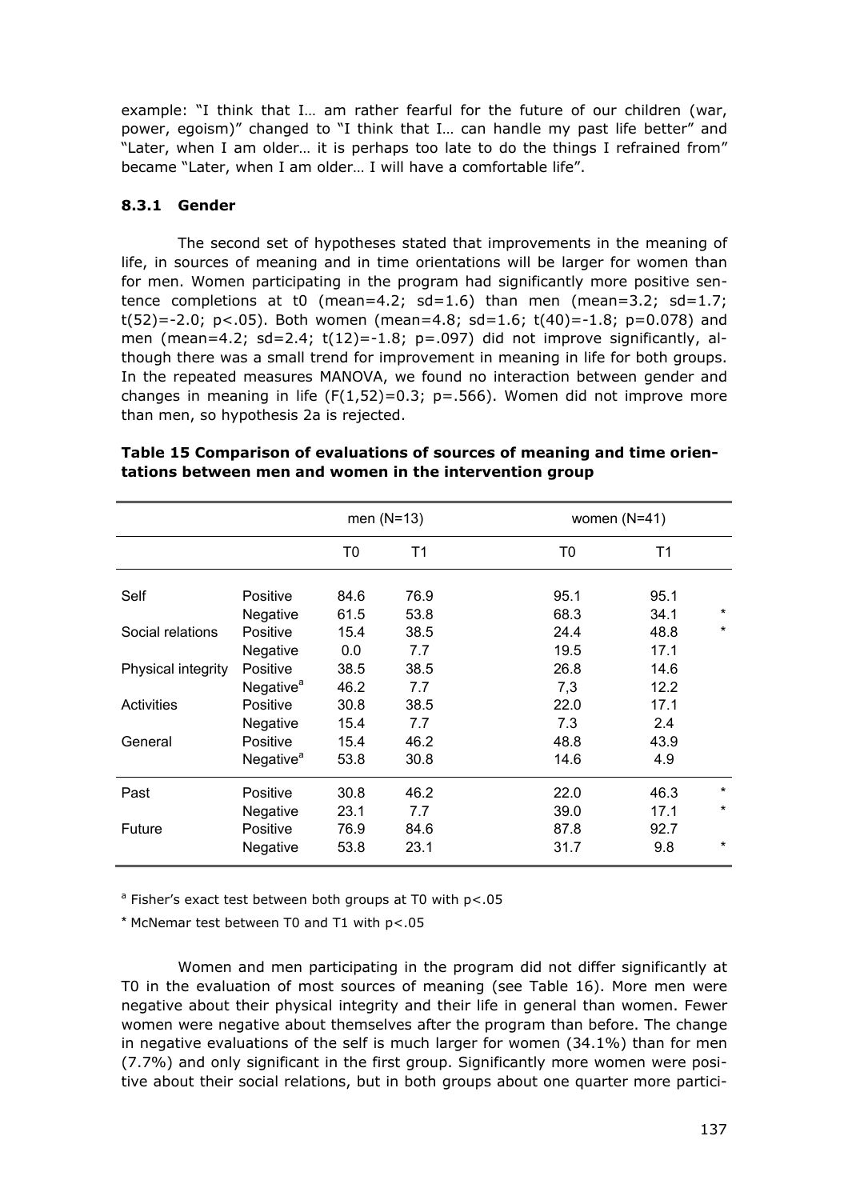example: "I think that I… am rather fearful for the future of our children (war, power, egoism)" changed to "I think that I… can handle my past life better" and "Later, when I am older… it is perhaps too late to do the things I refrained from" became "Later, when I am older… I will have a comfortable life".

### 8.3.1 Gender

The second set of hypotheses stated that improvements in the meaning of life, in sources of meaning and in time orientations will be larger for women than for men. Women participating in the program had significantly more positive sentence completions at t0 (mean=4.2; sd=1.6) than men (mean=3.2; sd=1.7; $t(52)=-2.0$; $p<.05$). Both women (mean=4.8; sd=1.6; $t(40)=-1.8$; $p=0.078$) and men (mean=4.2; sd=2.4; $t(12)=-1.8$; $p=.097$) did not improve significantly, although there was a small trend for improvement in meaning in life for both groups. In the repeated measures MANOVA, we found no interaction between gender and changes in meaning in life ($F(1,52)=0.3$; $p=.566$). Women did not improve more than men, so hypothesis 2a is rejected.

**Table 15 Comparison of evaluations of sources of meaning and time orientations between men and women in the intervention group**

| | | men (N=13) | | women (N=41) | | |
|---|---|---|---|---|---|---|
| | | T0 | T1 | T0 | T1 | |
| Self | Positive | 84.6 | 76.9 | 95.1 | 95.1 | |
| | Negative | 61.5 | 53.8 | 68.3 | 34.1 | * |
| Social relations | Positive | 15.4 | 38.5 | 24.4 | 48.8 | * |
| | Negative | 0.0 | 7.7 | 19.5 | 17.1 | |
| Physical integrity | Positive | 38.5 | 38.5 | 26.8 | 14.6 | |
| | Negative[a] | 46.2 | 7.7 | 7,3 | 12.2 | |
| Activities | Positive | 30.8 | 38.5 | 22.0 | 17.1 | |
| | Negative | 15.4 | 7.7 | 7.3 | 2.4 | |
| General | Positive | 15.4 | 46.2 | 48.8 | 43.9 | |
| | Negative[a] | 53.8 | 30.8 | 14.6 | 4.9 | |
| Past | Positive | 30.8 | 46.2 | 22.0 | 46.3 | * |
| | Negative | 23.1 | 7.7 | 39.0 | 17.1 | * |
| Future | Positive | 76.9 | 84.6 | 87.8 | 92.7 | |
| | Negative | 53.8 | 23.1 | 31.7 | 9.8 | * |

[a] Fisher's exact test between both groups at T0 with $p<.05$

* McNemar test between T0 and T1 with $p<.05$

Women and men participating in the program did not differ significantly at T0 in the evaluation of most sources of meaning (see Table 16). More men were negative about their physical integrity and their life in general than women. Fewer women were negative about themselves after the program than before. The change in negative evaluations of the self is much larger for women (34.1%) than for men (7.7%) and only significant in the first group. Significantly more women were positive about their social relations, but in both groups about one quarter more partici-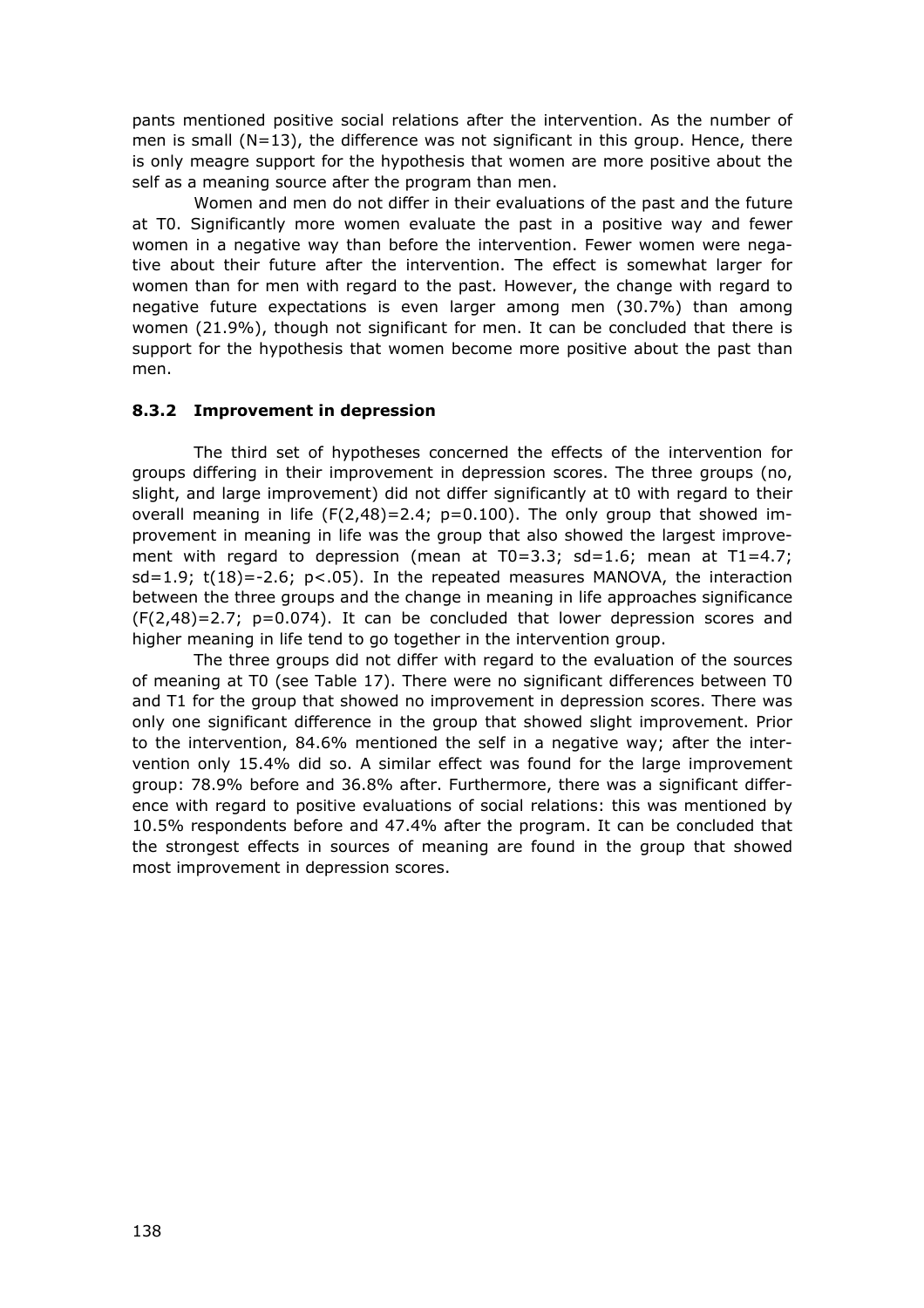pants mentioned positive social relations after the intervention. As the number of men is small ($N=13$), the difference was not significant in this group. Hence, there is only meagre support for the hypothesis that women are more positive about the self as a meaning source after the program than men.

Women and men do not differ in their evaluations of the past and the future at T0. Significantly more women evaluate the past in a positive way and fewer women in a negative way than before the intervention. Fewer women were negative about their future after the intervention. The effect is somewhat larger for women than for men with regard to the past. However, the change with regard to negative future expectations is even larger among men (30.7%) than among women (21.9%), though not significant for men. It can be concluded that there is support for the hypothesis that women become more positive about the past than men.

### 8.3.2 Improvement in depression

The third set of hypotheses concerned the effects of the intervention for groups differing in their improvement in depression scores. The three groups (no, slight, and large improvement) did not differ significantly at t0 with regard to their overall meaning in life ($F(2,48)=2.4$; $p=0.100$). The only group that showed improvement in meaning in life was the group that also showed the largest improvement with regard to depression (mean at T0=3.3; sd=1.6; mean at T1=4.7; sd=1.9; $t(18)=-2.6$; $p<.05$). In the repeated measures MANOVA, the interaction between the three groups and the change in meaning in life approaches significance ($F(2,48)=2.7$; $p=0.074$). It can be concluded that lower depression scores and higher meaning in life tend to go together in the intervention group.

The three groups did not differ with regard to the evaluation of the sources of meaning at T0 (see Table 17). There were no significant differences between T0 and T1 for the group that showed no improvement in depression scores. There was only one significant difference in the group that showed slight improvement. Prior to the intervention, 84.6% mentioned the self in a negative way; after the intervention only 15.4% did so. A similar effect was found for the large improvement group: 78.9% before and 36.8% after. Furthermore, there was a significant difference with regard to positive evaluations of social relations: this was mentioned by 10.5% respondents before and 47.4% after the program. It can be concluded that the strongest effects in sources of meaning are found in the group that showed most improvement in depression scores.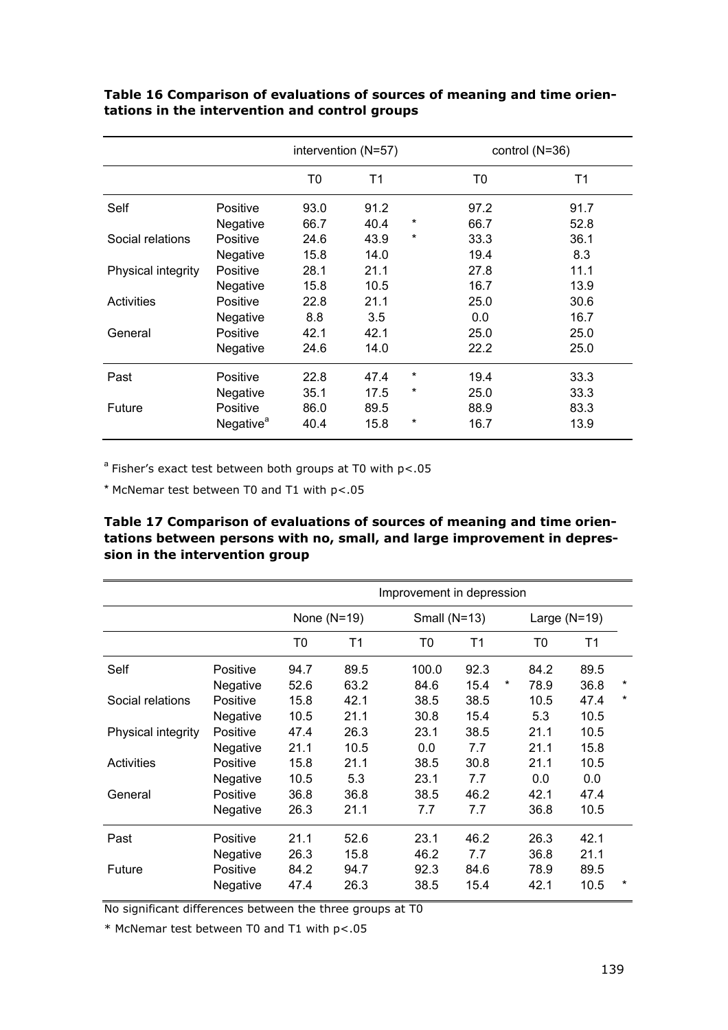**Table 16 Comparison of evaluations of sources of meaning and time orientations in the intervention and control groups**

| | | intervention (N=57) | | | control (N=36) | |
|---|---|---|---|---|---|---|
| | | T0 | T1 | | T0 | T1 |
| Self | Positive | 93.0 | 91.2 | | 97.2 | 91.7 |
| | Negative | 66.7 | 40.4 | * | 66.7 | 52.8 |
| Social relations | Positive | 24.6 | 43.9 | * | 33.3 | 36.1 |
| | Negative | 15.8 | 14.0 | | 19.4 | 8.3 |
| Physical integrity | Positive | 28.1 | 21.1 | | 27.8 | 11.1 |
| | Negative | 15.8 | 10.5 | | 16.7 | 13.9 |
| Activities | Positive | 22.8 | 21.1 | | 25.0 | 30.6 |
| | Negative | 8.8 | 3.5 | | 0.0 | 16.7 |
| General | Positive | 42.1 | 42.1 | | 25.0 | 25.0 |
| | Negative | 24.6 | 14.0 | | 22.2 | 25.0 |
| Past | Positive | 22.8 | 47.4 | * | 19.4 | 33.3 |
| | Negative | 35.1 | 17.5 | * | 25.0 | 33.3 |
| Future | Positive | 86.0 | 89.5 | | 88.9 | 83.3 |
| | Negative[a] | 40.4 | 15.8 | * | 16.7 | 13.9 |

[a] Fisher's exact test between both groups at T0 with p<.05

* McNemar test between T0 and T1 with p<.05

**Table 17 Comparison of evaluations of sources of meaning and time orientations between persons with no, small, and large improvement in depression in the intervention group**

| | | Improvement in depression | | | | | | | |
|---|---|---|---|---|---|---|---|---|---|
| | | None (N=19) | | Small (N=13) | | | Large (N=19) | | |
| | | T0 | T1 | T0 | T1 | | T0 | T1 | |
| Self | Positive | 94.7 | 89.5 | 100.0 | 92.3 | | 84.2 | 89.5 | |
| | Negative | 52.6 | 63.2 | 84.6 | 15.4 | * | 78.9 | 36.8 | * |
| Social relations | Positive | 15.8 | 42.1 | 38.5 | 38.5 | | 10.5 | 47.4 | * |
| | Negative | 10.5 | 21.1 | 30.8 | 15.4 | | 5.3 | 10.5 | |
| Physical integrity | Positive | 47.4 | 26.3 | 23.1 | 38.5 | | 21.1 | 10.5 | |
| | Negative | 21.1 | 10.5 | 0.0 | 7.7 | | 21.1 | 15.8 | |
| Activities | Positive | 15.8 | 21.1 | 38.5 | 30.8 | | 21.1 | 10.5 | |
| | Negative | 10.5 | 5.3 | 23.1 | 7.7 | | 0.0 | 0.0 | |
| General | Positive | 36.8 | 36.8 | 38.5 | 46.2 | | 42.1 | 47.4 | |
| | Negative | 26.3 | 21.1 | 7.7 | 7.7 | | 36.8 | 10.5 | |
| Past | Positive | 21.1 | 52.6 | 23.1 | 46.2 | | 26.3 | 42.1 | |
| | Negative | 26.3 | 15.8 | 46.2 | 7.7 | | 36.8 | 21.1 | |
| Future | Positive | 84.2 | 94.7 | 92.3 | 84.6 | | 78.9 | 89.5 | |
| | Negative | 47.4 | 26.3 | 38.5 | 15.4 | | 42.1 | 10.5 | * |

No significant differences between the three groups at T0

* McNemar test between T0 and T1 with p<.05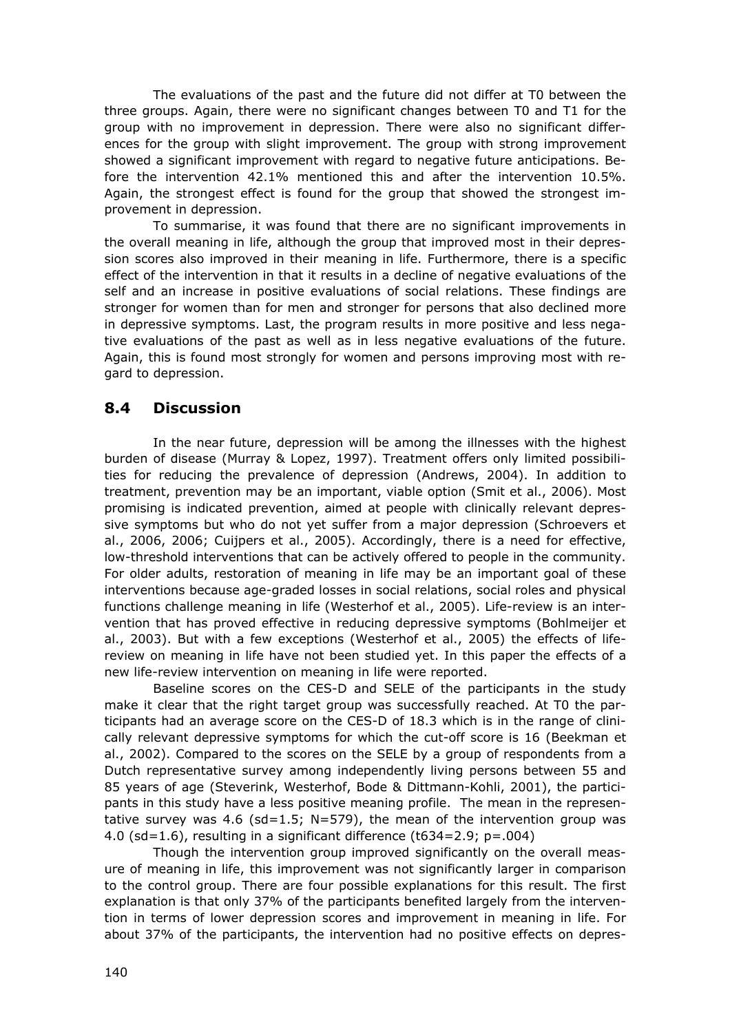The evaluations of the past and the future did not differ at T0 between the three groups. Again, there were no significant changes between T0 and T1 for the group with no improvement in depression. There were also no significant differences for the group with slight improvement. The group with strong improvement showed a significant improvement with regard to negative future anticipations. Before the intervention 42.1% mentioned this and after the intervention 10.5%. Again, the strongest effect is found for the group that showed the strongest improvement in depression.

To summarise, it was found that there are no significant improvements in the overall meaning in life, although the group that improved most in their depression scores also improved in their meaning in life. Furthermore, there is a specific effect of the intervention in that it results in a decline of negative evaluations of the self and an increase in positive evaluations of social relations. These findings are stronger for women than for men and stronger for persons that also declined more in depressive symptoms. Last, the program results in more positive and less negative evaluations of the past as well as in less negative evaluations of the future. Again, this is found most strongly for women and persons improving most with regard to depression.

## 8.4 Discussion

In the near future, depression will be among the illnesses with the highest burden of disease (Murray & Lopez, 1997). Treatment offers only limited possibilities for reducing the prevalence of depression (Andrews, 2004). In addition to treatment, prevention may be an important, viable option (Smit et al., 2006). Most promising is indicated prevention, aimed at people with clinically relevant depressive symptoms but who do not yet suffer from a major depression (Schroevers et al., 2006, 2006; Cuijpers et al., 2005). Accordingly, there is a need for effective, low-threshold interventions that can be actively offered to people in the community. For older adults, restoration of meaning in life may be an important goal of these interventions because age-graded losses in social relations, social roles and physical functions challenge meaning in life (Westerhof et al., 2005). Life-review is an intervention that has proved effective in reducing depressive symptoms (Bohlmeijer et al., 2003). But with a few exceptions (Westerhof et al., 2005) the effects of life-review on meaning in life have not been studied yet. In this paper the effects of a new life-review intervention on meaning in life were reported.

Baseline scores on the CES-D and SELE of the participants in the study make it clear that the right target group was successfully reached. At T0 the participants had an average score on the CES-D of 18.3 which is in the range of clinically relevant depressive symptoms for which the cut-off score is 16 (Beekman et al., 2002). Compared to the scores on the SELE by a group of respondents from a Dutch representative survey among independently living persons between 55 and 85 years of age (Steverink, Westerhof, Bode & Dittmann-Kohli, 2001), the participants in this study have a less positive meaning profile. The mean in the representative survey was 4.6 ($sd=1.5$; $N=579$), the mean of the intervention group was 4.0 ($sd=1.6$), resulting in a significant difference ($t_{634}=2.9$; $p=.004$)

Though the intervention group improved significantly on the overall measure of meaning in life, this improvement was not significantly larger in comparison to the control group. There are four possible explanations for this result. The first explanation is that only 37% of the participants benefited largely from the intervention in terms of lower depression scores and improvement in meaning in life. For about 37% of the participants, the intervention had no positive effects on depres-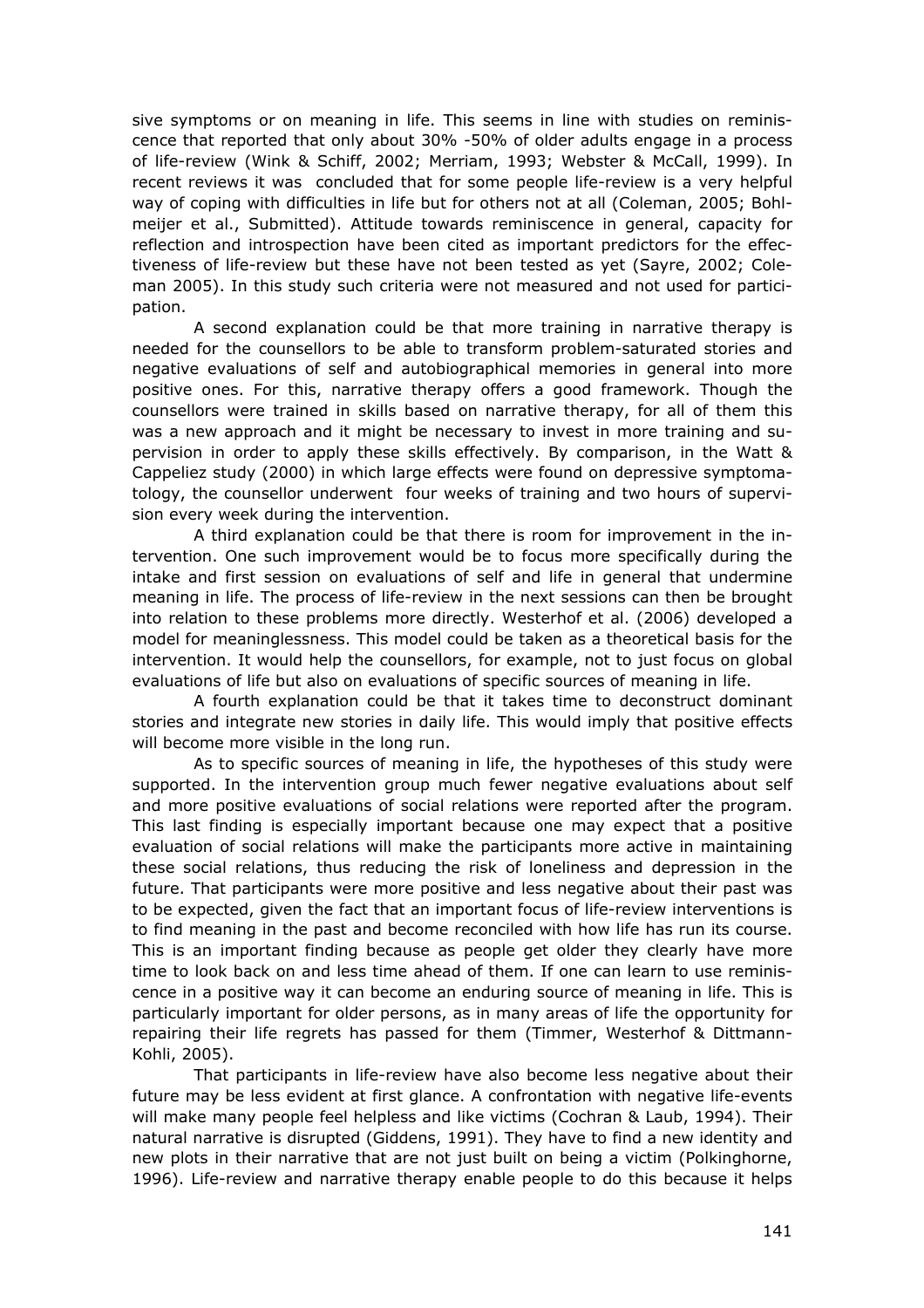sive symptoms or on meaning in life. This seems in line with studies on reminiscence that reported that only about 30% -50% of older adults engage in a process of life-review (Wink & Schiff, 2002; Merriam, 1993; Webster & McCall, 1999). In recent reviews it was concluded that for some people life-review is a very helpful way of coping with difficulties in life but for others not at all (Coleman, 2005; Bohlmeijer et al., Submitted). Attitude towards reminiscence in general, capacity for reflection and introspection have been cited as important predictors for the effectiveness of life-review but these have not been tested as yet (Sayre, 2002; Coleman 2005). In this study such criteria were not measured and not used for participation.

A second explanation could be that more training in narrative therapy is needed for the counsellors to be able to transform problem-saturated stories and negative evaluations of self and autobiographical memories in general into more positive ones. For this, narrative therapy offers a good framework. Though the counsellors were trained in skills based on narrative therapy, for all of them this was a new approach and it might be necessary to invest in more training and supervision in order to apply these skills effectively. By comparison, in the Watt & Cappeliez study (2000) in which large effects were found on depressive symptomatology, the counsellor underwent four weeks of training and two hours of supervision every week during the intervention.

A third explanation could be that there is room for improvement in the intervention. One such improvement would be to focus more specifically during the intake and first session on evaluations of self and life in general that undermine meaning in life. The process of life-review in the next sessions can then be brought into relation to these problems more directly. Westerhof et al. (2006) developed a model for meaninglessness. This model could be taken as a theoretical basis for the intervention. It would help the counsellors, for example, not to just focus on global evaluations of life but also on evaluations of specific sources of meaning in life.

A fourth explanation could be that it takes time to deconstruct dominant stories and integrate new stories in daily life. This would imply that positive effects will become more visible in the long run.

As to specific sources of meaning in life, the hypotheses of this study were supported. In the intervention group much fewer negative evaluations about self and more positive evaluations of social relations were reported after the program. This last finding is especially important because one may expect that a positive evaluation of social relations will make the participants more active in maintaining these social relations, thus reducing the risk of loneliness and depression in the future. That participants were more positive and less negative about their past was to be expected, given the fact that an important focus of life-review interventions is to find meaning in the past and become reconciled with how life has run its course. This is an important finding because as people get older they clearly have more time to look back on and less time ahead of them. If one can learn to use reminiscence in a positive way it can become an enduring source of meaning in life. This is particularly important for older persons, as in many areas of life the opportunity for repairing their life regrets has passed for them (Timmer, Westerhof & Dittmann-Kohli, 2005).

That participants in life-review have also become less negative about their future may be less evident at first glance. A confrontation with negative life-events will make many people feel helpless and like victims (Cochran & Laub, 1994). Their natural narrative is disrupted (Giddens, 1991). They have to find a new identity and new plots in their narrative that are not just built on being a victim (Polkinghorne, 1996). Life-review and narrative therapy enable people to do this because it helps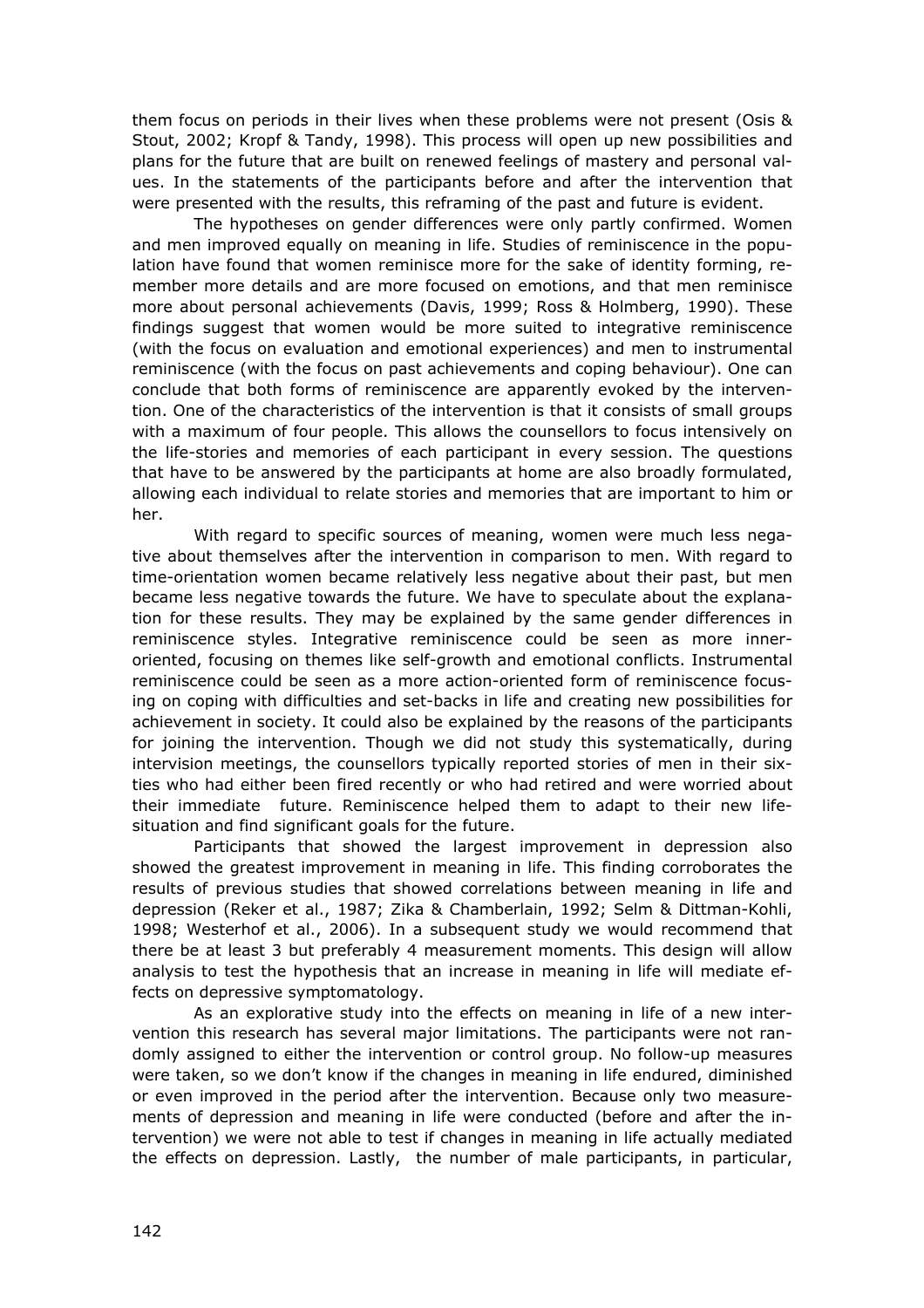them focus on periods in their lives when these problems were not present (Osis & Stout, 2002; Kropf & Tandy, 1998). This process will open up new possibilities and plans for the future that are built on renewed feelings of mastery and personal values. In the statements of the participants before and after the intervention that were presented with the results, this reframing of the past and future is evident.

The hypotheses on gender differences were only partly confirmed. Women and men improved equally on meaning in life. Studies of reminiscence in the population have found that women reminisce more for the sake of identity forming, remember more details and are more focused on emotions, and that men reminisce more about personal achievements (Davis, 1999; Ross & Holmberg, 1990). These findings suggest that women would be more suited to integrative reminiscence (with the focus on evaluation and emotional experiences) and men to instrumental reminiscence (with the focus on past achievements and coping behaviour). One can conclude that both forms of reminiscence are apparently evoked by the intervention. One of the characteristics of the intervention is that it consists of small groups with a maximum of four people. This allows the counsellors to focus intensively on the life-stories and memories of each participant in every session. The questions that have to be answered by the participants at home are also broadly formulated, allowing each individual to relate stories and memories that are important to him or her.

With regard to specific sources of meaning, women were much less negative about themselves after the intervention in comparison to men. With regard to time-orientation women became relatively less negative about their past, but men became less negative towards the future. We have to speculate about the explanation for these results. They may be explained by the same gender differences in reminiscence styles. Integrative reminiscence could be seen as more inner-oriented, focusing on themes like self-growth and emotional conflicts. Instrumental reminiscence could be seen as a more action-oriented form of reminiscence focusing on coping with difficulties and set-backs in life and creating new possibilities for achievement in society. It could also be explained by the reasons of the participants for joining the intervention. Though we did not study this systematically, during intervision meetings, the counsellors typically reported stories of men in their sixties who had either been fired recently or who had retired and were worried about their immediate future. Reminiscence helped them to adapt to their new life-situation and find significant goals for the future.

Participants that showed the largest improvement in depression also showed the greatest improvement in meaning in life. This finding corroborates the results of previous studies that showed correlations between meaning in life and depression (Reker et al., 1987; Zika & Chamberlain, 1992; Selm & Dittman-Kohli, 1998; Westerhof et al., 2006). In a subsequent study we would recommend that there be at least 3 but preferably 4 measurement moments. This design will allow analysis to test the hypothesis that an increase in meaning in life will mediate effects on depressive symptomatology.

As an explorative study into the effects on meaning in life of a new intervention this research has several major limitations. The participants were not randomly assigned to either the intervention or control group. No follow-up measures were taken, so we don't know if the changes in meaning in life endured, diminished or even improved in the period after the intervention. Because only two measurements of depression and meaning in life were conducted (before and after the intervention) we were not able to test if changes in meaning in life actually mediated the effects on depression. Lastly, the number of male participants, in particular,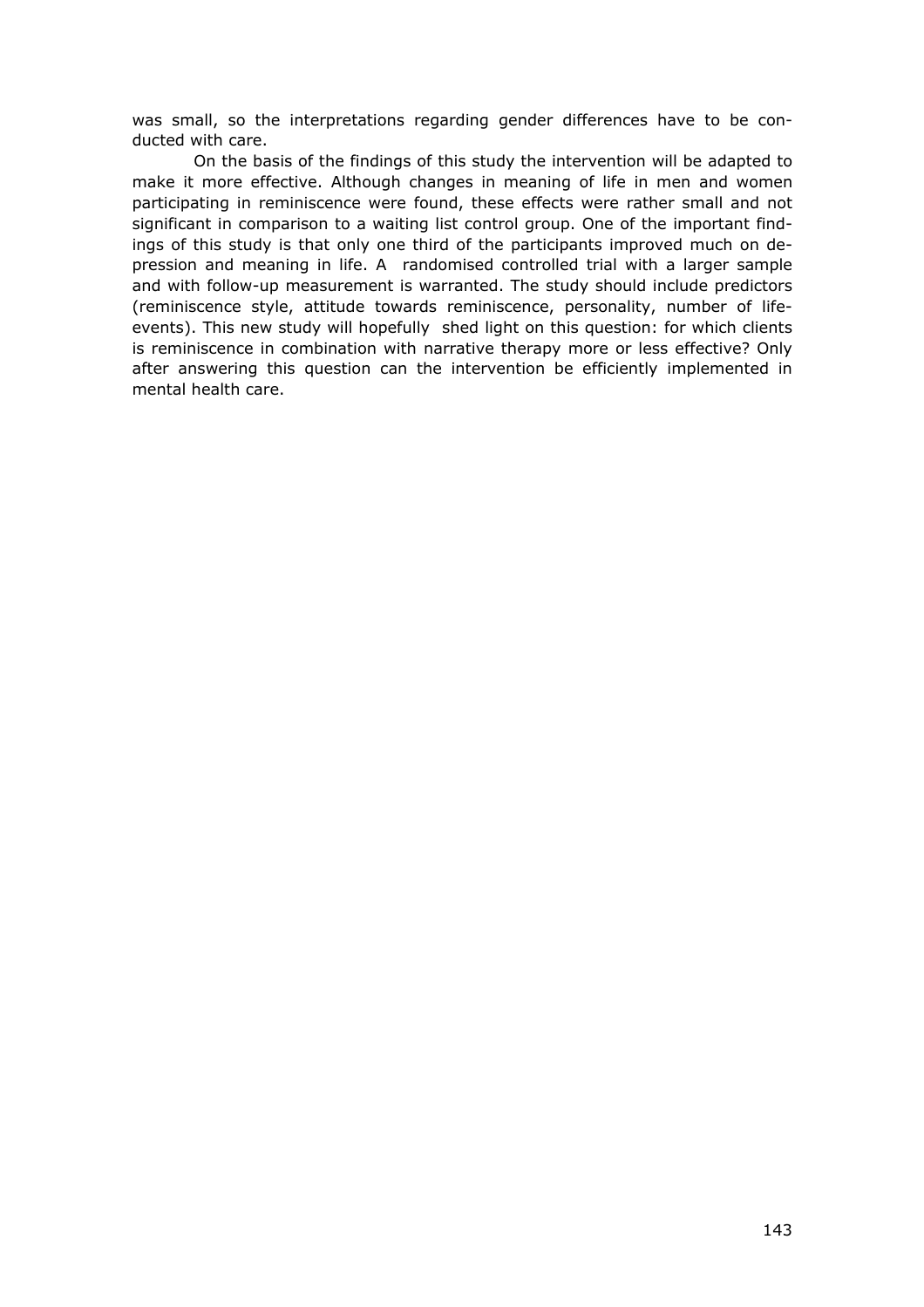was small, so the interpretations regarding gender differences have to be conducted with care.

On the basis of the findings of this study the intervention will be adapted to make it more effective. Although changes in meaning of life in men and women participating in reminiscence were found, these effects were rather small and not significant in comparison to a waiting list control group. One of the important findings of this study is that only one third of the participants improved much on depression and meaning in life. A randomised controlled trial with a larger sample and with follow-up measurement is warranted. The study should include predictors (reminiscence style, attitude towards reminiscence, personality, number of life-events). This new study will hopefully shed light on this question: for which clients is reminiscence in combination with narrative therapy more or less effective? Only after answering this question can the intervention be efficiently implemented in mental health care.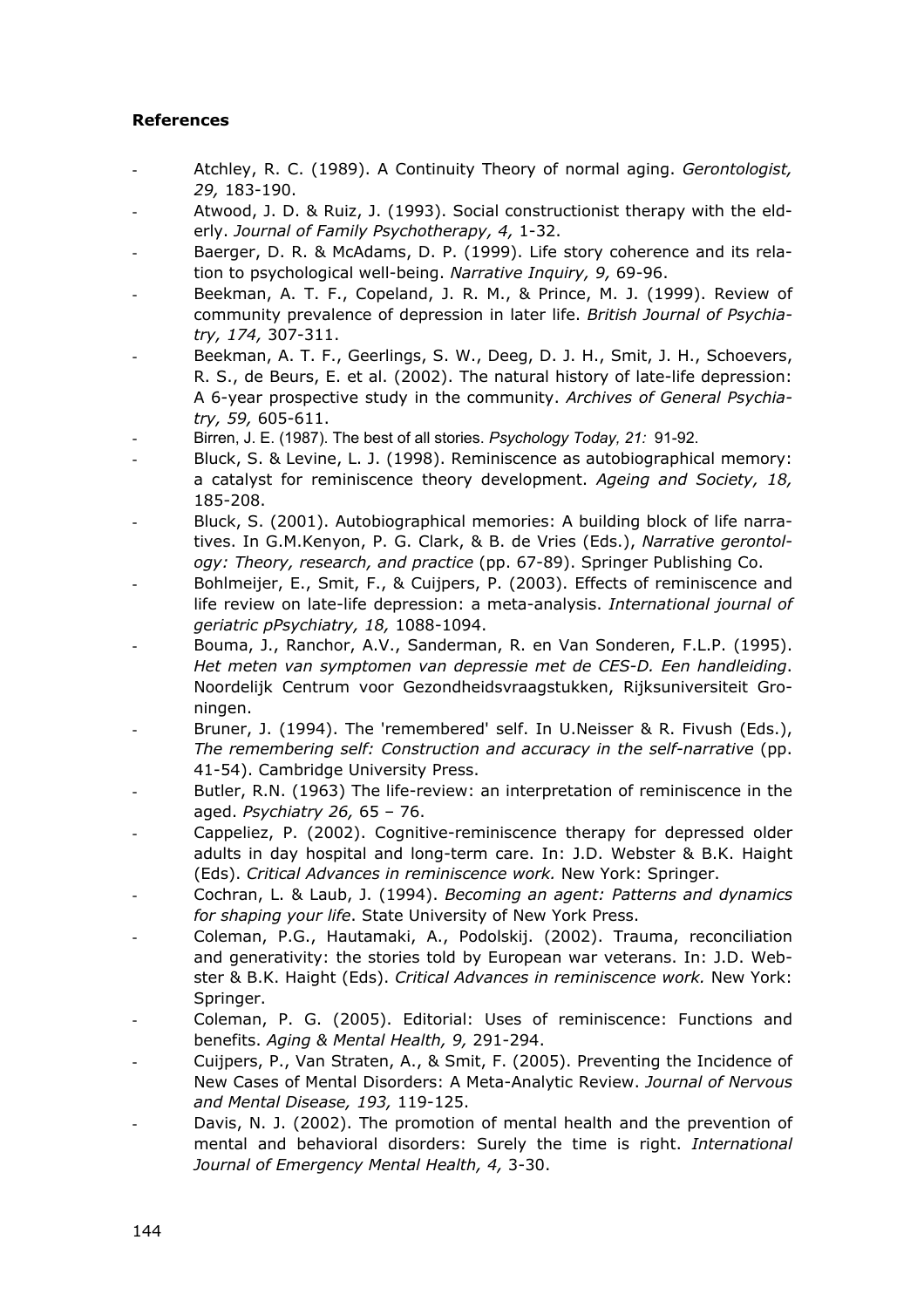**References**

- Atchley, R. C. (1989). A Continuity Theory of normal aging. *Gerontologist, 29,* 183-190.
- Atwood, J. D. & Ruiz, J. (1993). Social constructionist therapy with the elderly. *Journal of Family Psychotherapy, 4,* 1-32.
- Baerger, D. R. & McAdams, D. P. (1999). Life story coherence and its relation to psychological well-being. *Narrative Inquiry, 9,* 69-96.
- Beekman, A. T. F., Copeland, J. R. M., & Prince, M. J. (1999). Review of community prevalence of depression in later life. *British Journal of Psychiatry, 174,* 307-311.
- Beekman, A. T. F., Geerlings, S. W., Deeg, D. J. H., Smit, J. H., Schoevers, R. S., de Beurs, E. et al. (2002). The natural history of late-life depression: A 6-year prospective study in the community. *Archives of General Psychiatry, 59,* 605-611.
- Birren, J. E. (1987). The best of all stories. *Psychology Today, 21:* 91-92.
- Bluck, S. & Levine, L. J. (1998). Reminiscence as autobiographical memory: a catalyst for reminiscence theory development. *Ageing and Society, 18,* 185-208.
- Bluck, S. (2001). Autobiographical memories: A building block of life narratives. In G.M.Kenyon, P. G. Clark, & B. de Vries (Eds.), *Narrative gerontology: Theory, research, and practice* (pp. 67-89). Springer Publishing Co.
- Bohlmeijer, E., Smit, F., & Cuijpers, P. (2003). Effects of reminiscence and life review on late-life depression: a meta-analysis. *International journal of geriatric pPsychiatry, 18,* 1088-1094.
- Bouma, J., Ranchor, A.V., Sanderman, R. en Van Sonderen, F.L.P. (1995). *Het meten van symptomen van depressie met de CES-D. Een handleiding*. Noordelijk Centrum voor Gezondheidsvraagstukken, Rijksuniversiteit Groningen.
- Bruner, J. (1994). The 'remembered' self. In U.Neisser & R. Fivush (Eds.), *The remembering self: Construction and accuracy in the self-narrative* (pp. 41-54). Cambridge University Press.
- Butler, R.N. (1963) The life-review: an interpretation of reminiscence in the aged. *Psychiatry 26,* 65 – 76.
- Cappeliez, P. (2002). Cognitive-reminiscence therapy for depressed older adults in day hospital and long-term care. In: J.D. Webster & B.K. Haight (Eds). *Critical Advances in reminiscence work.* New York: Springer.
- Cochran, L. & Laub, J. (1994). *Becoming an agent: Patterns and dynamics for shaping your life*. State University of New York Press.
- Coleman, P.G., Hautamaki, A., Podolskij. (2002). Trauma, reconciliation and generativity: the stories told by European war veterans. In: J.D. Webster & B.K. Haight (Eds). *Critical Advances in reminiscence work.* New York: Springer.
- Coleman, P. G. (2005). Editorial: Uses of reminiscence: Functions and benefits. *Aging & Mental Health, 9,* 291-294.
- Cuijpers, P., Van Straten, A., & Smit, F. (2005). Preventing the Incidence of New Cases of Mental Disorders: A Meta-Analytic Review. *Journal of Nervous and Mental Disease, 193,* 119-125.
- Davis, N. J. (2002). The promotion of mental health and the prevention of mental and behavioral disorders: Surely the time is right. *International Journal of Emergency Mental Health, 4,* 3-30.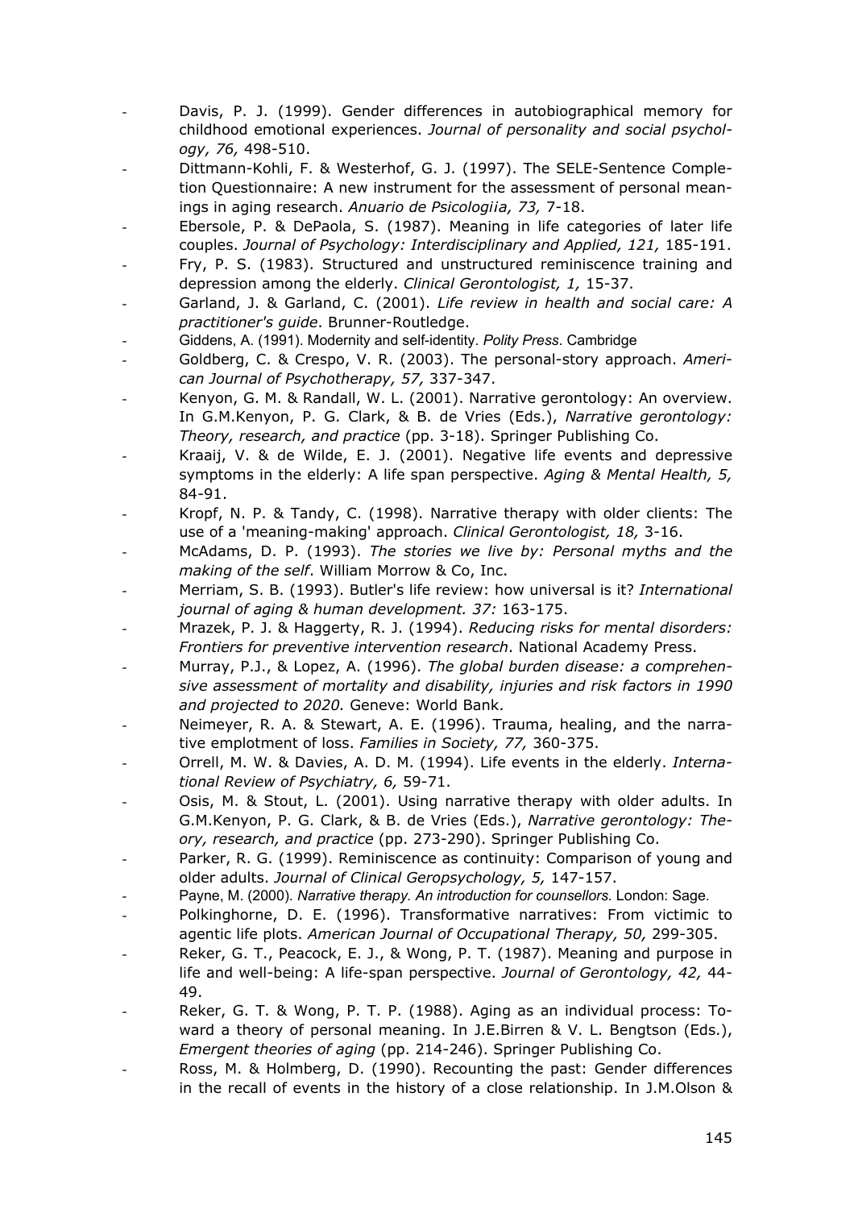- Davis, P. J. (1999). Gender differences in autobiographical memory for childhood emotional experiences. *Journal of personality and social psychology, 76,* 498-510.
- Dittmann-Kohli, F. & Westerhof, G. J. (1997). The SELE-Sentence Completion Questionnaire: A new instrument for the assessment of personal meanings in aging research. *Anuario de Psicologiia, 73,* 7-18.
- Ebersole, P. & DePaola, S. (1987). Meaning in life categories of later life couples. *Journal of Psychology: Interdisciplinary and Applied, 121,* 185-191.
- Fry, P. S. (1983). Structured and unstructured reminiscence training and depression among the elderly. *Clinical Gerontologist, 1,* 15-37.
- Garland, J. & Garland, C. (2001). *Life review in health and social care: A practitioner's guide*. Brunner-Routledge.
- Giddens, A. (1991). Modernity and self-identity. *Polity Press*. Cambridge
- Goldberg, C. & Crespo, V. R. (2003). The personal-story approach. *American Journal of Psychotherapy, 57,* 337-347.
- Kenyon, G. M. & Randall, W. L. (2001). Narrative gerontology: An overview. In G.M.Kenyon, P. G. Clark, & B. de Vries (Eds.), *Narrative gerontology: Theory, research, and practice* (pp. 3-18). Springer Publishing Co.
- Kraaij, V. & de Wilde, E. J. (2001). Negative life events and depressive symptoms in the elderly: A life span perspective. *Aging & Mental Health, 5,* 84-91.
- Kropf, N. P. & Tandy, C. (1998). Narrative therapy with older clients: The use of a 'meaning-making' approach. *Clinical Gerontologist, 18,* 3-16.
- McAdams, D. P. (1993). *The stories we live by: Personal myths and the making of the self*. William Morrow & Co, Inc.
- Merriam, S. B. (1993). Butler's life review: how universal is it? *International journal of aging & human development. 37:* 163-175.
- Mrazek, P. J. & Haggerty, R. J. (1994). *Reducing risks for mental disorders: Frontiers for preventive intervention research*. National Academy Press.
- Murray, P.J., & Lopez, A. (1996). *The global burden disease: a comprehensive assessment of mortality and disability, injuries and risk factors in 1990 and projected to 2020.* Geneve: World Bank.
- Neimeyer, R. A. & Stewart, A. E. (1996). Trauma, healing, and the narrative emplotment of loss. *Families in Society, 77,* 360-375.
- Orrell, M. W. & Davies, A. D. M. (1994). Life events in the elderly. *International Review of Psychiatry, 6,* 59-71.
- Osis, M. & Stout, L. (2001). Using narrative therapy with older adults. In G.M.Kenyon, P. G. Clark, & B. de Vries (Eds.), *Narrative gerontology: Theory, research, and practice* (pp. 273-290). Springer Publishing Co.
- Parker, R. G. (1999). Reminiscence as continuity: Comparison of young and older adults. *Journal of Clinical Geropsychology, 5,* 147-157.
- Payne, M. (2000). *Narrative therapy. An introduction for counsellors.* London: Sage.
- Polkinghorne, D. E. (1996). Transformative narratives: From victimic to agentic life plots. *American Journal of Occupational Therapy, 50,* 299-305.
- Reker, G. T., Peacock, E. J., & Wong, P. T. (1987). Meaning and purpose in life and well-being: A life-span perspective. *Journal of Gerontology, 42,* 44-49.
- Reker, G. T. & Wong, P. T. P. (1988). Aging as an individual process: Toward a theory of personal meaning. In J.E.Birren & V. L. Bengtson (Eds.), *Emergent theories of aging* (pp. 214-246). Springer Publishing Co.
- Ross, M. & Holmberg, D. (1990). Recounting the past: Gender differences in the recall of events in the history of a close relationship. In J.M.Olson &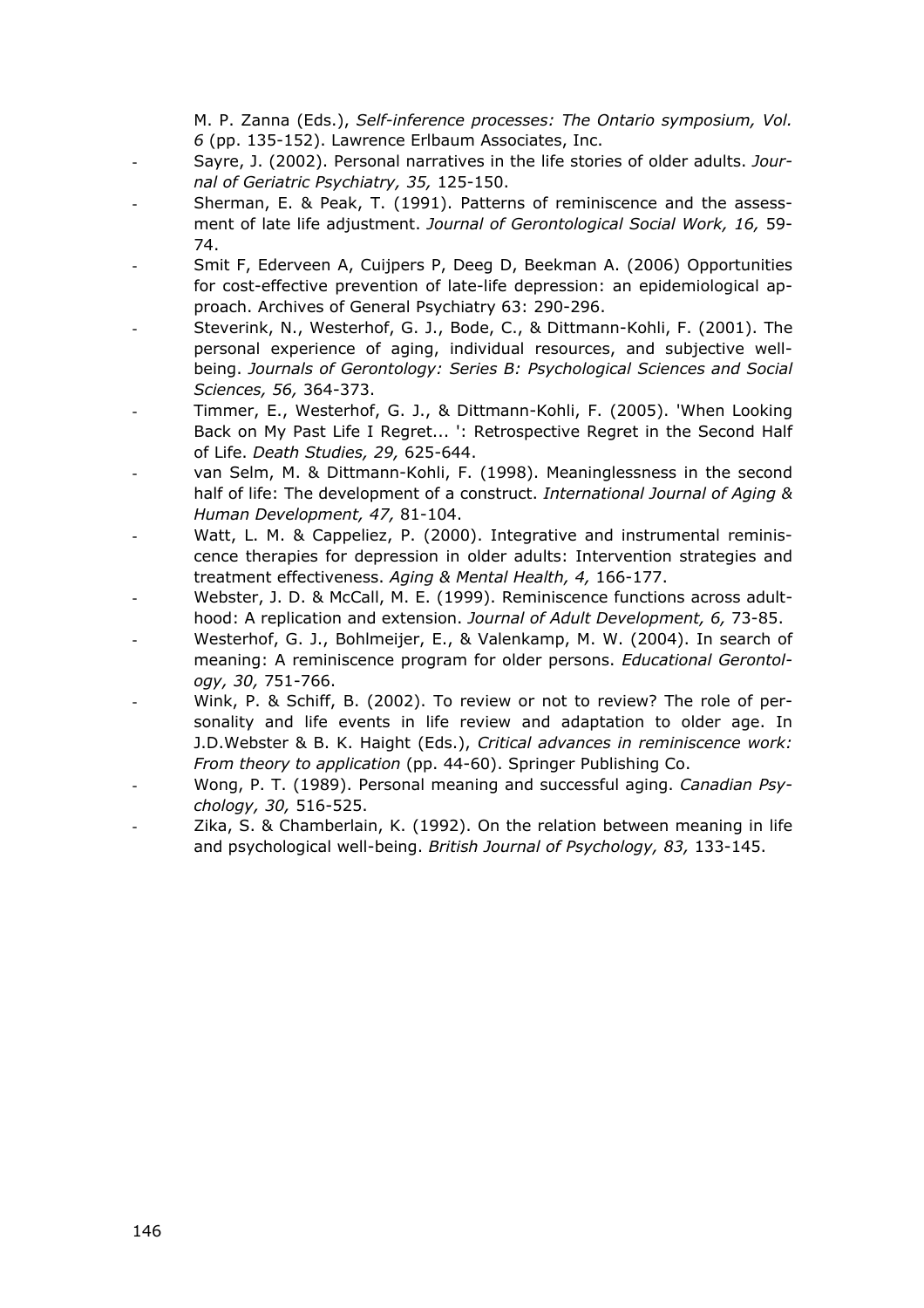M. P. Zanna (Eds.), *Self-inference processes: The Ontario symposium, Vol. 6* (pp. 135-152). Lawrence Erlbaum Associates, Inc.

- Sayre, J. (2002). Personal narratives in the life stories of older adults. *Journal of Geriatric Psychiatry, 35,* 125-150.
- Sherman, E. & Peak, T. (1991). Patterns of reminiscence and the assessment of late life adjustment. *Journal of Gerontological Social Work, 16,* 59-74.
- Smit F, Ederveen A, Cuijpers P, Deeg D, Beekman A. (2006) Opportunities for cost-effective prevention of late-life depression: an epidemiological approach. Archives of General Psychiatry 63: 290-296.
- Steverink, N., Westerhof, G. J., Bode, C., & Dittmann-Kohli, F. (2001). The personal experience of aging, individual resources, and subjective well-being. *Journals of Gerontology: Series B: Psychological Sciences and Social Sciences, 56,* 364-373.
- Timmer, E., Westerhof, G. J., & Dittmann-Kohli, F. (2005). 'When Looking Back on My Past Life I Regret... ': Retrospective Regret in the Second Half of Life. *Death Studies, 29,* 625-644.
- van Selm, M. & Dittmann-Kohli, F. (1998). Meaninglessness in the second half of life: The development of a construct. *International Journal of Aging & Human Development, 47,* 81-104.
- Watt, L. M. & Cappeliez, P. (2000). Integrative and instrumental reminiscence therapies for depression in older adults: Intervention strategies and treatment effectiveness. *Aging & Mental Health, 4,* 166-177.
- Webster, J. D. & McCall, M. E. (1999). Reminiscence functions across adulthood: A replication and extension. *Journal of Adult Development, 6,* 73-85.
- Westerhof, G. J., Bohlmeijer, E., & Valenkamp, M. W. (2004). In search of meaning: A reminiscence program for older persons. *Educational Gerontology, 30,* 751-766.
- Wink, P. & Schiff, B. (2002). To review or not to review? The role of personality and life events in life review and adaptation to older age. In J.D.Webster & B. K. Haight (Eds.), *Critical advances in reminiscence work: From theory to application* (pp. 44-60). Springer Publishing Co.
- Wong, P. T. (1989). Personal meaning and successful aging. *Canadian Psychology, 30,* 516-525.
- Zika, S. & Chamberlain, K. (1992). On the relation between meaning in life and psychological well-being. *British Journal of Psychology, 83,* 133-145.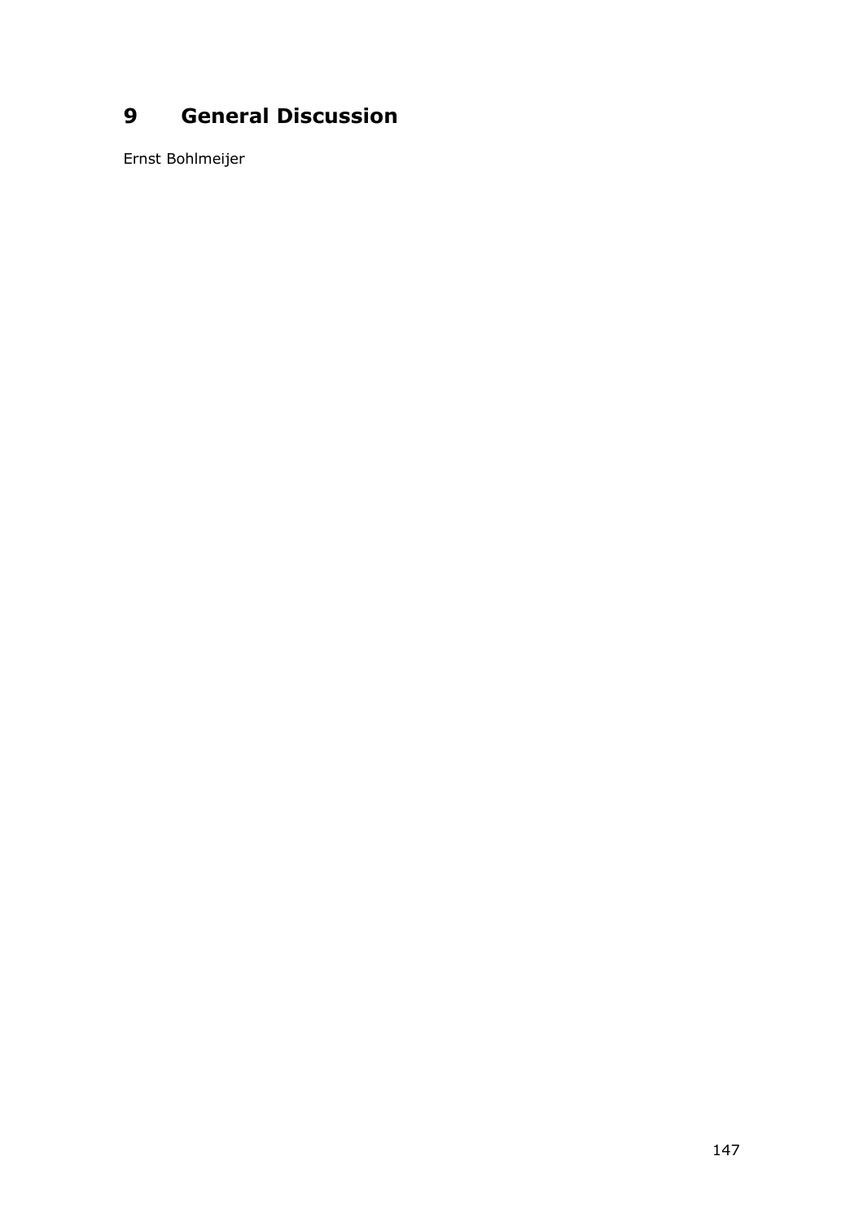# 9 General Discussion

Ernst Bohlmeijer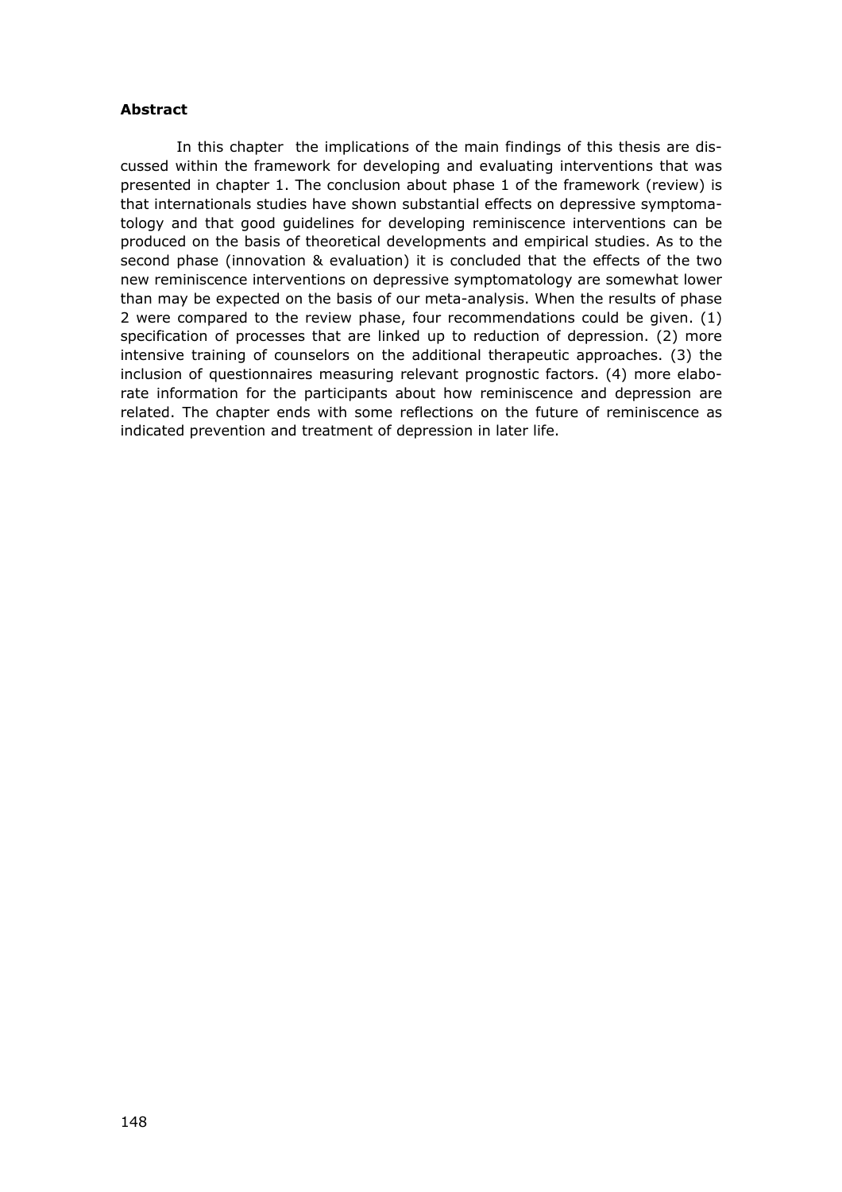**Abstract**

In this chapter the implications of the main findings of this thesis are discussed within the framework for developing and evaluating interventions that was presented in chapter 1. The conclusion about phase 1 of the framework (review) is that internationals studies have shown substantial effects on depressive symptomatology and that good guidelines for developing reminiscence interventions can be produced on the basis of theoretical developments and empirical studies. As to the second phase (innovation & evaluation) it is concluded that the effects of the two new reminiscence interventions on depressive symptomatology are somewhat lower than may be expected on the basis of our meta-analysis. When the results of phase 2 were compared to the review phase, four recommendations could be given. (1) specification of processes that are linked up to reduction of depression. (2) more intensive training of counselors on the additional therapeutic approaches. (3) the inclusion of questionnaires measuring relevant prognostic factors. (4) more elaborate information for the participants about how reminiscence and depression are related. The chapter ends with some reflections on the future of reminiscence as indicated prevention and treatment of depression in later life.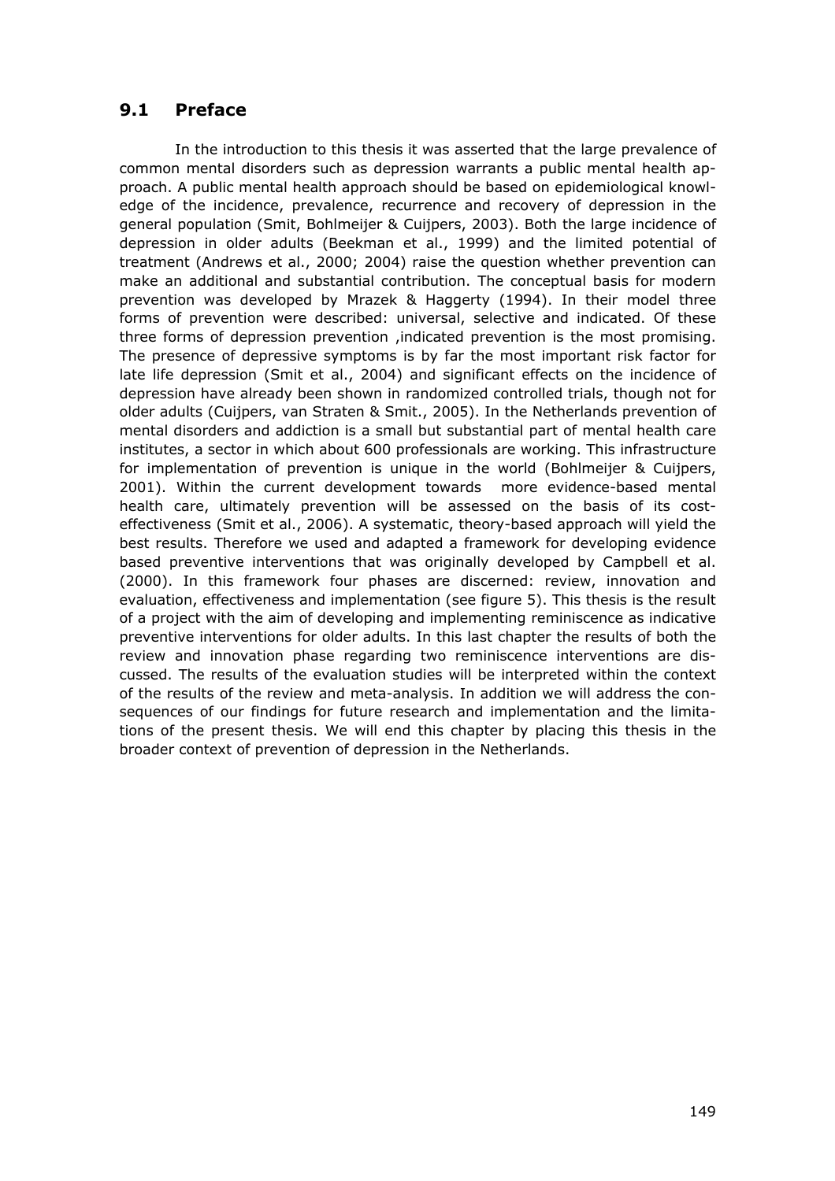## 9.1 Preface

In the introduction to this thesis it was asserted that the large prevalence of common mental disorders such as depression warrants a public mental health approach. A public mental health approach should be based on epidemiological knowledge of the incidence, prevalence, recurrence and recovery of depression in the general population (Smit, Bohlmeijer & Cuijpers, 2003). Both the large incidence of depression in older adults (Beekman et al., 1999) and the limited potential of treatment (Andrews et al., 2000; 2004) raise the question whether prevention can make an additional and substantial contribution. The conceptual basis for modern prevention was developed by Mrazek & Haggerty (1994). In their model three forms of prevention were described: universal, selective and indicated. Of these three forms of depression prevention ,indicated prevention is the most promising. The presence of depressive symptoms is by far the most important risk factor for late life depression (Smit et al., 2004) and significant effects on the incidence of depression have already been shown in randomized controlled trials, though not for older adults (Cuijpers, van Straten & Smit., 2005). In the Netherlands prevention of mental disorders and addiction is a small but substantial part of mental health care institutes, a sector in which about 600 professionals are working. This infrastructure for implementation of prevention is unique in the world (Bohlmeijer & Cuijpers, 2001). Within the current development towards more evidence-based mental health care, ultimately prevention will be assessed on the basis of its cost-effectiveness (Smit et al., 2006). A systematic, theory-based approach will yield the best results. Therefore we used and adapted a framework for developing evidence based preventive interventions that was originally developed by Campbell et al. (2000). In this framework four phases are discerned: review, innovation and evaluation, effectiveness and implementation (see figure 5). This thesis is the result of a project with the aim of developing and implementing reminiscence as indicative preventive interventions for older adults. In this last chapter the results of both the review and innovation phase regarding two reminiscence interventions are discussed. The results of the evaluation studies will be interpreted within the context of the results of the review and meta-analysis. In addition we will address the consequences of our findings for future research and implementation and the limitations of the present thesis. We will end this chapter by placing this thesis in the broader context of prevention of depression in the Netherlands.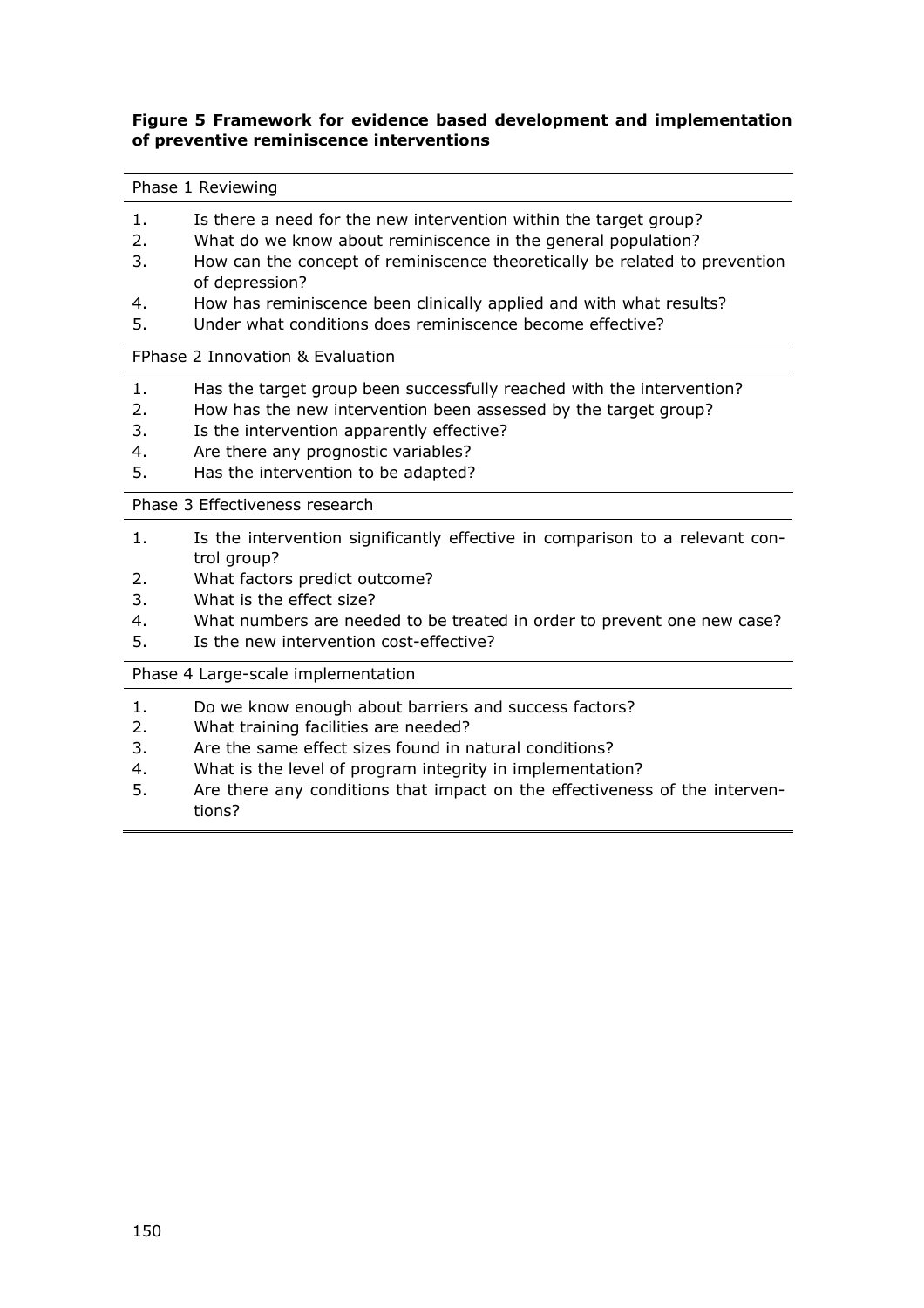**Figure 5 Framework for evidence based development and implementation of preventive reminiscence interventions**

| Phase 1 Reviewing | |
|---|---|
| 1. | Is there a need for the new intervention within the target group? |
| 2. | What do we know about reminiscence in the general population? |
| 3. | How can the concept of reminiscence theoretically be related to prevention of depression? |
| 4. | How has reminiscence been clinically applied and with what results? |
| 5. | Under what conditions does reminiscence become effective? |
| **FPhase 2 Innovation & Evaluation** | |
| 1. | Has the target group been successfully reached with the intervention? |
| 2. | How has the new intervention been assessed by the target group? |
| 3. | Is the intervention apparently effective? |
| 4. | Are there any prognostic variables? |
| 5. | Has the intervention to be adapted? |
| **Phase 3 Effectiveness research** | |
| 1. | Is the intervention significantly effective in comparison to a relevant control group? |
| 2. | What factors predict outcome? |
| 3. | What is the effect size? |
| 4. | What numbers are needed to be treated in order to prevent one new case? |
| 5. | Is the new intervention cost-effective? |
| **Phase 4 Large-scale implementation** | |
| 1. | Do we know enough about barriers and success factors? |
| 2. | What training facilities are needed? |
| 3. | Are the same effect sizes found in natural conditions? |
| 4. | What is the level of program integrity in implementation? |
| 5. | Are there any conditions that impact on the effectiveness of the interventions? |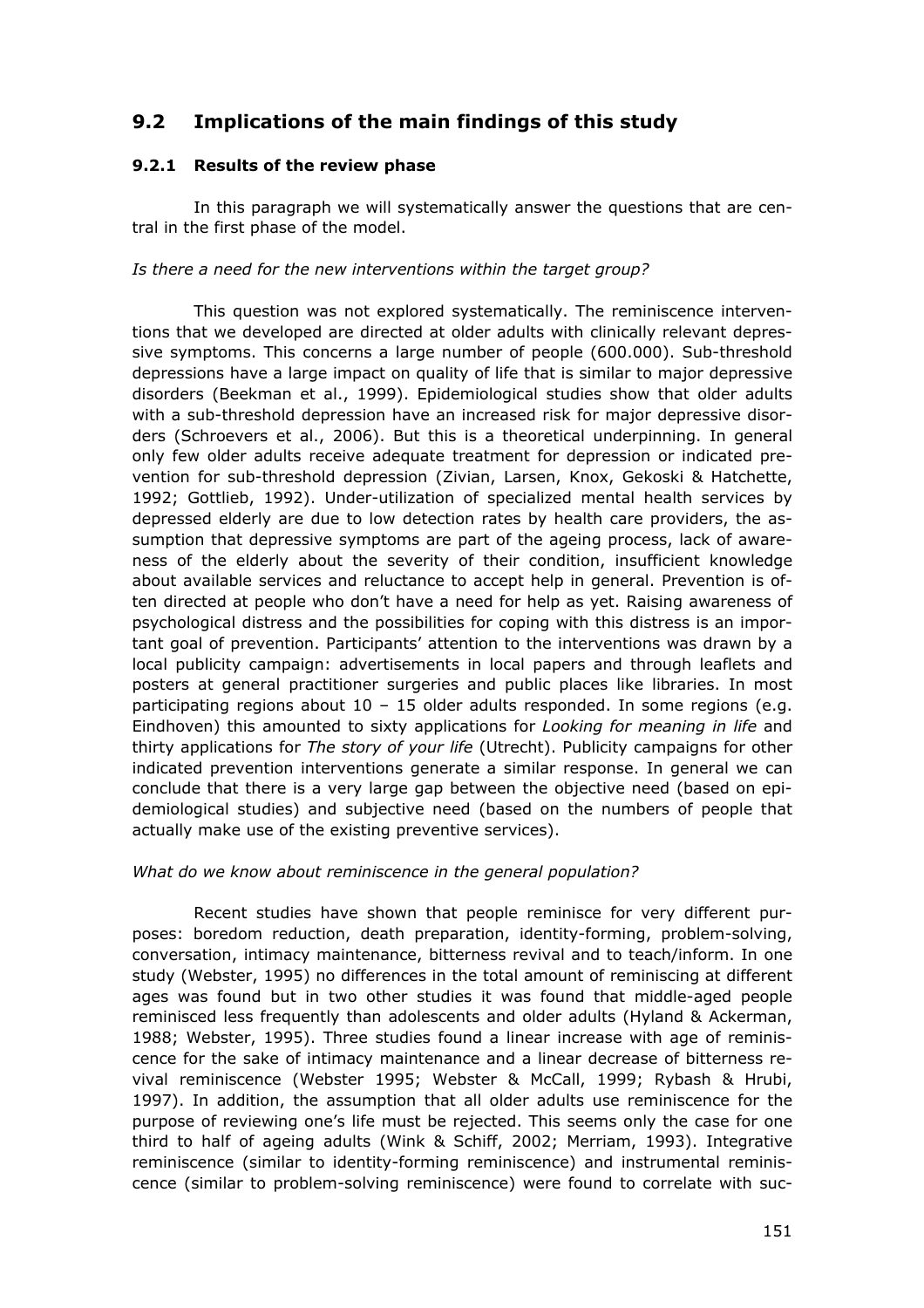## 9.2 Implications of the main findings of this study

### 9.2.1 Results of the review phase

In this paragraph we will systematically answer the questions that are central in the first phase of the model.

*Is there a need for the new interventions within the target group?*

This question was not explored systematically. The reminiscence interventions that we developed are directed at older adults with clinically relevant depressive symptoms. This concerns a large number of people (600.000). Sub-threshold depressions have a large impact on quality of life that is similar to major depressive disorders (Beekman et al., 1999). Epidemiological studies show that older adults with a sub-threshold depression have an increased risk for major depressive disorders (Schroevers et al., 2006). But this is a theoretical underpinning. In general only few older adults receive adequate treatment for depression or indicated prevention for sub-threshold depression (Zivian, Larsen, Knox, Gekoski & Hatchette, 1992; Gottlieb, 1992). Under-utilization of specialized mental health services by depressed elderly are due to low detection rates by health care providers, the assumption that depressive symptoms are part of the ageing process, lack of awareness of the elderly about the severity of their condition, insufficient knowledge about available services and reluctance to accept help in general. Prevention is often directed at people who don't have a need for help as yet. Raising awareness of psychological distress and the possibilities for coping with this distress is an important goal of prevention. Participants' attention to the interventions was drawn by a local publicity campaign: advertisements in local papers and through leaflets and posters at general practitioner surgeries and public places like libraries. In most participating regions about 10 – 15 older adults responded. In some regions (e.g. Eindhoven) this amounted to sixty applications for *Looking for meaning in life* and thirty applications for *The story of your life* (Utrecht). Publicity campaigns for other indicated prevention interventions generate a similar response. In general we can conclude that there is a very large gap between the objective need (based on epidemiological studies) and subjective need (based on the numbers of people that actually make use of the existing preventive services).

*What do we know about reminiscence in the general population?*

Recent studies have shown that people reminisce for very different purposes: boredom reduction, death preparation, identity-forming, problem-solving, conversation, intimacy maintenance, bitterness revival and to teach/inform. In one study (Webster, 1995) no differences in the total amount of reminiscing at different ages was found but in two other studies it was found that middle-aged people reminisced less frequently than adolescents and older adults (Hyland & Ackerman, 1988; Webster, 1995). Three studies found a linear increase with age of reminiscence for the sake of intimacy maintenance and a linear decrease of bitterness revival reminiscence (Webster 1995; Webster & McCall, 1999; Rybash & Hrubi, 1997). In addition, the assumption that all older adults use reminiscence for the purpose of reviewing one's life must be rejected. This seems only the case for one third to half of ageing adults (Wink & Schiff, 2002; Merriam, 1993). Integrative reminiscence (similar to identity-forming reminiscence) and instrumental reminiscence (similar to problem-solving reminiscence) were found to correlate with suc-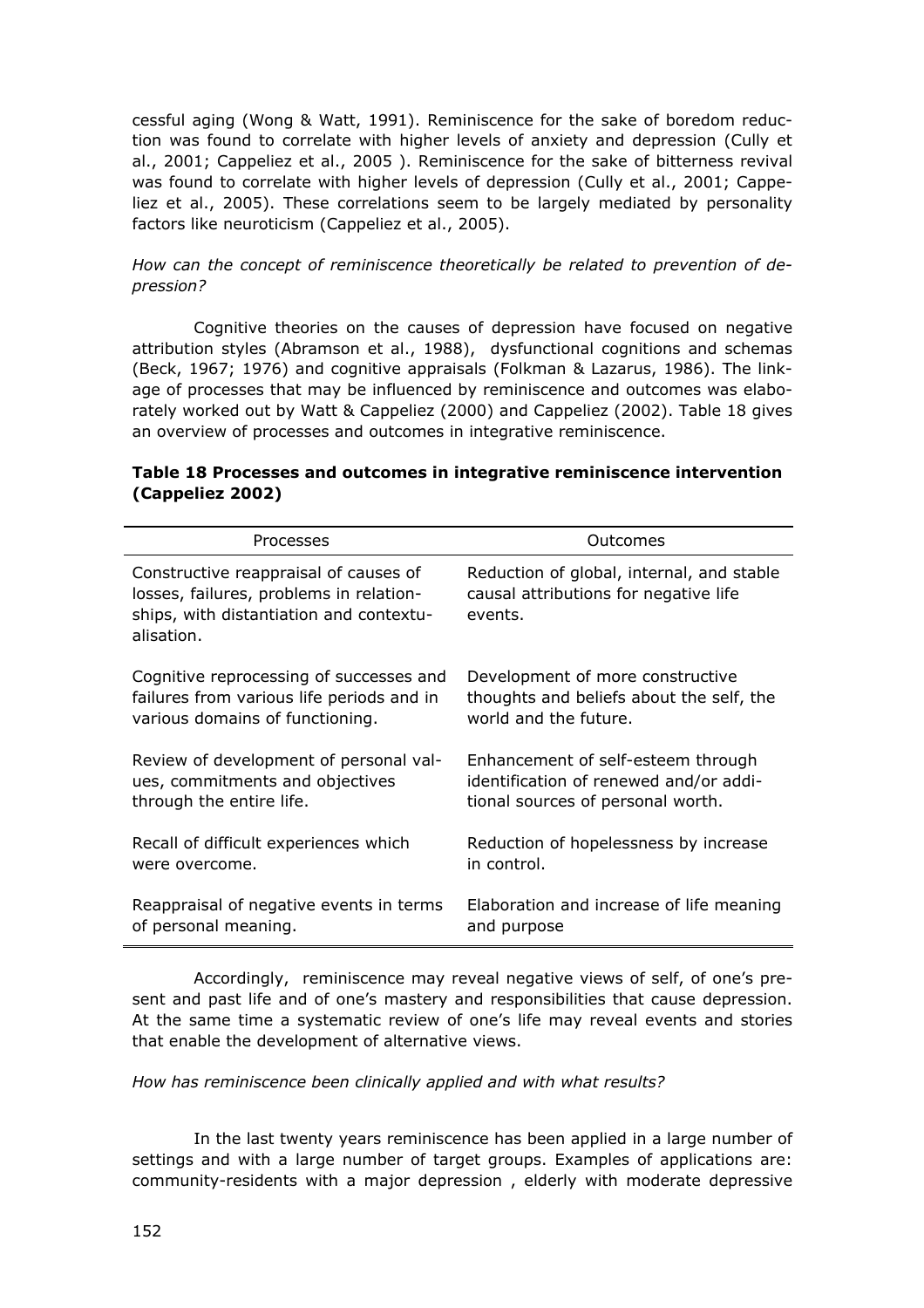cessful aging (Wong & Watt, 1991). Reminiscence for the sake of boredom reduction was found to correlate with higher levels of anxiety and depression (Cully et al., 2001; Cappeliez et al., 2005 ). Reminiscence for the sake of bitterness revival was found to correlate with higher levels of depression (Cully et al., 2001; Cappeliez et al., 2005). These correlations seem to be largely mediated by personality factors like neuroticism (Cappeliez et al., 2005).

*How can the concept of reminiscence theoretically be related to prevention of depression?*

Cognitive theories on the causes of depression have focused on negative attribution styles (Abramson et al., 1988), dysfunctional cognitions and schemas (Beck, 1967; 1976) and cognitive appraisals (Folkman & Lazarus, 1986). The linkage of processes that may be influenced by reminiscence and outcomes was elaborately worked out by Watt & Cappeliez (2000) and Cappeliez (2002). Table 18 gives an overview of processes and outcomes in integrative reminiscence.

**Table 18 Processes and outcomes in integrative reminiscence intervention (Cappeliez 2002)**

| Processes | Outcomes |
|---|---|
| Constructive reappraisal of causes of losses, failures, problems in relationships, with distantiation and contextualisation. | Reduction of global, internal, and stable causal attributions for negative life events. |
| Cognitive reprocessing of successes and failures from various life periods and in various domains of functioning. | Development of more constructive thoughts and beliefs about the self, the world and the future. |
| Review of development of personal values, commitments and objectives through the entire life. | Enhancement of self-esteem through identification of renewed and/or additional sources of personal worth. |
| Recall of difficult experiences which were overcome. | Reduction of hopelessness by increase in control. |
| Reappraisal of negative events in terms of personal meaning. | Elaboration and increase of life meaning and purpose |

Accordingly, reminiscence may reveal negative views of self, of one's present and past life and of one's mastery and responsibilities that cause depression. At the same time a systematic review of one's life may reveal events and stories that enable the development of alternative views.

*How has reminiscence been clinically applied and with what results?*

In the last twenty years reminiscence has been applied in a large number of settings and with a large number of target groups. Examples of applications are: community-residents with a major depression , elderly with moderate depressive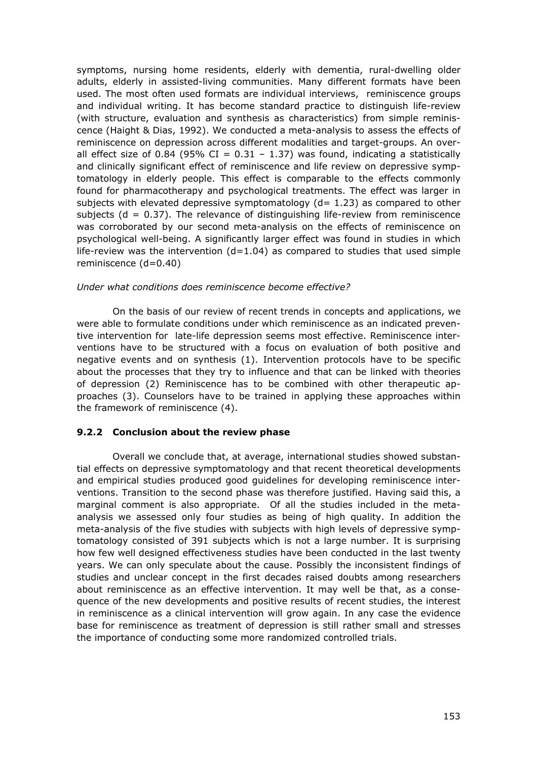symptoms, nursing home residents, elderly with dementia, rural-dwelling older adults, elderly in assisted-living communities. Many different formats have been used. The most often used formats are individual interviews, reminiscence groups and individual writing. It has become standard practice to distinguish life-review (with structure, evaluation and synthesis as characteristics) from simple reminiscence (Haight & Dias, 1992). We conducted a meta-analysis to assess the effects of reminiscence on depression across different modalities and target-groups. An overall effect size of 0.84 (95% CI = 0.31 – 1.37) was found, indicating a statistically and clinically significant effect of reminiscence and life review on depressive symptomatology in elderly people. This effect is comparable to the effects commonly found for pharmacotherapy and psychological treatments. The effect was larger in subjects with elevated depressive symptomatology ($d = 1.23$) as compared to other subjects ($d = 0.37$). The relevance of distinguishing life-review from reminiscence was corroborated by our second meta-analysis on the effects of reminiscence on psychological well-being. A significantly larger effect was found in studies in which life-review was the intervention ($d=1.04$) as compared to studies that used simple reminiscence ($d=0.40$)

*Under what conditions does reminiscence become effective?*

On the basis of our review of recent trends in concepts and applications, we were able to formulate conditions under which reminiscence as an indicated preventive intervention for late-life depression seems most effective. Reminiscence interventions have to be structured with a focus on evaluation of both positive and negative events and on synthesis (1). Intervention protocols have to be specific about the processes that they try to influence and that can be linked with theories of depression (2) Reminiscence has to be combined with other therapeutic approaches (3). Counselors have to be trained in applying these approaches within the framework of reminiscence (4).

### 9.2.2 Conclusion about the review phase

Overall we conclude that, at average, international studies showed substantial effects on depressive symptomatology and that recent theoretical developments and empirical studies produced good guidelines for developing reminiscence interventions. Transition to the second phase was therefore justified. Having said this, a marginal comment is also appropriate. Of all the studies included in the meta-analysis we assessed only four studies as being of high quality. In addition the meta-analysis of the five studies with subjects with high levels of depressive symptomatology consisted of 391 subjects which is not a large number. It is surprising how few well designed effectiveness studies have been conducted in the last twenty years. We can only speculate about the cause. Possibly the inconsistent findings of studies and unclear concept in the first decades raised doubts among researchers about reminiscence as an effective intervention. It may well be that, as a consequence of the new developments and positive results of recent studies, the interest in reminiscence as a clinical intervention will grow again. In any case the evidence base for reminiscence as treatment of depression is still rather small and stresses the importance of conducting some more randomized controlled trials.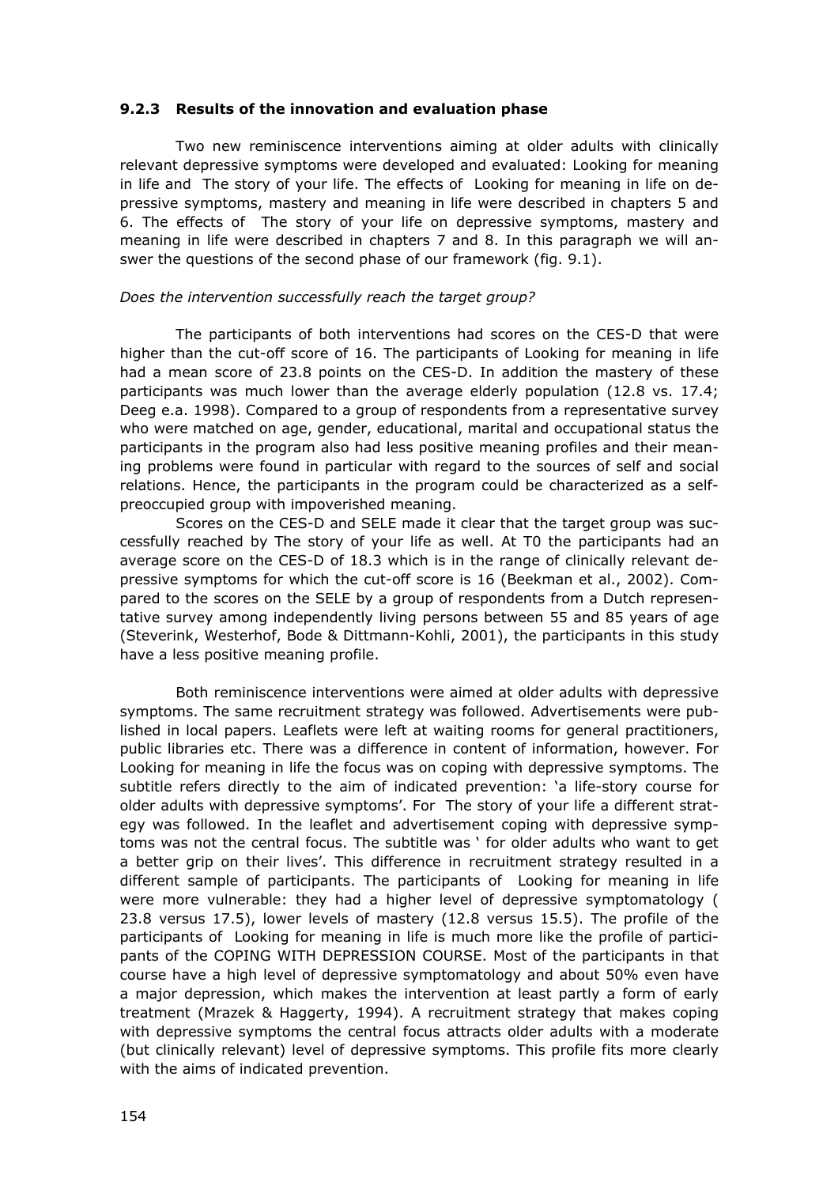### 9.2.3 Results of the innovation and evaluation phase

Two new reminiscence interventions aiming at older adults with clinically relevant depressive symptoms were developed and evaluated: Looking for meaning in life and The story of your life. The effects of Looking for meaning in life on depressive symptoms, mastery and meaning in life were described in chapters 5 and 6. The effects of The story of your life on depressive symptoms, mastery and meaning in life were described in chapters 7 and 8. In this paragraph we will answer the questions of the second phase of our framework (fig. 9.1).

*Does the intervention successfully reach the target group?*

The participants of both interventions had scores on the CES-D that were higher than the cut-off score of 16. The participants of Looking for meaning in life had a mean score of 23.8 points on the CES-D. In addition the mastery of these participants was much lower than the average elderly population (12.8 vs. 17.4; Deeg e.a. 1998). Compared to a group of respondents from a representative survey who were matched on age, gender, educational, marital and occupational status the participants in the program also had less positive meaning profiles and their meaning problems were found in particular with regard to the sources of self and social relations. Hence, the participants in the program could be characterized as a self-preoccupied group with impoverished meaning.

Scores on the CES-D and SELE made it clear that the target group was successfully reached by The story of your life as well. At T0 the participants had an average score on the CES-D of 18.3 which is in the range of clinically relevant depressive symptoms for which the cut-off score is 16 (Beekman et al., 2002). Compared to the scores on the SELE by a group of respondents from a Dutch representative survey among independently living persons between 55 and 85 years of age (Steverink, Westerhof, Bode & Dittmann-Kohli, 2001), the participants in this study have a less positive meaning profile.

Both reminiscence interventions were aimed at older adults with depressive symptoms. The same recruitment strategy was followed. Advertisements were published in local papers. Leaflets were left at waiting rooms for general practitioners, public libraries etc. There was a difference in content of information, however. For Looking for meaning in life the focus was on coping with depressive symptoms. The subtitle refers directly to the aim of indicated prevention: 'a life-story course for older adults with depressive symptoms'. For The story of your life a different strategy was followed. In the leaflet and advertisement coping with depressive symptoms was not the central focus. The subtitle was ' for older adults who want to get a better grip on their lives'. This difference in recruitment strategy resulted in a different sample of participants. The participants of Looking for meaning in life were more vulnerable: they had a higher level of depressive symptomatology ( 23.8 versus 17.5), lower levels of mastery (12.8 versus 15.5). The profile of the participants of Looking for meaning in life is much more like the profile of participants of the COPING WITH DEPRESSION COURSE. Most of the participants in that course have a high level of depressive symptomatology and about 50% even have a major depression, which makes the intervention at least partly a form of early treatment (Mrazek & Haggerty, 1994). A recruitment strategy that makes coping with depressive symptoms the central focus attracts older adults with a moderate (but clinically relevant) level of depressive symptoms. This profile fits more clearly with the aims of indicated prevention.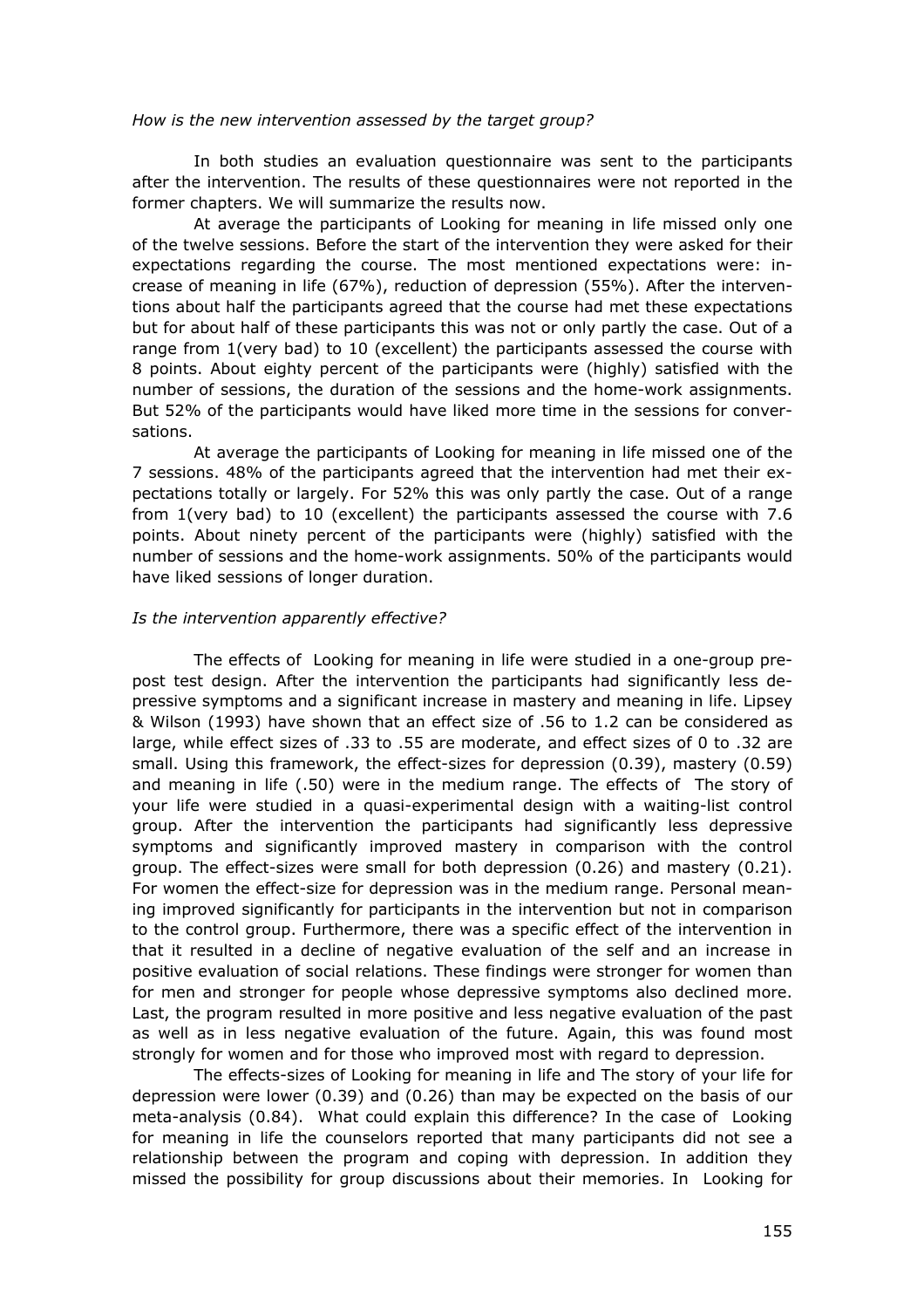*How is the new intervention assessed by the target group?*

In both studies an evaluation questionnaire was sent to the participants after the intervention. The results of these questionnaires were not reported in the former chapters. We will summarize the results now.

At average the participants of Looking for meaning in life missed only one of the twelve sessions. Before the start of the intervention they were asked for their expectations regarding the course. The most mentioned expectations were: increase of meaning in life (67%), reduction of depression (55%). After the interventions about half the participants agreed that the course had met these expectations but for about half of these participants this was not or only partly the case. Out of a range from 1(very bad) to 10 (excellent) the participants assessed the course with 8 points. About eighty percent of the participants were (highly) satisfied with the number of sessions, the duration of the sessions and the home-work assignments. But 52% of the participants would have liked more time in the sessions for conversations.

At average the participants of Looking for meaning in life missed one of the 7 sessions. 48% of the participants agreed that the intervention had met their expectations totally or largely. For 52% this was only partly the case. Out of a range from 1(very bad) to 10 (excellent) the participants assessed the course with 7.6 points. About ninety percent of the participants were (highly) satisfied with the number of sessions and the home-work assignments. 50% of the participants would have liked sessions of longer duration.

*Is the intervention apparently effective?*

The effects of Looking for meaning in life were studied in a one-group pre-post test design. After the intervention the participants had significantly less depressive symptoms and a significant increase in mastery and meaning in life. Lipsey & Wilson (1993) have shown that an effect size of .56 to 1.2 can be considered as large, while effect sizes of .33 to .55 are moderate, and effect sizes of 0 to .32 are small. Using this framework, the effect-sizes for depression (0.39), mastery (0.59) and meaning in life (.50) were in the medium range. The effects of The story of your life were studied in a quasi-experimental design with a waiting-list control group. After the intervention the participants had significantly less depressive symptoms and significantly improved mastery in comparison with the control group. The effect-sizes were small for both depression (0.26) and mastery (0.21). For women the effect-size for depression was in the medium range. Personal meaning improved significantly for participants in the intervention but not in comparison to the control group. Furthermore, there was a specific effect of the intervention in that it resulted in a decline of negative evaluation of the self and an increase in positive evaluation of social relations. These findings were stronger for women than for men and stronger for people whose depressive symptoms also declined more. Last, the program resulted in more positive and less negative evaluation of the past as well as in less negative evaluation of the future. Again, this was found most strongly for women and for those who improved most with regard to depression.

The effects-sizes of Looking for meaning in life and The story of your life for depression were lower (0.39) and (0.26) than may be expected on the basis of our meta-analysis (0.84). What could explain this difference? In the case of Looking for meaning in life the counselors reported that many participants did not see a relationship between the program and coping with depression. In addition they missed the possibility for group discussions about their memories. In Looking for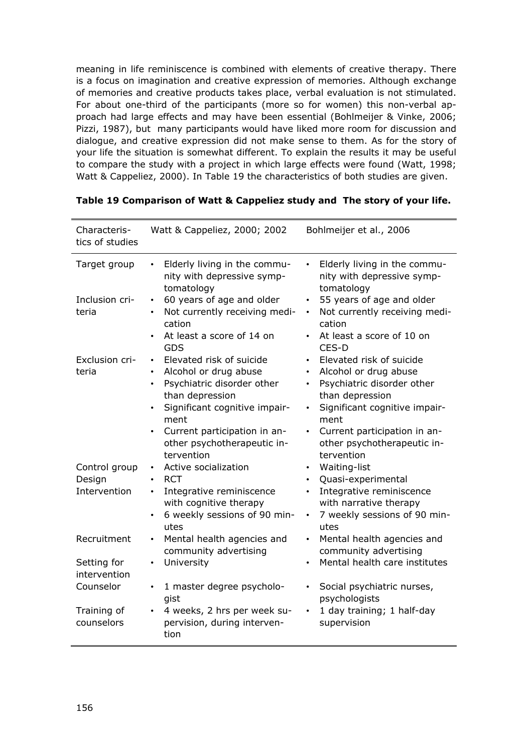meaning in life reminiscence is combined with elements of creative therapy. There is a focus on imagination and creative expression of memories. Although exchange of memories and creative products takes place, verbal evaluation is not stimulated. For about one-third of the participants (more so for women) this non-verbal approach had large effects and may have been essential (Bohlmeijer & Vinke, 2006; Pizzi, 1987), but many participants would have liked more room for discussion and dialogue, and creative expression did not make sense to them. As for the story of your life the situation is somewhat different. To explain the results it may be useful to compare the study with a project in which large effects were found (Watt, 1998; Watt & Cappeliez, 2000). In Table 19 the characteristics of both studies are given.

**Table 19 Comparison of Watt & Cappeliez study and The story of your life.**

| Characteristics of studies | Watt & Cappeliez, 2000; 2002 | Bohlmeijer et al., 2006 |
|---|---|---|
| Target group | • Elderly living in the community with depressive symptomatology | • Elderly living in the community with depressive symptomatology |
| Inclusion criteria | • 60 years of age and older<br>• Not currently receiving medication<br>• At least a score of 14 on GDS | • 55 years of age and older<br>• Not currently receiving medication<br>• At least a score of 10 on CES-D |
| Exclusion criteria | • Elevated risk of suicide<br>• Alcohol or drug abuse<br>• Psychiatric disorder other than depression<br>• Significant cognitive impairment<br>• Current participation in another psychotherapeutic intervention | • Elevated risk of suicide<br>• Alcohol or drug abuse<br>• Psychiatric disorder other than depression<br>• Significant cognitive impairment<br>• Current participation in another psychotherapeutic intervention |
| Control group | • Active socialization | • Waiting-list |
| Design | • RCT | • Quasi-experimental |
| Intervention | • Integrative reminiscence with cognitive therapy<br>• 6 weekly sessions of 90 minutes | • Integrative reminiscence with narrative therapy<br>• 7 weekly sessions of 90 minutes |
| Recruitment | • Mental health agencies and community advertising | • Mental health agencies and community advertising |
| Setting for intervention | • University | • Mental health care institutes |
| Counselor | • 1 master degree psychologist | • Social psychiatric nurses, psychologists |
| Training of counselors | • 4 weeks, 2 hrs per week supervision, during intervention | • 1 day training; 1 half-day supervision |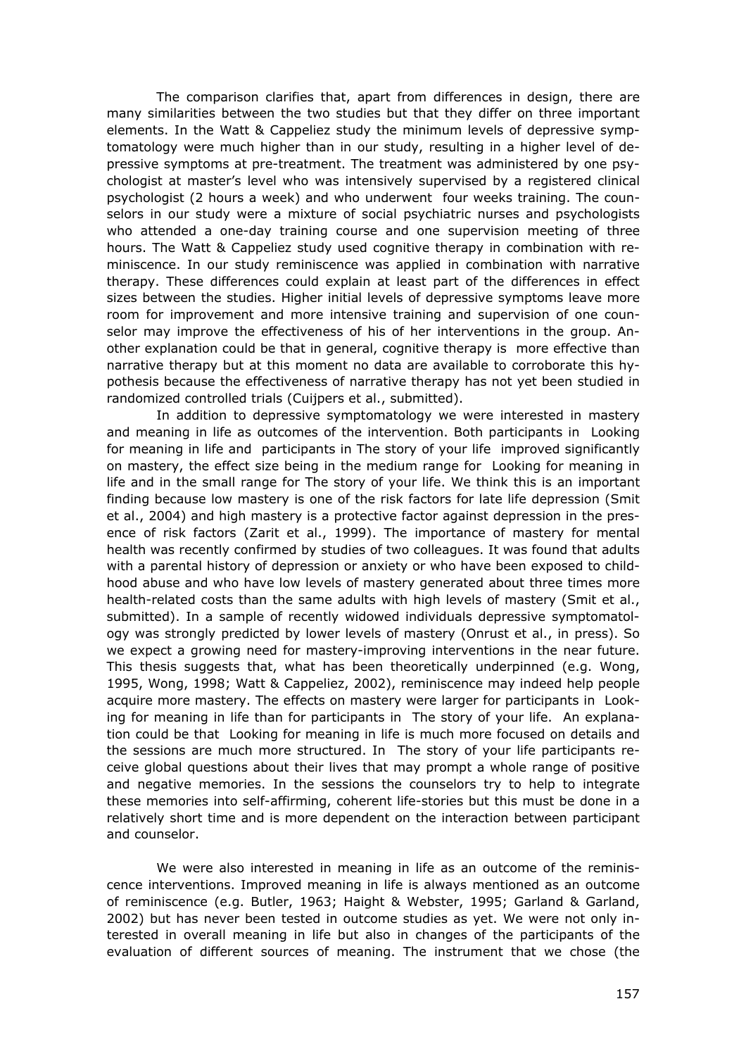The comparison clarifies that, apart from differences in design, there are many similarities between the two studies but that they differ on three important elements. In the Watt & Cappeliez study the minimum levels of depressive symptomatology were much higher than in our study, resulting in a higher level of depressive symptoms at pre-treatment. The treatment was administered by one psychologist at master's level who was intensively supervised by a registered clinical psychologist (2 hours a week) and who underwent four weeks training. The counselors in our study were a mixture of social psychiatric nurses and psychologists who attended a one-day training course and one supervision meeting of three hours. The Watt & Cappeliez study used cognitive therapy in combination with reminiscence. In our study reminiscence was applied in combination with narrative therapy. These differences could explain at least part of the differences in effect sizes between the studies. Higher initial levels of depressive symptoms leave more room for improvement and more intensive training and supervision of one counselor may improve the effectiveness of his of her interventions in the group. Another explanation could be that in general, cognitive therapy is more effective than narrative therapy but at this moment no data are available to corroborate this hypothesis because the effectiveness of narrative therapy has not yet been studied in randomized controlled trials (Cuijpers et al., submitted).

In addition to depressive symptomatology we were interested in mastery and meaning in life as outcomes of the intervention. Both participants in Looking for meaning in life and participants in The story of your life improved significantly on mastery, the effect size being in the medium range for Looking for meaning in life and in the small range for The story of your life. We think this is an important finding because low mastery is one of the risk factors for late life depression (Smit et al., 2004) and high mastery is a protective factor against depression in the presence of risk factors (Zarit et al., 1999). The importance of mastery for mental health was recently confirmed by studies of two colleagues. It was found that adults with a parental history of depression or anxiety or who have been exposed to childhood abuse and who have low levels of mastery generated about three times more health-related costs than the same adults with high levels of mastery (Smit et al., submitted). In a sample of recently widowed individuals depressive symptomatology was strongly predicted by lower levels of mastery (Onrust et al., in press). So we expect a growing need for mastery-improving interventions in the near future. This thesis suggests that, what has been theoretically underpinned (e.g. Wong, 1995, Wong, 1998; Watt & Cappeliez, 2002), reminiscence may indeed help people acquire more mastery. The effects on mastery were larger for participants in Looking for meaning in life than for participants in The story of your life. An explanation could be that Looking for meaning in life is much more focused on details and the sessions are much more structured. In The story of your life participants receive global questions about their lives that may prompt a whole range of positive and negative memories. In the sessions the counselors try to help to integrate these memories into self-affirming, coherent life-stories but this must be done in a relatively short time and is more dependent on the interaction between participant and counselor.

We were also interested in meaning in life as an outcome of the reminiscence interventions. Improved meaning in life is always mentioned as an outcome of reminiscence (e.g. Butler, 1963; Haight & Webster, 1995; Garland & Garland, 2002) but has never been tested in outcome studies as yet. We were not only interested in overall meaning in life but also in changes of the participants of the evaluation of different sources of meaning. The instrument that we chose (the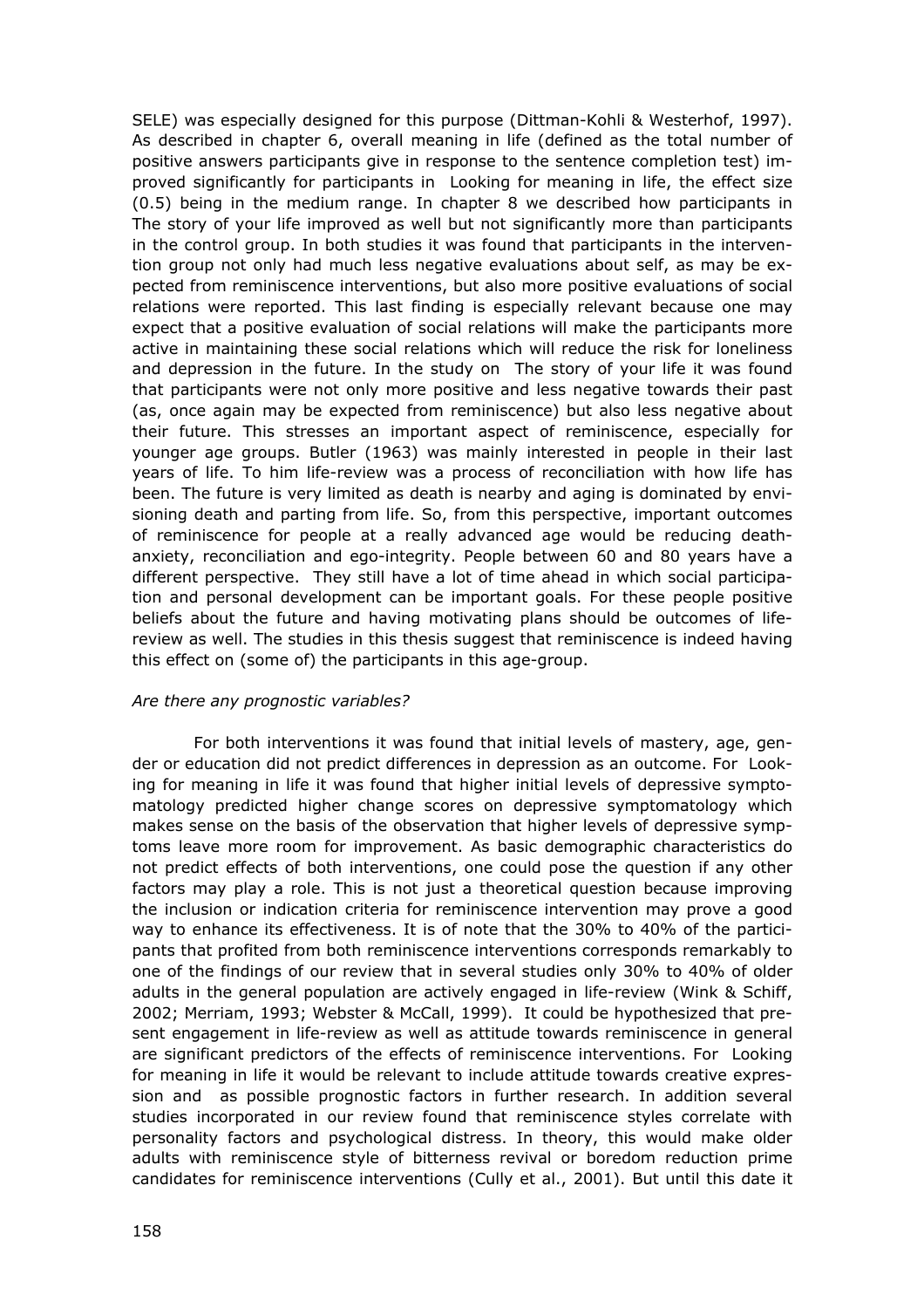SELE) was especially designed for this purpose (Dittman-Kohli & Westerhof, 1997). As described in chapter 6, overall meaning in life (defined as the total number of positive answers participants give in response to the sentence completion test) improved significantly for participants in Looking for meaning in life, the effect size (0.5) being in the medium range. In chapter 8 we described how participants in The story of your life improved as well but not significantly more than participants in the control group. In both studies it was found that participants in the intervention group not only had much less negative evaluations about self, as may be expected from reminiscence interventions, but also more positive evaluations of social relations were reported. This last finding is especially relevant because one may expect that a positive evaluation of social relations will make the participants more active in maintaining these social relations which will reduce the risk for loneliness and depression in the future. In the study on The story of your life it was found that participants were not only more positive and less negative towards their past (as, once again may be expected from reminiscence) but also less negative about their future. This stresses an important aspect of reminiscence, especially for younger age groups. Butler (1963) was mainly interested in people in their last years of life. To him life-review was a process of reconciliation with how life has been. The future is very limited as death is nearby and aging is dominated by envisioning death and parting from life. So, from this perspective, important outcomes of reminiscence for people at a really advanced age would be reducing death-anxiety, reconciliation and ego-integrity. People between 60 and 80 years have a different perspective. They still have a lot of time ahead in which social participation and personal development can be important goals. For these people positive beliefs about the future and having motivating plans should be outcomes of life-review as well. The studies in this thesis suggest that reminiscence is indeed having this effect on (some of) the participants in this age-group.

*Are there any prognostic variables?*

For both interventions it was found that initial levels of mastery, age, gender or education did not predict differences in depression as an outcome. For Looking for meaning in life it was found that higher initial levels of depressive symptomatology predicted higher change scores on depressive symptomatology which makes sense on the basis of the observation that higher levels of depressive symptoms leave more room for improvement. As basic demographic characteristics do not predict effects of both interventions, one could pose the question if any other factors may play a role. This is not just a theoretical question because improving the inclusion or indication criteria for reminiscence intervention may prove a good way to enhance its effectiveness. It is of note that the 30% to 40% of the participants that profited from both reminiscence interventions corresponds remarkably to one of the findings of our review that in several studies only 30% to 40% of older adults in the general population are actively engaged in life-review (Wink & Schiff, 2002; Merriam, 1993; Webster & McCall, 1999). It could be hypothesized that present engagement in life-review as well as attitude towards reminiscence in general are significant predictors of the effects of reminiscence interventions. For Looking for meaning in life it would be relevant to include attitude towards creative expression and as possible prognostic factors in further research. In addition several studies incorporated in our review found that reminiscence styles correlate with personality factors and psychological distress. In theory, this would make older adults with reminiscence style of bitterness revival or boredom reduction prime candidates for reminiscence interventions (Cully et al., 2001). But until this date it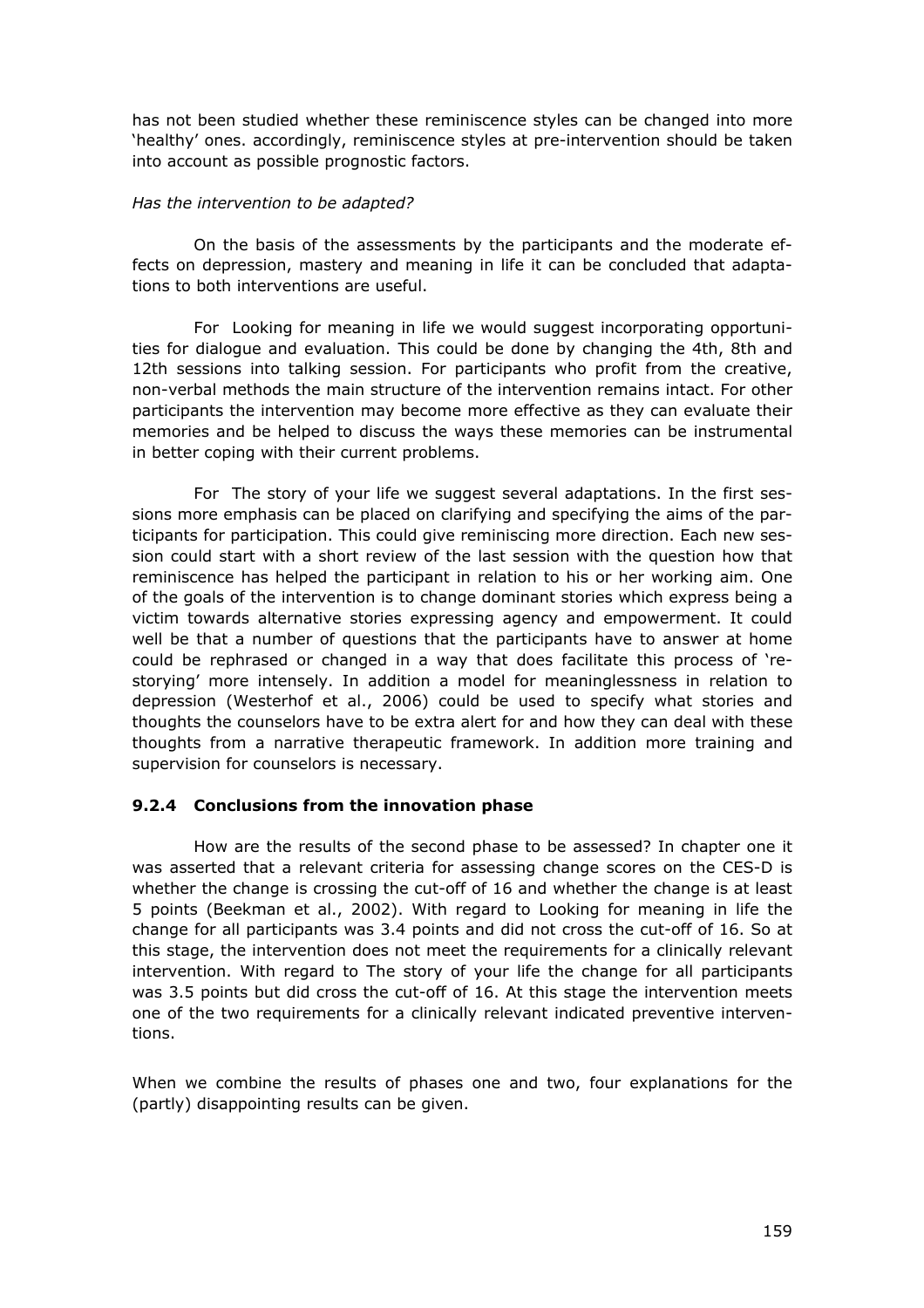has not been studied whether these reminiscence styles can be changed into more 'healthy' ones. accordingly, reminiscence styles at pre-intervention should be taken into account as possible prognostic factors.

*Has the intervention to be adapted?*

On the basis of the assessments by the participants and the moderate effects on depression, mastery and meaning in life it can be concluded that adaptations to both interventions are useful.

For Looking for meaning in life we would suggest incorporating opportunities for dialogue and evaluation. This could be done by changing the 4th, 8th and 12th sessions into talking session. For participants who profit from the creative, non-verbal methods the main structure of the intervention remains intact. For other participants the intervention may become more effective as they can evaluate their memories and be helped to discuss the ways these memories can be instrumental in better coping with their current problems.

For The story of your life we suggest several adaptations. In the first sessions more emphasis can be placed on clarifying and specifying the aims of the participants for participation. This could give reminiscing more direction. Each new session could start with a short review of the last session with the question how that reminiscence has helped the participant in relation to his or her working aim. One of the goals of the intervention is to change dominant stories which express being a victim towards alternative stories expressing agency and empowerment. It could well be that a number of questions that the participants have to answer at home could be rephrased or changed in a way that does facilitate this process of 're-storying' more intensely. In addition a model for meaninglessness in relation to depression (Westerhof et al., 2006) could be used to specify what stories and thoughts the counselors have to be extra alert for and how they can deal with these thoughts from a narrative therapeutic framework. In addition more training and supervision for counselors is necessary.

### 9.2.4 Conclusions from the innovation phase

How are the results of the second phase to be assessed? In chapter one it was asserted that a relevant criteria for assessing change scores on the CES-D is whether the change is crossing the cut-off of 16 and whether the change is at least 5 points (Beekman et al., 2002). With regard to Looking for meaning in life the change for all participants was 3.4 points and did not cross the cut-off of 16. So at this stage, the intervention does not meet the requirements for a clinically relevant intervention. With regard to The story of your life the change for all participants was 3.5 points but did cross the cut-off of 16. At this stage the intervention meets one of the two requirements for a clinically relevant indicated preventive interventions.

When we combine the results of phases one and two, four explanations for the (partly) disappointing results can be given.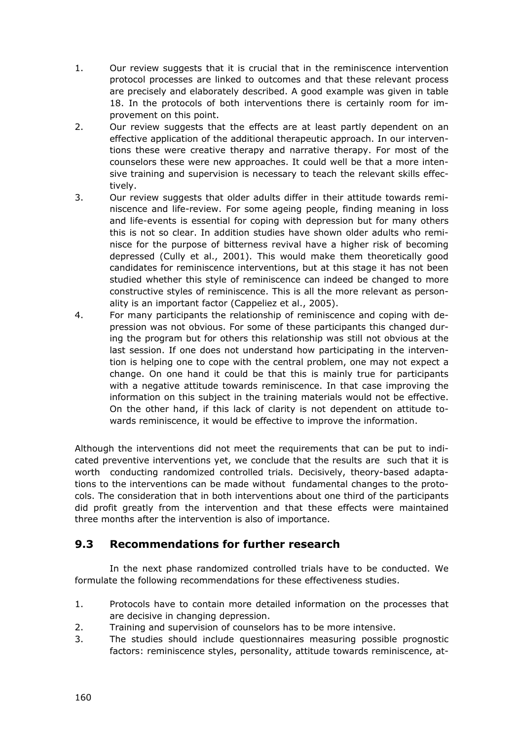1. Our review suggests that it is crucial that in the reminiscence intervention protocol processes are linked to outcomes and that these relevant process are precisely and elaborately described. A good example was given in table 18. In the protocols of both interventions there is certainly room for improvement on this point.
2. Our review suggests that the effects are at least partly dependent on an effective application of the additional therapeutic approach. In our interventions these were creative therapy and narrative therapy. For most of the counselors these were new approaches. It could well be that a more intensive training and supervision is necessary to teach the relevant skills effectively.
3. Our review suggests that older adults differ in their attitude towards reminiscence and life-review. For some ageing people, finding meaning in loss and life-events is essential for coping with depression but for many others this is not so clear. In addition studies have shown older adults who reminisce for the purpose of bitterness revival have a higher risk of becoming depressed (Cully et al., 2001). This would make them theoretically good candidates for reminiscence interventions, but at this stage it has not been studied whether this style of reminiscence can indeed be changed to more constructive styles of reminiscence. This is all the more relevant as personality is an important factor (Cappeliez et al., 2005).
4. For many participants the relationship of reminiscence and coping with depression was not obvious. For some of these participants this changed during the program but for others this relationship was still not obvious at the last session. If one does not understand how participating in the intervention is helping one to cope with the central problem, one may not expect a change. On one hand it could be that this is mainly true for participants with a negative attitude towards reminiscence. In that case improving the information on this subject in the training materials would not be effective. On the other hand, if this lack of clarity is not dependent on attitude towards reminiscence, it would be effective to improve the information.

Although the interventions did not meet the requirements that can be put to indicated preventive interventions yet, we conclude that the results are such that it is worth conducting randomized controlled trials. Decisively, theory-based adaptations to the interventions can be made without fundamental changes to the protocols. The consideration that in both interventions about one third of the participants did profit greatly from the intervention and that these effects were maintained three months after the intervention is also of importance.

## 9.3 Recommendations for further research

In the next phase randomized controlled trials have to be conducted. We formulate the following recommendations for these effectiveness studies.

1. Protocols have to contain more detailed information on the processes that are decisive in changing depression.
2. Training and supervision of counselors has to be more intensive.
3. The studies should include questionnaires measuring possible prognostic factors: reminiscence styles, personality, attitude towards reminiscence, at-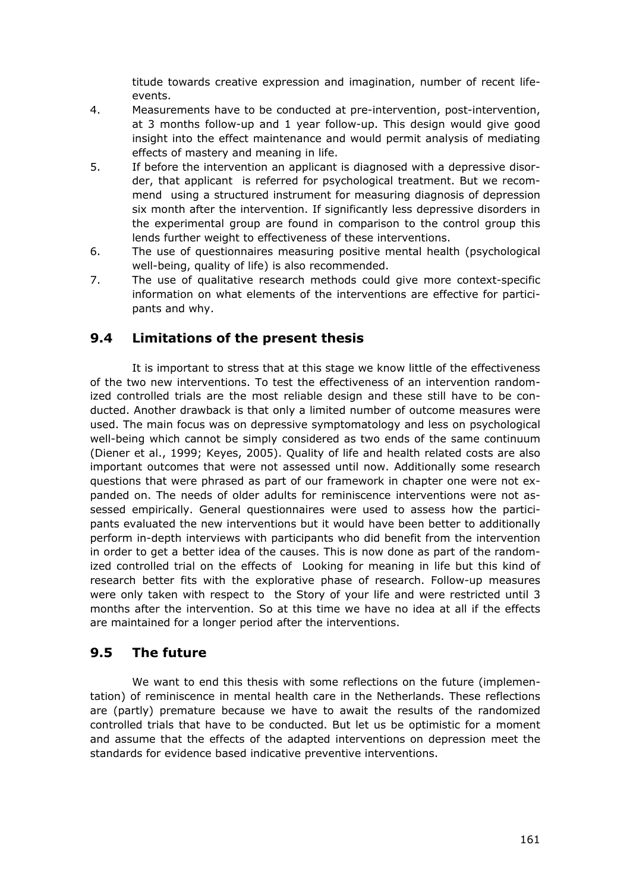titude towards creative expression and imagination, number of recent life-events.

4. Measurements have to be conducted at pre-intervention, post-intervention, at 3 months follow-up and 1 year follow-up. This design would give good insight into the effect maintenance and would permit analysis of mediating effects of mastery and meaning in life.
5. If before the intervention an applicant is diagnosed with a depressive disorder, that applicant is referred for psychological treatment. But we recommend using a structured instrument for measuring diagnosis of depression six month after the intervention. If significantly less depressive disorders in the experimental group are found in comparison to the control group this lends further weight to effectiveness of these interventions.
6. The use of questionnaires measuring positive mental health (psychological well-being, quality of life) is also recommended.
7. The use of qualitative research methods could give more context-specific information on what elements of the interventions are effective for participants and why.

## 9.4 Limitations of the present thesis

It is important to stress that at this stage we know little of the effectiveness of the two new interventions. To test the effectiveness of an intervention randomized controlled trials are the most reliable design and these still have to be conducted. Another drawback is that only a limited number of outcome measures were used. The main focus was on depressive symptomatology and less on psychological well-being which cannot be simply considered as two ends of the same continuum (Diener et al., 1999; Keyes, 2005). Quality of life and health related costs are also important outcomes that were not assessed until now. Additionally some research questions that were phrased as part of our framework in chapter one were not expanded on. The needs of older adults for reminiscence interventions were not assessed empirically. General questionnaires were used to assess how the participants evaluated the new interventions but it would have been better to additionally perform in-depth interviews with participants who did benefit from the intervention in order to get a better idea of the causes. This is now done as part of the randomized controlled trial on the effects of Looking for meaning in life but this kind of research better fits with the explorative phase of research. Follow-up measures were only taken with respect to the Story of your life and were restricted until 3 months after the intervention. So at this time we have no idea at all if the effects are maintained for a longer period after the interventions.

## 9.5 The future

We want to end this thesis with some reflections on the future (implementation) of reminiscence in mental health care in the Netherlands. These reflections are (partly) premature because we have to await the results of the randomized controlled trials that have to be conducted. But let us be optimistic for a moment and assume that the effects of the adapted interventions on depression meet the standards for evidence based indicative preventive interventions.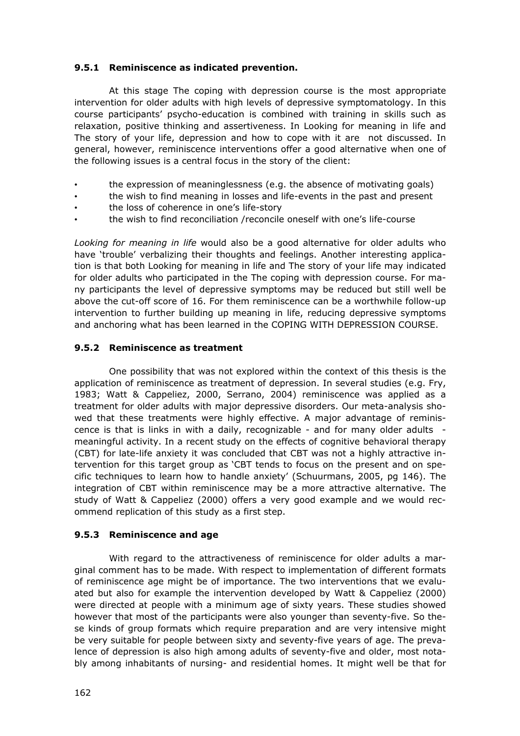### 9.5.1 Reminiscence as indicated prevention.

At this stage The coping with depression course is the most appropriate intervention for older adults with high levels of depressive symptomatology. In this course participants' psycho-education is combined with training in skills such as relaxation, positive thinking and assertiveness. In Looking for meaning in life and The story of your life, depression and how to cope with it are not discussed. In general, however, reminiscence interventions offer a good alternative when one of the following issues is a central focus in the story of the client:

- the expression of meaninglessness (e.g. the absence of motivating goals)
- the wish to find meaning in losses and life-events in the past and present
- the loss of coherence in one's life-story
- the wish to find reconciliation /reconcile oneself with one's life-course

*Looking for meaning in life* would also be a good alternative for older adults who have 'trouble' verbalizing their thoughts and feelings. Another interesting application is that both Looking for meaning in life and The story of your life may indicated for older adults who participated in the The coping with depression course. For many participants the level of depressive symptoms may be reduced but still well be above the cut-off score of 16. For them reminiscence can be a worthwhile follow-up intervention to further building up meaning in life, reducing depressive symptoms and anchoring what has been learned in the COPING WITH DEPRESSION COURSE.

### 9.5.2 Reminiscence as treatment

One possibility that was not explored within the context of this thesis is the application of reminiscence as treatment of depression. In several studies (e.g. Fry, 1983; Watt & Cappeliez, 2000, Serrano, 2004) reminiscence was applied as a treatment for older adults with major depressive disorders. Our meta-analysis showed that these treatments were highly effective. A major advantage of reminiscence is that is links in with a daily, recognizable - and for many older adults - meaningful activity. In a recent study on the effects of cognitive behavioral therapy (CBT) for late-life anxiety it was concluded that CBT was not a highly attractive intervention for this target group as 'CBT tends to focus on the present and on specific techniques to learn how to handle anxiety' (Schuurmans, 2005, pg 146). The integration of CBT within reminiscence may be a more attractive alternative. The study of Watt & Cappeliez (2000) offers a very good example and we would recommend replication of this study as a first step.

### 9.5.3 Reminiscence and age

With regard to the attractiveness of reminiscence for older adults a marginal comment has to be made. With respect to implementation of different formats of reminiscence age might be of importance. The two interventions that we evaluated but also for example the intervention developed by Watt & Cappeliez (2000) were directed at people with a minimum age of sixty years. These studies showed however that most of the participants were also younger than seventy-five. So these kinds of group formats which require preparation and are very intensive might be very suitable for people between sixty and seventy-five years of age. The prevalence of depression is also high among adults of seventy-five and older, most notably among inhabitants of nursing- and residential homes. It might well be that for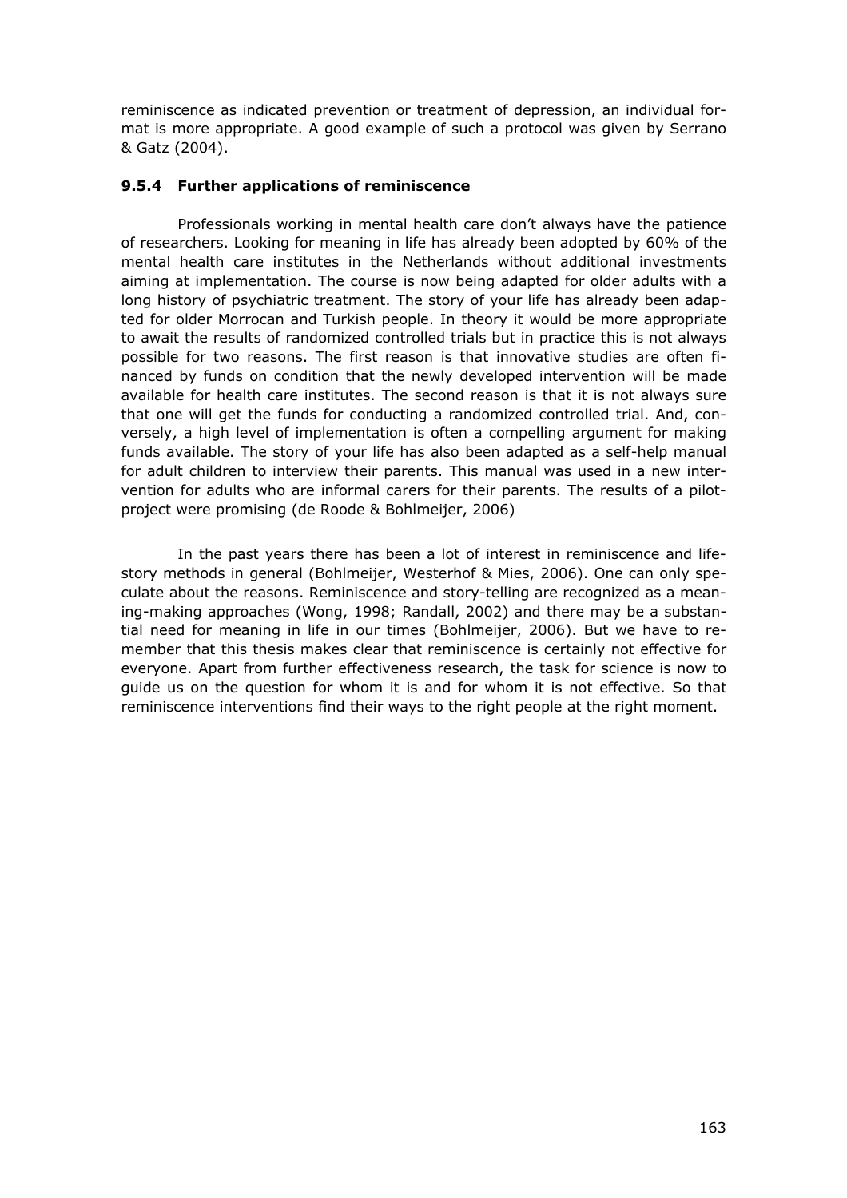reminiscence as indicated prevention or treatment of depression, an individual format is more appropriate. A good example of such a protocol was given by Serrano & Gatz (2004).

### 9.5.4 Further applications of reminiscence

Professionals working in mental health care don't always have the patience of researchers. Looking for meaning in life has already been adopted by 60% of the mental health care institutes in the Netherlands without additional investments aiming at implementation. The course is now being adapted for older adults with a long history of psychiatric treatment. The story of your life has already been adapted for older Morrocan and Turkish people. In theory it would be more appropriate to await the results of randomized controlled trials but in practice this is not always possible for two reasons. The first reason is that innovative studies are often financed by funds on condition that the newly developed intervention will be made available for health care institutes. The second reason is that it is not always sure that one will get the funds for conducting a randomized controlled trial. And, conversely, a high level of implementation is often a compelling argument for making funds available. The story of your life has also been adapted as a self-help manual for adult children to interview their parents. This manual was used in a new intervention for adults who are informal carers for their parents. The results of a pilot-project were promising (de Roode & Bohlmeijer, 2006)

In the past years there has been a lot of interest in reminiscence and life-story methods in general (Bohlmeijer, Westerhof & Mies, 2006). One can only speculate about the reasons. Reminiscence and story-telling are recognized as a meaning-making approaches (Wong, 1998; Randall, 2002) and there may be a substantial need for meaning in life in our times (Bohlmeijer, 2006). But we have to remember that this thesis makes clear that reminiscence is certainly not effective for everyone. Apart from further effectiveness research, the task for science is now to guide us on the question for whom it is and for whom it is not effective. So that reminiscence interventions find their ways to the right people at the right moment.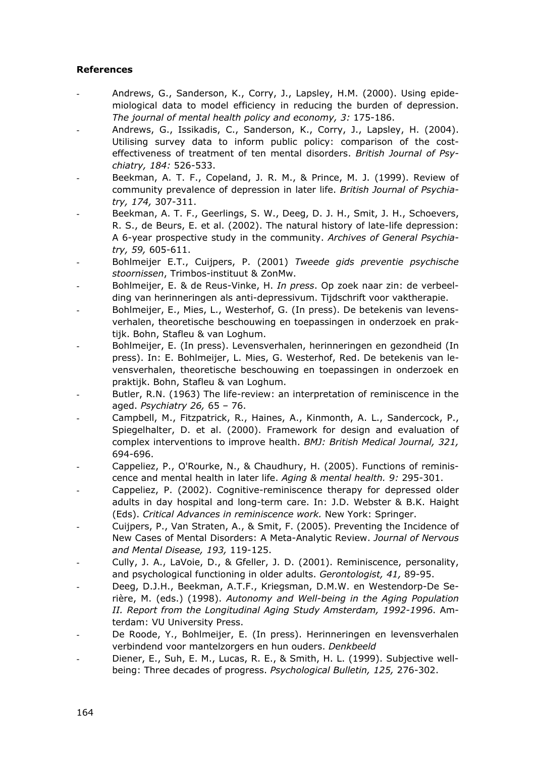**References**

- Andrews, G., Sanderson, K., Corry, J., Lapsley, H.M. (2000). Using epidemiological data to model efficiency in reducing the burden of depression. *The journal of mental health policy and economy, 3:* 175-186.
- Andrews, G., Issikadis, C., Sanderson, K., Corry, J., Lapsley, H. (2004). Utilising survey data to inform public policy: comparison of the cost-effectiveness of treatment of ten mental disorders. *British Journal of Psychiatry, 184:* 526-533.
- Beekman, A. T. F., Copeland, J. R. M., & Prince, M. J. (1999). Review of community prevalence of depression in later life. *British Journal of Psychiatry, 174,* 307-311.
- Beekman, A. T. F., Geerlings, S. W., Deeg, D. J. H., Smit, J. H., Schoevers, R. S., de Beurs, E. et al. (2002). The natural history of late-life depression: A 6-year prospective study in the community. *Archives of General Psychiatry, 59,* 605-611.
- Bohlmeijer E.T., Cuijpers, P. (2001) *Tweede gids preventie psychische stoornissen*, Trimbos-instituut & ZonMw.
- Bohlmeijer, E. & de Reus-Vinke, H. *In press*. Op zoek naar zin: de verbeelding van herinneringen als anti-depressivum. Tijdschrift voor vaktherapie.
- Bohlmeijer, E., Mies, L., Westerhof, G. (In press). De betekenis van levensverhalen, theoretische beschouwing en toepassingen in onderzoek en praktijk. Bohn, Stafleu & van Loghum.
- Bohlmeijer, E. (In press). Levensverhalen, herinneringen en gezondheid (In press). In: E. Bohlmeijer, L. Mies, G. Westerhof, Red. De betekenis van levensverhalen, theoretische beschouwing en toepassingen in onderzoek en praktijk. Bohn, Stafleu & van Loghum.
- Butler, R.N. (1963) The life-review: an interpretation of reminiscence in the aged. *Psychiatry 26,* 65 – 76.
- Campbell, M., Fitzpatrick, R., Haines, A., Kinmonth, A. L., Sandercock, P., Spiegelhalter, D. et al. (2000). Framework for design and evaluation of complex interventions to improve health. *BMJ: British Medical Journal, 321,* 694-696.
- Cappeliez, P., O'Rourke, N., & Chaudhury, H. (2005). Functions of reminiscence and mental health in later life. *Aging & mental health. 9:* 295-301.
- Cappeliez, P. (2002). Cognitive-reminiscence therapy for depressed older adults in day hospital and long-term care. In: J.D. Webster & B.K. Haight (Eds). *Critical Advances in reminiscence work.* New York: Springer.
- Cuijpers, P., Van Straten, A., & Smit, F. (2005). Preventing the Incidence of New Cases of Mental Disorders: A Meta-Analytic Review. *Journal of Nervous and Mental Disease, 193,* 119-125.
- Cully, J. A., LaVoie, D., & Gfeller, J. D. (2001). Reminiscence, personality, and psychological functioning in older adults. *Gerontologist, 41,* 89-95.
- Deeg, D.J.H., Beekman, A.T.F., Kriegsman, D.M.W. en Westendorp-De Serière, M. (eds.) (1998). *Autonomy and Well-being in the Aging Population II. Report from the Longitudinal Aging Study Amsterdam, 1992-1996*. Amterdam: VU University Press.
- De Roode, Y., Bohlmeijer, E. (In press). Herinneringen en levensverhalen verbindend voor mantelzorgers en hun ouders. *Denkbeeld*
- Diener, E., Suh, E. M., Lucas, R. E., & Smith, H. L. (1999). Subjective well-being: Three decades of progress. *Psychological Bulletin, 125,* 276-302.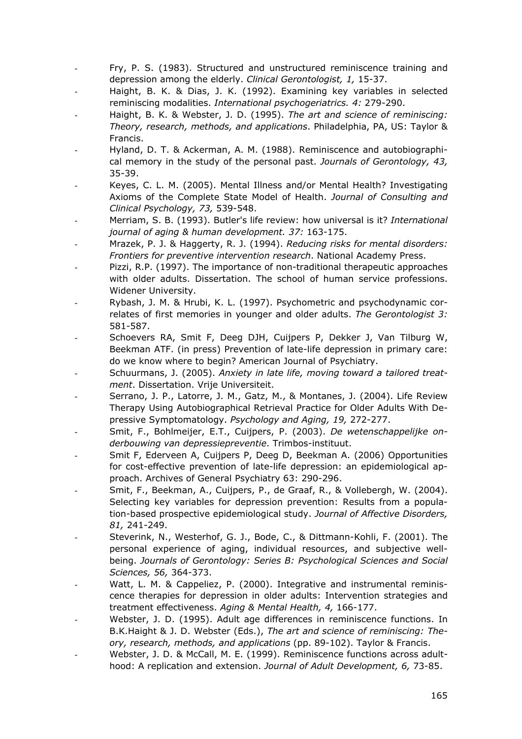- Fry, P. S. (1983). Structured and unstructured reminiscence training and depression among the elderly. *Clinical Gerontologist, 1,* 15-37.
- Haight, B. K. & Dias, J. K. (1992). Examining key variables in selected reminiscing modalities. *International psychogeriatrics. 4:* 279-290.
- Haight, B. K. & Webster, J. D. (1995). *The art and science of reminiscing: Theory, research, methods, and applications*. Philadelphia, PA, US: Taylor & Francis.
- Hyland, D. T. & Ackerman, A. M. (1988). Reminiscence and autobiographical memory in the study of the personal past. *Journals of Gerontology, 43,* 35-39.
- Keyes, C. L. M. (2005). Mental Illness and/or Mental Health? Investigating Axioms of the Complete State Model of Health. *Journal of Consulting and Clinical Psychology, 73,* 539-548.
- Merriam, S. B. (1993). Butler's life review: how universal is it? *International journal of aging & human development. 37:* 163-175.
- Mrazek, P. J. & Haggerty, R. J. (1994). *Reducing risks for mental disorders: Frontiers for preventive intervention research*. National Academy Press.
- Pizzi, R.P. (1997). The importance of non-traditional therapeutic approaches with older adults. Dissertation. The school of human service professions. Widener University.
- Rybash, J. M. & Hrubi, K. L. (1997). Psychometric and psychodynamic correlates of first memories in younger and older adults. *The Gerontologist 3:* 581-587.
- Schoevers RA, Smit F, Deeg DJH, Cuijpers P, Dekker J, Van Tilburg W, Beekman ATF. (in press) Prevention of late-life depression in primary care: do we know where to begin? American Journal of Psychiatry.
- Schuurmans, J. (2005). *Anxiety in late life, moving toward a tailored treatment*. Dissertation. Vrije Universiteit.
- Serrano, J. P., Latorre, J. M., Gatz, M., & Montanes, J. (2004). Life Review Therapy Using Autobiographical Retrieval Practice for Older Adults With Depressive Symptomatology. *Psychology and Aging, 19,* 272-277.
- Smit, F., Bohlmeijer, E.T., Cuijpers, P. (2003). *De wetenschappelijke onderbouwing van depressiepreventie*. Trimbos-instituut.
- Smit F, Ederveen A, Cuijpers P, Deeg D, Beekman A. (2006) Opportunities for cost-effective prevention of late-life depression: an epidemiological approach. Archives of General Psychiatry 63: 290-296.
- Smit, F., Beekman, A., Cuijpers, P., de Graaf, R., & Vollebergh, W. (2004). Selecting key variables for depression prevention: Results from a population-based prospective epidemiological study. *Journal of Affective Disorders, 81,* 241-249.
- Steverink, N., Westerhof, G. J., Bode, C., & Dittmann-Kohli, F. (2001). The personal experience of aging, individual resources, and subjective well-being. *Journals of Gerontology: Series B: Psychological Sciences and Social Sciences, 56,* 364-373.
- Watt, L. M. & Cappeliez, P. (2000). Integrative and instrumental reminiscence therapies for depression in older adults: Intervention strategies and treatment effectiveness. *Aging & Mental Health, 4,* 166-177.
- Webster, J. D. (1995). Adult age differences in reminiscence functions. In B.K.Haight & J. D. Webster (Eds.), *The art and science of reminiscing: Theory, research, methods, and applications* (pp. 89-102). Taylor & Francis.
- Webster, J. D. & McCall, M. E. (1999). Reminiscence functions across adulthood: A replication and extension. *Journal of Adult Development, 6,* 73-85.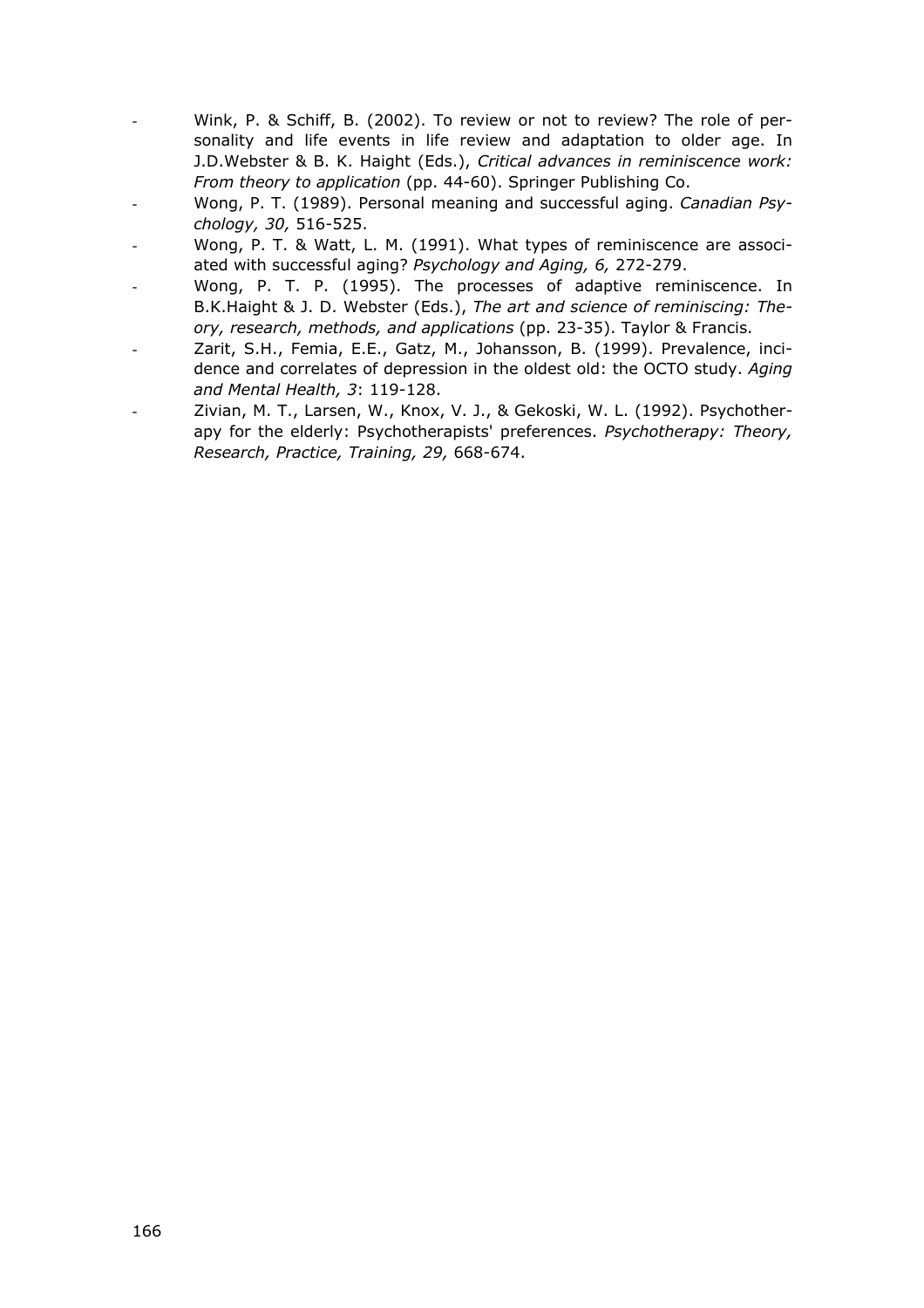- Wink, P. & Schiff, B. (2002). To review or not to review? The role of personality and life events in life review and adaptation to older age. In J.D.Webster & B. K. Haight (Eds.), *Critical advances in reminiscence work: From theory to application* (pp. 44-60). Springer Publishing Co.
- Wong, P. T. (1989). Personal meaning and successful aging. *Canadian Psychology, 30,* 516-525.
- Wong, P. T. & Watt, L. M. (1991). What types of reminiscence are associated with successful aging? *Psychology and Aging, 6,* 272-279.
- Wong, P. T. P. (1995). The processes of adaptive reminiscence. In B.K.Haight & J. D. Webster (Eds.), *The art and science of reminiscing: Theory, research, methods, and applications* (pp. 23-35). Taylor & Francis.
- Zarit, S.H., Femia, E.E., Gatz, M., Johansson, B. (1999). Prevalence, incidence and correlates of depression in the oldest old: the OCTO study. *Aging and Mental Health, 3*: 119-128.
- Zivian, M. T., Larsen, W., Knox, V. J., & Gekoski, W. L. (1992). Psychotherapy for the elderly: Psychotherapists' preferences. *Psychotherapy: Theory, Research, Practice, Training, 29,* 668-674.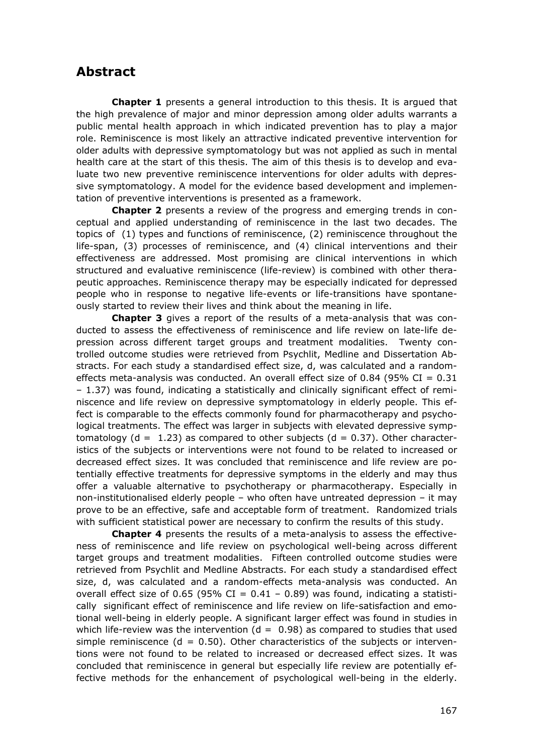## Abstract

**Chapter 1** presents a general introduction to this thesis. It is argued that the high prevalence of major and minor depression among older adults warrants a public mental health approach in which indicated prevention has to play a major role. Reminiscence is most likely an attractive indicated preventive intervention for older adults with depressive symptomatology but was not applied as such in mental health care at the start of this thesis. The aim of this thesis is to develop and evaluate two new preventive reminiscence interventions for older adults with depressive symptomatology. A model for the evidence based development and implementation of preventive interventions is presented as a framework.

**Chapter 2** presents a review of the progress and emerging trends in conceptual and applied understanding of reminiscence in the last two decades. The topics of (1) types and functions of reminiscence, (2) reminiscence throughout the life-span, (3) processes of reminiscence, and (4) clinical interventions and their effectiveness are addressed. Most promising are clinical interventions in which structured and evaluative reminiscence (life-review) is combined with other therapeutic approaches. Reminiscence therapy may be especially indicated for depressed people who in response to negative life-events or life-transitions have spontaneously started to review their lives and think about the meaning in life.

**Chapter 3** gives a report of the results of a meta-analysis that was conducted to assess the effectiveness of reminiscence and life review on late-life depression across different target groups and treatment modalities. Twenty controlled outcome studies were retrieved from Psychlit, Medline and Dissertation Abstracts. For each study a standardised effect size, d, was calculated and a random-effects meta-analysis was conducted. An overall effect size of 0.84 (95% CI = 0.31 – 1.37) was found, indicating a statistically and clinically significant effect of reminiscence and life review on depressive symptomatology in elderly people. This effect is comparable to the effects commonly found for pharmacotherapy and psychological treatments. The effect was larger in subjects with elevated depressive symptomatology ($d = 1.23$) as compared to other subjects ($d = 0.37$). Other characteristics of the subjects or interventions were not found to be related to increased or decreased effect sizes. It was concluded that reminiscence and life review are potentially effective treatments for depressive symptoms in the elderly and may thus offer a valuable alternative to psychotherapy or pharmacotherapy. Especially in non-institutionalised elderly people – who often have untreated depression – it may prove to be an effective, safe and acceptable form of treatment. Randomized trials with sufficient statistical power are necessary to confirm the results of this study.

**Chapter 4** presents the results of a meta-analysis to assess the effectiveness of reminiscence and life review on psychological well-being across different target groups and treatment modalities. Fifteen controlled outcome studies were retrieved from Psychlit and Medline Abstracts. For each study a standardised effect size, d, was calculated and a random-effects meta-analysis was conducted. An overall effect size of 0.65 (95% CI = 0.41 – 0.89) was found, indicating a statistically significant effect of reminiscence and life review on life-satisfaction and emotional well-being in elderly people. A significant larger effect was found in studies in which life-review was the intervention ($d = 0.98$) as compared to studies that used simple reminiscence ($d = 0.50$). Other characteristics of the subjects or interventions were not found to be related to increased or decreased effect sizes. It was concluded that reminiscence in general but especially life review are potentially effective methods for the enhancement of psychological well-being in the elderly.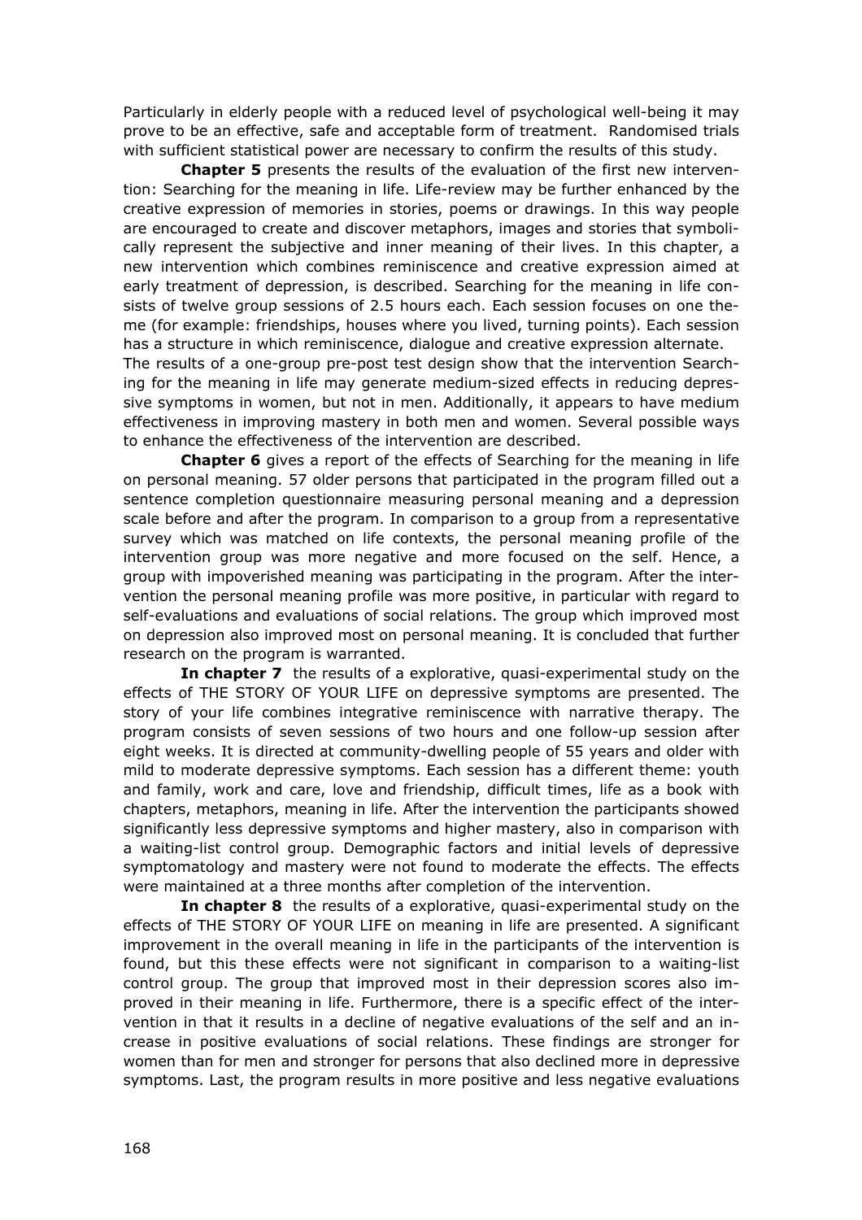Particularly in elderly people with a reduced level of psychological well-being it may prove to be an effective, safe and acceptable form of treatment. Randomised trials with sufficient statistical power are necessary to confirm the results of this study.

**Chapter 5** presents the results of the evaluation of the first new intervention: Searching for the meaning in life. Life-review may be further enhanced by the creative expression of memories in stories, poems or drawings. In this way people are encouraged to create and discover metaphors, images and stories that symbolically represent the subjective and inner meaning of their lives. In this chapter, a new intervention which combines reminiscence and creative expression aimed at early treatment of depression, is described. Searching for the meaning in life consists of twelve group sessions of 2.5 hours each. Each session focuses on one theme (for example: friendships, houses where you lived, turning points). Each session has a structure in which reminiscence, dialogue and creative expression alternate. The results of a one-group pre-post test design show that the intervention Searching for the meaning in life may generate medium-sized effects in reducing depressive symptoms in women, but not in men. Additionally, it appears to have medium effectiveness in improving mastery in both men and women. Several possible ways to enhance the effectiveness of the intervention are described.

**Chapter 6** gives a report of the effects of Searching for the meaning in life on personal meaning. 57 older persons that participated in the program filled out a sentence completion questionnaire measuring personal meaning and a depression scale before and after the program. In comparison to a group from a representative survey which was matched on life contexts, the personal meaning profile of the intervention group was more negative and more focused on the self. Hence, a group with impoverished meaning was participating in the program. After the intervention the personal meaning profile was more positive, in particular with regard to self-evaluations and evaluations of social relations. The group which improved most on depression also improved most on personal meaning. It is concluded that further research on the program is warranted.

**In chapter 7** the results of a explorative, quasi-experimental study on the effects of THE STORY OF YOUR LIFE on depressive symptoms are presented. The story of your life combines integrative reminiscence with narrative therapy. The program consists of seven sessions of two hours and one follow-up session after eight weeks. It is directed at community-dwelling people of 55 years and older with mild to moderate depressive symptoms. Each session has a different theme: youth and family, work and care, love and friendship, difficult times, life as a book with chapters, metaphors, meaning in life. After the intervention the participants showed significantly less depressive symptoms and higher mastery, also in comparison with a waiting-list control group. Demographic factors and initial levels of depressive symptomatology and mastery were not found to moderate the effects. The effects were maintained at a three months after completion of the intervention.

**In chapter 8** the results of a explorative, quasi-experimental study on the effects of THE STORY OF YOUR LIFE on meaning in life are presented. A significant improvement in the overall meaning in life in the participants of the intervention is found, but this these effects were not significant in comparison to a waiting-list control group. The group that improved most in their depression scores also improved in their meaning in life. Furthermore, there is a specific effect of the intervention in that it results in a decline of negative evaluations of the self and an increase in positive evaluations of social relations. These findings are stronger for women than for men and stronger for persons that also declined more in depressive symptoms. Last, the program results in more positive and less negative evaluations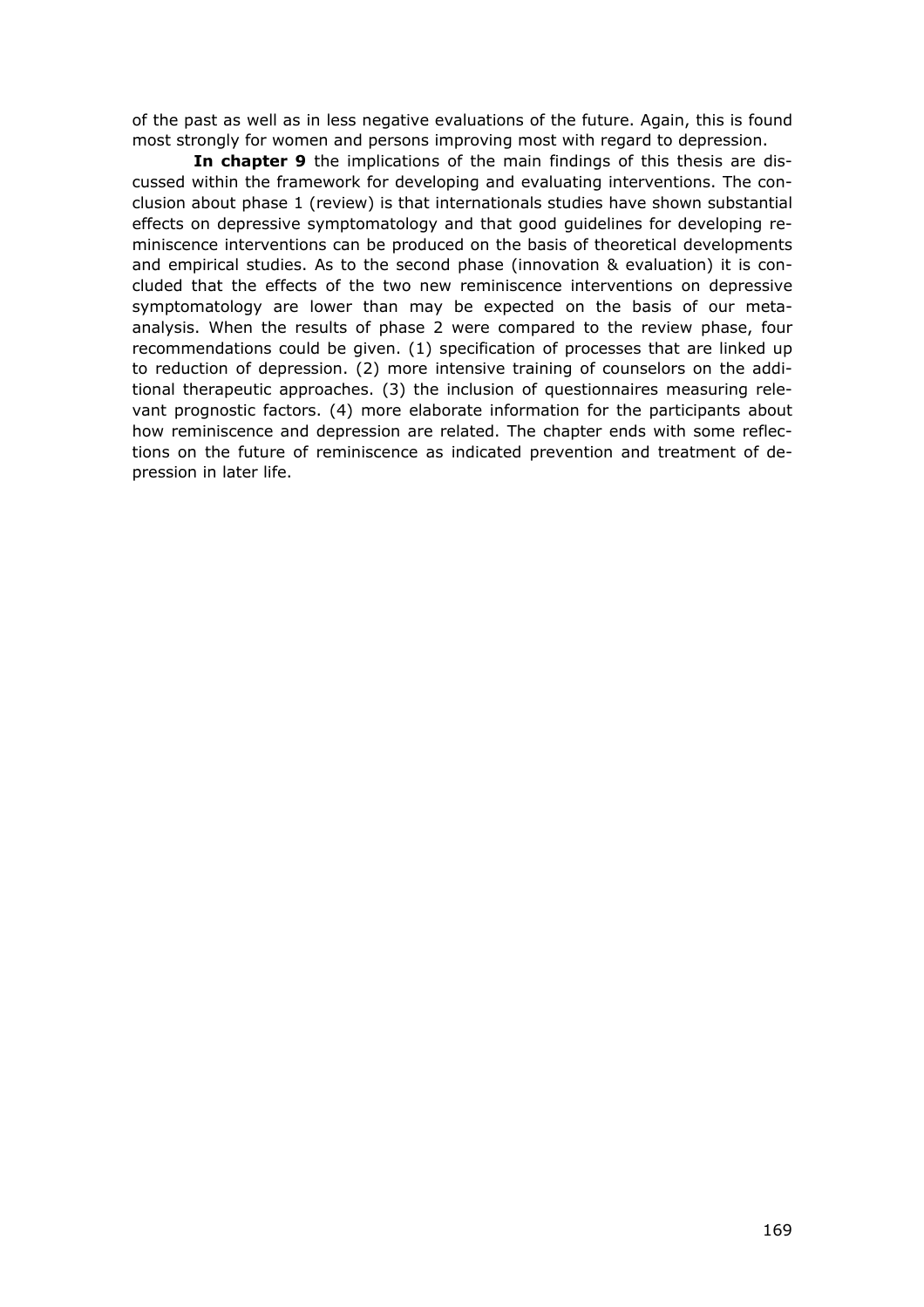of the past as well as in less negative evaluations of the future. Again, this is found most strongly for women and persons improving most with regard to depression.

**In chapter 9** the implications of the main findings of this thesis are discussed within the framework for developing and evaluating interventions. The conclusion about phase 1 (review) is that internationals studies have shown substantial effects on depressive symptomatology and that good guidelines for developing reminiscence interventions can be produced on the basis of theoretical developments and empirical studies. As to the second phase (innovation & evaluation) it is concluded that the effects of the two new reminiscence interventions on depressive symptomatology are lower than may be expected on the basis of our meta-analysis. When the results of phase 2 were compared to the review phase, four recommendations could be given. (1) specification of processes that are linked up to reduction of depression. (2) more intensive training of counselors on the additional therapeutic approaches. (3) the inclusion of questionnaires measuring relevant prognostic factors. (4) more elaborate information for the participants about how reminiscence and depression are related. The chapter ends with some reflections on the future of reminiscence as indicated prevention and treatment of depression in later life.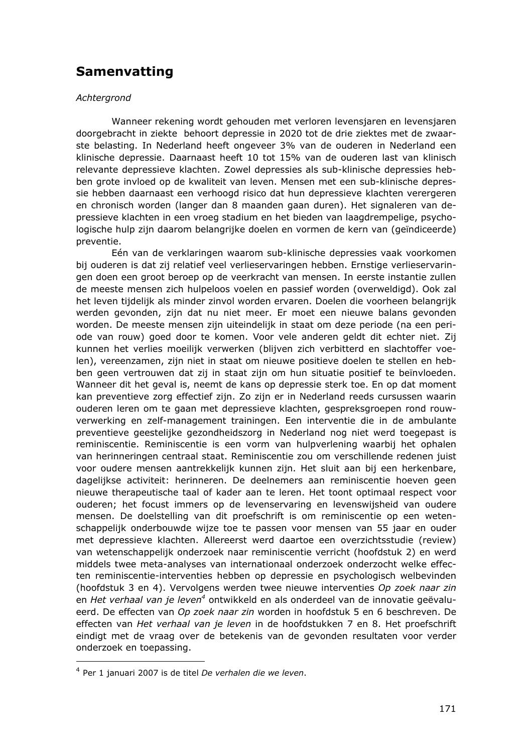# Samenvatting

*Achtergrond*

Wanneer rekening wordt gehouden met verloren levensjaren en levensjaren doorgebracht in ziekte behoort depressie in 2020 tot de drie ziektes met de zwaarste belasting. In Nederland heeft ongeveer 3% van de ouderen in Nederland een klinische depressie. Daarnaast heeft 10 tot 15% van de ouderen last van klinisch relevante depressieve klachten. Zowel depressies als sub-klinische depressies hebben grote invloed op de kwaliteit van leven. Mensen met een sub-klinische depressie hebben daarnaast een verhoogd risico dat hun depressieve klachten verergeren en chronisch worden (langer dan 8 maanden gaan duren). Het signaleren van depressieve klachten in een vroeg stadium en het bieden van laagdrempelige, psychologische hulp zijn daarom belangrijke doelen en vormen de kern van (geïndiceerde) preventie.

Eén van de verklaringen waarom sub-klinische depressies vaak voorkomen bij ouderen is dat zij relatief veel verlieservaringen hebben. Ernstige verlieservaringen doen een groot beroep op de veerkracht van mensen. In eerste instantie zullen de meeste mensen zich hulpeloos voelen en passief worden (overweldigd). Ook zal het leven tijdelijk als minder zinvol worden ervaren. Doelen die voorheen belangrijk werden gevonden, zijn dat nu niet meer. Er moet een nieuwe balans gevonden worden. De meeste mensen zijn uiteindelijk in staat om deze periode (na een periode van rouw) goed door te komen. Voor vele anderen geldt dit echter niet. Zij kunnen het verlies moeilijk verwerken (blijven zich verbitterd en slachtoffer voelen), vereenzamen, zijn niet in staat om nieuwe positieve doelen te stellen en hebben geen vertrouwen dat zij in staat zijn om hun situatie positief te beïnvloeden. Wanneer dit het geval is, neemt de kans op depressie sterk toe. En op dat moment kan preventieve zorg effectief zijn. Zo zijn er in Nederland reeds cursussen waarin ouderen leren om te gaan met depressieve klachten, gespreksgroepen rond rouwverwerking en zelf-management trainingen. Een interventie die in de ambulante preventieve geestelijke gezondheidszorg in Nederland nog niet werd toegepast is reminiscentie. Reminiscentie is een vorm van hulpverlening waarbij het ophalen van herinneringen centraal staat. Reminiscentie zou om verschillende redenen juist voor oudere mensen aantrekkelijk kunnen zijn. Het sluit aan bij een herkenbare, dagelijkse activiteit: herinneren. De deelnemers aan reminiscentie hoeven geen nieuwe therapeutische taal of kader aan te leren. Het toont optimaal respect voor ouderen; het focust immers op de levenservaring en levenswijsheid van oudere mensen. De doelstelling van dit proefschrift is om reminiscentie op een wetenschappelijk onderbouwde wijze toe te passen voor mensen van 55 jaar en ouder met depressieve klachten. Allereerst werd daartoe een overzichtsstudie (review) van wetenschappelijk onderzoek naar reminiscentie verricht (hoofdstuk 2) en werd middels twee meta-analyses van internationaal onderzoek onderzocht welke effecten reminiscentie-interventies hebben op depressie en psychologisch welbevinden (hoofdstuk 3 en 4). Vervolgens werden twee nieuwe interventies *Op zoek naar zin* en *Het verhaal van je leven*[4] ontwikkeld en als onderdeel van de innovatie geëvalueerd. De effecten van *Op zoek naar zin* worden in hoofdstuk 5 en 6 beschreven. De effecten van *Het verhaal van je leven* in de hoofdstukken 7 en 8. Het proefschrift eindigt met de vraag over de betekenis van de gevonden resultaten voor verder onderzoek en toepassing.

[4] Per 1 januari 2007 is de titel *De verhalen die we leven*.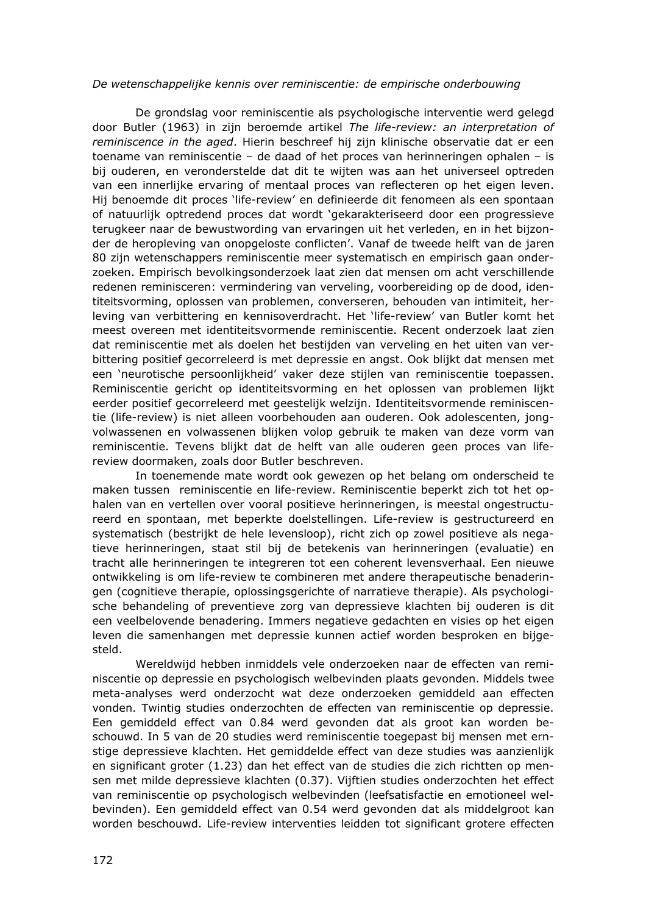*De wetenschappelijke kennis over reminiscentie: de empirische onderbouwing*

De grondslag voor reminiscentie als psychologische interventie werd gelegd door Butler (1963) in zijn beroemde artikel *The life-review: an interpretation of reminiscence in the aged*. Hierin beschreef hij zijn klinische observatie dat er een toename van reminiscentie – de daad of het proces van herinneringen ophalen – is bij ouderen, en veronderstelde dat dit te wijten was aan het universeel optreden van een innerlijke ervaring of mentaal proces van reflecteren op het eigen leven. Hij benoemde dit proces 'life-review' en definieerde dit fenomeen als een spontaan of natuurlijk optredend proces dat wordt 'gekarakteriseerd door een progressieve terugkeer naar de bewustwording van ervaringen uit het verleden, en in het bijzonder de heropleving van onopgeloste conflicten'. Vanaf de tweede helft van de jaren 80 zijn wetenschappers reminiscentie meer systematisch en empirisch gaan onderzoeken. Empirisch bevolkingsonderzoek laat zien dat mensen om acht verschillende redenen reminisceren: vermindering van verveling, voorbereiding op de dood, identiteitsvorming, oplossen van problemen, converseren, behouden van intimiteit, herleving van verbittering en kennisoverdracht. Het 'life-review' van Butler komt het meest overeen met identiteitsvormende reminiscentie. Recent onderzoek laat zien dat reminiscentie met als doelen het bestijden van verveling en het uiten van verbittering positief gecorreleerd is met depressie en angst. Ook blijkt dat mensen met een 'neurotische persoonlijkheid' vaker deze stijlen van reminiscentie toepassen. Reminiscentie gericht op identiteitsvorming en het oplossen van problemen lijkt eerder positief gecorreleerd met geestelijk welzijn. Identiteitsvormende reminiscentie (life-review) is niet alleen voorbehouden aan ouderen. Ook adolescenten, jongvolwassenen en volwassenen blijken volop gebruik te maken van deze vorm van reminiscentie. Tevens blijkt dat de helft van alle ouderen geen proces van life-review doormaken, zoals door Butler beschreven.

In toenemende mate wordt ook gewezen op het belang om onderscheid te maken tussen reminiscentie en life-review. Reminiscentie beperkt zich tot het ophalen van en vertellen over vooral positieve herinneringen, is meestal ongestructureerd en spontaan, met beperkte doelstellingen. Life-review is gestructureerd en systematisch (bestrijkt de hele levensloop), richt zich op zowel positieve als negatieve herinneringen, staat stil bij de betekenis van herinneringen (evaluatie) en tracht alle herinneringen te integreren tot een coherent levensverhaal. Een nieuwe ontwikkeling is om life-review te combineren met andere therapeutische benaderingen (cognitieve therapie, oplossingsgerichte of narratieve therapie). Als psychologische behandeling of preventieve zorg van depressieve klachten bij ouderen is dit een veelbelovende benadering. Immers negatieve gedachten en visies op het eigen leven die samenhangen met depressie kunnen actief worden besproken en bijgesteld.

Wereldwijd hebben inmiddels vele onderzoeken naar de effecten van reminiscentie op depressie en psychologisch welbevinden plaats gevonden. Middels twee meta-analyses werd onderzocht wat deze onderzoeken gemiddeld aan effecten vonden. Twintig studies onderzochten de effecten van reminiscentie op depressie. Een gemiddeld effect van 0.84 werd gevonden dat als groot kan worden beschouwd. In 5 van de 20 studies werd reminiscentie toegepast bij mensen met ernstige depressieve klachten. Het gemiddelde effect van deze studies was aanzienlijk en significant groter (1.23) dan het effect van de studies die zich richtten op mensen met milde depressieve klachten (0.37). Vijftien studies onderzochten het effect van reminiscentie op psychologisch welbevinden (leefsatisfactie en emotioneel welbevinden). Een gemiddeld effect van 0.54 werd gevonden dat als middelgroot kan worden beschouwd. Life-review interventies leidden tot significant grotere effecten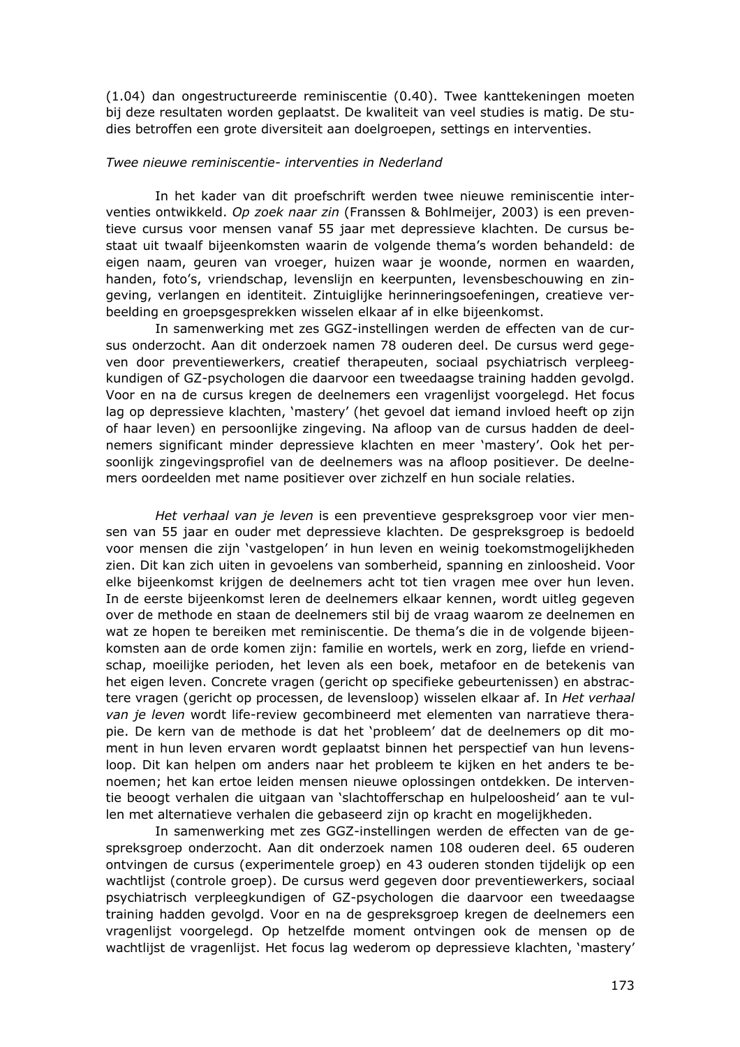(1.04) dan ongestructureerde reminiscentie (0.40). Twee kanttekeningen moeten bij deze resultaten worden geplaatst. De kwaliteit van veel studies is matig. De studies betroffen een grote diversiteit aan doelgroepen, settings en interventies.

*Twee nieuwe reminiscentie- interventies in Nederland*

In het kader van dit proefschrift werden twee nieuwe reminiscentie interventies ontwikkeld. *Op zoek naar zin* (Franssen & Bohlmeijer, 2003) is een preventieve cursus voor mensen vanaf 55 jaar met depressieve klachten. De cursus bestaat uit twaalf bijeenkomsten waarin de volgende thema's worden behandeld: de eigen naam, geuren van vroeger, huizen waar je woonde, normen en waarden, handen, foto's, vriendschap, levenslijn en keerpunten, levensbeschouwing en zingeving, verlangen en identiteit. Zintuiglijke herinneringsoefeningen, creatieve verbeelding en groepsgesprekken wisselen elkaar af in elke bijeenkomst.

In samenwerking met zes GGZ-instellingen werden de effecten van de cursus onderzocht. Aan dit onderzoek namen 78 ouderen deel. De cursus werd gegeven door preventiewerkers, creatief therapeuten, sociaal psychiatrisch verpleegkundigen of GZ-psychologen die daarvoor een tweedaagse training hadden gevolgd. Voor en na de cursus kregen de deelnemers een vragenlijst voorgelegd. Het focus lag op depressieve klachten, 'mastery' (het gevoel dat iemand invloed heeft op zijn of haar leven) en persoonlijke zingeving. Na afloop van de cursus hadden de deelnemers significant minder depressieve klachten en meer 'mastery'. Ook het persoonlijk zingevingsprofiel van de deelnemers was na afloop positiever. De deelnemers oordeelden met name positiever over zichzelf en hun sociale relaties.

*Het verhaal van je leven* is een preventieve gespreksgroep voor vier mensen van 55 jaar en ouder met depressieve klachten. De gespreksgroep is bedoeld voor mensen die zijn 'vastgelopen' in hun leven en weinig toekomstmogelijkheden zien. Dit kan zich uiten in gevoelens van somberheid, spanning en zinloosheid. Voor elke bijeenkomst krijgen de deelnemers acht tot tien vragen mee over hun leven. In de eerste bijeenkomst leren de deelnemers elkaar kennen, wordt uitleg gegeven over de methode en staan de deelnemers stil bij de vraag waarom ze deelnemen en wat ze hopen te bereiken met reminiscentie. De thema's die in de volgende bijeenkomsten aan de orde komen zijn: familie en wortels, werk en zorg, liefde en vriendschap, moeilijke perioden, het leven als een boek, metafoor en de betekenis van het eigen leven. Concrete vragen (gericht op specifieke gebeurtenissen) en abstractere vragen (gericht op processen, de levensloop) wisselen elkaar af. In *Het verhaal van je leven* wordt life-review gecombineerd met elementen van narratieve therapie. De kern van de methode is dat het 'probleem' dat de deelnemers op dit moment in hun leven ervaren wordt geplaatst binnen het perspectief van hun levensloop. Dit kan helpen om anders naar het probleem te kijken en het anders te benoemen; het kan ertoe leiden mensen nieuwe oplossingen ontdekken. De interventie beoogt verhalen die uitgaan van 'slachtofferschap en hulpeloosheid' aan te vullen met alternatieve verhalen die gebaseerd zijn op kracht en mogelijkheden.

In samenwerking met zes GGZ-instellingen werden de effecten van de gespreksgroep onderzocht. Aan dit onderzoek namen 108 ouderen deel. 65 ouderen ontvingen de cursus (experimentele groep) en 43 ouderen stonden tijdelijk op een wachtlijst (controle groep). De cursus werd gegeven door preventiewerkers, sociaal psychiatrisch verpleegkundigen of GZ-psychologen die daarvoor een tweedaagse training hadden gevolgd. Voor en na de gespreksgroep kregen de deelnemers een vragenlijst voorgelegd. Op hetzelfde moment ontvingen ook de mensen op de wachtlijst de vragenlijst. Het focus lag wederom op depressieve klachten, 'mastery'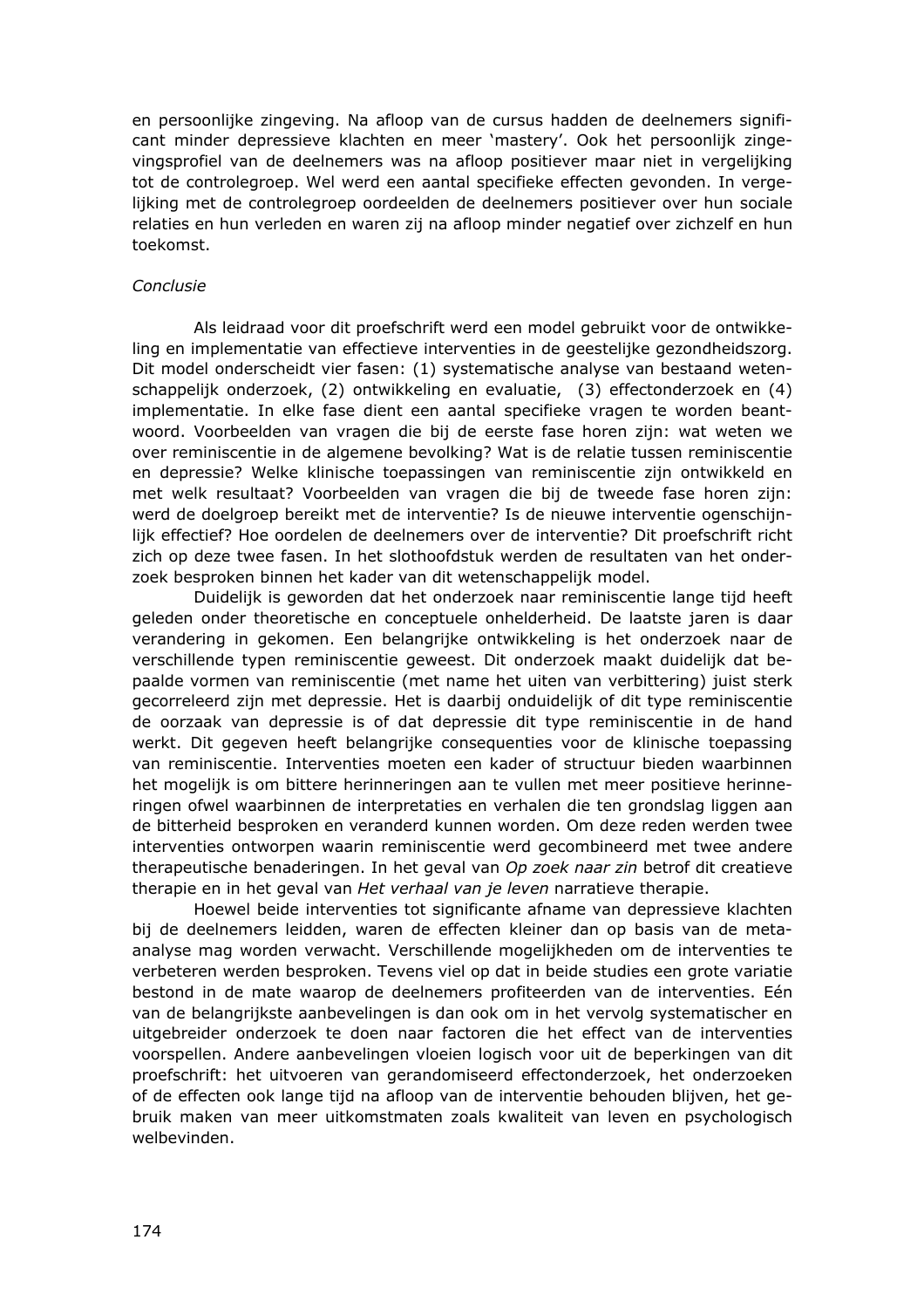en persoonlijke zingeving. Na afloop van de cursus hadden de deelnemers significant minder depressieve klachten en meer 'mastery'. Ook het persoonlijk zingevingsprofiel van de deelnemers was na afloop positiever maar niet in vergelijking tot de controlegroep. Wel werd een aantal specifieke effecten gevonden. In vergelijking met de controlegroep oordeelden de deelnemers positiever over hun sociale relaties en hun verleden en waren zij na afloop minder negatief over zichzelf en hun toekomst.

*Conclusie*

Als leidraad voor dit proefschrift werd een model gebruikt voor de ontwikkeling en implementatie van effectieve interventies in de geestelijke gezondheidszorg. Dit model onderscheidt vier fasen: (1) systematische analyse van bestaand wetenschappelijk onderzoek, (2) ontwikkeling en evaluatie, (3) effectonderzoek en (4) implementatie. In elke fase dient een aantal specifieke vragen te worden beantwoord. Voorbeelden van vragen die bij de eerste fase horen zijn: wat weten we over reminiscentie in de algemene bevolking? Wat is de relatie tussen reminiscentie en depressie? Welke klinische toepassingen van reminiscentie zijn ontwikkeld en met welk resultaat? Voorbeelden van vragen die bij de tweede fase horen zijn: werd de doelgroep bereikt met de interventie? Is de nieuwe interventie ogenschijnlijk effectief? Hoe oordelen de deelnemers over de interventie? Dit proefschrift richt zich op deze twee fasen. In het slothoofdstuk werden de resultaten van het onderzoek besproken binnen het kader van dit wetenschappelijk model.

Duidelijk is geworden dat het onderzoek naar reminiscentie lange tijd heeft geleden onder theoretische en conceptuele onhelderheid. De laatste jaren is daar verandering in gekomen. Een belangrijke ontwikkeling is het onderzoek naar de verschillende typen reminiscentie geweest. Dit onderzoek maakt duidelijk dat bepaalde vormen van reminiscentie (met name het uiten van verbittering) juist sterk gecorreleerd zijn met depressie. Het is daarbij onduidelijk of dit type reminiscentie de oorzaak van depressie is of dat depressie dit type reminiscentie in de hand werkt. Dit gegeven heeft belangrijke consequenties voor de klinische toepassing van reminiscentie. Interventies moeten een kader of structuur bieden waarbinnen het mogelijk is om bittere herinneringen aan te vullen met meer positieve herinneringen ofwel waarbinnen de interpretaties en verhalen die ten grondslag liggen aan de bitterheid besproken en veranderd kunnen worden. Om deze reden werden twee interventies ontworpen waarin reminiscentie werd gecombineerd met twee andere therapeutische benaderingen. In het geval van *Op zoek naar zin* betrof dit creatieve therapie en in het geval van *Het verhaal van je leven* narratieve therapie.

Hoewel beide interventies tot significante afname van depressieve klachten bij de deelnemers leidden, waren de effecten kleiner dan op basis van de meta-analyse mag worden verwacht. Verschillende mogelijkheden om de interventies te verbeteren werden besproken. Tevens viel op dat in beide studies een grote variatie bestond in de mate waarop de deelnemers profiteerden van de interventies. Eén van de belangrijkste aanbevelingen is dan ook om in het vervolg systematischer en uitgebreider onderzoek te doen naar factoren die het effect van de interventies voorspellen. Andere aanbevelingen vloeien logisch voor uit de beperkingen van dit proefschrift: het uitvoeren van gerandomiseerd effectonderzoek, het onderzoeken of de effecten ook lange tijd na afloop van de interventie behouden blijven, het gebruik maken van meer uitkomstmaten zoals kwaliteit van leven en psychologisch welbevinden.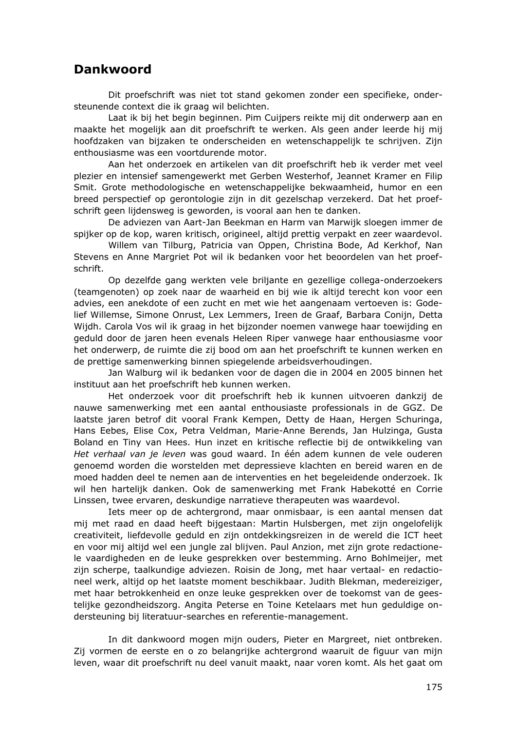## Dankwoord

Dit proefschrift was niet tot stand gekomen zonder een specifieke, ondersteunende context die ik graag wil belichten.

Laat ik bij het begin beginnen. Pim Cuijpers reikte mij dit onderwerp aan en maakte het mogelijk aan dit proefschrift te werken. Als geen ander leerde hij mij hoofdzaken van bijzaken te onderscheiden en wetenschappelijk te schrijven. Zijn enthousiasme was een voortdurende motor.

Aan het onderzoek en artikelen van dit proefschrift heb ik verder met veel plezier en intensief samengewerkt met Gerben Westerhof, Jeannet Kramer en Filip Smit. Grote methodologische en wetenschappelijke bekwaamheid, humor en een breed perspectief op gerontologie zijn in dit gezelschap verzekerd. Dat het proefschrift geen lijdensweg is geworden, is vooral aan hen te danken.

De adviezen van Aart-Jan Beekman en Harm van Marwijk sloegen immer de spijker op de kop, waren kritisch, origineel, altijd prettig verpakt en zeer waardevol.

Willem van Tilburg, Patricia van Oppen, Christina Bode, Ad Kerkhof, Nan Stevens en Anne Margriet Pot wil ik bedanken voor het beoordelen van het proefschrift.

Op dezelfde gang werkten vele briljante en gezellige collega-onderzoekers (teamgenoten) op zoek naar de waarheid en bij wie ik altijd terecht kon voor een advies, een anekdote of een zucht en met wie het aangenaam vertoeven is: Godelief Willemse, Simone Onrust, Lex Lemmers, Ireen de Graaf, Barbara Conijn, Detta Wijdh. Carola Vos wil ik graag in het bijzonder noemen vanwege haar toewijding en geduld door de jaren heen evenals Heleen Riper vanwege haar enthousiasme voor het onderwerp, de ruimte die zij bood om aan het proefschrift te kunnen werken en de prettige samenwerking binnen spiegelende arbeidsverhoudingen.

Jan Walburg wil ik bedanken voor de dagen die in 2004 en 2005 binnen het instituut aan het proefschrift heb kunnen werken.

Het onderzoek voor dit proefschrift heb ik kunnen uitvoeren dankzij de nauwe samenwerking met een aantal enthousiaste professionals in de GGZ. De laatste jaren betrof dit vooral Frank Kempen, Detty de Haan, Hergen Schuringa, Hans Eebes, Elise Cox, Petra Veldman, Marie-Anne Berends, Jan Hulzinga, Gusta Boland en Tiny van Hees. Hun inzet en kritische reflectie bij de ontwikkeling van *Het verhaal van je leven* was goud waard. In één adem kunnen de vele ouderen genoemd worden die worstelden met depressieve klachten en bereid waren en de moed hadden deel te nemen aan de interventies en het begeleidende onderzoek. Ik wil hen hartelijk danken. Ook de samenwerking met Frank Habekotté en Corrie Linssen, twee ervaren, deskundige narratieve therapeuten was waardevol.

Iets meer op de achtergrond, maar onmisbaar, is een aantal mensen dat mij met raad en daad heeft bijgestaan: Martin Hulsbergen, met zijn ongelofelijk creativiteit, liefdevolle geduld en zijn ontdekkingsreizen in de wereld die ICT heet en voor mij altijd wel een jungle zal blijven. Paul Anzion, met zijn grote redactionele vaardigheden en de leuke gesprekken over bestemming. Arno Bohlmeijer, met zijn scherpe, taalkundige adviezen. Roisin de Jong, met haar vertaal- en redactioneel werk, altijd op het laatste moment beschikbaar. Judith Blekman, medereiziger, met haar betrokkenheid en onze leuke gesprekken over de toekomst van de geestelijke gezondheidszorg. Angita Peterse en Toine Ketelaars met hun geduldige ondersteuning bij literatuur-searches en referentie-management.

In dit dankwoord mogen mijn ouders, Pieter en Margreet, niet ontbreken. Zij vormen de eerste en o zo belangrijke achtergrond waaruit de figuur van mijn leven, waar dit proefschrift nu deel vanuit maakt, naar voren komt. Als het gaat om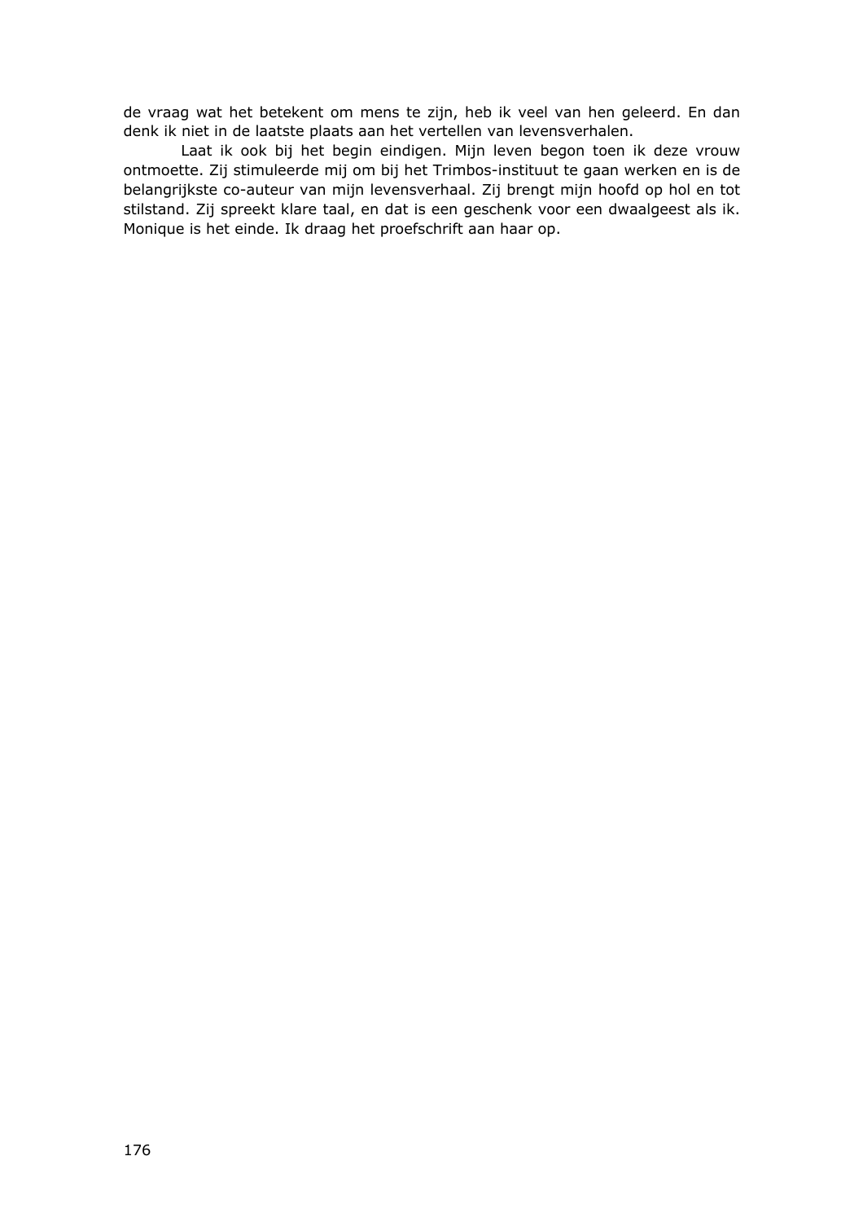de vraag wat het betekent om mens te zijn, heb ik veel van hen geleerd. En dan denk ik niet in de laatste plaats aan het vertellen van levensverhalen.

Laat ik ook bij het begin eindigen. Mijn leven begon toen ik deze vrouw ontmoette. Zij stimuleerde mij om bij het Trimbos-instituut te gaan werken en is de belangrijkste co-auteur van mijn levensverhaal. Zij brengt mijn hoofd op hol en tot stilstand. Zij spreekt klare taal, en dat is een geschenk voor een dwaalgeest als ik. Monique is het einde. Ik draag het proefschrift aan haar op.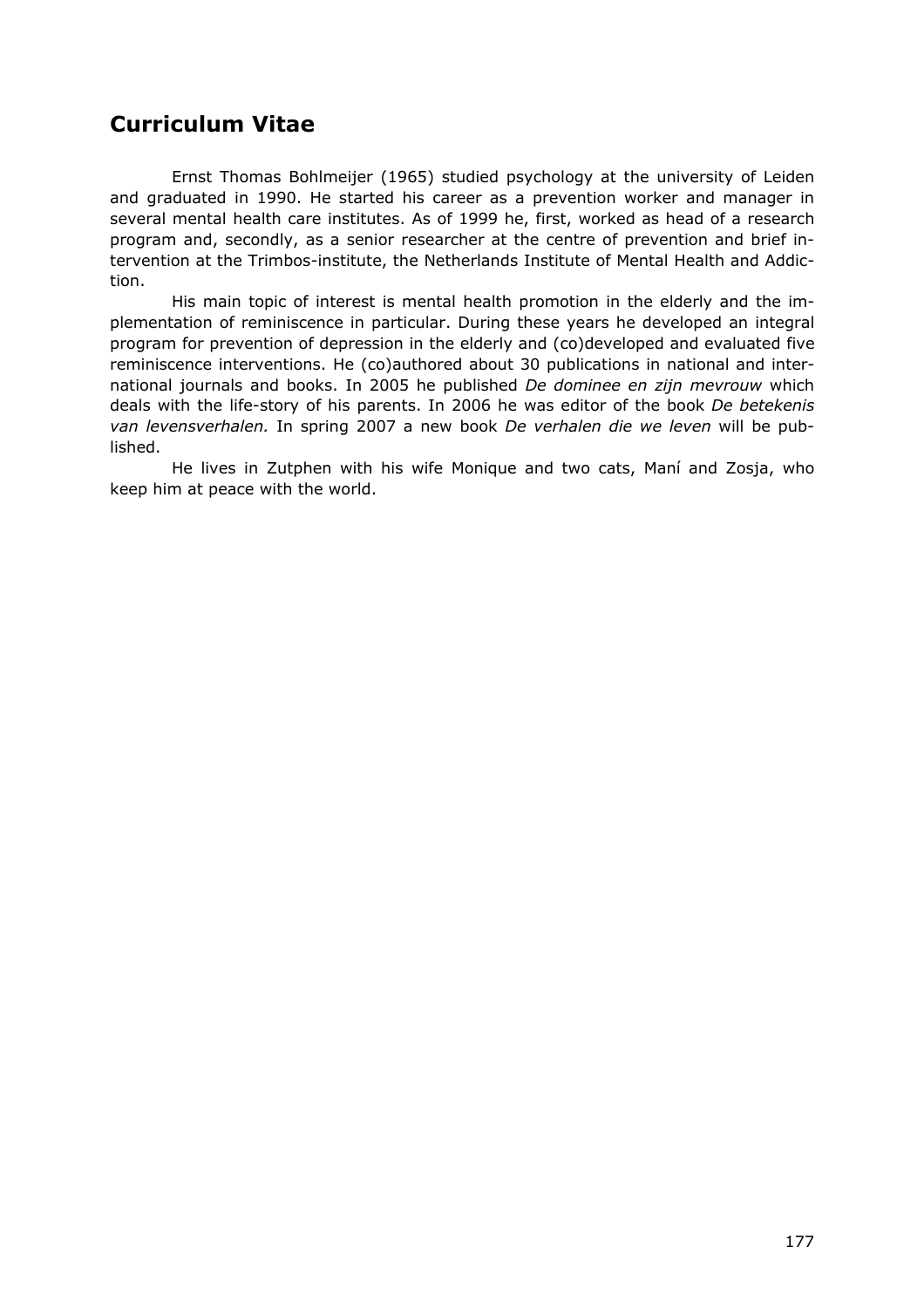## Curriculum Vitae

Ernst Thomas Bohlmeijer (1965) studied psychology at the university of Leiden and graduated in 1990. He started his career as a prevention worker and manager in several mental health care institutes. As of 1999 he, first, worked as head of a research program and, secondly, as a senior researcher at the centre of prevention and brief intervention at the Trimbos-institute, the Netherlands Institute of Mental Health and Addiction.

His main topic of interest is mental health promotion in the elderly and the implementation of reminiscence in particular. During these years he developed an integral program for prevention of depression in the elderly and (co)developed and evaluated five reminiscence interventions. He (co)authored about 30 publications in national and international journals and books. In 2005 he published *De dominee en zijn mevrouw* which deals with the life-story of his parents. In 2006 he was editor of the book *De betekenis van levensverhalen.* In spring 2007 a new book *De verhalen die we leven* will be published.

He lives in Zutphen with his wife Monique and two cats, Maní and Zosja, who keep him at peace with the world.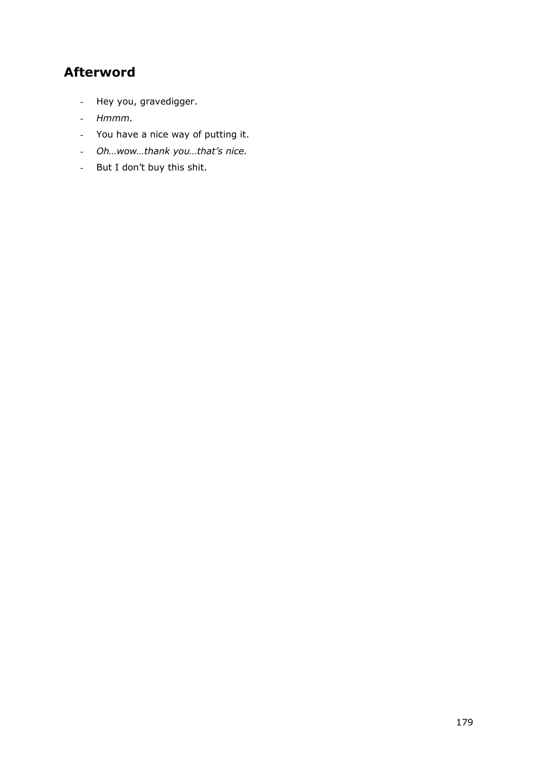## Afterword

- Hey you, gravedigger.
- *Hmmm.*
- You have a nice way of putting it.
- *Oh…wow…thank you…that's nice.*
- But I don't buy this shit.